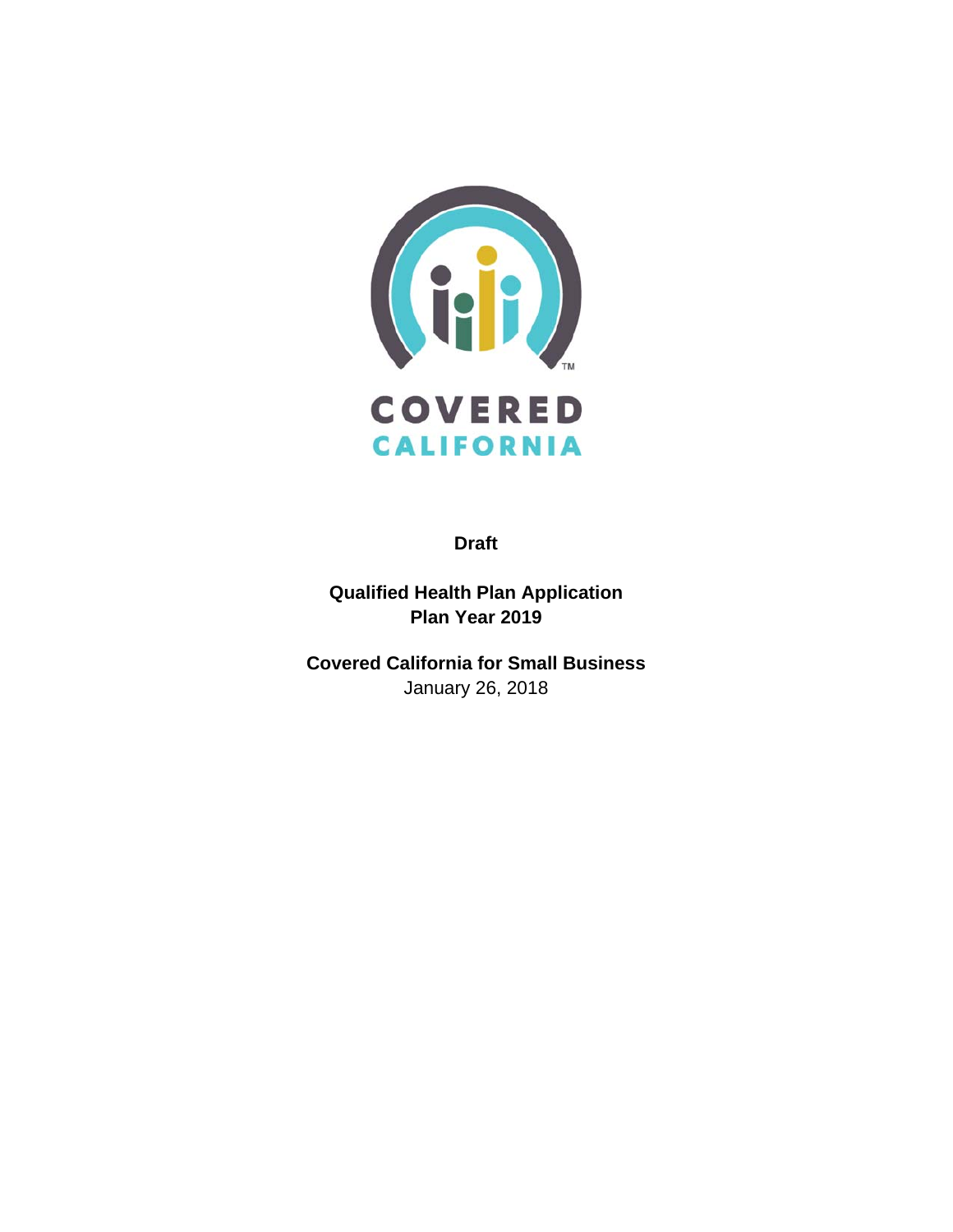COVERED CALIFORNIA

**Draft**

# Qualified Health Plan Application
# Plan Year 2019

**Covered California for Small Business**

January 26, 2018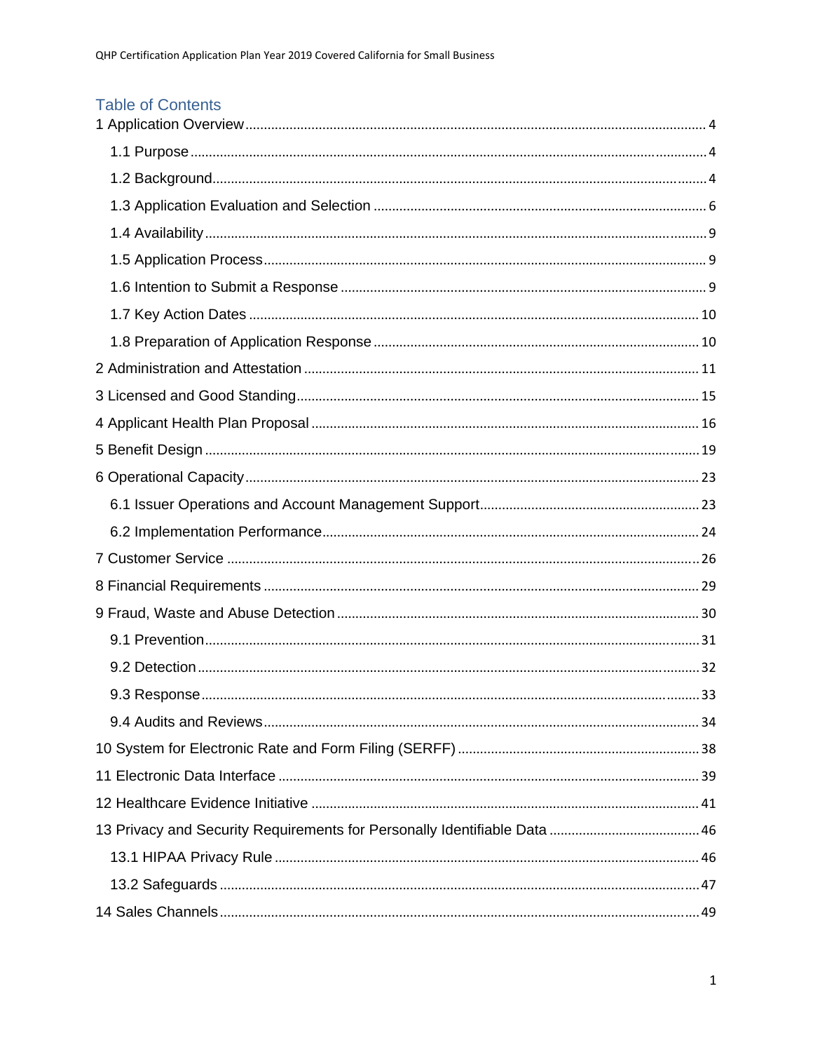# Table of Contents

1 Application Overview ........ 4

- 1.1 Purpose ........ 4
- 1.2 Background ........ 4
- 1.3 Application Evaluation and Selection ........ 6
- 1.4 Availability ........ 9
- 1.5 Application Process ........ 9
- 1.6 Intention to Submit a Response ........ 9
- 1.7 Key Action Dates ........ 10
- 1.8 Preparation of Application Response ........ 10

2 Administration and Attestation ........ 11

3 Licensed and Good Standing ........ 15

4 Applicant Health Plan Proposal ........ 16

5 Benefit Design ........ 19

6 Operational Capacity ........ 23

- 6.1 Issuer Operations and Account Management Support ........ 23
- 6.2 Implementation Performance ........ 24

7 Customer Service ........ 26

8 Financial Requirements ........ 29

9 Fraud, Waste and Abuse Detection ........ 30

- 9.1 Prevention ........ 31
- 9.2 Detection ........ 32
- 9.3 Response ........ 33
- 9.4 Audits and Reviews ........ 34

10 System for Electronic Rate and Form Filing (SERFF) ........ 38

11 Electronic Data Interface ........ 39

12 Healthcare Evidence Initiative ........ 41

13 Privacy and Security Requirements for Personally Identifiable Data ........ 46

- 13.1 HIPAA Privacy Rule ........ 46
- 13.2 Safeguards ........ 47

14 Sales Channels ........ 49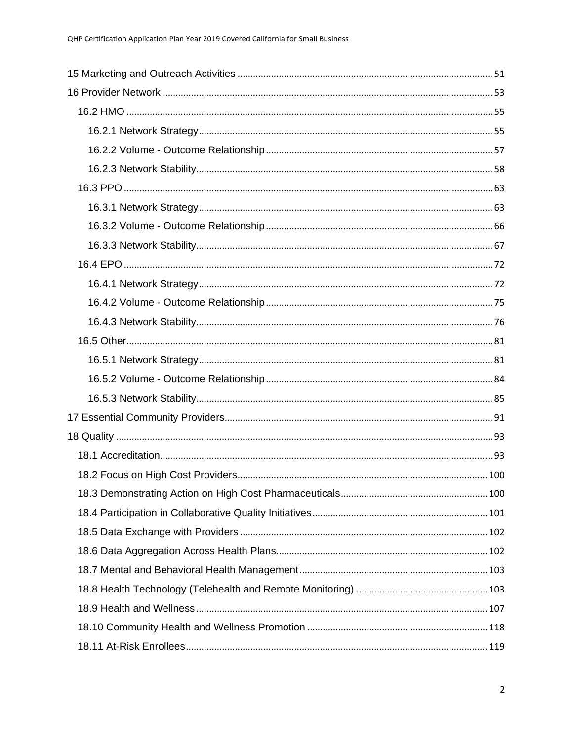15 Marketing and Outreach Activities ..... 51

16 Provider Network ..... 53

- 16.2 HMO ..... 55
  - 16.2.1 Network Strategy ..... 55
  - 16.2.2 Volume - Outcome Relationship ..... 57
  - 16.2.3 Network Stability ..... 58
- 16.3 PPO ..... 63
  - 16.3.1 Network Strategy ..... 63
  - 16.3.2 Volume - Outcome Relationship ..... 66
  - 16.3.3 Network Stability ..... 67
- 16.4 EPO ..... 72
  - 16.4.1 Network Strategy ..... 72
  - 16.4.2 Volume - Outcome Relationship ..... 75
  - 16.4.3 Network Stability ..... 76
- 16.5 Other ..... 81
  - 16.5.1 Network Strategy ..... 81
  - 16.5.2 Volume - Outcome Relationship ..... 84
  - 16.5.3 Network Stability ..... 85

17 Essential Community Providers ..... 91

18 Quality ..... 93

- 18.1 Accreditation ..... 93
- 18.2 Focus on High Cost Providers ..... 100
- 18.3 Demonstrating Action on High Cost Pharmaceuticals ..... 100
- 18.4 Participation in Collaborative Quality Initiatives ..... 101
- 18.5 Data Exchange with Providers ..... 102
- 18.6 Data Aggregation Across Health Plans ..... 102
- 18.7 Mental and Behavioral Health Management ..... 103
- 18.8 Health Technology (Telehealth and Remote Monitoring) ..... 103
- 18.9 Health and Wellness ..... 107
- 18.10 Community Health and Wellness Promotion ..... 118
- 18.11 At-Risk Enrollees ..... 119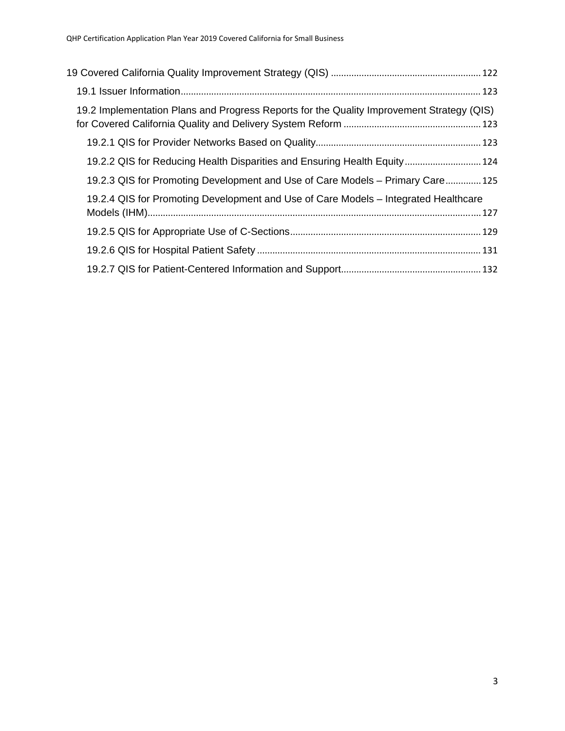19 Covered California Quality Improvement Strategy (QIS) .......... 122

- 19.1 Issuer Information .......... 123
- 19.2 Implementation Plans and Progress Reports for the Quality Improvement Strategy (QIS) for Covered California Quality and Delivery System Reform .......... 123
  - 19.2.1 QIS for Provider Networks Based on Quality .......... 123
  - 19.2.2 QIS for Reducing Health Disparities and Ensuring Health Equity .......... 124
  - 19.2.3 QIS for Promoting Development and Use of Care Models – Primary Care .......... 125
  - 19.2.4 QIS for Promoting Development and Use of Care Models – Integrated Healthcare Models (IHM) .......... 127
  - 19.2.5 QIS for Appropriate Use of C-Sections .......... 129
  - 19.2.6 QIS for Hospital Patient Safety .......... 131
  - 19.2.7 QIS for Patient-Centered Information and Support .......... 132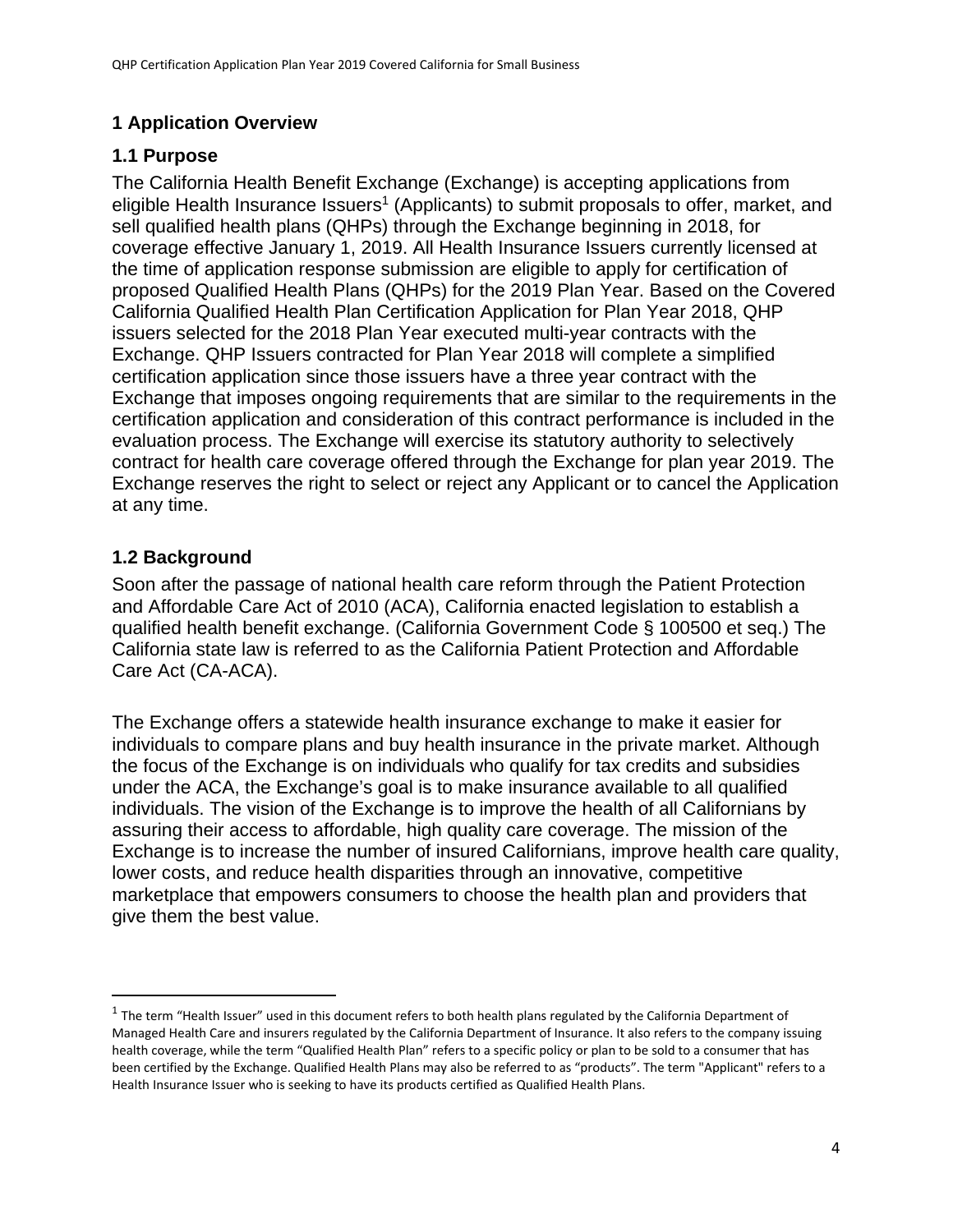# 1 Application Overview

## 1.1 Purpose

The California Health Benefit Exchange (Exchange) is accepting applications from eligible Health Insurance Issuers[1] (Applicants) to submit proposals to offer, market, and sell qualified health plans (QHPs) through the Exchange beginning in 2018, for coverage effective January 1, 2019. All Health Insurance Issuers currently licensed at the time of application response submission are eligible to apply for certification of proposed Qualified Health Plans (QHPs) for the 2019 Plan Year. Based on the Covered California Qualified Health Plan Certification Application for Plan Year 2018, QHP issuers selected for the 2018 Plan Year executed multi-year contracts with the Exchange. QHP Issuers contracted for Plan Year 2018 will complete a simplified certification application since those issuers have a three year contract with the Exchange that imposes ongoing requirements that are similar to the requirements in the certification application and consideration of this contract performance is included in the evaluation process. The Exchange will exercise its statutory authority to selectively contract for health care coverage offered through the Exchange for plan year 2019. The Exchange reserves the right to select or reject any Applicant or to cancel the Application at any time.

## 1.2 Background

Soon after the passage of national health care reform through the Patient Protection and Affordable Care Act of 2010 (ACA), California enacted legislation to establish a qualified health benefit exchange. (California Government Code § 100500 et seq.) The California state law is referred to as the California Patient Protection and Affordable Care Act (CA-ACA).

The Exchange offers a statewide health insurance exchange to make it easier for individuals to compare plans and buy health insurance in the private market. Although the focus of the Exchange is on individuals who qualify for tax credits and subsidies under the ACA, the Exchange's goal is to make insurance available to all qualified individuals. The vision of the Exchange is to improve the health of all Californians by assuring their access to affordable, high quality care coverage. The mission of the Exchange is to increase the number of insured Californians, improve health care quality, lower costs, and reduce health disparities through an innovative, competitive marketplace that empowers consumers to choose the health plan and providers that give them the best value.

---

[1] The term "Health Issuer" used in this document refers to both health plans regulated by the California Department of Managed Health Care and insurers regulated by the California Department of Insurance. It also refers to the company issuing health coverage, while the term "Qualified Health Plan" refers to a specific policy or plan to be sold to a consumer that has been certified by the Exchange. Qualified Health Plans may also be referred to as "products". The term "Applicant" refers to a Health Insurance Issuer who is seeking to have its products certified as Qualified Health Plans.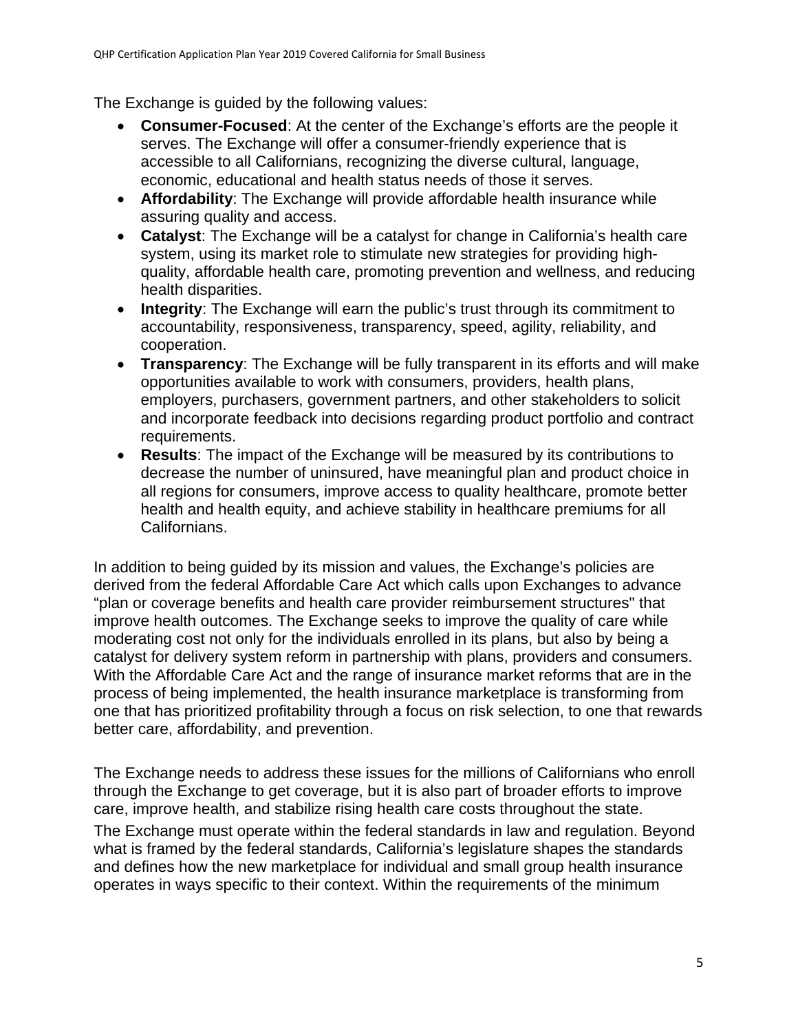The Exchange is guided by the following values:

- **Consumer-Focused**: At the center of the Exchange's efforts are the people it serves. The Exchange will offer a consumer-friendly experience that is accessible to all Californians, recognizing the diverse cultural, language, economic, educational and health status needs of those it serves.
- **Affordability**: The Exchange will provide affordable health insurance while assuring quality and access.
- **Catalyst**: The Exchange will be a catalyst for change in California's health care system, using its market role to stimulate new strategies for providing high-quality, affordable health care, promoting prevention and wellness, and reducing health disparities.
- **Integrity**: The Exchange will earn the public's trust through its commitment to accountability, responsiveness, transparency, speed, agility, reliability, and cooperation.
- **Transparency**: The Exchange will be fully transparent in its efforts and will make opportunities available to work with consumers, providers, health plans, employers, purchasers, government partners, and other stakeholders to solicit and incorporate feedback into decisions regarding product portfolio and contract requirements.
- **Results**: The impact of the Exchange will be measured by its contributions to decrease the number of uninsured, have meaningful plan and product choice in all regions for consumers, improve access to quality healthcare, promote better health and health equity, and achieve stability in healthcare premiums for all Californians.

In addition to being guided by its mission and values, the Exchange's policies are derived from the federal Affordable Care Act which calls upon Exchanges to advance "plan or coverage benefits and health care provider reimbursement structures" that improve health outcomes. The Exchange seeks to improve the quality of care while moderating cost not only for the individuals enrolled in its plans, but also by being a catalyst for delivery system reform in partnership with plans, providers and consumers. With the Affordable Care Act and the range of insurance market reforms that are in the process of being implemented, the health insurance marketplace is transforming from one that has prioritized profitability through a focus on risk selection, to one that rewards better care, affordability, and prevention.

The Exchange needs to address these issues for the millions of Californians who enroll through the Exchange to get coverage, but it is also part of broader efforts to improve care, improve health, and stabilize rising health care costs throughout the state.

The Exchange must operate within the federal standards in law and regulation. Beyond what is framed by the federal standards, California's legislature shapes the standards and defines how the new marketplace for individual and small group health insurance operates in ways specific to their context. Within the requirements of the minimum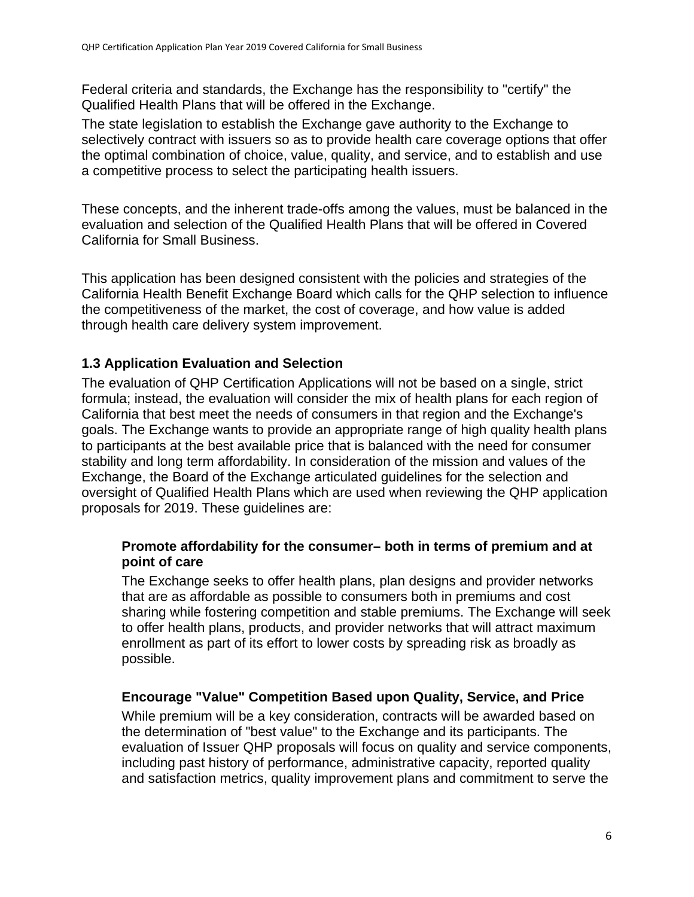Federal criteria and standards, the Exchange has the responsibility to "certify" the Qualified Health Plans that will be offered in the Exchange.

The state legislation to establish the Exchange gave authority to the Exchange to selectively contract with issuers so as to provide health care coverage options that offer the optimal combination of choice, value, quality, and service, and to establish and use a competitive process to select the participating health issuers.

These concepts, and the inherent trade-offs among the values, must be balanced in the evaluation and selection of the Qualified Health Plans that will be offered in Covered California for Small Business.

This application has been designed consistent with the policies and strategies of the California Health Benefit Exchange Board which calls for the QHP selection to influence the competitiveness of the market, the cost of coverage, and how value is added through health care delivery system improvement.

### 1.3 Application Evaluation and Selection

The evaluation of QHP Certification Applications will not be based on a single, strict formula; instead, the evaluation will consider the mix of health plans for each region of California that best meet the needs of consumers in that region and the Exchange's goals. The Exchange wants to provide an appropriate range of high quality health plans to participants at the best available price that is balanced with the need for consumer stability and long term affordability. In consideration of the mission and values of the Exchange, the Board of the Exchange articulated guidelines for the selection and oversight of Qualified Health Plans which are used when reviewing the QHP application proposals for 2019. These guidelines are:

**Promote affordability for the consumer– both in terms of premium and at point of care**

The Exchange seeks to offer health plans, plan designs and provider networks that are as affordable as possible to consumers both in premiums and cost sharing while fostering competition and stable premiums. The Exchange will seek to offer health plans, products, and provider networks that will attract maximum enrollment as part of its effort to lower costs by spreading risk as broadly as possible.

**Encourage "Value" Competition Based upon Quality, Service, and Price**

While premium will be a key consideration, contracts will be awarded based on the determination of "best value" to the Exchange and its participants. The evaluation of Issuer QHP proposals will focus on quality and service components, including past history of performance, administrative capacity, reported quality and satisfaction metrics, quality improvement plans and commitment to serve the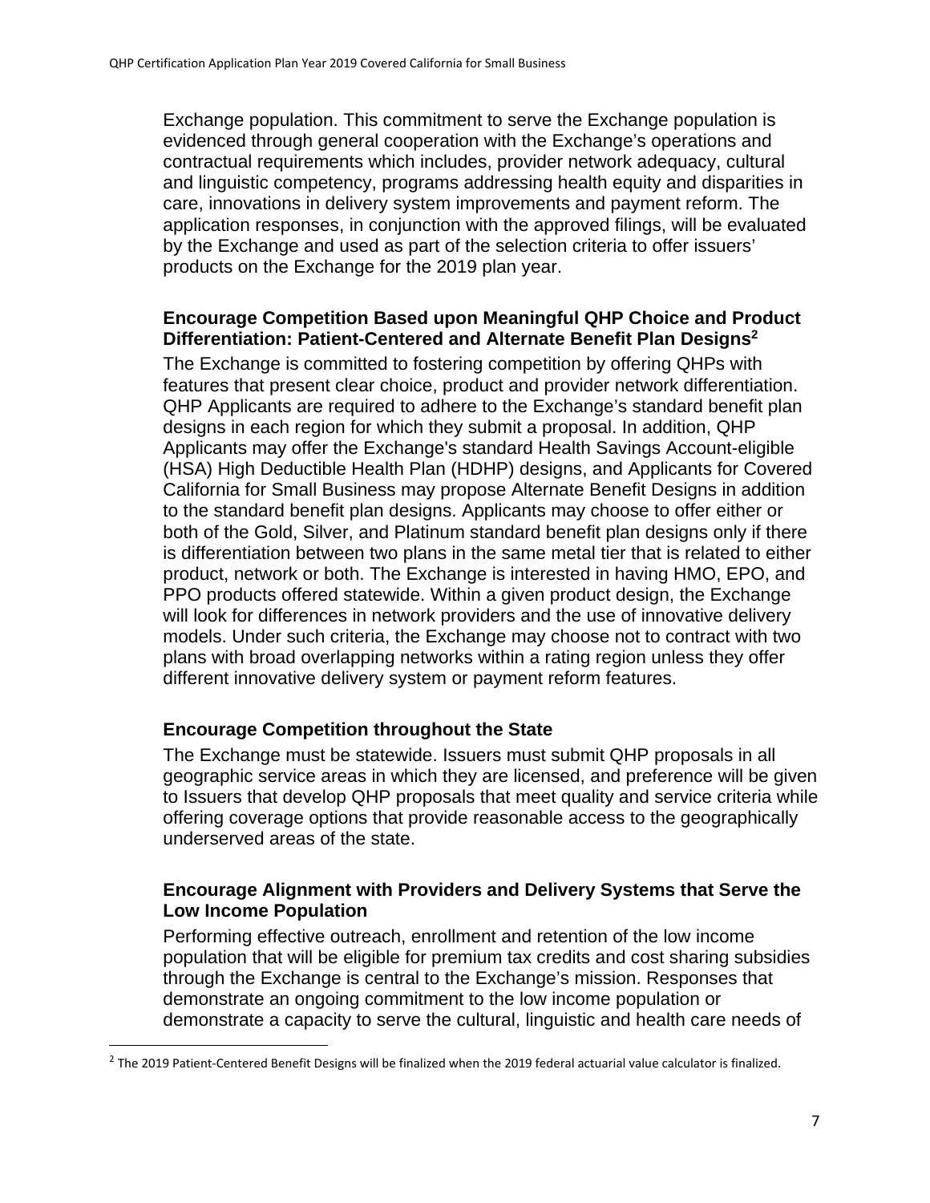Exchange population. This commitment to serve the Exchange population is evidenced through general cooperation with the Exchange's operations and contractual requirements which includes, provider network adequacy, cultural and linguistic competency, programs addressing health equity and disparities in care, innovations in delivery system improvements and payment reform. The application responses, in conjunction with the approved filings, will be evaluated by the Exchange and used as part of the selection criteria to offer issuers' products on the Exchange for the 2019 plan year.

### Encourage Competition Based upon Meaningful QHP Choice and Product Differentiation: Patient-Centered and Alternate Benefit Plan Designs[2]

The Exchange is committed to fostering competition by offering QHPs with features that present clear choice, product and provider network differentiation. QHP Applicants are required to adhere to the Exchange's standard benefit plan designs in each region for which they submit a proposal. In addition, QHP Applicants may offer the Exchange's standard Health Savings Account-eligible (HSA) High Deductible Health Plan (HDHP) designs, and Applicants for Covered California for Small Business may propose Alternate Benefit Designs in addition to the standard benefit plan designs. Applicants may choose to offer either or both of the Gold, Silver, and Platinum standard benefit plan designs only if there is differentiation between two plans in the same metal tier that is related to either product, network or both. The Exchange is interested in having HMO, EPO, and PPO products offered statewide. Within a given product design, the Exchange will look for differences in network providers and the use of innovative delivery models. Under such criteria, the Exchange may choose not to contract with two plans with broad overlapping networks within a rating region unless they offer different innovative delivery system or payment reform features.

### Encourage Competition throughout the State

The Exchange must be statewide. Issuers must submit QHP proposals in all geographic service areas in which they are licensed, and preference will be given to Issuers that develop QHP proposals that meet quality and service criteria while offering coverage options that provide reasonable access to the geographically underserved areas of the state.

### Encourage Alignment with Providers and Delivery Systems that Serve the Low Income Population

Performing effective outreach, enrollment and retention of the low income population that will be eligible for premium tax credits and cost sharing subsidies through the Exchange is central to the Exchange's mission. Responses that demonstrate an ongoing commitment to the low income population or demonstrate a capacity to serve the cultural, linguistic and health care needs of

---

[2] The 2019 Patient-Centered Benefit Designs will be finalized when the 2019 federal actuarial value calculator is finalized.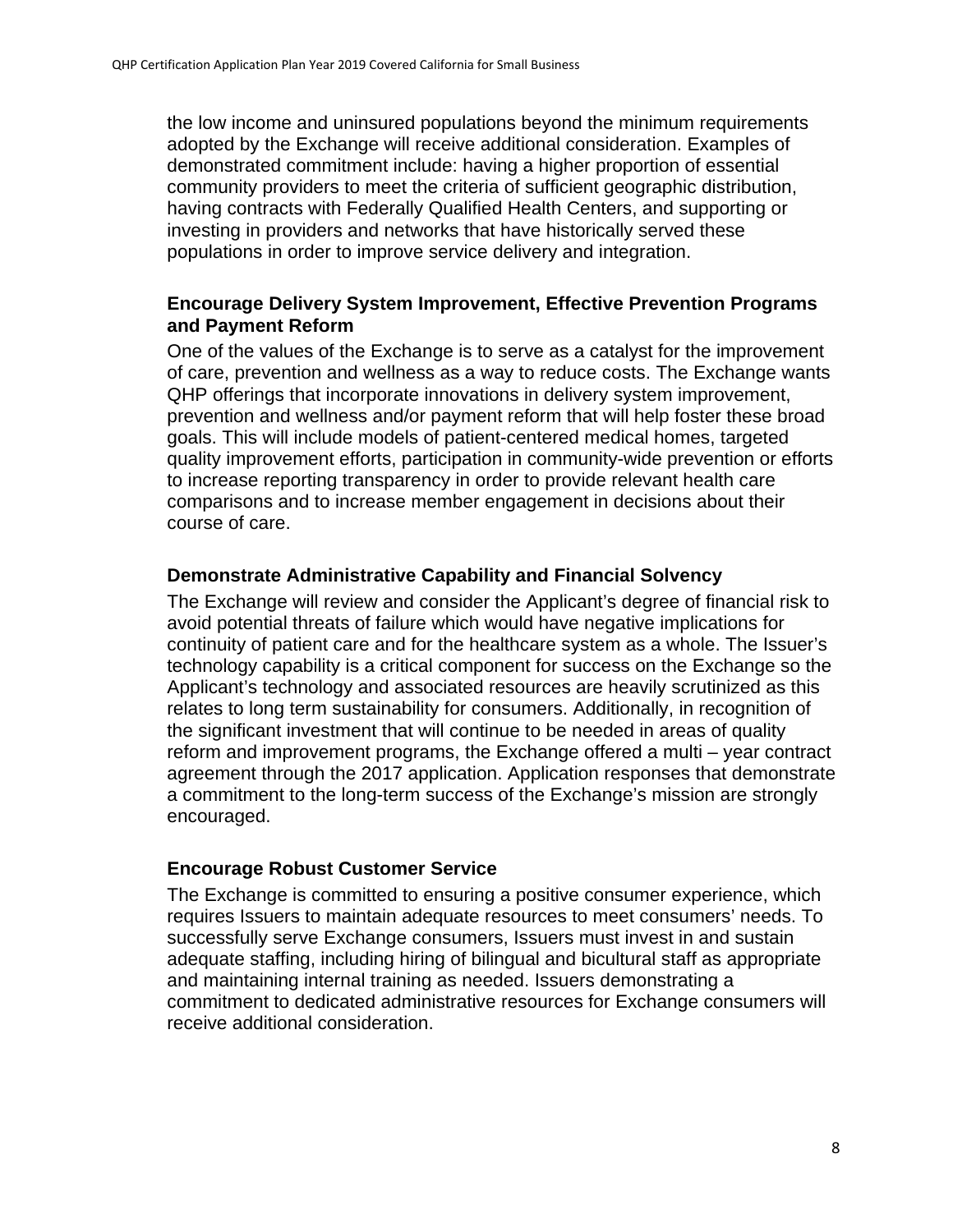the low income and uninsured populations beyond the minimum requirements adopted by the Exchange will receive additional consideration. Examples of demonstrated commitment include: having a higher proportion of essential community providers to meet the criteria of sufficient geographic distribution, having contracts with Federally Qualified Health Centers, and supporting or investing in providers and networks that have historically served these populations in order to improve service delivery and integration.

### Encourage Delivery System Improvement, Effective Prevention Programs and Payment Reform

One of the values of the Exchange is to serve as a catalyst for the improvement of care, prevention and wellness as a way to reduce costs. The Exchange wants QHP offerings that incorporate innovations in delivery system improvement, prevention and wellness and/or payment reform that will help foster these broad goals. This will include models of patient-centered medical homes, targeted quality improvement efforts, participation in community-wide prevention or efforts to increase reporting transparency in order to provide relevant health care comparisons and to increase member engagement in decisions about their course of care.

### Demonstrate Administrative Capability and Financial Solvency

The Exchange will review and consider the Applicant's degree of financial risk to avoid potential threats of failure which would have negative implications for continuity of patient care and for the healthcare system as a whole. The Issuer's technology capability is a critical component for success on the Exchange so the Applicant's technology and associated resources are heavily scrutinized as this relates to long term sustainability for consumers. Additionally, in recognition of the significant investment that will continue to be needed in areas of quality reform and improvement programs, the Exchange offered a multi – year contract agreement through the 2017 application. Application responses that demonstrate a commitment to the long-term success of the Exchange's mission are strongly encouraged.

### Encourage Robust Customer Service

The Exchange is committed to ensuring a positive consumer experience, which requires Issuers to maintain adequate resources to meet consumers' needs. To successfully serve Exchange consumers, Issuers must invest in and sustain adequate staffing, including hiring of bilingual and bicultural staff as appropriate and maintaining internal training as needed. Issuers demonstrating a commitment to dedicated administrative resources for Exchange consumers will receive additional consideration.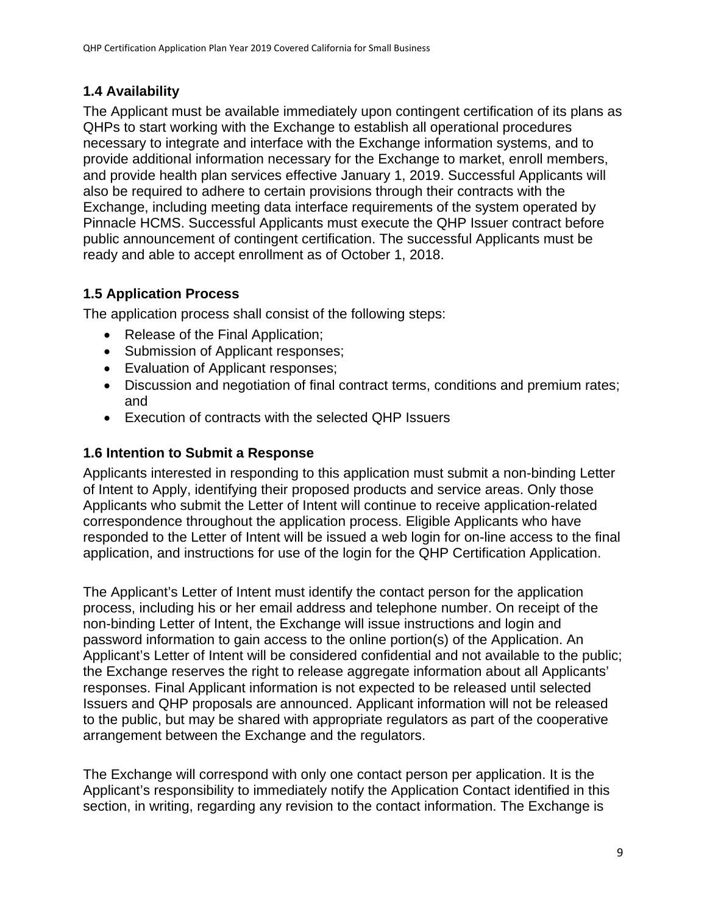### 1.4 Availability

The Applicant must be available immediately upon contingent certification of its plans as QHPs to start working with the Exchange to establish all operational procedures necessary to integrate and interface with the Exchange information systems, and to provide additional information necessary for the Exchange to market, enroll members, and provide health plan services effective January 1, 2019. Successful Applicants will also be required to adhere to certain provisions through their contracts with the Exchange, including meeting data interface requirements of the system operated by Pinnacle HCMS. Successful Applicants must execute the QHP Issuer contract before public announcement of contingent certification. The successful Applicants must be ready and able to accept enrollment as of October 1, 2018.

### 1.5 Application Process

The application process shall consist of the following steps:

- Release of the Final Application;
- Submission of Applicant responses;
- Evaluation of Applicant responses;
- Discussion and negotiation of final contract terms, conditions and premium rates; and
- Execution of contracts with the selected QHP Issuers

### 1.6 Intention to Submit a Response

Applicants interested in responding to this application must submit a non-binding Letter of Intent to Apply, identifying their proposed products and service areas. Only those Applicants who submit the Letter of Intent will continue to receive application-related correspondence throughout the application process. Eligible Applicants who have responded to the Letter of Intent will be issued a web login for on-line access to the final application, and instructions for use of the login for the QHP Certification Application.

The Applicant's Letter of Intent must identify the contact person for the application process, including his or her email address and telephone number. On receipt of the non-binding Letter of Intent, the Exchange will issue instructions and login and password information to gain access to the online portion(s) of the Application. An Applicant's Letter of Intent will be considered confidential and not available to the public; the Exchange reserves the right to release aggregate information about all Applicants' responses. Final Applicant information is not expected to be released until selected Issuers and QHP proposals are announced. Applicant information will not be released to the public, but may be shared with appropriate regulators as part of the cooperative arrangement between the Exchange and the regulators.

The Exchange will correspond with only one contact person per application. It is the Applicant's responsibility to immediately notify the Application Contact identified in this section, in writing, regarding any revision to the contact information. The Exchange is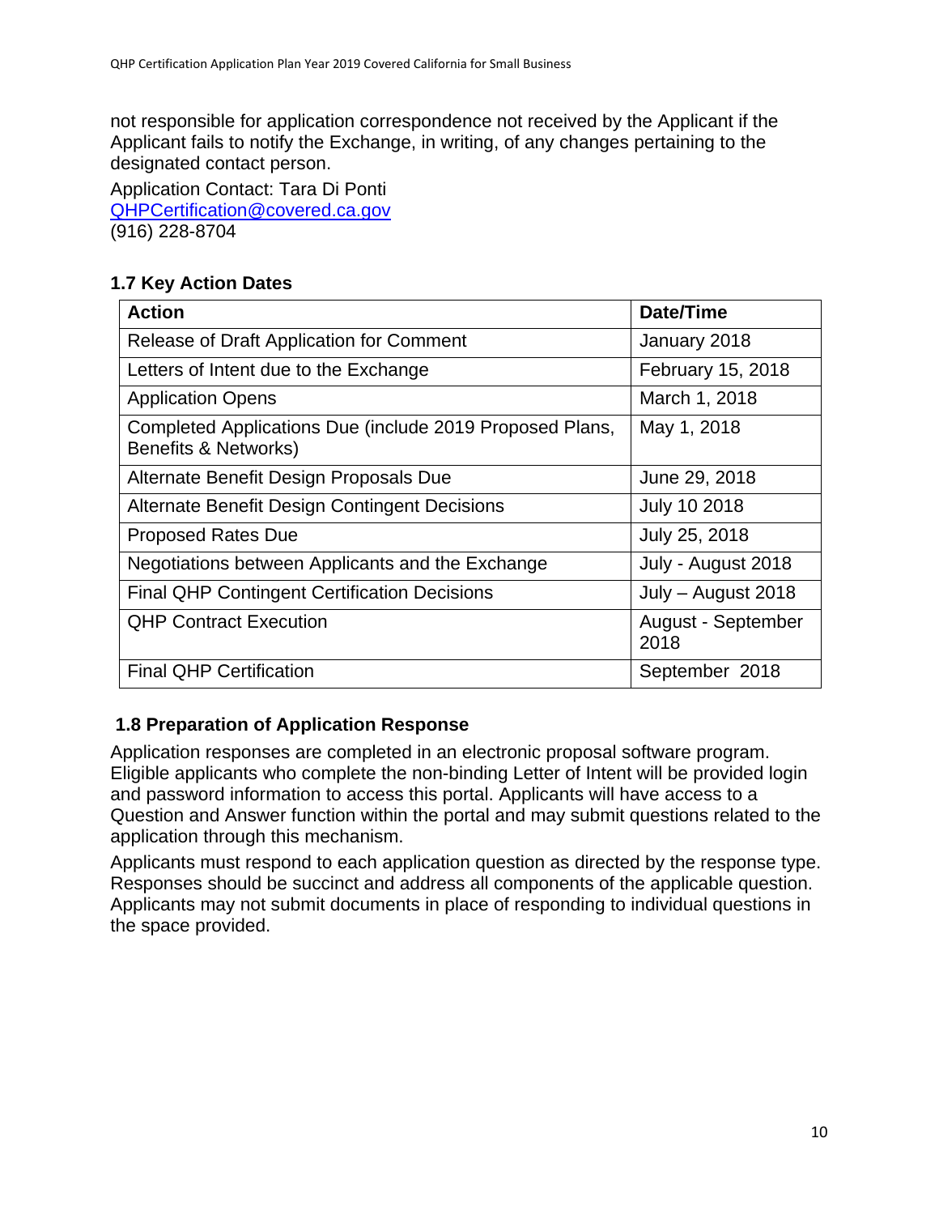not responsible for application correspondence not received by the Applicant if the Applicant fails to notify the Exchange, in writing, of any changes pertaining to the designated contact person.

Application Contact: Tara Di Ponti
QHPCertification@covered.ca.gov
(916) 228-8704

### 1.7 Key Action Dates

| Action | Date/Time |
|---|---|
| Release of Draft Application for Comment | January 2018 |
| Letters of Intent due to the Exchange | February 15, 2018 |
| Application Opens | March 1, 2018 |
| Completed Applications Due (include 2019 Proposed Plans, Benefits & Networks) | May 1, 2018 |
| Alternate Benefit Design Proposals Due | June 29, 2018 |
| Alternate Benefit Design Contingent Decisions | July 10 2018 |
| Proposed Rates Due | July 25, 2018 |
| Negotiations between Applicants and the Exchange | July - August 2018 |
| Final QHP Contingent Certification Decisions | July – August 2018 |
| QHP Contract Execution | August - September 2018 |
| Final QHP Certification | September 2018 |

### 1.8 Preparation of Application Response

Application responses are completed in an electronic proposal software program. Eligible applicants who complete the non-binding Letter of Intent will be provided login and password information to access this portal. Applicants will have access to a Question and Answer function within the portal and may submit questions related to the application through this mechanism.

Applicants must respond to each application question as directed by the response type. Responses should be succinct and address all components of the applicable question. Applicants may not submit documents in place of responding to individual questions in the space provided.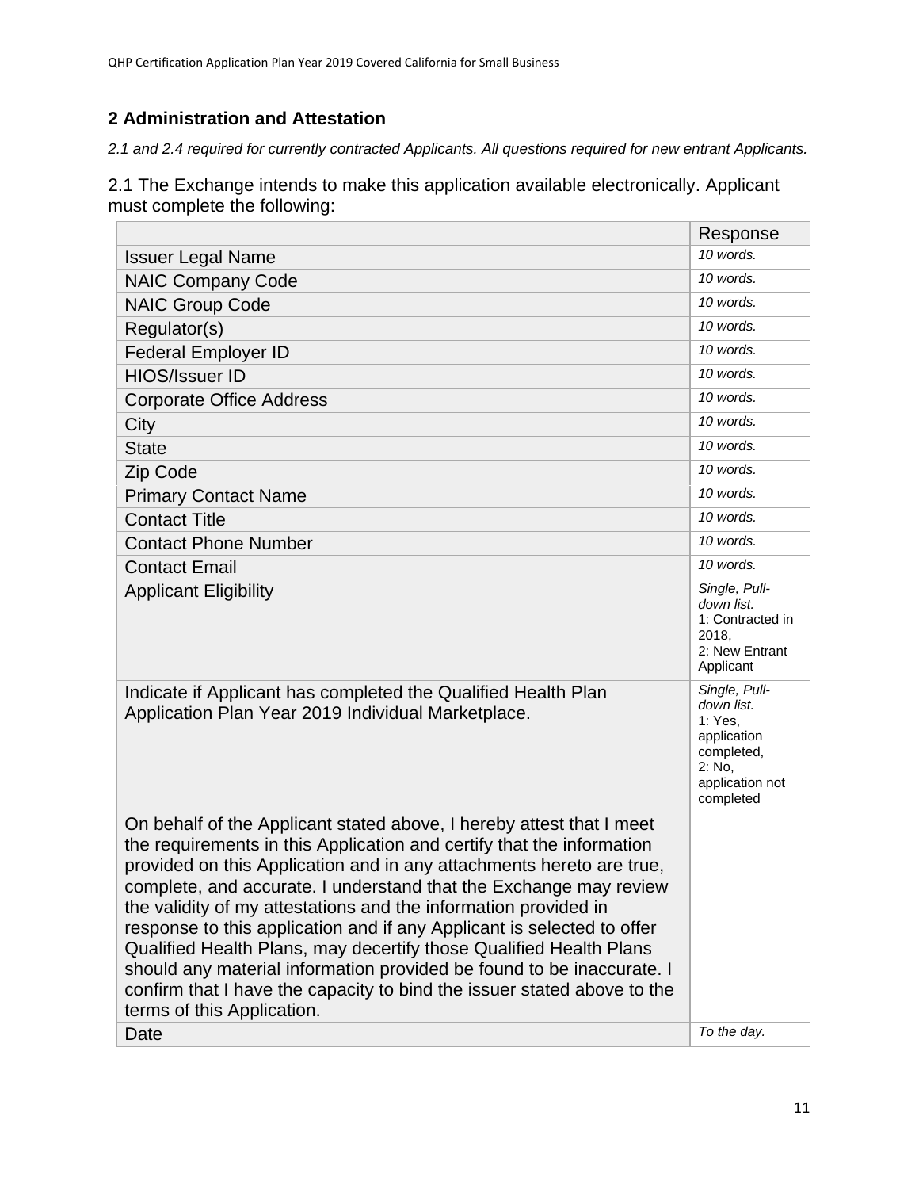## 2 Administration and Attestation

*2.1 and 2.4 required for currently contracted Applicants. All questions required for new entrant Applicants.*

2.1 The Exchange intends to make this application available electronically. Applicant must complete the following:

| | Response |
|---|---|
| Issuer Legal Name | *10 words.* |
| NAIC Company Code | *10 words.* |
| NAIC Group Code | *10 words.* |
| Regulator(s) | *10 words.* |
| Federal Employer ID | *10 words.* |
| HIOS/Issuer ID | *10 words.* |
| Corporate Office Address | *10 words.* |
| City | *10 words.* |
| State | *10 words.* |
| Zip Code | *10 words.* |
| Primary Contact Name | *10 words.* |
| Contact Title | *10 words.* |
| Contact Phone Number | *10 words.* |
| Contact Email | *10 words.* |
| Applicant Eligibility | *Single, Pull-down list.* 1: Contracted in 2018, 2: New Entrant Applicant |
| Indicate if Applicant has completed the Qualified Health Plan Application Plan Year 2019 Individual Marketplace. | *Single, Pull-down list.* 1: Yes, application completed, 2: No, application not completed |
| On behalf of the Applicant stated above, I hereby attest that I meet the requirements in this Application and certify that the information provided on this Application and in any attachments hereto are true, complete, and accurate. I understand that the Exchange may review the validity of my attestations and the information provided in response to this application and if any Applicant is selected to offer Qualified Health Plans, may decertify those Qualified Health Plans should any material information provided be found to be inaccurate. I confirm that I have the capacity to bind the issuer stated above to the terms of this Application. | |
| Date | *To the day.* |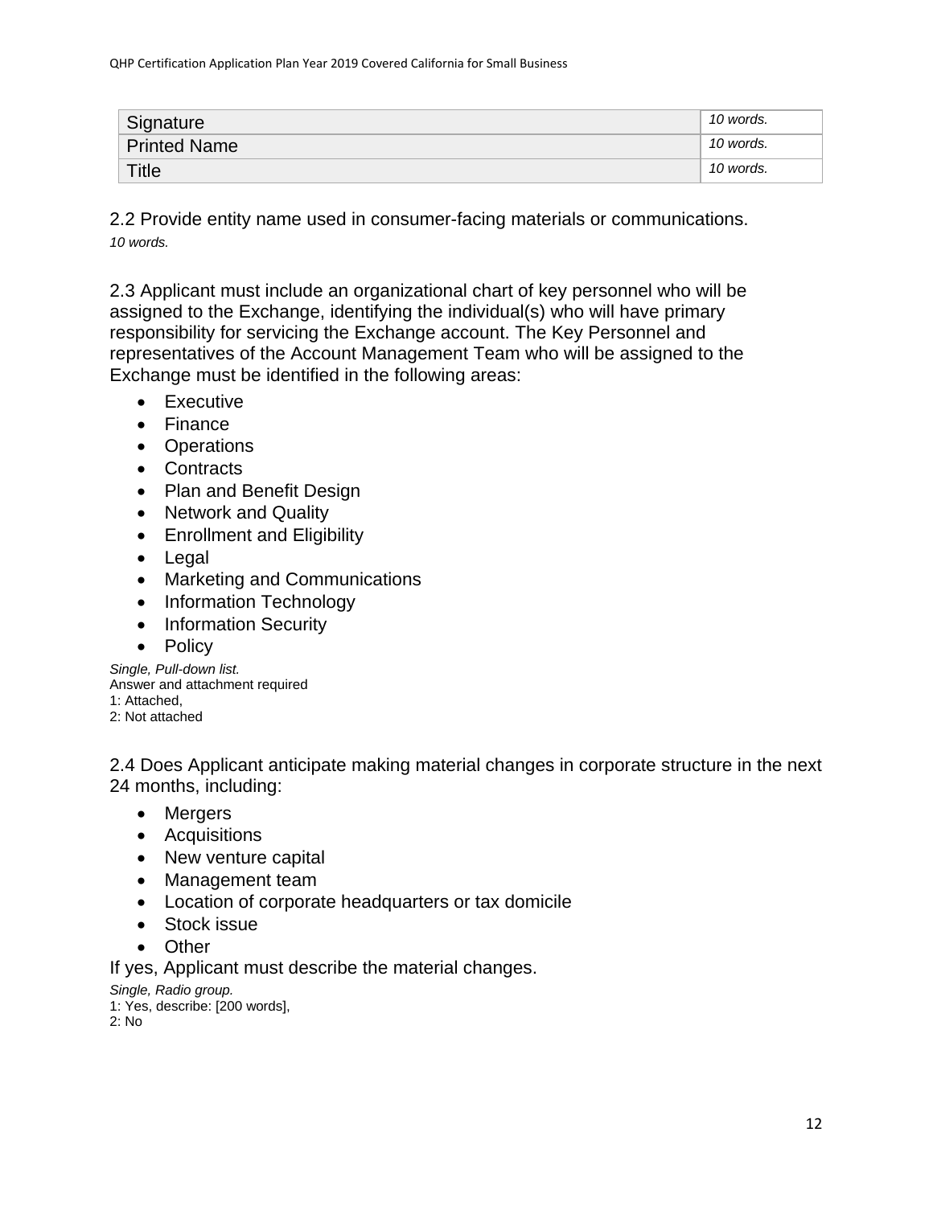| Signature | *10 words.* |
|---|---|
| Printed Name | *10 words.* |
| Title | *10 words.* |

2.2 Provide entity name used in consumer-facing materials or communications.

*10 words.*

2.3 Applicant must include an organizational chart of key personnel who will be assigned to the Exchange, identifying the individual(s) who will have primary responsibility for servicing the Exchange account. The Key Personnel and representatives of the Account Management Team who will be assigned to the Exchange must be identified in the following areas:

- Executive
- Finance
- Operations
- Contracts
- Plan and Benefit Design
- Network and Quality
- Enrollment and Eligibility
- Legal
- Marketing and Communications
- Information Technology
- Information Security
- Policy

*Single, Pull-down list.*
Answer and attachment required
1: Attached,
2: Not attached

2.4 Does Applicant anticipate making material changes in corporate structure in the next 24 months, including:

- Mergers
- Acquisitions
- New venture capital
- Management team
- Location of corporate headquarters or tax domicile
- Stock issue
- Other

If yes, Applicant must describe the material changes.

*Single, Radio group.*
1: Yes, describe: [200 words],
2: No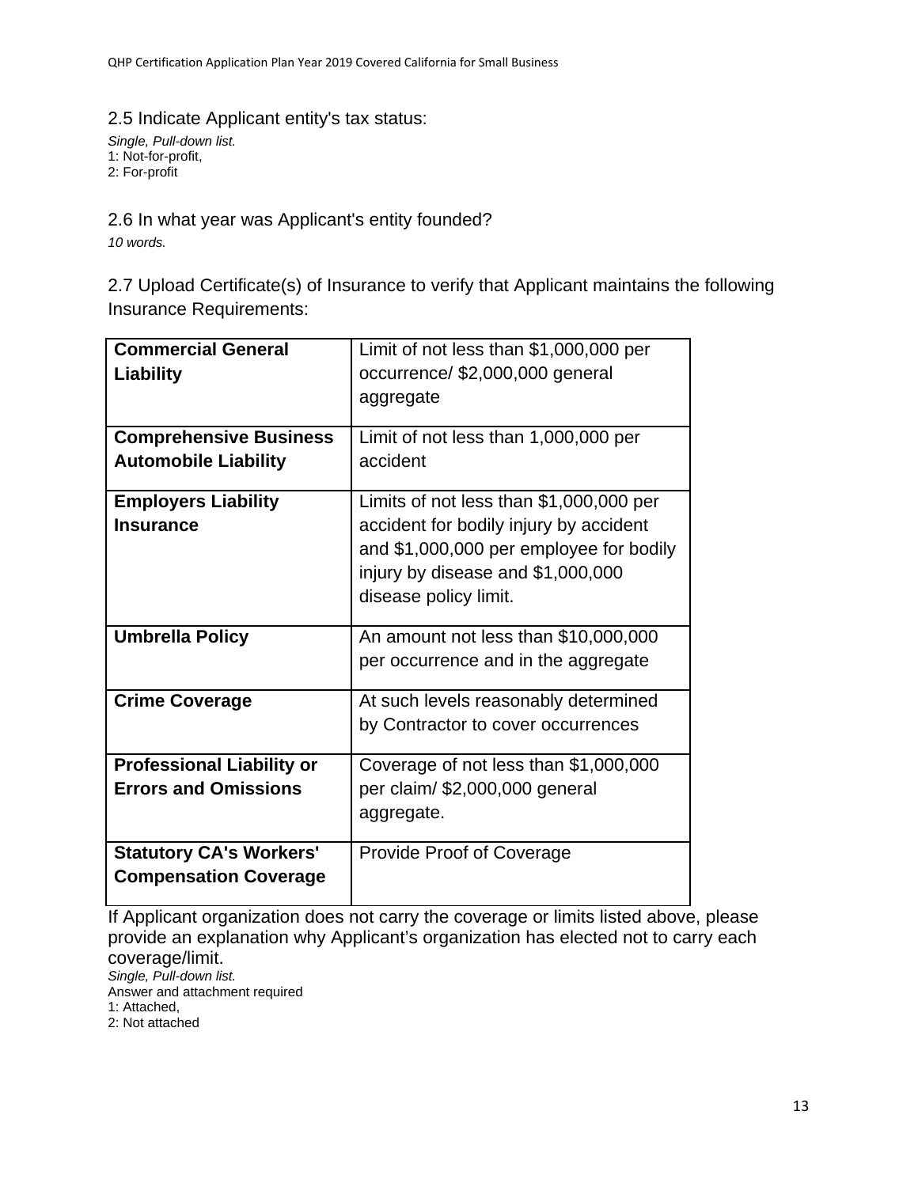2.5 Indicate Applicant entity's tax status:

*Single, Pull-down list.*
1: Not-for-profit,
2: For-profit

2.6 In what year was Applicant's entity founded?

*10 words.*

2.7 Upload Certificate(s) of Insurance to verify that Applicant maintains the following Insurance Requirements:

| **Commercial General Liability** | Limit of not less than $1,000,000 per occurrence/ $2,000,000 general aggregate |
|---|---|
| **Comprehensive Business Automobile Liability** | Limit of not less than 1,000,000 per accident |
| **Employers Liability Insurance** | Limits of not less than $1,000,000 per accident for bodily injury by accident and $1,000,000 per employee for bodily injury by disease and $1,000,000 disease policy limit. |
| **Umbrella Policy** | An amount not less than $10,000,000 per occurrence and in the aggregate |
| **Crime Coverage** | At such levels reasonably determined by Contractor to cover occurrences |
| **Professional Liability or Errors and Omissions** | Coverage of not less than $1,000,000 per claim/ $2,000,000 general aggregate. |
| **Statutory CA's Workers' Compensation Coverage** | Provide Proof of Coverage |

If Applicant organization does not carry the coverage or limits listed above, please provide an explanation why Applicant's organization has elected not to carry each coverage/limit.

*Single, Pull-down list.*
Answer and attachment required
1: Attached,
2: Not attached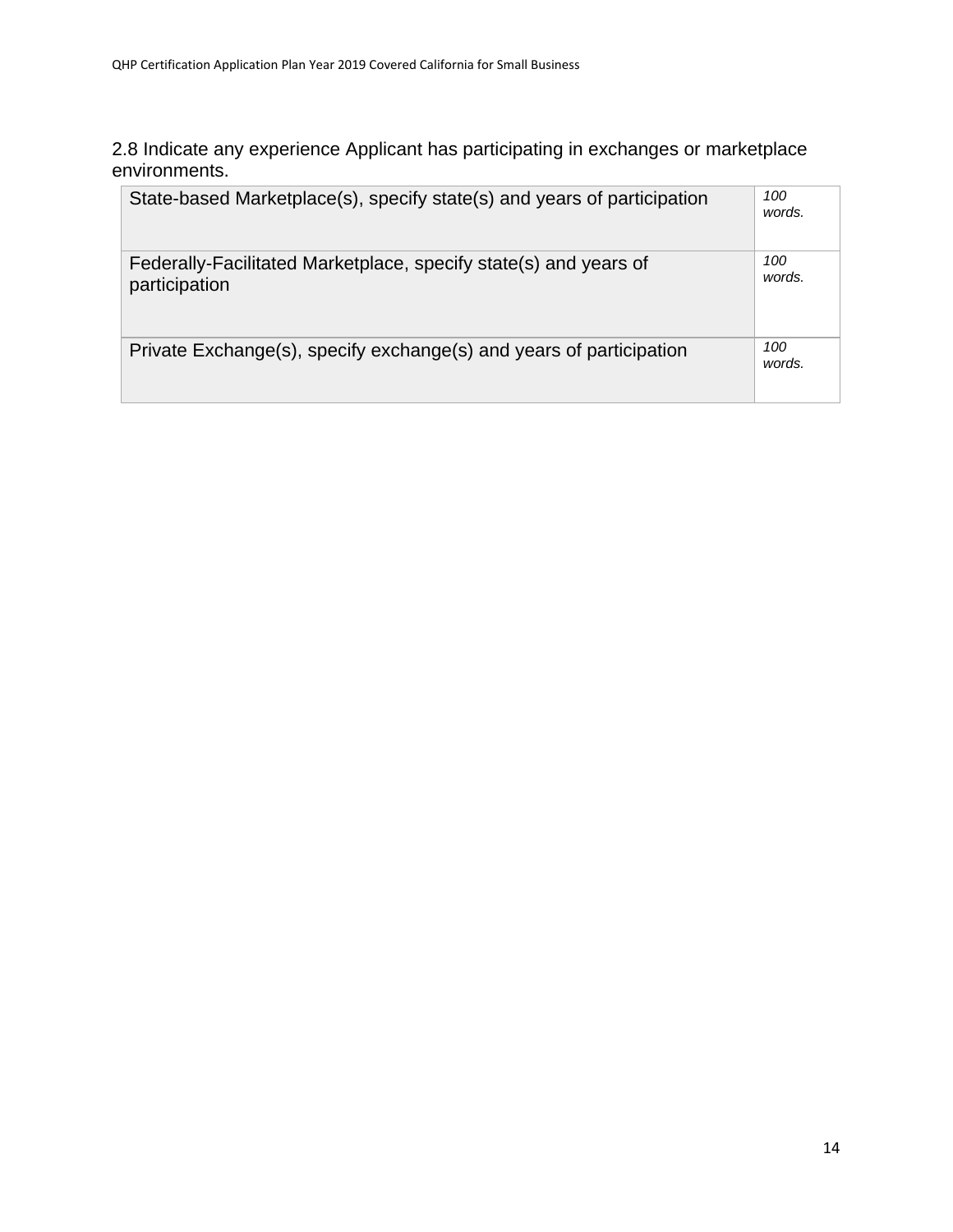2.8 Indicate any experience Applicant has participating in exchanges or marketplace environments.

| | |
|---|---|
| State-based Marketplace(s), specify state(s) and years of participation | *100 words.* |
| Federally-Facilitated Marketplace, specify state(s) and years of participation | *100 words.* |
| Private Exchange(s), specify exchange(s) and years of participation | *100 words.* |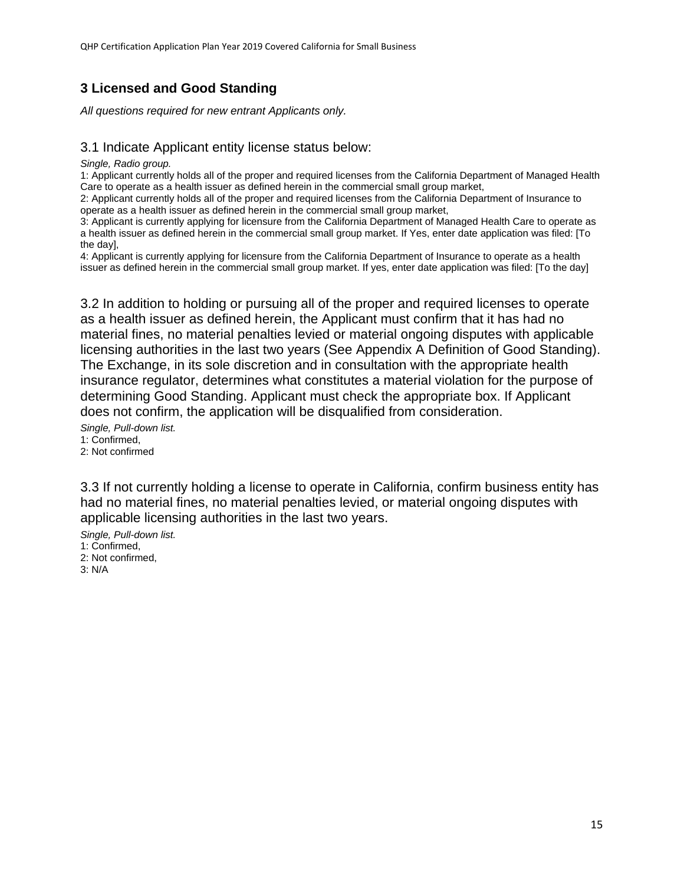## 3 Licensed and Good Standing

*All questions required for new entrant Applicants only.*

### 3.1 Indicate Applicant entity license status below:

*Single, Radio group.*

1: Applicant currently holds all of the proper and required licenses from the California Department of Managed Health Care to operate as a health issuer as defined herein in the commercial small group market,
2: Applicant currently holds all of the proper and required licenses from the California Department of Insurance to operate as a health issuer as defined herein in the commercial small group market,
3: Applicant is currently applying for licensure from the California Department of Managed Health Care to operate as a health issuer as defined herein in the commercial small group market. If Yes, enter date application was filed: [To the day],
4: Applicant is currently applying for licensure from the California Department of Insurance to operate as a health issuer as defined herein in the commercial small group market. If yes, enter date application was filed: [To the day]

### 3.2 In addition to holding or pursuing all of the proper and required licenses to operate as a health issuer as defined herein, the Applicant must confirm that it has had no material fines, no material penalties levied or material ongoing disputes with applicable licensing authorities in the last two years (See Appendix A Definition of Good Standing). The Exchange, in its sole discretion and in consultation with the appropriate health insurance regulator, determines what constitutes a material violation for the purpose of determining Good Standing. Applicant must check the appropriate box. If Applicant does not confirm, the application will be disqualified from consideration.

*Single, Pull-down list.*

1: Confirmed,
2: Not confirmed

### 3.3 If not currently holding a license to operate in California, confirm business entity has had no material fines, no material penalties levied, or material ongoing disputes with applicable licensing authorities in the last two years.

*Single, Pull-down list.*

1: Confirmed,
2: Not confirmed,
3: N/A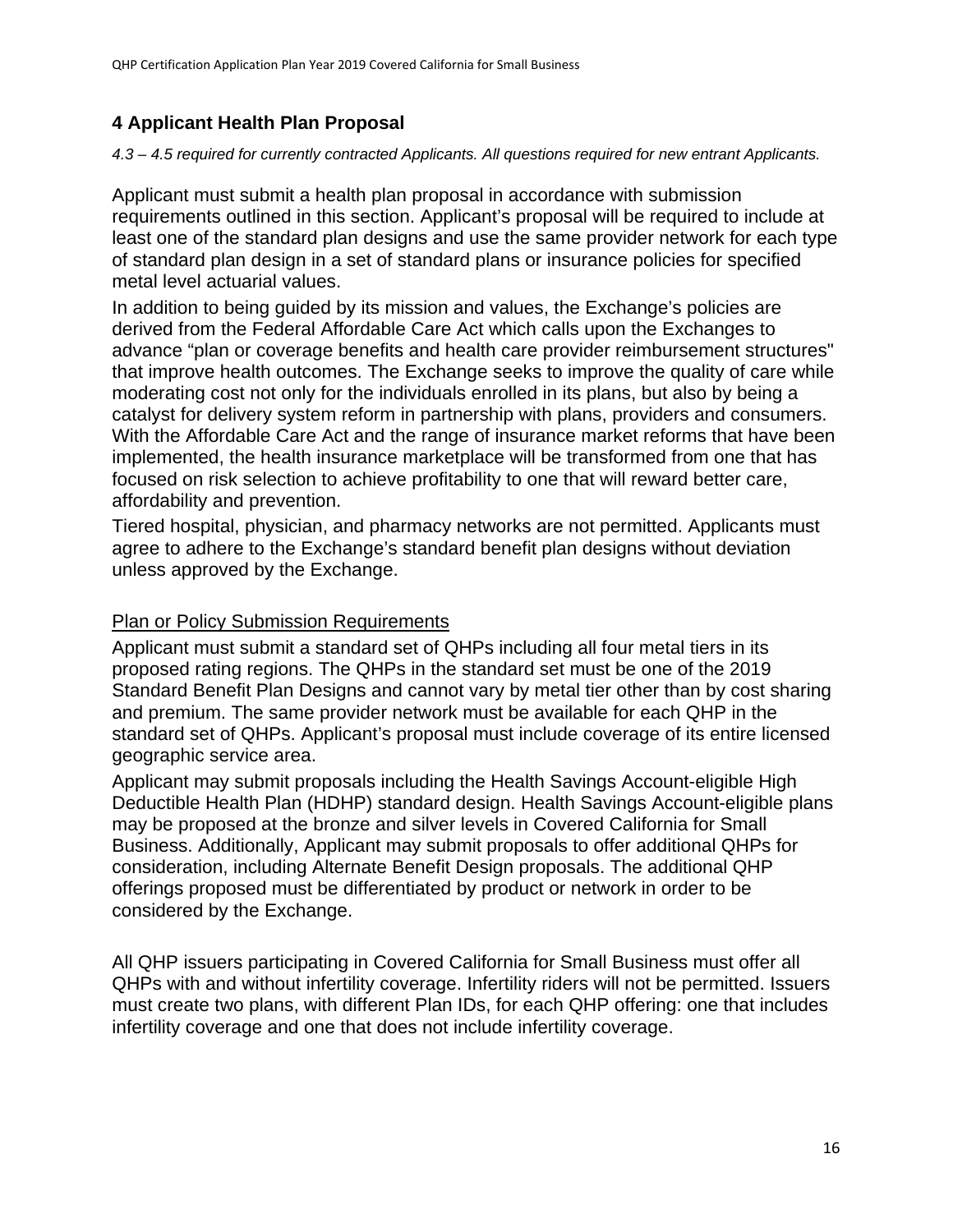# 4 Applicant Health Plan Proposal

*4.3 – 4.5 required for currently contracted Applicants. All questions required for new entrant Applicants.*

Applicant must submit a health plan proposal in accordance with submission requirements outlined in this section. Applicant's proposal will be required to include at least one of the standard plan designs and use the same provider network for each type of standard plan design in a set of standard plans or insurance policies for specified metal level actuarial values.

In addition to being guided by its mission and values, the Exchange's policies are derived from the Federal Affordable Care Act which calls upon the Exchanges to advance "plan or coverage benefits and health care provider reimbursement structures" that improve health outcomes. The Exchange seeks to improve the quality of care while moderating cost not only for the individuals enrolled in its plans, but also by being a catalyst for delivery system reform in partnership with plans, providers and consumers. With the Affordable Care Act and the range of insurance market reforms that have been implemented, the health insurance marketplace will be transformed from one that has focused on risk selection to achieve profitability to one that will reward better care, affordability and prevention.

Tiered hospital, physician, and pharmacy networks are not permitted. Applicants must agree to adhere to the Exchange's standard benefit plan designs without deviation unless approved by the Exchange.

<u>Plan or Policy Submission Requirements</u>

Applicant must submit a standard set of QHPs including all four metal tiers in its proposed rating regions. The QHPs in the standard set must be one of the 2019 Standard Benefit Plan Designs and cannot vary by metal tier other than by cost sharing and premium. The same provider network must be available for each QHP in the standard set of QHPs. Applicant's proposal must include coverage of its entire licensed geographic service area.

Applicant may submit proposals including the Health Savings Account-eligible High Deductible Health Plan (HDHP) standard design. Health Savings Account-eligible plans may be proposed at the bronze and silver levels in Covered California for Small Business. Additionally, Applicant may submit proposals to offer additional QHPs for consideration, including Alternate Benefit Design proposals. The additional QHP offerings proposed must be differentiated by product or network in order to be considered by the Exchange.

All QHP issuers participating in Covered California for Small Business must offer all QHPs with and without infertility coverage. Infertility riders will not be permitted. Issuers must create two plans, with different Plan IDs, for each QHP offering: one that includes infertility coverage and one that does not include infertility coverage.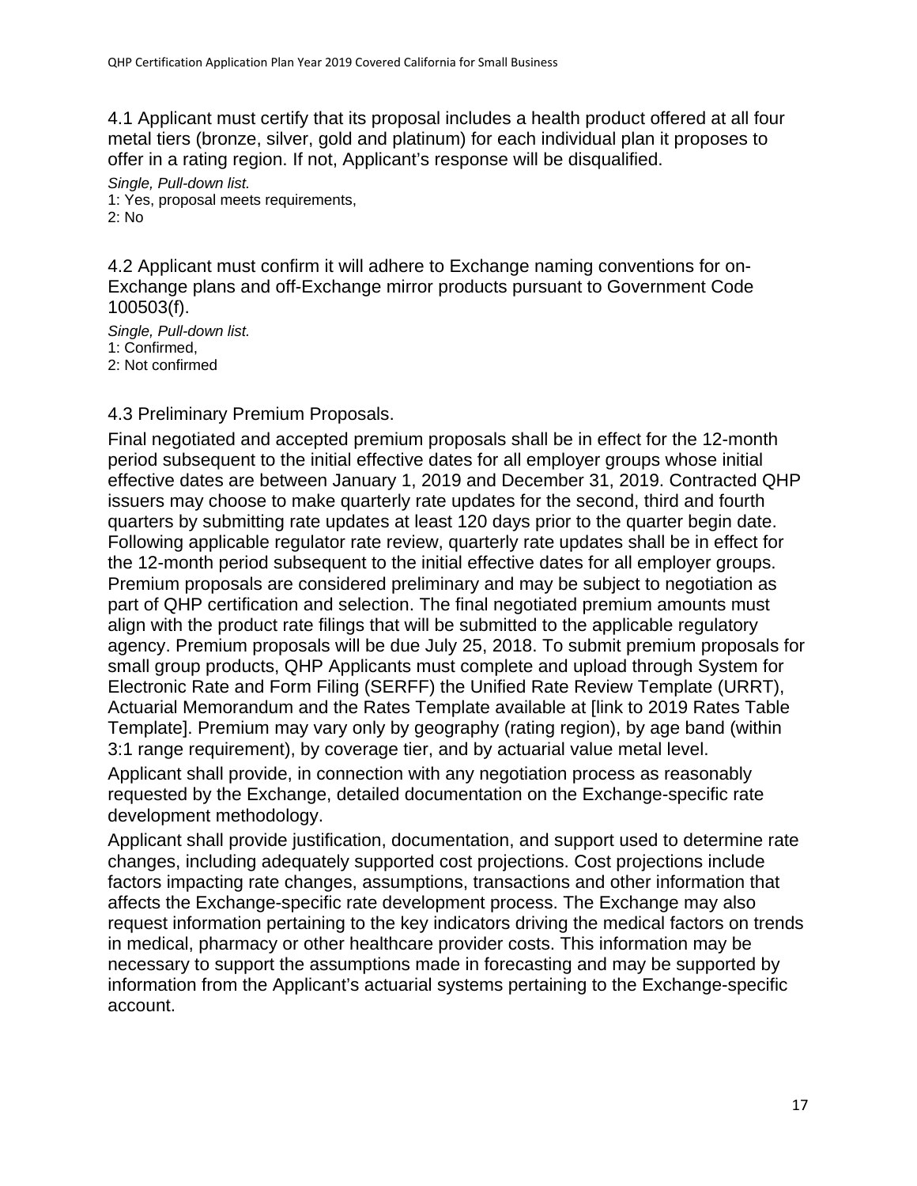4.1 Applicant must certify that its proposal includes a health product offered at all four metal tiers (bronze, silver, gold and platinum) for each individual plan it proposes to offer in a rating region. If not, Applicant's response will be disqualified.

*Single, Pull-down list.*
1: Yes, proposal meets requirements,
2: No

4.2 Applicant must confirm it will adhere to Exchange naming conventions for on-Exchange plans and off-Exchange mirror products pursuant to Government Code 100503(f).

*Single, Pull-down list.*
1: Confirmed,
2: Not confirmed

4.3 Preliminary Premium Proposals.

Final negotiated and accepted premium proposals shall be in effect for the 12-month period subsequent to the initial effective dates for all employer groups whose initial effective dates are between January 1, 2019 and December 31, 2019. Contracted QHP issuers may choose to make quarterly rate updates for the second, third and fourth quarters by submitting rate updates at least 120 days prior to the quarter begin date. Following applicable regulator rate review, quarterly rate updates shall be in effect for the 12-month period subsequent to the initial effective dates for all employer groups. Premium proposals are considered preliminary and may be subject to negotiation as part of QHP certification and selection. The final negotiated premium amounts must align with the product rate filings that will be submitted to the applicable regulatory agency. Premium proposals will be due July 25, 2018. To submit premium proposals for small group products, QHP Applicants must complete and upload through System for Electronic Rate and Form Filing (SERFF) the Unified Rate Review Template (URRT), Actuarial Memorandum and the Rates Template available at [link to 2019 Rates Table Template]. Premium may vary only by geography (rating region), by age band (within 3:1 range requirement), by coverage tier, and by actuarial value metal level.

Applicant shall provide, in connection with any negotiation process as reasonably requested by the Exchange, detailed documentation on the Exchange-specific rate development methodology.

Applicant shall provide justification, documentation, and support used to determine rate changes, including adequately supported cost projections. Cost projections include factors impacting rate changes, assumptions, transactions and other information that affects the Exchange-specific rate development process. The Exchange may also request information pertaining to the key indicators driving the medical factors on trends in medical, pharmacy or other healthcare provider costs. This information may be necessary to support the assumptions made in forecasting and may be supported by information from the Applicant's actuarial systems pertaining to the Exchange-specific account.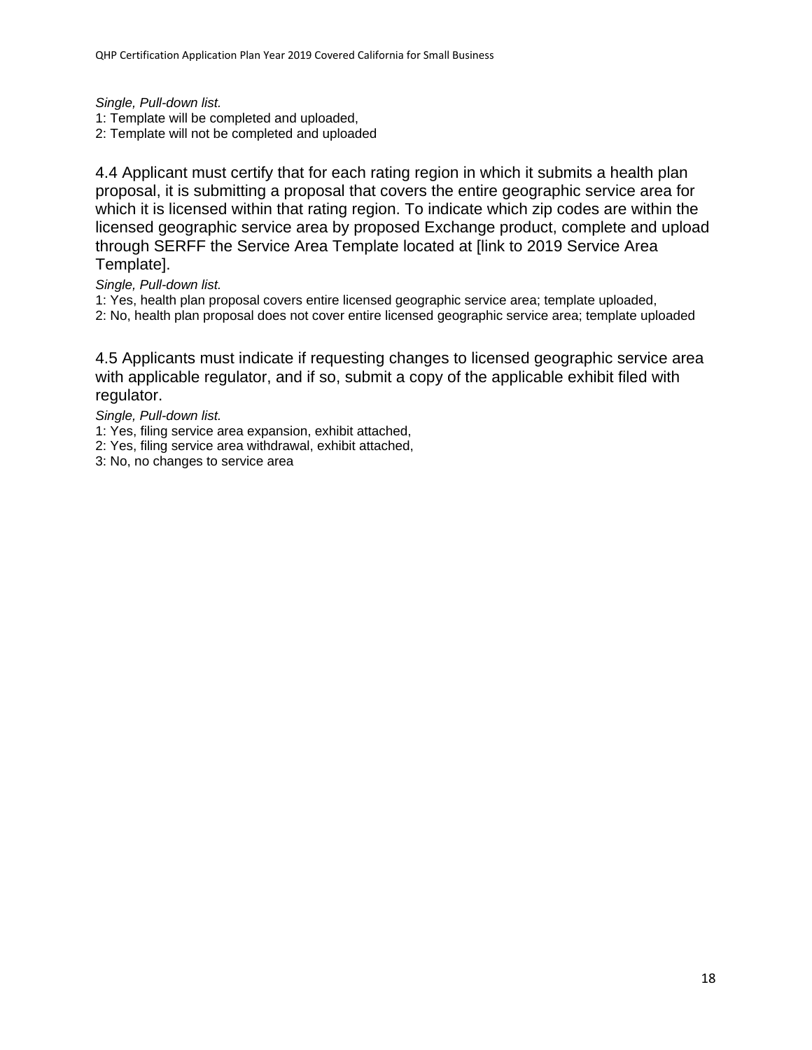*Single, Pull-down list.*

1: Template will be completed and uploaded,
2: Template will not be completed and uploaded

4.4 Applicant must certify that for each rating region in which it submits a health plan proposal, it is submitting a proposal that covers the entire geographic service area for which it is licensed within that rating region. To indicate which zip codes are within the licensed geographic service area by proposed Exchange product, complete and upload through SERFF the Service Area Template located at [link to 2019 Service Area Template].

*Single, Pull-down list.*

1: Yes, health plan proposal covers entire licensed geographic service area; template uploaded,
2: No, health plan proposal does not cover entire licensed geographic service area; template uploaded

4.5 Applicants must indicate if requesting changes to licensed geographic service area with applicable regulator, and if so, submit a copy of the applicable exhibit filed with regulator.

*Single, Pull-down list.*

1: Yes, filing service area expansion, exhibit attached,
2: Yes, filing service area withdrawal, exhibit attached,
3: No, no changes to service area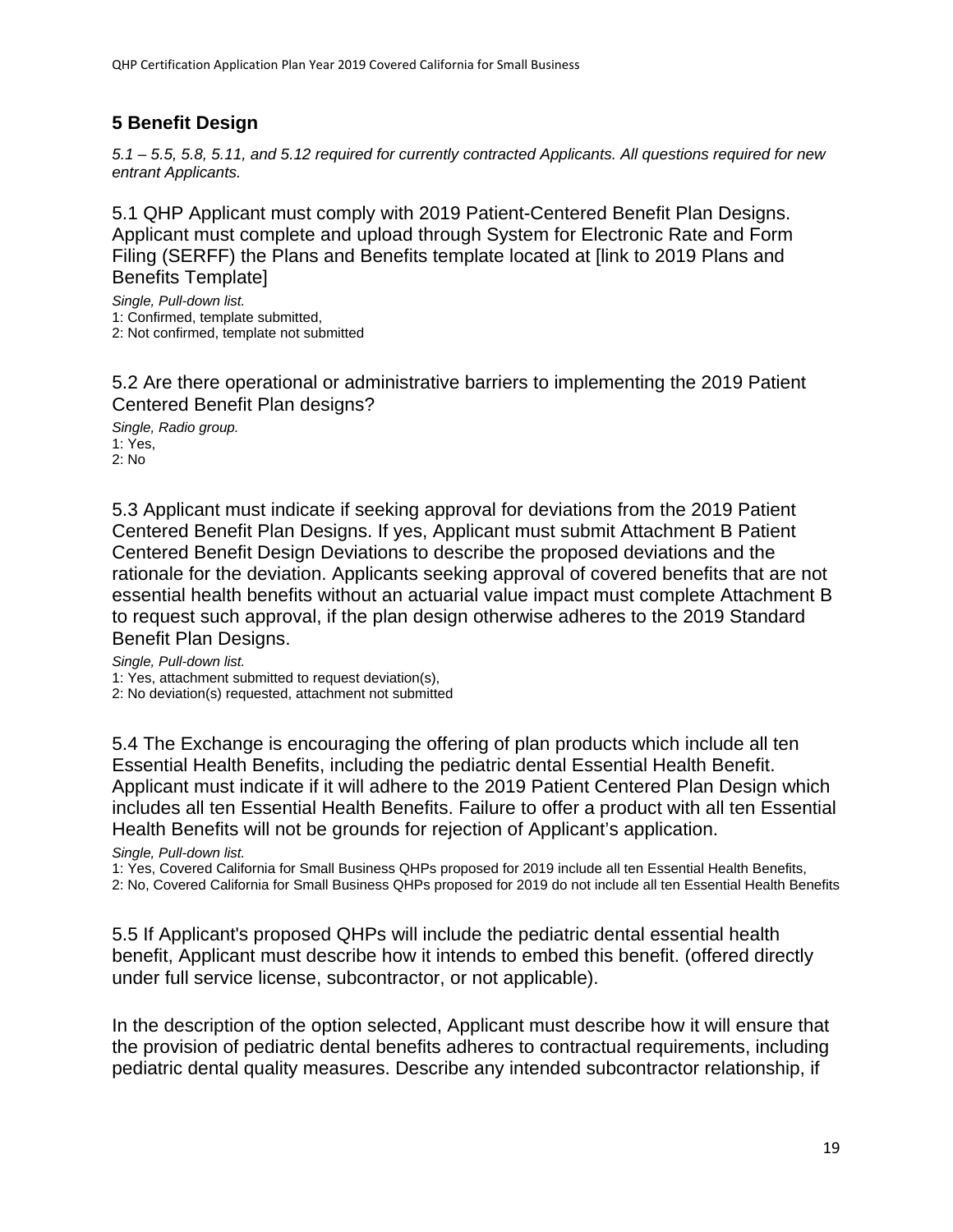## 5 Benefit Design

*5.1 – 5.5, 5.8, 5.11, and 5.12 required for currently contracted Applicants. All questions required for new entrant Applicants.*

5.1 QHP Applicant must comply with 2019 Patient-Centered Benefit Plan Designs. Applicant must complete and upload through System for Electronic Rate and Form Filing (SERFF) the Plans and Benefits template located at [link to 2019 Plans and Benefits Template]

*Single, Pull-down list.*
1: Confirmed, template submitted,
2: Not confirmed, template not submitted

5.2 Are there operational or administrative barriers to implementing the 2019 Patient Centered Benefit Plan designs?

*Single, Radio group.*
1: Yes,
2: No

5.3 Applicant must indicate if seeking approval for deviations from the 2019 Patient Centered Benefit Plan Designs. If yes, Applicant must submit Attachment B Patient Centered Benefit Design Deviations to describe the proposed deviations and the rationale for the deviation. Applicants seeking approval of covered benefits that are not essential health benefits without an actuarial value impact must complete Attachment B to request such approval, if the plan design otherwise adheres to the 2019 Standard Benefit Plan Designs.

*Single, Pull-down list.*
1: Yes, attachment submitted to request deviation(s),
2: No deviation(s) requested, attachment not submitted

5.4 The Exchange is encouraging the offering of plan products which include all ten Essential Health Benefits, including the pediatric dental Essential Health Benefit. Applicant must indicate if it will adhere to the 2019 Patient Centered Plan Design which includes all ten Essential Health Benefits. Failure to offer a product with all ten Essential Health Benefits will not be grounds for rejection of Applicant's application.

*Single, Pull-down list.*
1: Yes, Covered California for Small Business QHPs proposed for 2019 include all ten Essential Health Benefits,
2: No, Covered California for Small Business QHPs proposed for 2019 do not include all ten Essential Health Benefits

5.5 If Applicant's proposed QHPs will include the pediatric dental essential health benefit, Applicant must describe how it intends to embed this benefit. (offered directly under full service license, subcontractor, or not applicable).

In the description of the option selected, Applicant must describe how it will ensure that the provision of pediatric dental benefits adheres to contractual requirements, including pediatric dental quality measures. Describe any intended subcontractor relationship, if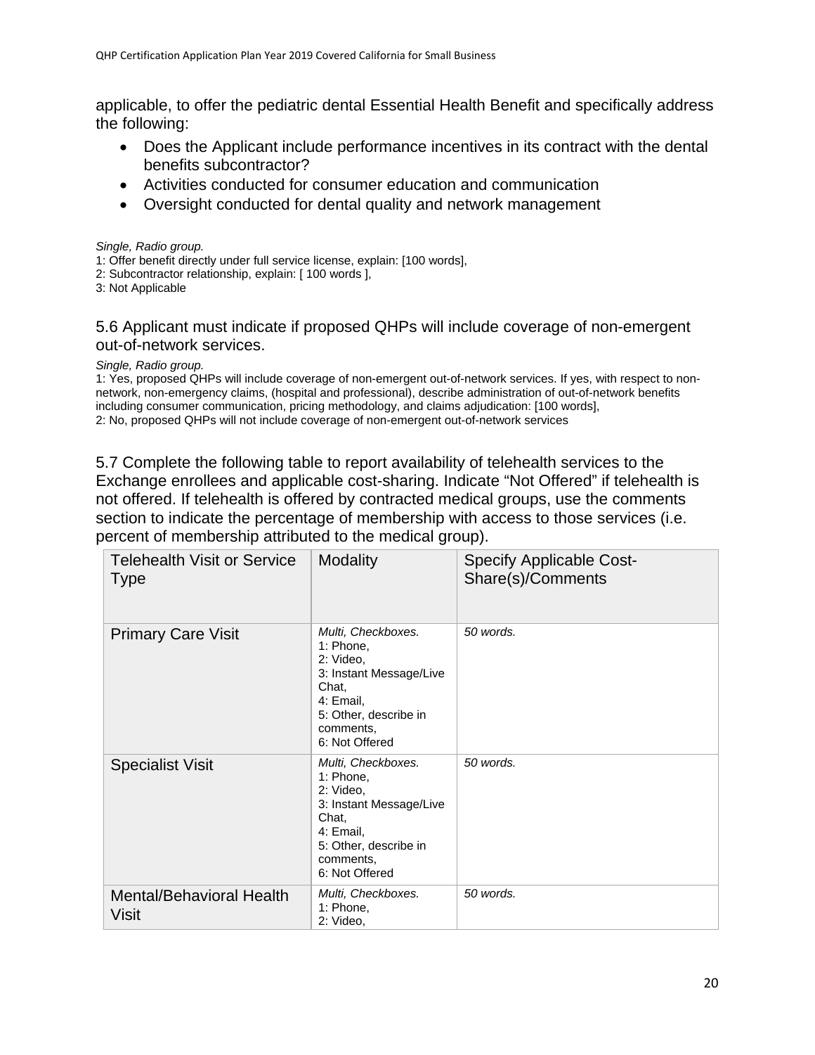applicable, to offer the pediatric dental Essential Health Benefit and specifically address the following:

- Does the Applicant include performance incentives in its contract with the dental benefits subcontractor?
- Activities conducted for consumer education and communication
- Oversight conducted for dental quality and network management

*Single, Radio group.*
1: Offer benefit directly under full service license, explain: [100 words],
2: Subcontractor relationship, explain: [ 100 words ],
3: Not Applicable

### 5.6 Applicant must indicate if proposed QHPs will include coverage of non-emergent out-of-network services.

*Single, Radio group.*
1: Yes, proposed QHPs will include coverage of non-emergent out-of-network services. If yes, with respect to non-network, non-emergency claims, (hospital and professional), describe administration of out-of-network benefits including consumer communication, pricing methodology, and claims adjudication: [100 words],
2: No, proposed QHPs will not include coverage of non-emergent out-of-network services

### 5.7 Complete the following table to report availability of telehealth services to the Exchange enrollees and applicable cost-sharing. Indicate "Not Offered" if telehealth is not offered. If telehealth is offered by contracted medical groups, use the comments section to indicate the percentage of membership with access to those services (i.e. percent of membership attributed to the medical group).

| Telehealth Visit or Service Type | Modality | Specify Applicable Cost-Share(s)/Comments |
|---|---|---|
| Primary Care Visit | *Multi, Checkboxes.* 1: Phone, 2: Video, 3: Instant Message/Live Chat, 4: Email, 5: Other, describe in comments, 6: Not Offered | *50 words.* |
| Specialist Visit | *Multi, Checkboxes.* 1: Phone, 2: Video, 3: Instant Message/Live Chat, 4: Email, 5: Other, describe in comments, 6: Not Offered | *50 words.* |
| Mental/Behavioral Health Visit | *Multi, Checkboxes.* 1: Phone, 2: Video, | *50 words.* |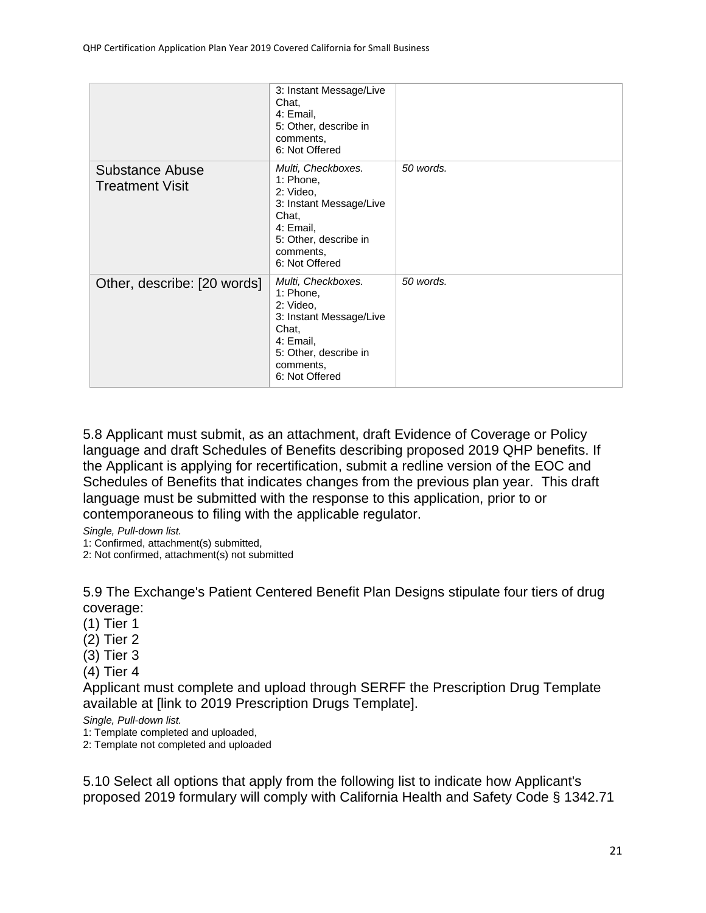| | | |
|---|---|---|
| | 3: Instant Message/Live Chat,<br>4: Email,<br>5: Other, describe in comments,<br>6: Not Offered | |
| Substance Abuse Treatment Visit | *Multi, Checkboxes.*<br>1: Phone,<br>2: Video,<br>3: Instant Message/Live Chat,<br>4: Email,<br>5: Other, describe in comments,<br>6: Not Offered | *50 words.* |
| Other, describe: [20 words] | *Multi, Checkboxes.*<br>1: Phone,<br>2: Video,<br>3: Instant Message/Live Chat,<br>4: Email,<br>5: Other, describe in comments,<br>6: Not Offered | *50 words.* |

5.8 Applicant must submit, as an attachment, draft Evidence of Coverage or Policy language and draft Schedules of Benefits describing proposed 2019 QHP benefits. If the Applicant is applying for recertification, submit a redline version of the EOC and Schedules of Benefits that indicates changes from the previous plan year. This draft language must be submitted with the response to this application, prior to or contemporaneous to filing with the applicable regulator.

*Single, Pull-down list.*
1: Confirmed, attachment(s) submitted,
2: Not confirmed, attachment(s) not submitted

5.9 The Exchange's Patient Centered Benefit Plan Designs stipulate four tiers of drug coverage:

(1) Tier 1
(2) Tier 2
(3) Tier 3
(4) Tier 4

Applicant must complete and upload through SERFF the Prescription Drug Template available at [link to 2019 Prescription Drugs Template].

*Single, Pull-down list.*
1: Template completed and uploaded,
2: Template not completed and uploaded

5.10 Select all options that apply from the following list to indicate how Applicant's proposed 2019 formulary will comply with California Health and Safety Code § 1342.71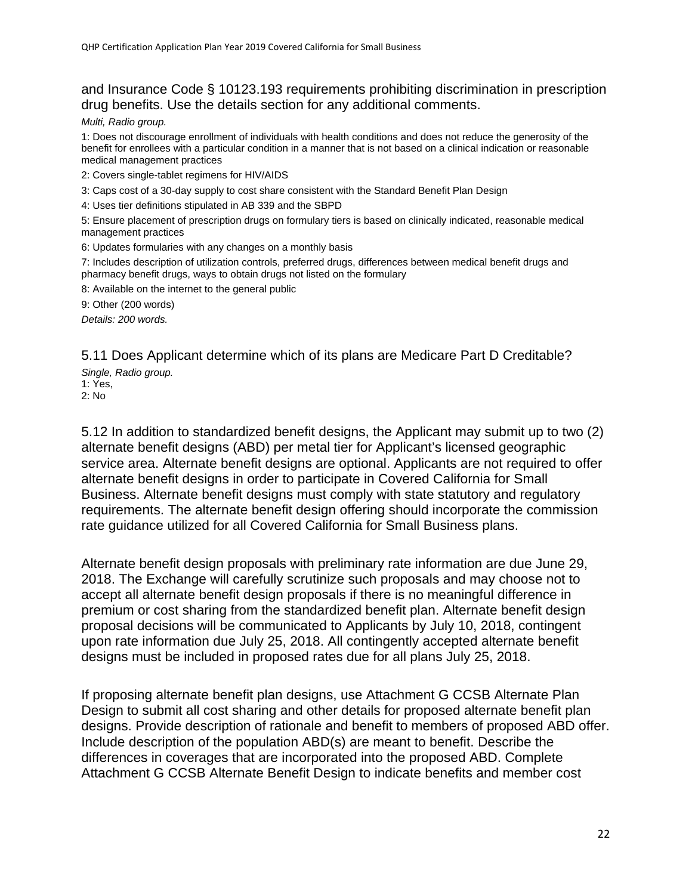and Insurance Code § 10123.193 requirements prohibiting discrimination in prescription drug benefits. Use the details section for any additional comments.

*Multi, Radio group.*

1: Does not discourage enrollment of individuals with health conditions and does not reduce the generosity of the benefit for enrollees with a particular condition in a manner that is not based on a clinical indication or reasonable medical management practices

2: Covers single-tablet regimens for HIV/AIDS

3: Caps cost of a 30-day supply to cost share consistent with the Standard Benefit Plan Design

4: Uses tier definitions stipulated in AB 339 and the SBPD

5: Ensure placement of prescription drugs on formulary tiers is based on clinically indicated, reasonable medical management practices

6: Updates formularies with any changes on a monthly basis

7: Includes description of utilization controls, preferred drugs, differences between medical benefit drugs and pharmacy benefit drugs, ways to obtain drugs not listed on the formulary

8: Available on the internet to the general public

9: Other (200 words)

*Details: 200 words.*

5.11 Does Applicant determine which of its plans are Medicare Part D Creditable?

*Single, Radio group.*
1: Yes,
2: No

5.12 In addition to standardized benefit designs, the Applicant may submit up to two (2) alternate benefit designs (ABD) per metal tier for Applicant's licensed geographic service area. Alternate benefit designs are optional. Applicants are not required to offer alternate benefit designs in order to participate in Covered California for Small Business. Alternate benefit designs must comply with state statutory and regulatory requirements. The alternate benefit design offering should incorporate the commission rate guidance utilized for all Covered California for Small Business plans.

Alternate benefit design proposals with preliminary rate information are due June 29, 2018. The Exchange will carefully scrutinize such proposals and may choose not to accept all alternate benefit design proposals if there is no meaningful difference in premium or cost sharing from the standardized benefit plan. Alternate benefit design proposal decisions will be communicated to Applicants by July 10, 2018, contingent upon rate information due July 25, 2018. All contingently accepted alternate benefit designs must be included in proposed rates due for all plans July 25, 2018.

If proposing alternate benefit plan designs, use Attachment G CCSB Alternate Plan Design to submit all cost sharing and other details for proposed alternate benefit plan designs. Provide description of rationale and benefit to members of proposed ABD offer. Include description of the population ABD(s) are meant to benefit. Describe the differences in coverages that are incorporated into the proposed ABD. Complete Attachment G CCSB Alternate Benefit Design to indicate benefits and member cost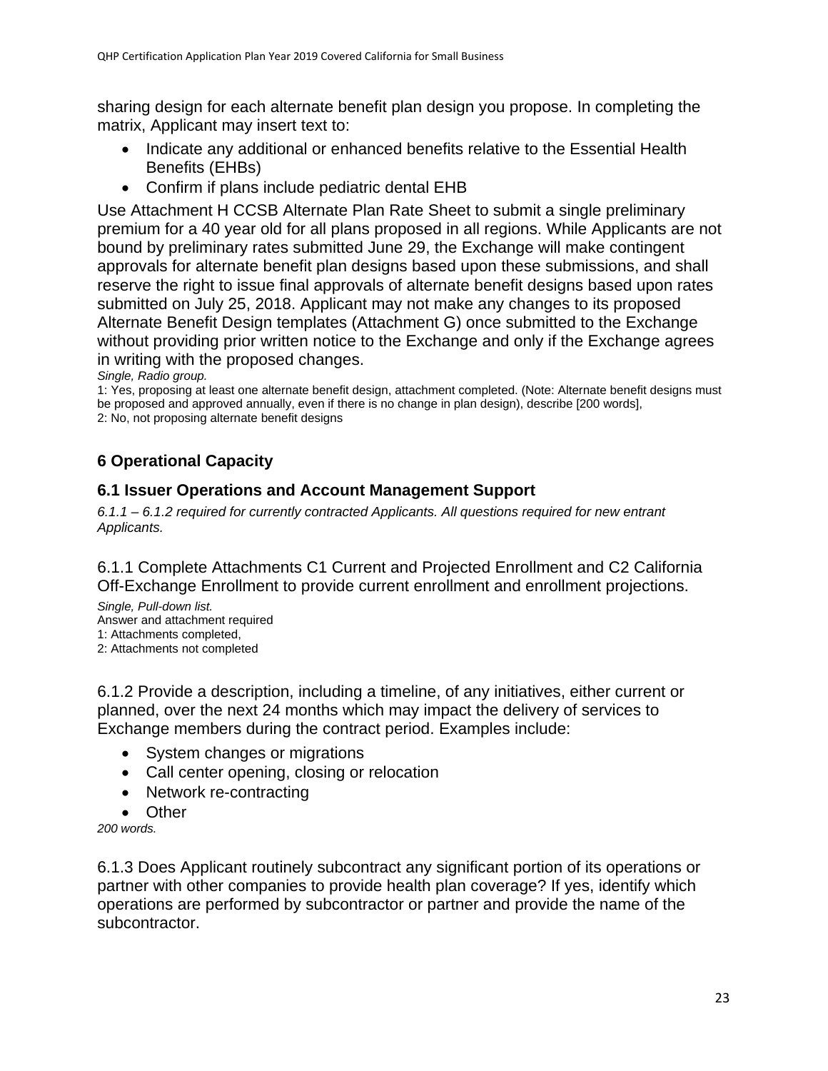sharing design for each alternate benefit plan design you propose. In completing the matrix, Applicant may insert text to:

- Indicate any additional or enhanced benefits relative to the Essential Health Benefits (EHBs)
- Confirm if plans include pediatric dental EHB

Use Attachment H CCSB Alternate Plan Rate Sheet to submit a single preliminary premium for a 40 year old for all plans proposed in all regions. While Applicants are not bound by preliminary rates submitted June 29, the Exchange will make contingent approvals for alternate benefit plan designs based upon these submissions, and shall reserve the right to issue final approvals of alternate benefit designs based upon rates submitted on July 25, 2018. Applicant may not make any changes to its proposed Alternate Benefit Design templates (Attachment G) once submitted to the Exchange without providing prior written notice to the Exchange and only if the Exchange agrees in writing with the proposed changes.

*Single, Radio group.*

1: Yes, proposing at least one alternate benefit design, attachment completed. (Note: Alternate benefit designs must be proposed and approved annually, even if there is no change in plan design), describe [200 words],
2: No, not proposing alternate benefit designs

## 6 Operational Capacity

### 6.1 Issuer Operations and Account Management Support

*6.1.1 – 6.1.2 required for currently contracted Applicants. All questions required for new entrant Applicants.*

6.1.1 Complete Attachments C1 Current and Projected Enrollment and C2 California Off-Exchange Enrollment to provide current enrollment and enrollment projections.

*Single, Pull-down list.*
Answer and attachment required
1: Attachments completed,
2: Attachments not completed

6.1.2 Provide a description, including a timeline, of any initiatives, either current or planned, over the next 24 months which may impact the delivery of services to Exchange members during the contract period. Examples include:

- System changes or migrations
- Call center opening, closing or relocation
- Network re-contracting
- Other

*200 words.*

6.1.3 Does Applicant routinely subcontract any significant portion of its operations or partner with other companies to provide health plan coverage? If yes, identify which operations are performed by subcontractor or partner and provide the name of the subcontractor.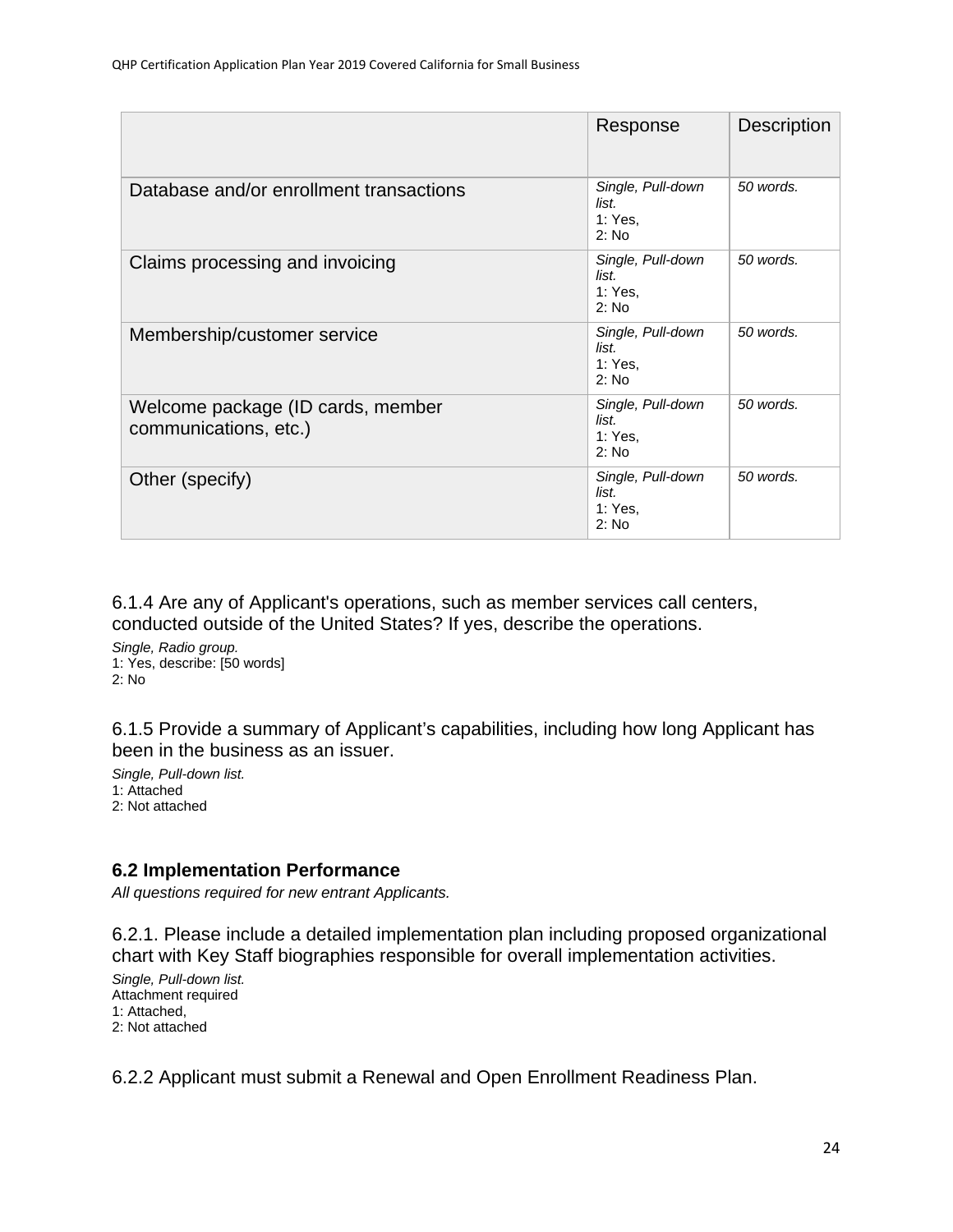| | Response | Description |
|---|---|---|
| Database and/or enrollment transactions | *Single, Pull-down list.* 1: Yes, 2: No | *50 words.* |
| Claims processing and invoicing | *Single, Pull-down list.* 1: Yes, 2: No | *50 words.* |
| Membership/customer service | *Single, Pull-down list.* 1: Yes, 2: No | *50 words.* |
| Welcome package (ID cards, member communications, etc.) | *Single, Pull-down list.* 1: Yes, 2: No | *50 words.* |
| Other (specify) | *Single, Pull-down list.* 1: Yes, 2: No | *50 words.* |

6.1.4 Are any of Applicant's operations, such as member services call centers, conducted outside of the United States? If yes, describe the operations.

*Single, Radio group.*
1: Yes, describe: [50 words]
2: No

6.1.5 Provide a summary of Applicant's capabilities, including how long Applicant has been in the business as an issuer.

*Single, Pull-down list.*
1: Attached
2: Not attached

### 6.2 Implementation Performance

*All questions required for new entrant Applicants.*

6.2.1. Please include a detailed implementation plan including proposed organizational chart with Key Staff biographies responsible for overall implementation activities.

*Single, Pull-down list.*
Attachment required
1: Attached,
2: Not attached

6.2.2 Applicant must submit a Renewal and Open Enrollment Readiness Plan.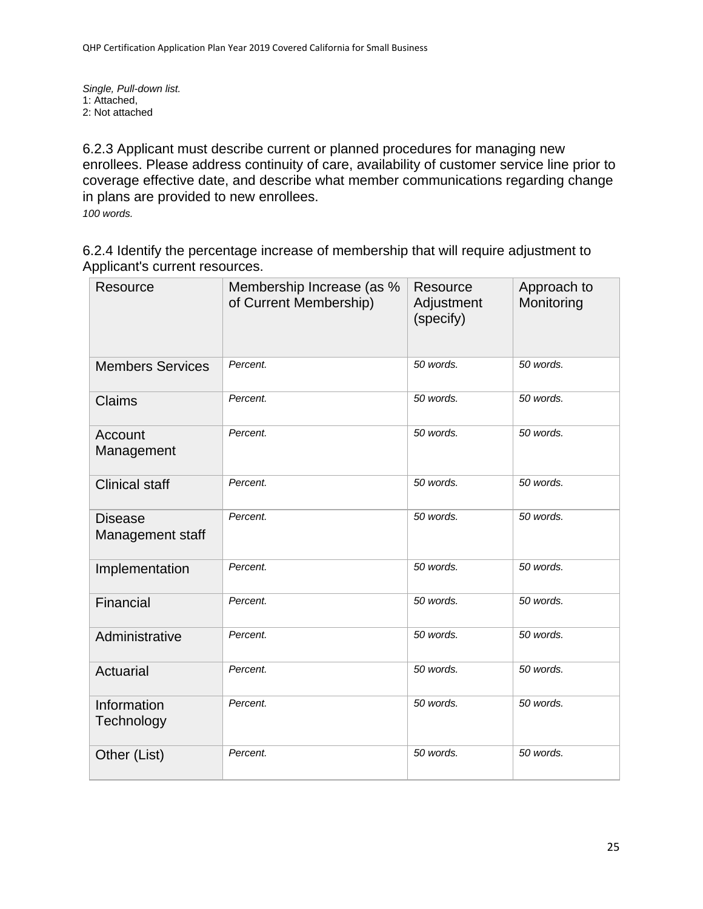*Single, Pull-down list.*
1: Attached,
2: Not attached

6.2.3 Applicant must describe current or planned procedures for managing new enrollees. Please address continuity of care, availability of customer service line prior to coverage effective date, and describe what member communications regarding change in plans are provided to new enrollees.
*100 words.*

6.2.4 Identify the percentage increase of membership that will require adjustment to Applicant's current resources.

| Resource | Membership Increase (as % of Current Membership) | Resource Adjustment (specify) | Approach to Monitoring |
|---|---|---|---|
| Members Services | *Percent.* | *50 words.* | *50 words.* |
| Claims | *Percent.* | *50 words.* | *50 words.* |
| Account Management | *Percent.* | *50 words.* | *50 words.* |
| Clinical staff | *Percent.* | *50 words.* | *50 words.* |
| Disease Management staff | *Percent.* | *50 words.* | *50 words.* |
| Implementation | *Percent.* | *50 words.* | *50 words.* |
| Financial | *Percent.* | *50 words.* | *50 words.* |
| Administrative | *Percent.* | *50 words.* | *50 words.* |
| Actuarial | *Percent.* | *50 words.* | *50 words.* |
| Information Technology | *Percent.* | *50 words.* | *50 words.* |
| Other (List) | *Percent.* | *50 words.* | *50 words.* |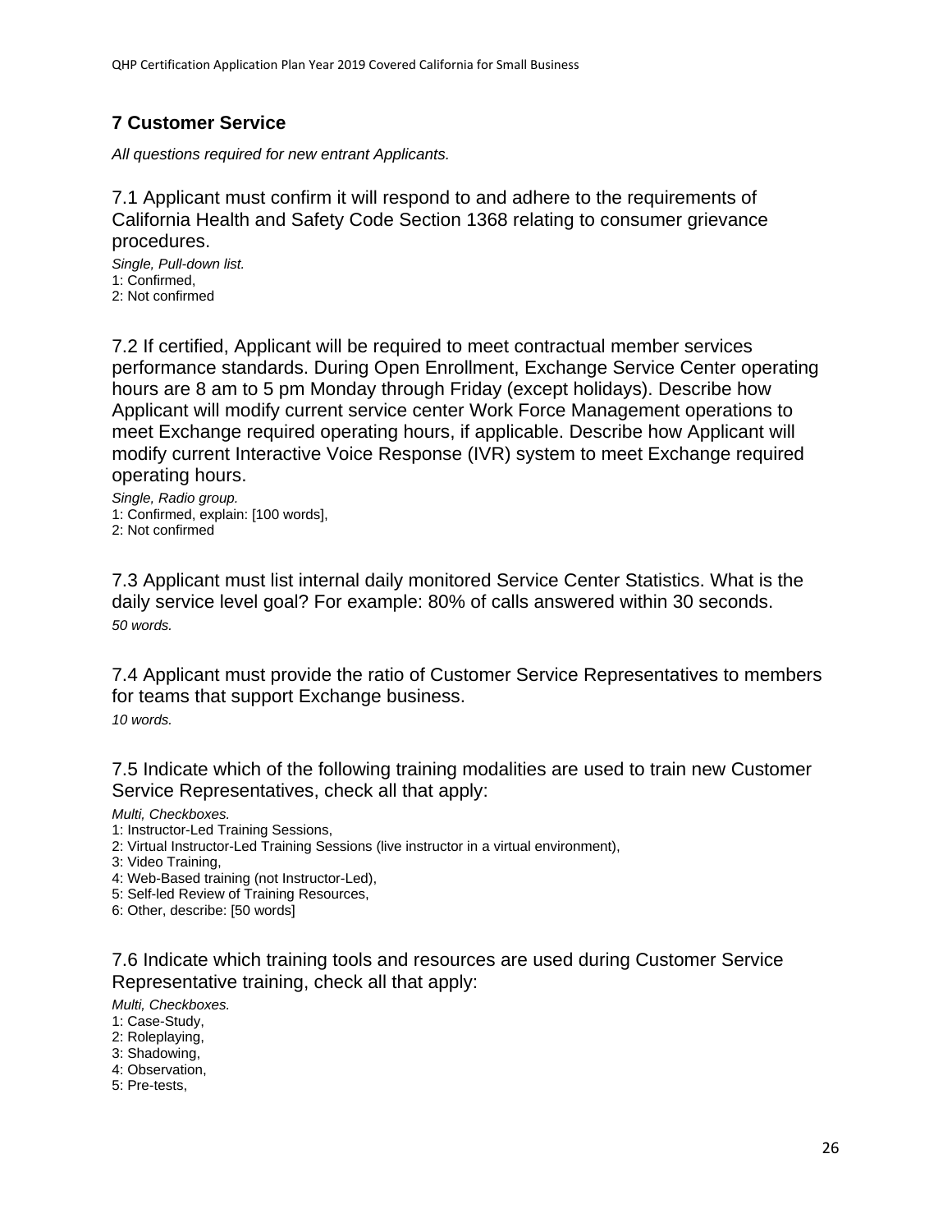## 7 Customer Service

*All questions required for new entrant Applicants.*

7.1 Applicant must confirm it will respond to and adhere to the requirements of California Health and Safety Code Section 1368 relating to consumer grievance procedures.

*Single, Pull-down list.*
1: Confirmed,
2: Not confirmed

7.2 If certified, Applicant will be required to meet contractual member services performance standards. During Open Enrollment, Exchange Service Center operating hours are 8 am to 5 pm Monday through Friday (except holidays). Describe how Applicant will modify current service center Work Force Management operations to meet Exchange required operating hours, if applicable. Describe how Applicant will modify current Interactive Voice Response (IVR) system to meet Exchange required operating hours.

*Single, Radio group.*
1: Confirmed, explain: [100 words],
2: Not confirmed

7.3 Applicant must list internal daily monitored Service Center Statistics. What is the daily service level goal? For example: 80% of calls answered within 30 seconds.

*50 words.*

7.4 Applicant must provide the ratio of Customer Service Representatives to members for teams that support Exchange business.

*10 words.*

7.5 Indicate which of the following training modalities are used to train new Customer Service Representatives, check all that apply:

*Multi, Checkboxes.*
1: Instructor-Led Training Sessions,
2: Virtual Instructor-Led Training Sessions (live instructor in a virtual environment),
3: Video Training,
4: Web-Based training (not Instructor-Led),
5: Self-led Review of Training Resources,
6: Other, describe: [50 words]

7.6 Indicate which training tools and resources are used during Customer Service Representative training, check all that apply:

*Multi, Checkboxes.*
1: Case-Study,
2: Roleplaying,
3: Shadowing,
4: Observation,
5: Pre-tests,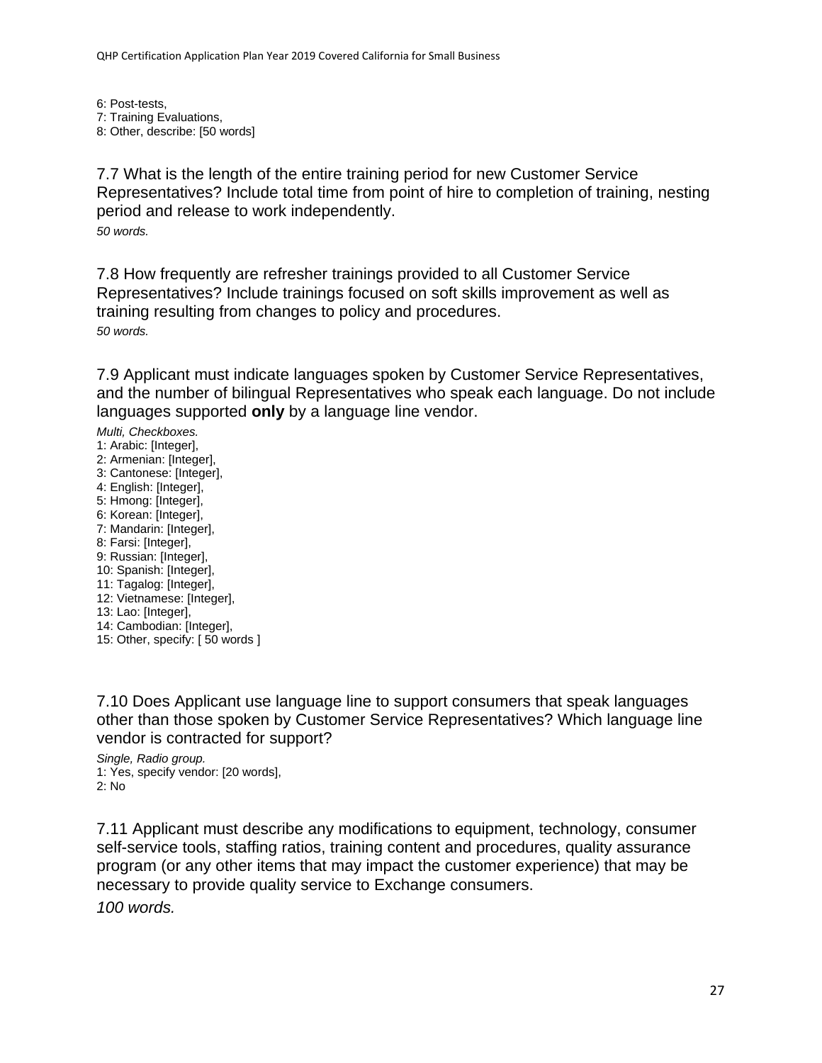6: Post-tests,
7: Training Evaluations,
8: Other, describe: [50 words]

7.7 What is the length of the entire training period for new Customer Service Representatives? Include total time from point of hire to completion of training, nesting period and release to work independently.

*50 words.*

7.8 How frequently are refresher trainings provided to all Customer Service Representatives? Include trainings focused on soft skills improvement as well as training resulting from changes to policy and procedures.

*50 words.*

7.9 Applicant must indicate languages spoken by Customer Service Representatives, and the number of bilingual Representatives who speak each language. Do not include languages supported **only** by a language line vendor.

*Multi, Checkboxes.*
1: Arabic: [Integer],
2: Armenian: [Integer],
3: Cantonese: [Integer],
4: English: [Integer],
5: Hmong: [Integer],
6: Korean: [Integer],
7: Mandarin: [Integer],
8: Farsi: [Integer],
9: Russian: [Integer],
10: Spanish: [Integer],
11: Tagalog: [Integer],
12: Vietnamese: [Integer],
13: Lao: [Integer],
14: Cambodian: [Integer],
15: Other, specify: [ 50 words ]

7.10 Does Applicant use language line to support consumers that speak languages other than those spoken by Customer Service Representatives? Which language line vendor is contracted for support?

*Single, Radio group.*
1: Yes, specify vendor: [20 words],
2: No

7.11 Applicant must describe any modifications to equipment, technology, consumer self-service tools, staffing ratios, training content and procedures, quality assurance program (or any other items that may impact the customer experience) that may be necessary to provide quality service to Exchange consumers.

*100 words.*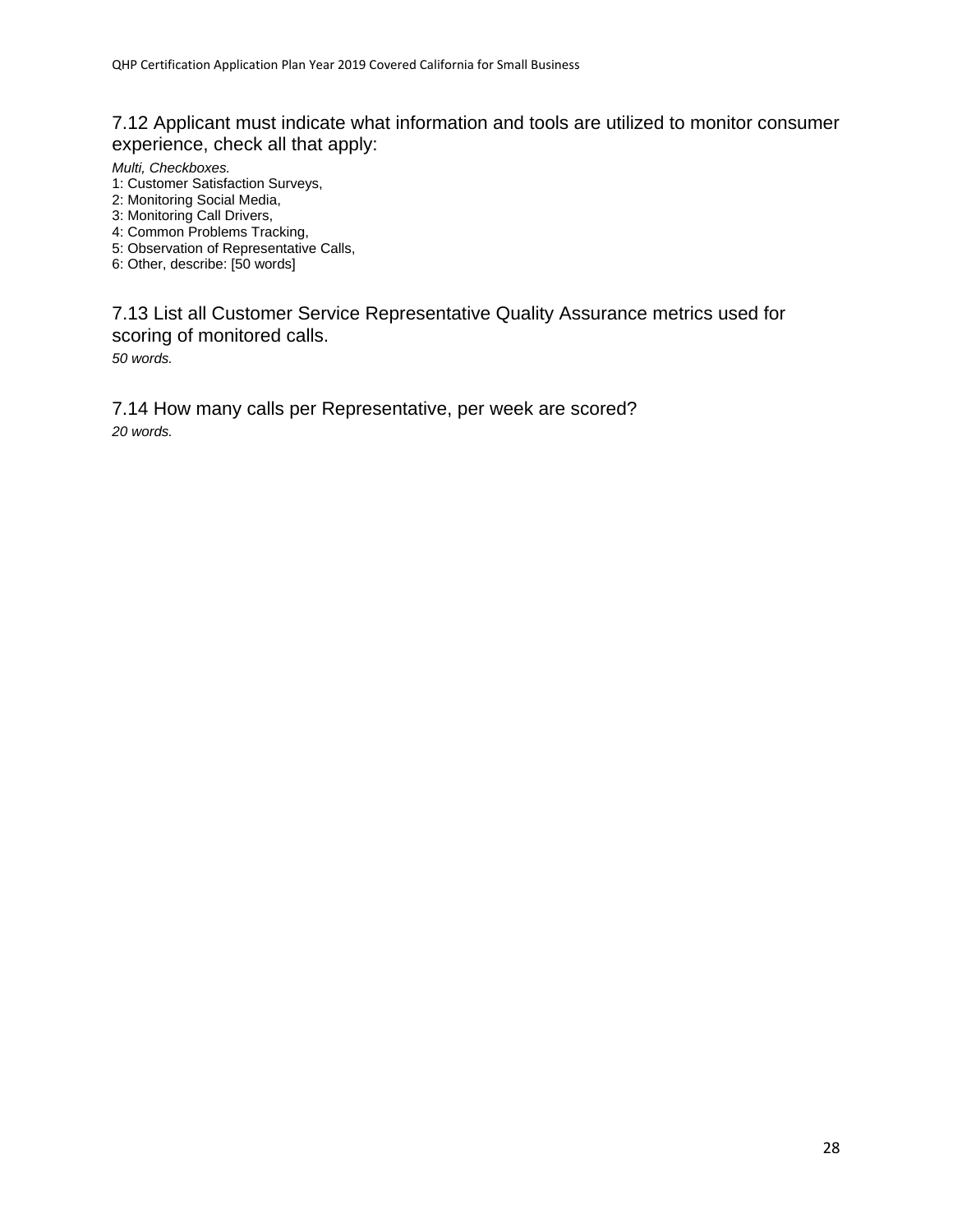### 7.12 Applicant must indicate what information and tools are utilized to monitor consumer experience, check all that apply:

*Multi, Checkboxes.*

1: Customer Satisfaction Surveys,
2: Monitoring Social Media,
3: Monitoring Call Drivers,
4: Common Problems Tracking,
5: Observation of Representative Calls,
6: Other, describe: [50 words]

### 7.13 List all Customer Service Representative Quality Assurance metrics used for scoring of monitored calls.

*50 words.*

### 7.14 How many calls per Representative, per week are scored?

*20 words.*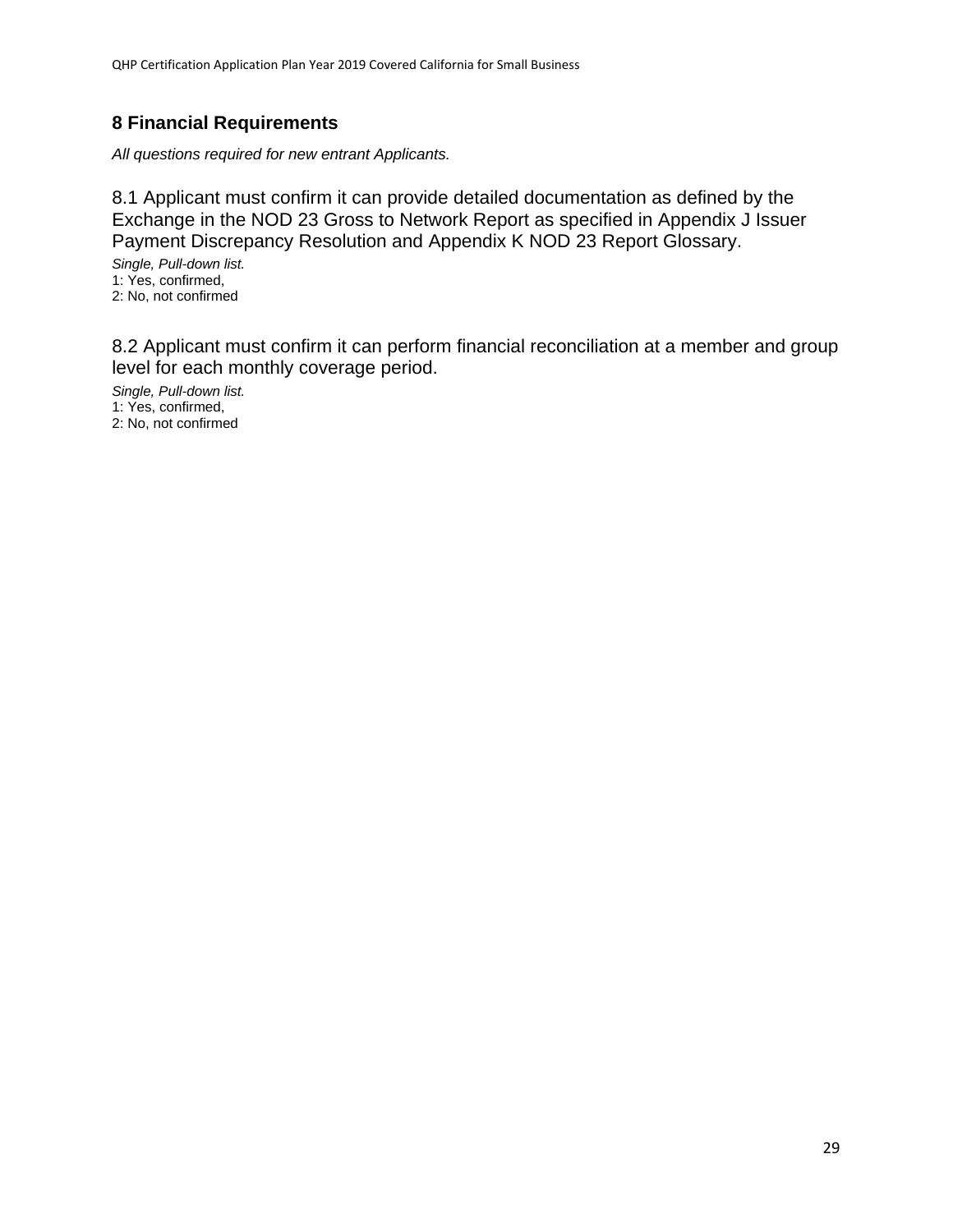## 8 Financial Requirements

*All questions required for new entrant Applicants.*

8.1 Applicant must confirm it can provide detailed documentation as defined by the Exchange in the NOD 23 Gross to Network Report as specified in Appendix J Issuer Payment Discrepancy Resolution and Appendix K NOD 23 Report Glossary.

*Single, Pull-down list.*
1: Yes, confirmed,
2: No, not confirmed

8.2 Applicant must confirm it can perform financial reconciliation at a member and group level for each monthly coverage period.

*Single, Pull-down list.*
1: Yes, confirmed,
2: No, not confirmed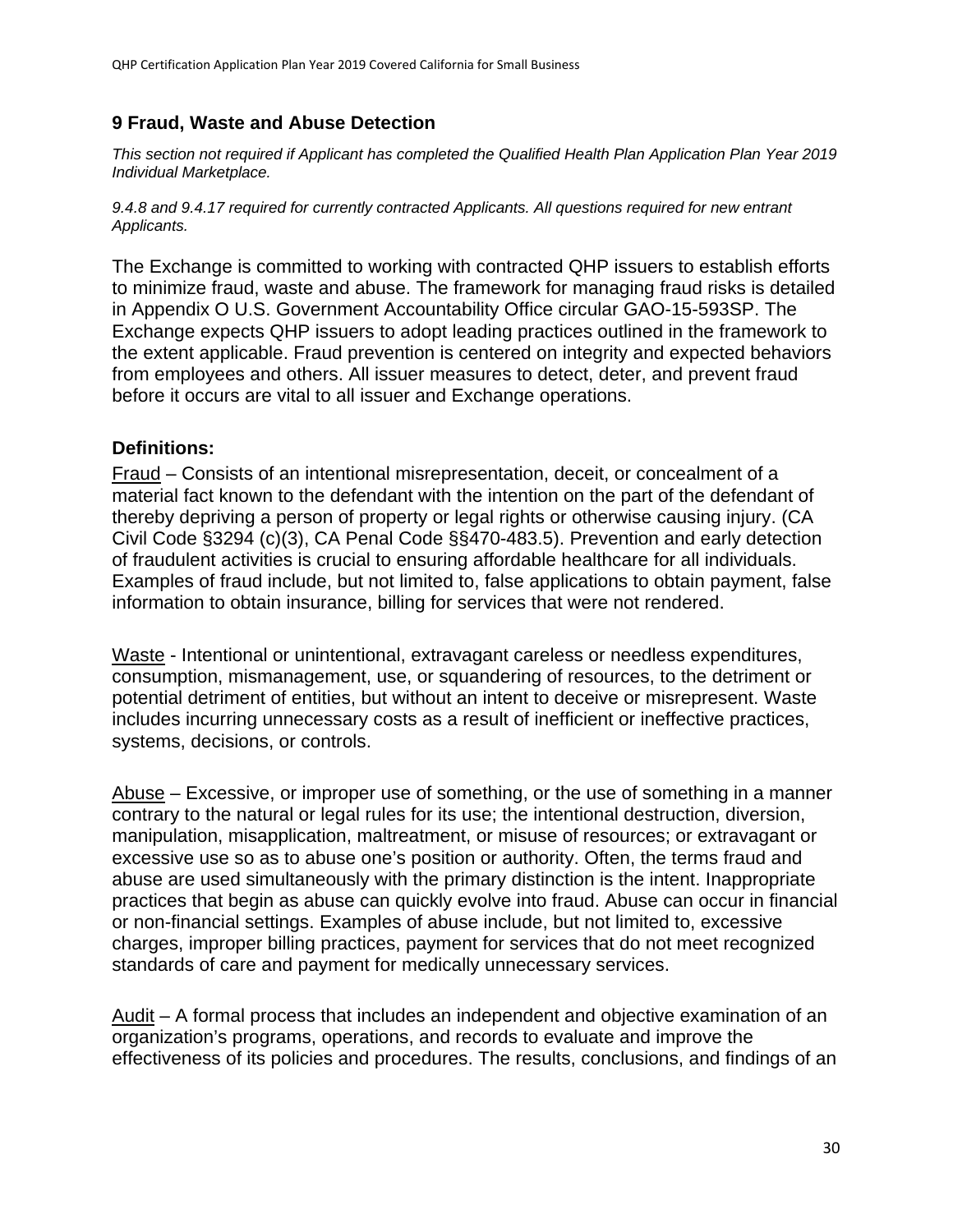## 9 Fraud, Waste and Abuse Detection

*This section not required if Applicant has completed the Qualified Health Plan Application Plan Year 2019 Individual Marketplace.*

*9.4.8 and 9.4.17 required for currently contracted Applicants. All questions required for new entrant Applicants.*

The Exchange is committed to working with contracted QHP issuers to establish efforts to minimize fraud, waste and abuse. The framework for managing fraud risks is detailed in Appendix O U.S. Government Accountability Office circular GAO-15-593SP. The Exchange expects QHP issuers to adopt leading practices outlined in the framework to the extent applicable. Fraud prevention is centered on integrity and expected behaviors from employees and others. All issuer measures to detect, deter, and prevent fraud before it occurs are vital to all issuer and Exchange operations.

### Definitions:

Fraud – Consists of an intentional misrepresentation, deceit, or concealment of a material fact known to the defendant with the intention on the part of the defendant of thereby depriving a person of property or legal rights or otherwise causing injury. (CA Civil Code §3294 (c)(3), CA Penal Code §§470-483.5). Prevention and early detection of fraudulent activities is crucial to ensuring affordable healthcare for all individuals. Examples of fraud include, but not limited to, false applications to obtain payment, false information to obtain insurance, billing for services that were not rendered.

Waste - Intentional or unintentional, extravagant careless or needless expenditures, consumption, mismanagement, use, or squandering of resources, to the detriment or potential detriment of entities, but without an intent to deceive or misrepresent. Waste includes incurring unnecessary costs as a result of inefficient or ineffective practices, systems, decisions, or controls.

Abuse – Excessive, or improper use of something, or the use of something in a manner contrary to the natural or legal rules for its use; the intentional destruction, diversion, manipulation, misapplication, maltreatment, or misuse of resources; or extravagant or excessive use so as to abuse one's position or authority. Often, the terms fraud and abuse are used simultaneously with the primary distinction is the intent. Inappropriate practices that begin as abuse can quickly evolve into fraud. Abuse can occur in financial or non-financial settings. Examples of abuse include, but not limited to, excessive charges, improper billing practices, payment for services that do not meet recognized standards of care and payment for medically unnecessary services.

Audit – A formal process that includes an independent and objective examination of an organization's programs, operations, and records to evaluate and improve the effectiveness of its policies and procedures. The results, conclusions, and findings of an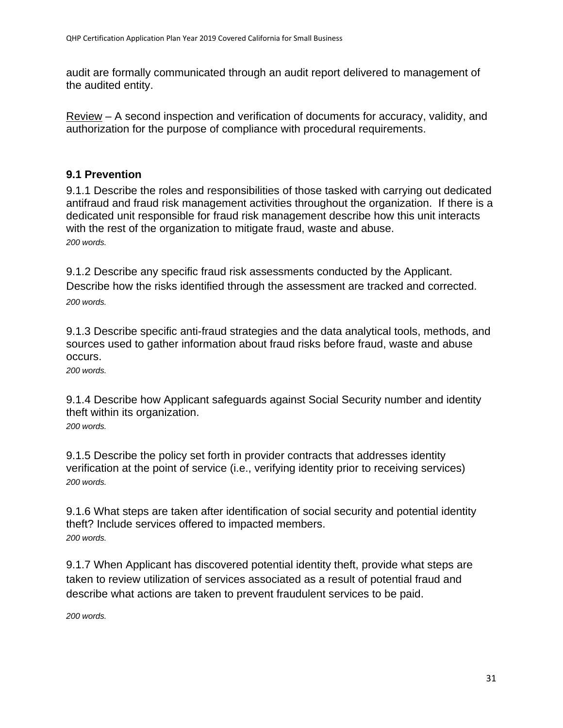audit are formally communicated through an audit report delivered to management of the audited entity.

Review – A second inspection and verification of documents for accuracy, validity, and authorization for the purpose of compliance with procedural requirements.

### 9.1 Prevention

9.1.1 Describe the roles and responsibilities of those tasked with carrying out dedicated antifraud and fraud risk management activities throughout the organization. If there is a dedicated unit responsible for fraud risk management describe how this unit interacts with the rest of the organization to mitigate fraud, waste and abuse.
*200 words.*

9.1.2 Describe any specific fraud risk assessments conducted by the Applicant. Describe how the risks identified through the assessment are tracked and corrected.
*200 words.*

9.1.3 Describe specific anti-fraud strategies and the data analytical tools, methods, and sources used to gather information about fraud risks before fraud, waste and abuse occurs.
*200 words.*

9.1.4 Describe how Applicant safeguards against Social Security number and identity theft within its organization.
*200 words.*

9.1.5 Describe the policy set forth in provider contracts that addresses identity verification at the point of service (i.e., verifying identity prior to receiving services)
*200 words.*

9.1.6 What steps are taken after identification of social security and potential identity theft? Include services offered to impacted members.
*200 words.*

9.1.7 When Applicant has discovered potential identity theft, provide what steps are taken to review utilization of services associated as a result of potential fraud and describe what actions are taken to prevent fraudulent services to be paid.

*200 words.*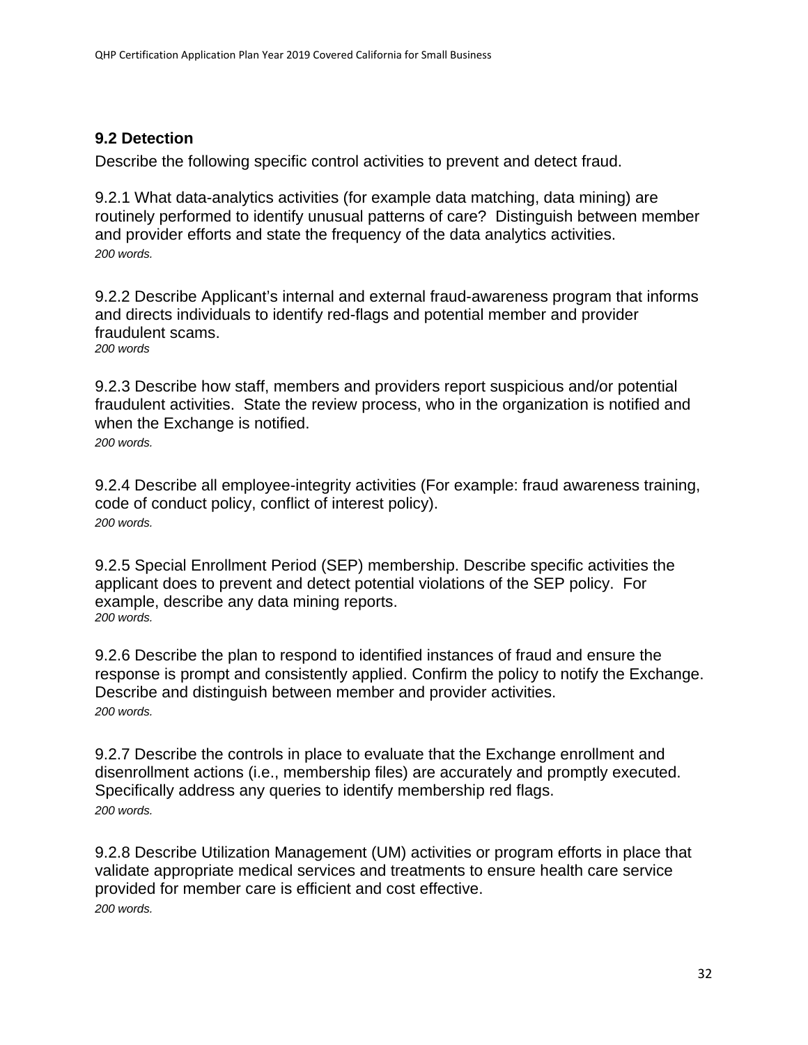### 9.2 Detection

Describe the following specific control activities to prevent and detect fraud.

9.2.1 What data-analytics activities (for example data matching, data mining) are routinely performed to identify unusual patterns of care? Distinguish between member and provider efforts and state the frequency of the data analytics activities.
*200 words.*

9.2.2 Describe Applicant's internal and external fraud-awareness program that informs and directs individuals to identify red-flags and potential member and provider fraudulent scams.
*200 words*

9.2.3 Describe how staff, members and providers report suspicious and/or potential fraudulent activities. State the review process, who in the organization is notified and when the Exchange is notified.
*200 words.*

9.2.4 Describe all employee-integrity activities (For example: fraud awareness training, code of conduct policy, conflict of interest policy).
*200 words.*

9.2.5 Special Enrollment Period (SEP) membership. Describe specific activities the applicant does to prevent and detect potential violations of the SEP policy. For example, describe any data mining reports.
*200 words.*

9.2.6 Describe the plan to respond to identified instances of fraud and ensure the response is prompt and consistently applied. Confirm the policy to notify the Exchange. Describe and distinguish between member and provider activities.
*200 words.*

9.2.7 Describe the controls in place to evaluate that the Exchange enrollment and disenrollment actions (i.e., membership files) are accurately and promptly executed. Specifically address any queries to identify membership red flags.
*200 words.*

9.2.8 Describe Utilization Management (UM) activities or program efforts in place that validate appropriate medical services and treatments to ensure health care service provided for member care is efficient and cost effective.
*200 words.*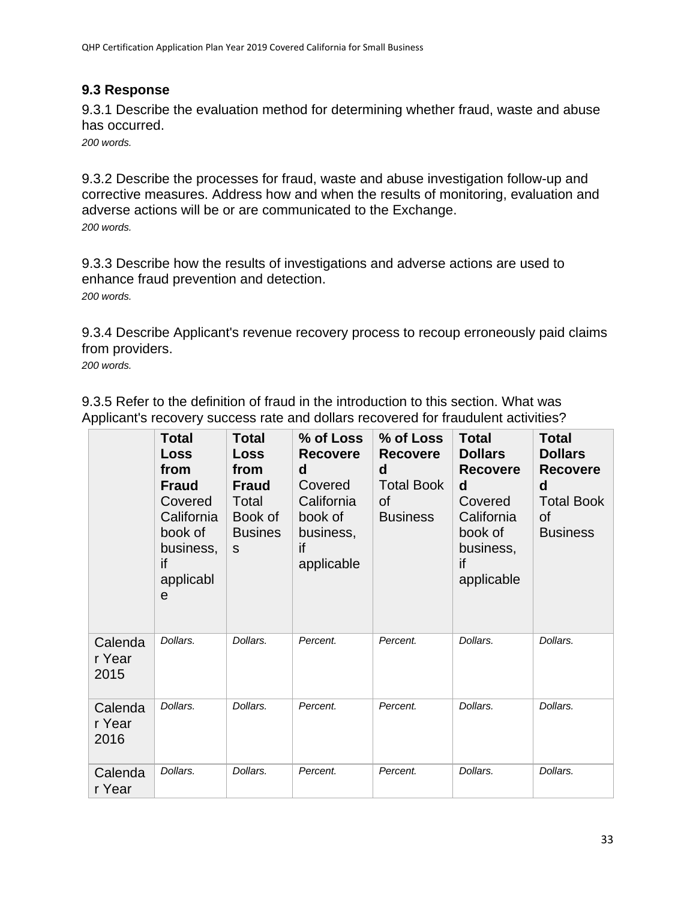### 9.3 Response

9.3.1 Describe the evaluation method for determining whether fraud, waste and abuse has occurred.

*200 words.*

9.3.2 Describe the processes for fraud, waste and abuse investigation follow-up and corrective measures. Address how and when the results of monitoring, evaluation and adverse actions will be or are communicated to the Exchange.

*200 words.*

9.3.3 Describe how the results of investigations and adverse actions are used to enhance fraud prevention and detection.

*200 words.*

9.3.4 Describe Applicant's revenue recovery process to recoup erroneously paid claims from providers.

*200 words.*

9.3.5 Refer to the definition of fraud in the introduction to this section. What was Applicant's recovery success rate and dollars recovered for fraudulent activities?

| | **Total Loss from Fraud** Covered California book of business, if applicable | **Total Loss from Fraud** Total Book of Business | **% of Loss Recovered** Covered California book of business, if applicable | **% of Loss Recovered** Total Book of Business | **Total Dollars Recovered** Covered California book of business, if applicable | **Total Dollars Recovered** Total Book of Business |
|---|---|---|---|---|---|---|
| Calendar Year 2015 | *Dollars.* | *Dollars.* | *Percent.* | *Percent.* | *Dollars.* | *Dollars.* |
| Calendar Year 2016 | *Dollars.* | *Dollars.* | *Percent.* | *Percent.* | *Dollars.* | *Dollars.* |
| Calendar Year | *Dollars.* | *Dollars.* | *Percent.* | *Percent.* | *Dollars.* | *Dollars.* |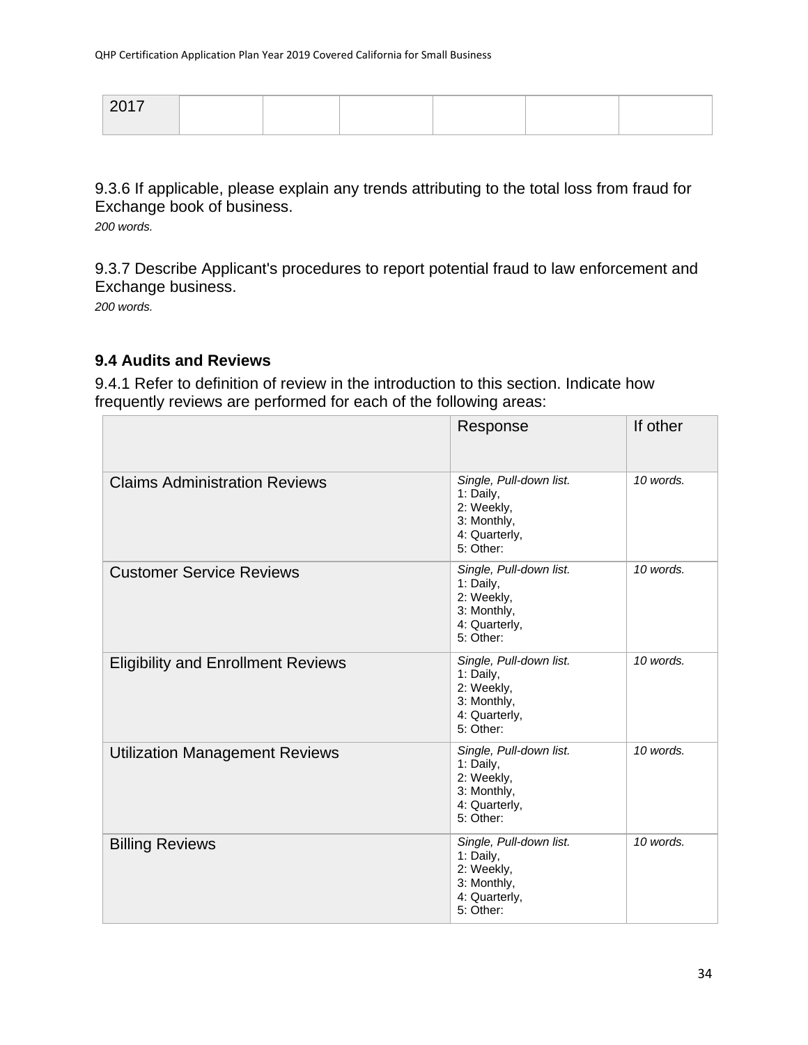| 2017 | | | | | | |
|---|---|---|---|---|---|---|

9.3.6 If applicable, please explain any trends attributing to the total loss from fraud for Exchange book of business.

*200 words.*

9.3.7 Describe Applicant's procedures to report potential fraud to law enforcement and Exchange business.

*200 words.*

### 9.4 Audits and Reviews

9.4.1 Refer to definition of review in the introduction to this section. Indicate how frequently reviews are performed for each of the following areas:

| | Response | If other |
|---|---|---|
| Claims Administration Reviews | *Single, Pull-down list.* 1: Daily, 2: Weekly, 3: Monthly, 4: Quarterly, 5: Other: | *10 words.* |
| Customer Service Reviews | *Single, Pull-down list.* 1: Daily, 2: Weekly, 3: Monthly, 4: Quarterly, 5: Other: | *10 words.* |
| Eligibility and Enrollment Reviews | *Single, Pull-down list.* 1: Daily, 2: Weekly, 3: Monthly, 4: Quarterly, 5: Other: | *10 words.* |
| Utilization Management Reviews | *Single, Pull-down list.* 1: Daily, 2: Weekly, 3: Monthly, 4: Quarterly, 5: Other: | *10 words.* |
| Billing Reviews | *Single, Pull-down list.* 1: Daily, 2: Weekly, 3: Monthly, 4: Quarterly, 5: Other: | *10 words.* |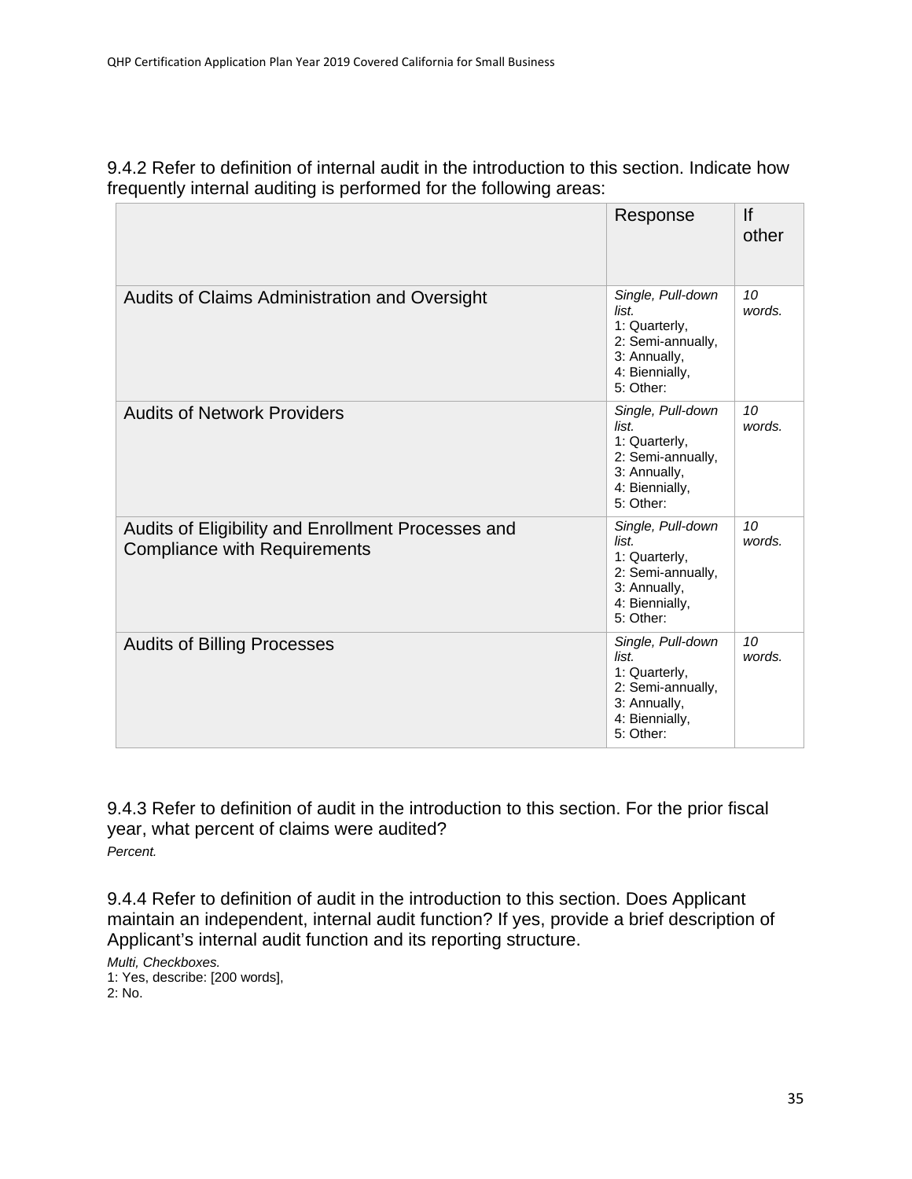9.4.2 Refer to definition of internal audit in the introduction to this section. Indicate how frequently internal auditing is performed for the following areas:

| | Response | If other |
|---|---|---|
| Audits of Claims Administration and Oversight | *Single, Pull-down list.* 1: Quarterly, 2: Semi-annually, 3: Annually, 4: Biennially, 5: Other: | *10 words.* |
| Audits of Network Providers | *Single, Pull-down list.* 1: Quarterly, 2: Semi-annually, 3: Annually, 4: Biennially, 5: Other: | *10 words.* |
| Audits of Eligibility and Enrollment Processes and Compliance with Requirements | *Single, Pull-down list.* 1: Quarterly, 2: Semi-annually, 3: Annually, 4: Biennially, 5: Other: | *10 words.* |
| Audits of Billing Processes | *Single, Pull-down list.* 1: Quarterly, 2: Semi-annually, 3: Annually, 4: Biennially, 5: Other: | *10 words.* |

9.4.3 Refer to definition of audit in the introduction to this section. For the prior fiscal year, what percent of claims were audited?
*Percent.*

9.4.4 Refer to definition of audit in the introduction to this section. Does Applicant maintain an independent, internal audit function? If yes, provide a brief description of Applicant's internal audit function and its reporting structure.

*Multi, Checkboxes.*
1: Yes, describe: [200 words],
2: No.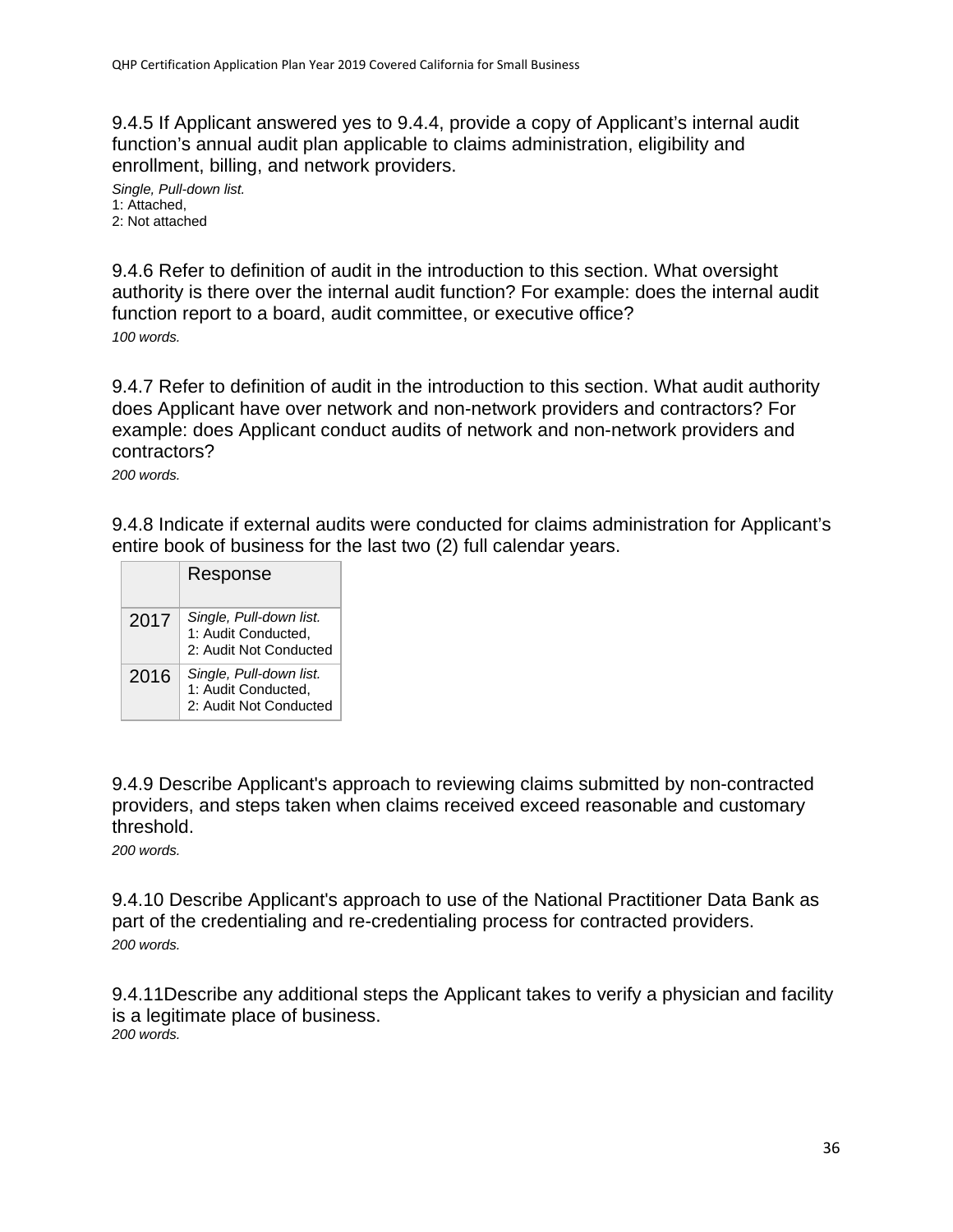9.4.5 If Applicant answered yes to 9.4.4, provide a copy of Applicant's internal audit function's annual audit plan applicable to claims administration, eligibility and enrollment, billing, and network providers.

*Single, Pull-down list.*
1: Attached,
2: Not attached

9.4.6 Refer to definition of audit in the introduction to this section. What oversight authority is there over the internal audit function? For example: does the internal audit function report to a board, audit committee, or executive office?

*100 words.*

9.4.7 Refer to definition of audit in the introduction to this section. What audit authority does Applicant have over network and non-network providers and contractors? For example: does Applicant conduct audits of network and non-network providers and contractors?

*200 words.*

9.4.8 Indicate if external audits were conducted for claims administration for Applicant's entire book of business for the last two (2) full calendar years.

| | Response |
|---|---|
| 2017 | *Single, Pull-down list.* 1: Audit Conducted, 2: Audit Not Conducted |
| 2016 | *Single, Pull-down list.* 1: Audit Conducted, 2: Audit Not Conducted |

9.4.9 Describe Applicant's approach to reviewing claims submitted by non-contracted providers, and steps taken when claims received exceed reasonable and customary threshold.

*200 words.*

9.4.10 Describe Applicant's approach to use of the National Practitioner Data Bank as part of the credentialing and re-credentialing process for contracted providers.

*200 words.*

9.4.11Describe any additional steps the Applicant takes to verify a physician and facility is a legitimate place of business.

*200 words.*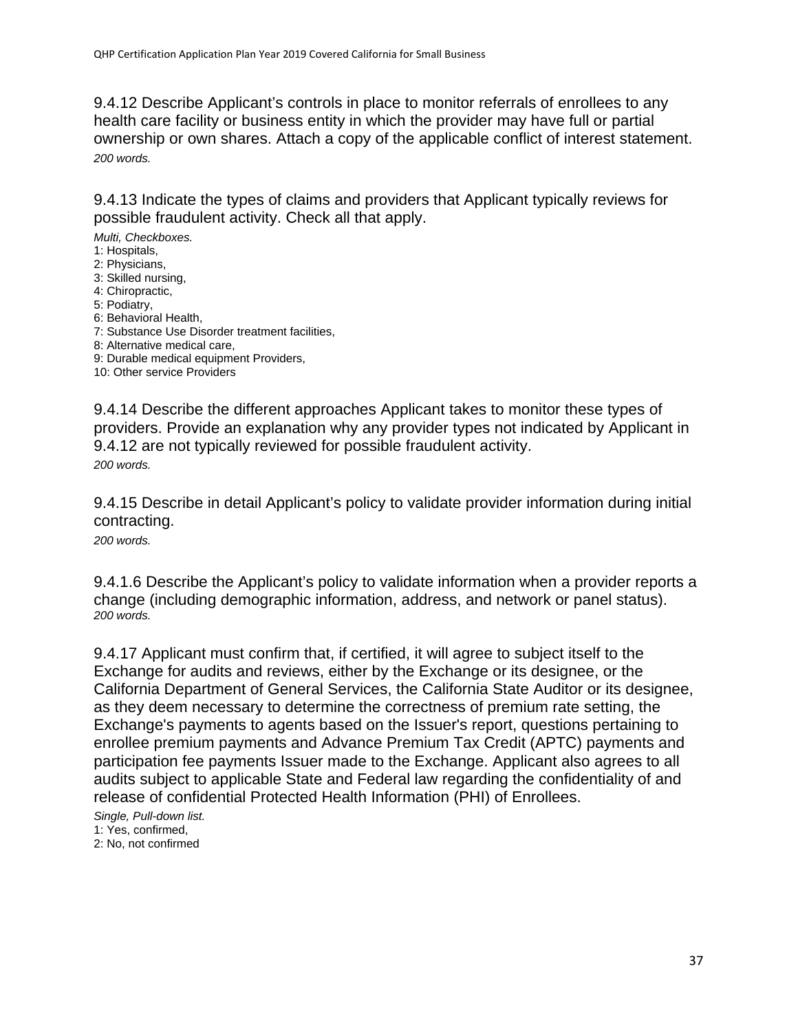9.4.12 Describe Applicant's controls in place to monitor referrals of enrollees to any health care facility or business entity in which the provider may have full or partial ownership or own shares. Attach a copy of the applicable conflict of interest statement.
*200 words.*

9.4.13 Indicate the types of claims and providers that Applicant typically reviews for possible fraudulent activity. Check all that apply.

*Multi, Checkboxes.*
1: Hospitals,
2: Physicians,
3: Skilled nursing,
4: Chiropractic,
5: Podiatry,
6: Behavioral Health,
7: Substance Use Disorder treatment facilities,
8: Alternative medical care,
9: Durable medical equipment Providers,
10: Other service Providers

9.4.14 Describe the different approaches Applicant takes to monitor these types of providers. Provide an explanation why any provider types not indicated by Applicant in 9.4.12 are not typically reviewed for possible fraudulent activity.
*200 words.*

9.4.15 Describe in detail Applicant's policy to validate provider information during initial contracting.
*200 words.*

9.4.1.6 Describe the Applicant's policy to validate information when a provider reports a change (including demographic information, address, and network or panel status).
*200 words.*

9.4.17 Applicant must confirm that, if certified, it will agree to subject itself to the Exchange for audits and reviews, either by the Exchange or its designee, or the California Department of General Services, the California State Auditor or its designee, as they deem necessary to determine the correctness of premium rate setting, the Exchange's payments to agents based on the Issuer's report, questions pertaining to enrollee premium payments and Advance Premium Tax Credit (APTC) payments and participation fee payments Issuer made to the Exchange. Applicant also agrees to all audits subject to applicable State and Federal law regarding the confidentiality of and release of confidential Protected Health Information (PHI) of Enrollees.

*Single, Pull-down list.*
1: Yes, confirmed,
2: No, not confirmed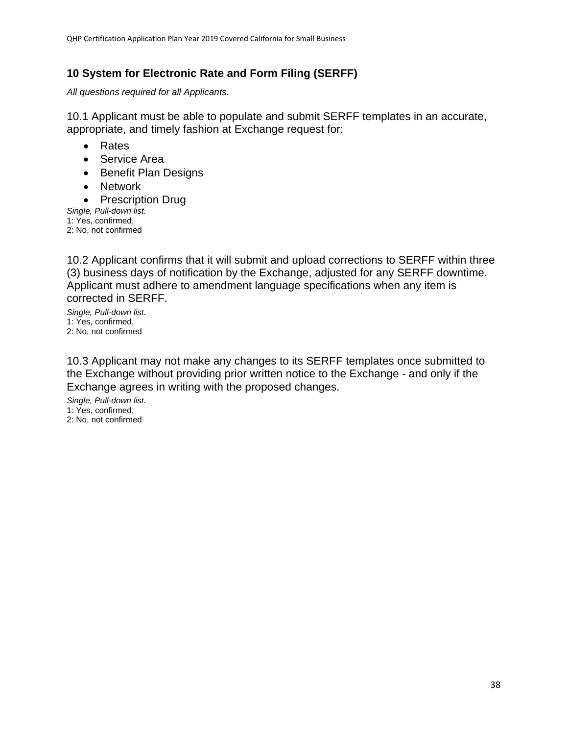## 10 System for Electronic Rate and Form Filing (SERFF)

*All questions required for all Applicants.*

10.1 Applicant must be able to populate and submit SERFF templates in an accurate, appropriate, and timely fashion at Exchange request for:

- Rates
- Service Area
- Benefit Plan Designs
- Network
- Prescription Drug

*Single, Pull-down list.*
1: Yes, confirmed,
2: No, not confirmed

10.2 Applicant confirms that it will submit and upload corrections to SERFF within three (3) business days of notification by the Exchange, adjusted for any SERFF downtime. Applicant must adhere to amendment language specifications when any item is corrected in SERFF.

*Single, Pull-down list.*
1: Yes, confirmed,
2: No, not confirmed

10.3 Applicant may not make any changes to its SERFF templates once submitted to the Exchange without providing prior written notice to the Exchange - and only if the Exchange agrees in writing with the proposed changes.

*Single, Pull-down list.*
1: Yes, confirmed,
2: No, not confirmed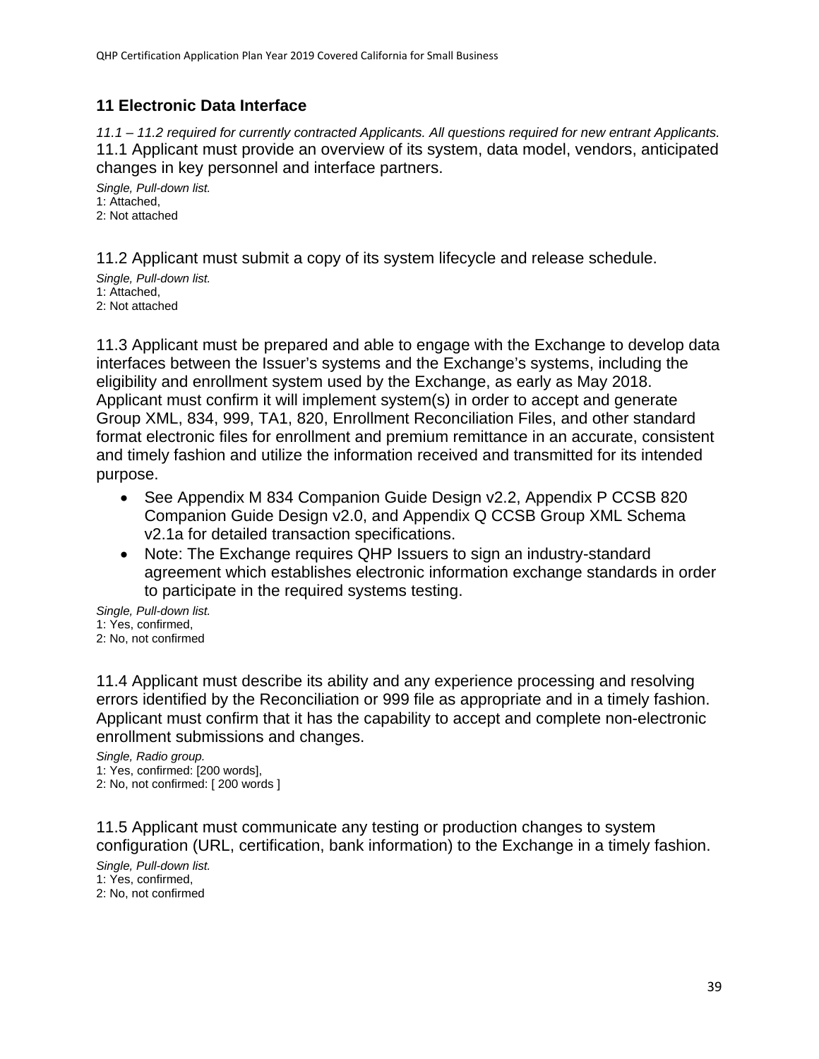## 11 Electronic Data Interface

*11.1 – 11.2 required for currently contracted Applicants. All questions required for new entrant Applicants.*

11.1 Applicant must provide an overview of its system, data model, vendors, anticipated changes in key personnel and interface partners.

*Single, Pull-down list.*
1: Attached,
2: Not attached

11.2 Applicant must submit a copy of its system lifecycle and release schedule.

*Single, Pull-down list.*
1: Attached,
2: Not attached

11.3 Applicant must be prepared and able to engage with the Exchange to develop data interfaces between the Issuer's systems and the Exchange's systems, including the eligibility and enrollment system used by the Exchange, as early as May 2018. Applicant must confirm it will implement system(s) in order to accept and generate Group XML, 834, 999, TA1, 820, Enrollment Reconciliation Files, and other standard format electronic files for enrollment and premium remittance in an accurate, consistent and timely fashion and utilize the information received and transmitted for its intended purpose.

- See Appendix M 834 Companion Guide Design v2.2, Appendix P CCSB 820 Companion Guide Design v2.0, and Appendix Q CCSB Group XML Schema v2.1a for detailed transaction specifications.
- Note: The Exchange requires QHP Issuers to sign an industry-standard agreement which establishes electronic information exchange standards in order to participate in the required systems testing.

*Single, Pull-down list.*
1: Yes, confirmed,
2: No, not confirmed

11.4 Applicant must describe its ability and any experience processing and resolving errors identified by the Reconciliation or 999 file as appropriate and in a timely fashion. Applicant must confirm that it has the capability to accept and complete non-electronic enrollment submissions and changes.

*Single, Radio group.*
1: Yes, confirmed: [200 words],
2: No, not confirmed: [ 200 words ]

11.5 Applicant must communicate any testing or production changes to system configuration (URL, certification, bank information) to the Exchange in a timely fashion.

*Single, Pull-down list.*
1: Yes, confirmed,
2: No, not confirmed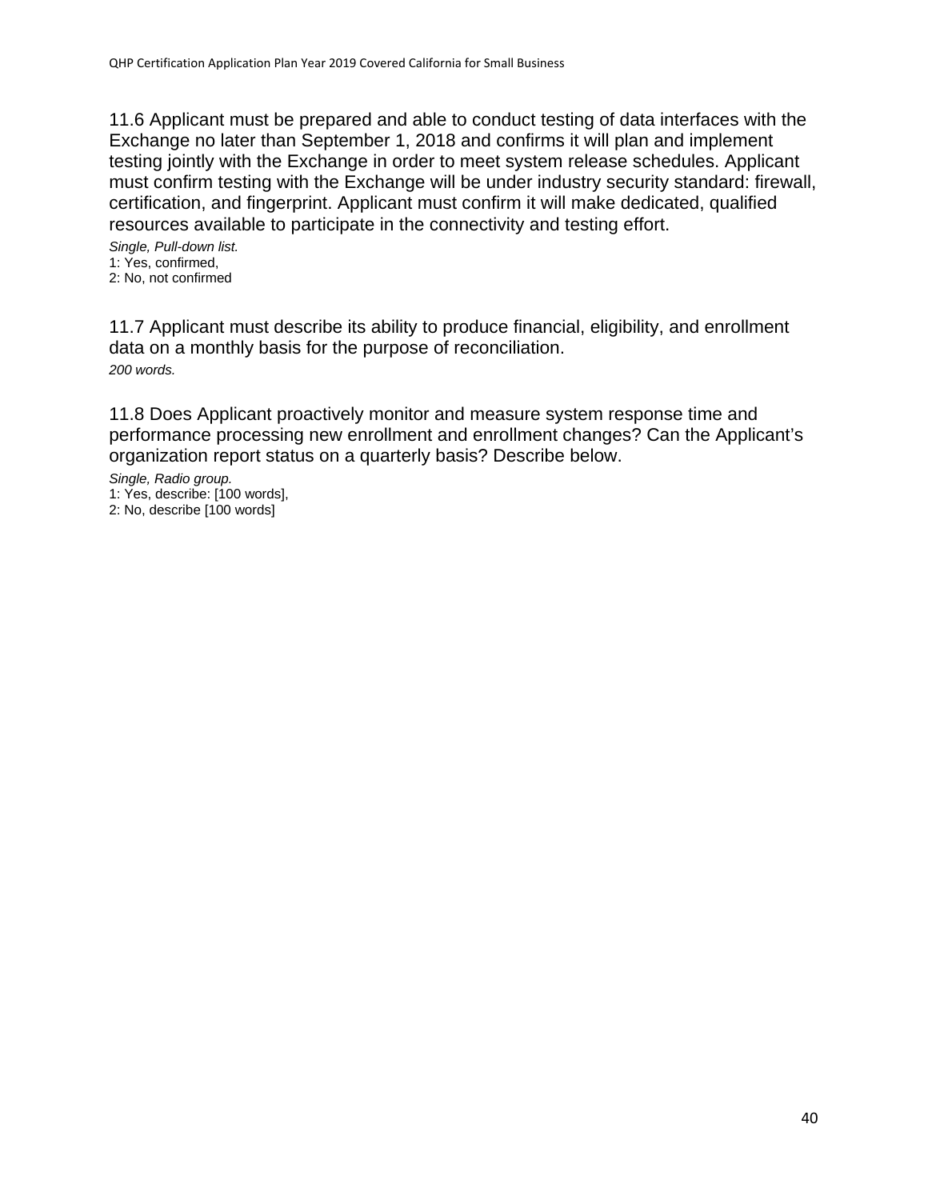11.6 Applicant must be prepared and able to conduct testing of data interfaces with the Exchange no later than September 1, 2018 and confirms it will plan and implement testing jointly with the Exchange in order to meet system release schedules. Applicant must confirm testing with the Exchange will be under industry security standard: firewall, certification, and fingerprint. Applicant must confirm it will make dedicated, qualified resources available to participate in the connectivity and testing effort.

*Single, Pull-down list.*
1: Yes, confirmed,
2: No, not confirmed

11.7 Applicant must describe its ability to produce financial, eligibility, and enrollment data on a monthly basis for the purpose of reconciliation.

*200 words.*

11.8 Does Applicant proactively monitor and measure system response time and performance processing new enrollment and enrollment changes? Can the Applicant's organization report status on a quarterly basis? Describe below.

*Single, Radio group.*
1: Yes, describe: [100 words],
2: No, describe [100 words]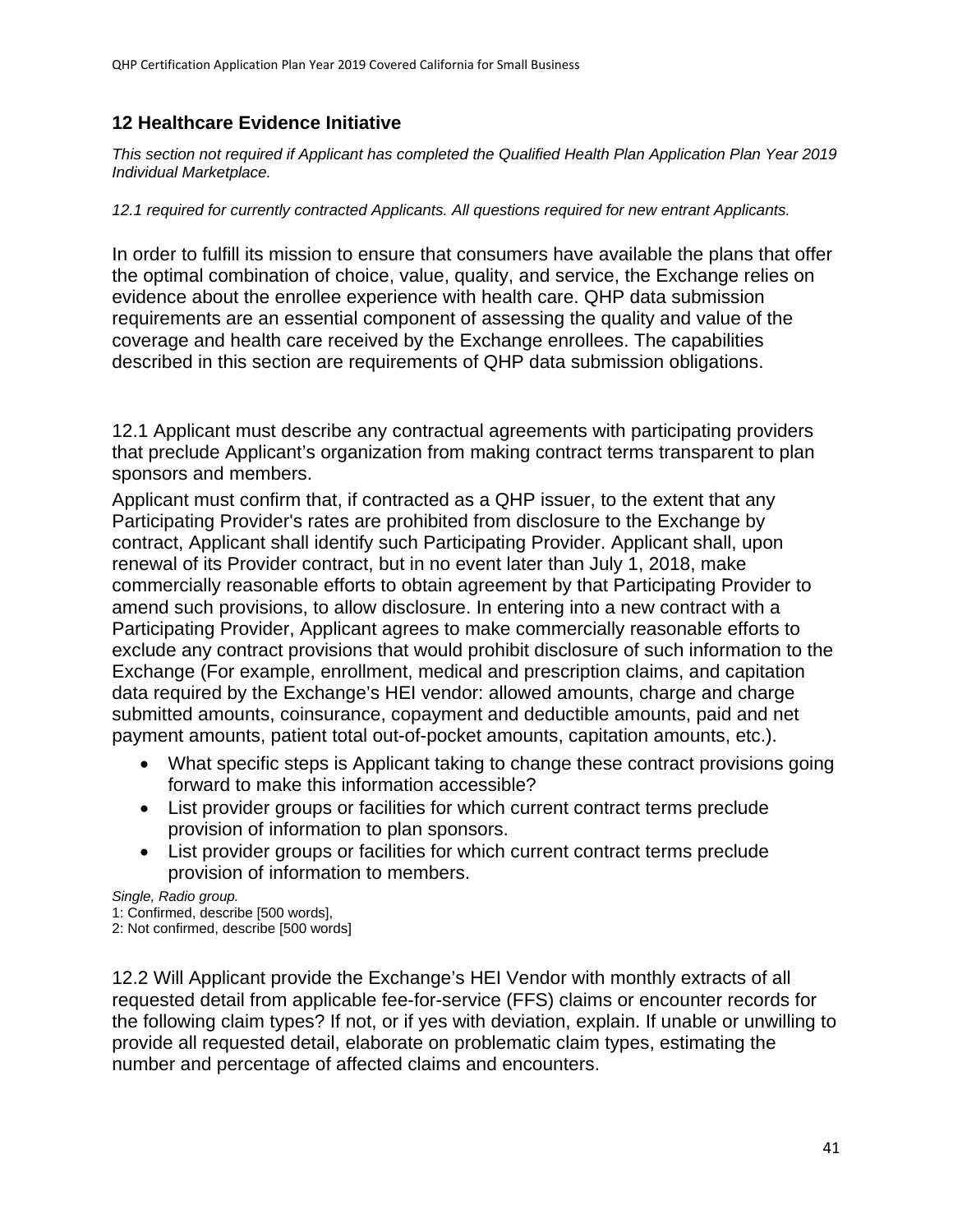## 12 Healthcare Evidence Initiative

*This section not required if Applicant has completed the Qualified Health Plan Application Plan Year 2019 Individual Marketplace.*

*12.1 required for currently contracted Applicants. All questions required for new entrant Applicants.*

In order to fulfill its mission to ensure that consumers have available the plans that offer the optimal combination of choice, value, quality, and service, the Exchange relies on evidence about the enrollee experience with health care. QHP data submission requirements are an essential component of assessing the quality and value of the coverage and health care received by the Exchange enrollees. The capabilities described in this section are requirements of QHP data submission obligations.

12.1 Applicant must describe any contractual agreements with participating providers that preclude Applicant's organization from making contract terms transparent to plan sponsors and members.

Applicant must confirm that, if contracted as a QHP issuer, to the extent that any Participating Provider's rates are prohibited from disclosure to the Exchange by contract, Applicant shall identify such Participating Provider. Applicant shall, upon renewal of its Provider contract, but in no event later than July 1, 2018, make commercially reasonable efforts to obtain agreement by that Participating Provider to amend such provisions, to allow disclosure. In entering into a new contract with a Participating Provider, Applicant agrees to make commercially reasonable efforts to exclude any contract provisions that would prohibit disclosure of such information to the Exchange (For example, enrollment, medical and prescription claims, and capitation data required by the Exchange's HEI vendor: allowed amounts, charge and charge submitted amounts, coinsurance, copayment and deductible amounts, paid and net payment amounts, patient total out-of-pocket amounts, capitation amounts, etc.).

- What specific steps is Applicant taking to change these contract provisions going forward to make this information accessible?
- List provider groups or facilities for which current contract terms preclude provision of information to plan sponsors.
- List provider groups or facilities for which current contract terms preclude provision of information to members.

*Single, Radio group.*
1: Confirmed, describe [500 words],
2: Not confirmed, describe [500 words]

12.2 Will Applicant provide the Exchange's HEI Vendor with monthly extracts of all requested detail from applicable fee-for-service (FFS) claims or encounter records for the following claim types? If not, or if yes with deviation, explain. If unable or unwilling to provide all requested detail, elaborate on problematic claim types, estimating the number and percentage of affected claims and encounters.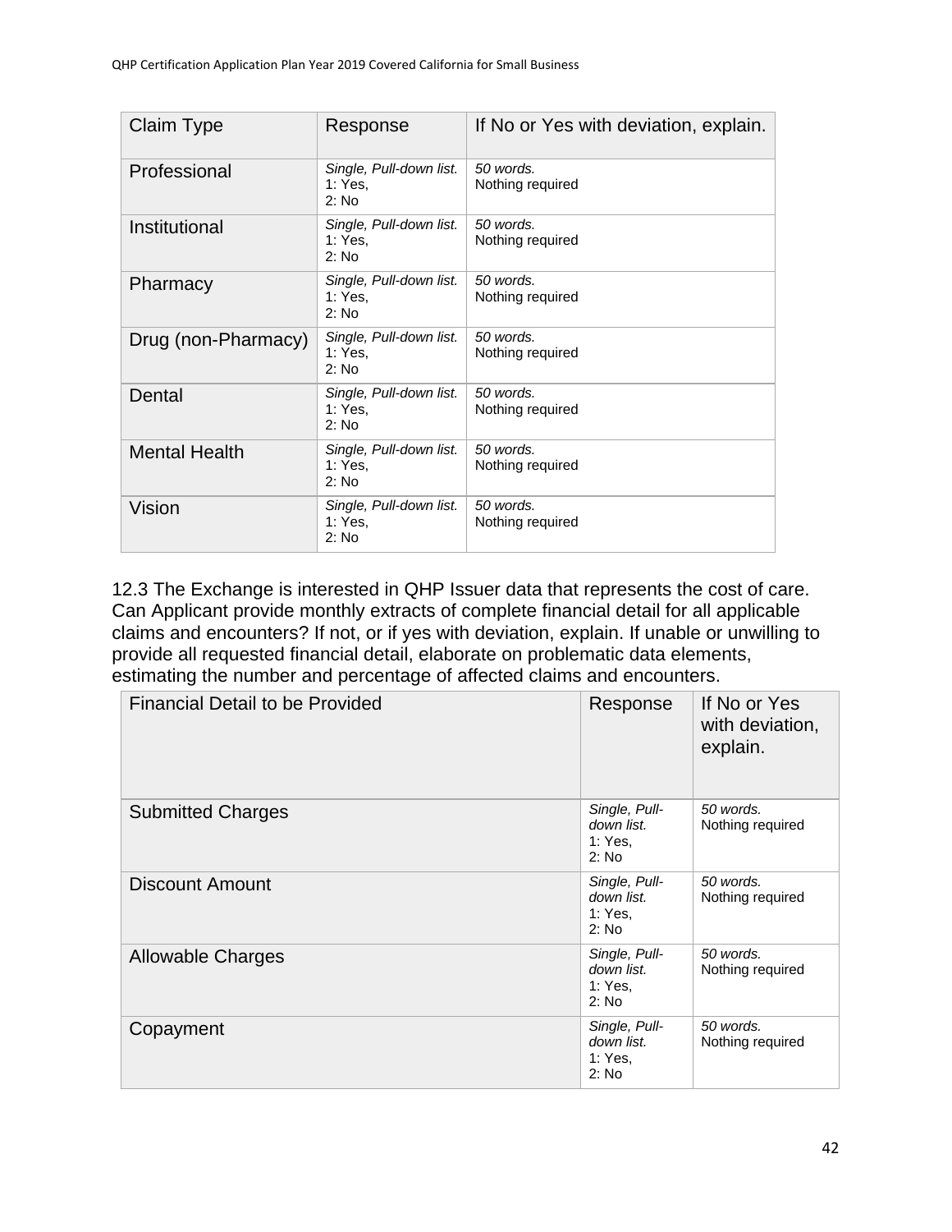| Claim Type | Response | If No or Yes with deviation, explain. |
|---|---|---|
| Professional | *Single, Pull-down list.* 1: Yes, 2: No | *50 words.* Nothing required |
| Institutional | *Single, Pull-down list.* 1: Yes, 2: No | *50 words.* Nothing required |
| Pharmacy | *Single, Pull-down list.* 1: Yes, 2: No | *50 words.* Nothing required |
| Drug (non-Pharmacy) | *Single, Pull-down list.* 1: Yes, 2: No | *50 words.* Nothing required |
| Dental | *Single, Pull-down list.* 1: Yes, 2: No | *50 words.* Nothing required |
| Mental Health | *Single, Pull-down list.* 1: Yes, 2: No | *50 words.* Nothing required |
| Vision | *Single, Pull-down list.* 1: Yes, 2: No | *50 words.* Nothing required |

12.3 The Exchange is interested in QHP Issuer data that represents the cost of care. Can Applicant provide monthly extracts of complete financial detail for all applicable claims and encounters? If not, or if yes with deviation, explain. If unable or unwilling to provide all requested financial detail, elaborate on problematic data elements, estimating the number and percentage of affected claims and encounters.

| Financial Detail to be Provided | Response | If No or Yes with deviation, explain. |
|---|---|---|
| Submitted Charges | *Single, Pull-down list.* 1: Yes, 2: No | *50 words.* Nothing required |
| Discount Amount | *Single, Pull-down list.* 1: Yes, 2: No | *50 words.* Nothing required |
| Allowable Charges | *Single, Pull-down list.* 1: Yes, 2: No | *50 words.* Nothing required |
| Copayment | *Single, Pull-down list.* 1: Yes, 2: No | *50 words.* Nothing required |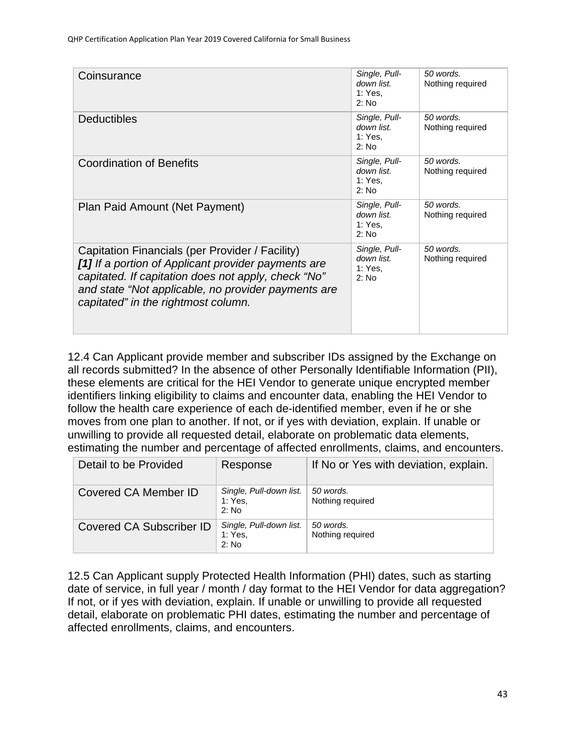| | | |
|---|---|---|
| Coinsurance | *Single, Pull-down list.* 1: Yes, 2: No | *50 words.* Nothing required |
| Deductibles | *Single, Pull-down list.* 1: Yes, 2: No | *50 words.* Nothing required |
| Coordination of Benefits | *Single, Pull-down list.* 1: Yes, 2: No | *50 words.* Nothing required |
| Plan Paid Amount (Net Payment) | *Single, Pull-down list.* 1: Yes, 2: No | *50 words.* Nothing required |
| Capitation Financials (per Provider / Facility) ***[1]*** *If a portion of Applicant provider payments are capitated. If capitation does not apply, check "No" and state "Not applicable, no provider payments are capitated" in the rightmost column.* | *Single, Pull-down list.* 1: Yes, 2: No | *50 words.* Nothing required |

12.4 Can Applicant provide member and subscriber IDs assigned by the Exchange on all records submitted? In the absence of other Personally Identifiable Information (PII), these elements are critical for the HEI Vendor to generate unique encrypted member identifiers linking eligibility to claims and encounter data, enabling the HEI Vendor to follow the health care experience of each de-identified member, even if he or she moves from one plan to another. If not, or if yes with deviation, explain. If unable or unwilling to provide all requested detail, elaborate on problematic data elements, estimating the number and percentage of affected enrollments, claims, and encounters.

| Detail to be Provided | Response | If No or Yes with deviation, explain. |
|---|---|---|
| Covered CA Member ID | *Single, Pull-down list.* 1: Yes, 2: No | *50 words.* Nothing required |
| Covered CA Subscriber ID | *Single, Pull-down list.* 1: Yes, 2: No | *50 words.* Nothing required |

12.5 Can Applicant supply Protected Health Information (PHI) dates, such as starting date of service, in full year / month / day format to the HEI Vendor for data aggregation? If not, or if yes with deviation, explain. If unable or unwilling to provide all requested detail, elaborate on problematic PHI dates, estimating the number and percentage of affected enrollments, claims, and encounters.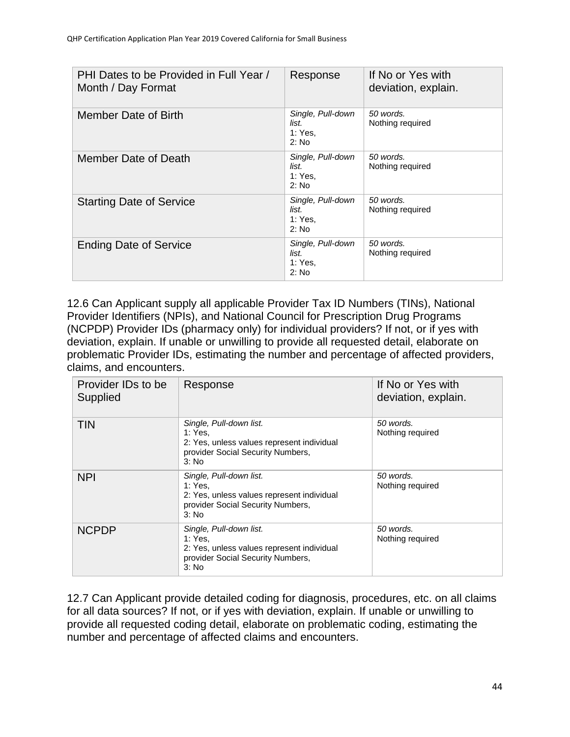| PHI Dates to be Provided in Full Year / Month / Day Format | Response | If No or Yes with deviation, explain. |
|---|---|---|
| Member Date of Birth | *Single, Pull-down list.* 1: Yes, 2: No | *50 words.* Nothing required |
| Member Date of Death | *Single, Pull-down list.* 1: Yes, 2: No | *50 words.* Nothing required |
| Starting Date of Service | *Single, Pull-down list.* 1: Yes, 2: No | *50 words.* Nothing required |
| Ending Date of Service | *Single, Pull-down list.* 1: Yes, 2: No | *50 words.* Nothing required |

12.6 Can Applicant supply all applicable Provider Tax ID Numbers (TINs), National Provider Identifiers (NPIs), and National Council for Prescription Drug Programs (NCPDP) Provider IDs (pharmacy only) for individual providers? If not, or if yes with deviation, explain. If unable or unwilling to provide all requested detail, elaborate on problematic Provider IDs, estimating the number and percentage of affected providers, claims, and encounters.

| Provider IDs to be Supplied | Response | If No or Yes with deviation, explain. |
|---|---|---|
| TIN | *Single, Pull-down list.* 1: Yes, 2: Yes, unless values represent individual provider Social Security Numbers, 3: No | *50 words.* Nothing required |
| NPI | *Single, Pull-down list.* 1: Yes, 2: Yes, unless values represent individual provider Social Security Numbers, 3: No | *50 words.* Nothing required |
| NCPDP | *Single, Pull-down list.* 1: Yes, 2: Yes, unless values represent individual provider Social Security Numbers, 3: No | *50 words.* Nothing required |

12.7 Can Applicant provide detailed coding for diagnosis, procedures, etc. on all claims for all data sources? If not, or if yes with deviation, explain. If unable or unwilling to provide all requested coding detail, elaborate on problematic coding, estimating the number and percentage of affected claims and encounters.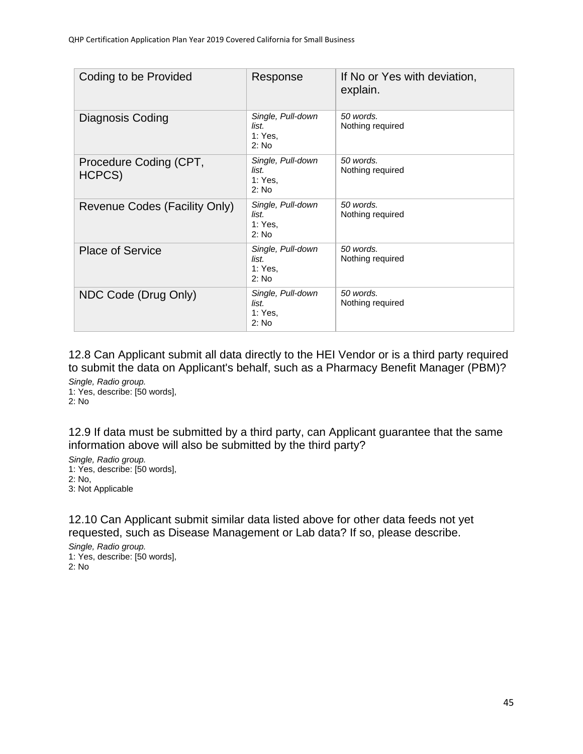| Coding to be Provided | Response | If No or Yes with deviation, explain. |
|---|---|---|
| Diagnosis Coding | *Single, Pull-down list.* 1: Yes, 2: No | *50 words.* Nothing required |
| Procedure Coding (CPT, HCPCS) | *Single, Pull-down list.* 1: Yes, 2: No | *50 words.* Nothing required |
| Revenue Codes (Facility Only) | *Single, Pull-down list.* 1: Yes, 2: No | *50 words.* Nothing required |
| Place of Service | *Single, Pull-down list.* 1: Yes, 2: No | *50 words.* Nothing required |
| NDC Code (Drug Only) | *Single, Pull-down list.* 1: Yes, 2: No | *50 words.* Nothing required |

12.8 Can Applicant submit all data directly to the HEI Vendor or is a third party required to submit the data on Applicant's behalf, such as a Pharmacy Benefit Manager (PBM)?

*Single, Radio group.*
1: Yes, describe: [50 words],
2: No

12.9 If data must be submitted by a third party, can Applicant guarantee that the same information above will also be submitted by the third party?

*Single, Radio group.*
1: Yes, describe: [50 words],
2: No,
3: Not Applicable

12.10 Can Applicant submit similar data listed above for other data feeds not yet requested, such as Disease Management or Lab data? If so, please describe.

*Single, Radio group.*
1: Yes, describe: [50 words],
2: No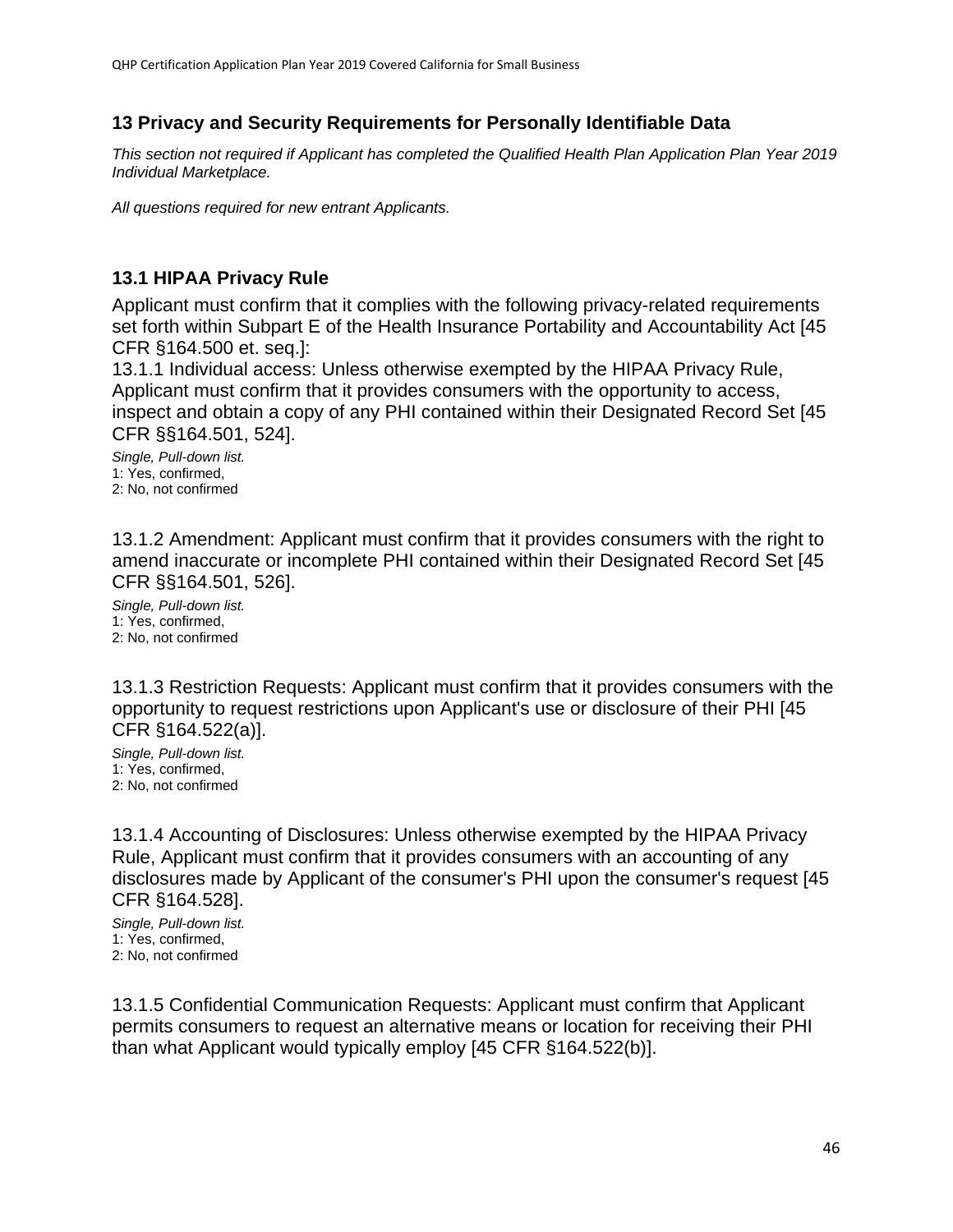## 13 Privacy and Security Requirements for Personally Identifiable Data

*This section not required if Applicant has completed the Qualified Health Plan Application Plan Year 2019 Individual Marketplace.*

*All questions required for new entrant Applicants.*

### 13.1 HIPAA Privacy Rule

Applicant must confirm that it complies with the following privacy-related requirements set forth within Subpart E of the Health Insurance Portability and Accountability Act [45 CFR §164.500 et. seq.]:

13.1.1 Individual access: Unless otherwise exempted by the HIPAA Privacy Rule, Applicant must confirm that it provides consumers with the opportunity to access, inspect and obtain a copy of any PHI contained within their Designated Record Set [45 CFR §§164.501, 524].

*Single, Pull-down list.*
1: Yes, confirmed,
2: No, not confirmed

13.1.2 Amendment: Applicant must confirm that it provides consumers with the right to amend inaccurate or incomplete PHI contained within their Designated Record Set [45 CFR §§164.501, 526].

*Single, Pull-down list.*
1: Yes, confirmed,
2: No, not confirmed

13.1.3 Restriction Requests: Applicant must confirm that it provides consumers with the opportunity to request restrictions upon Applicant's use or disclosure of their PHI [45 CFR §164.522(a)].

*Single, Pull-down list.*
1: Yes, confirmed,
2: No, not confirmed

13.1.4 Accounting of Disclosures: Unless otherwise exempted by the HIPAA Privacy Rule, Applicant must confirm that it provides consumers with an accounting of any disclosures made by Applicant of the consumer's PHI upon the consumer's request [45 CFR §164.528].

*Single, Pull-down list.*
1: Yes, confirmed,
2: No, not confirmed

13.1.5 Confidential Communication Requests: Applicant must confirm that Applicant permits consumers to request an alternative means or location for receiving their PHI than what Applicant would typically employ [45 CFR §164.522(b)].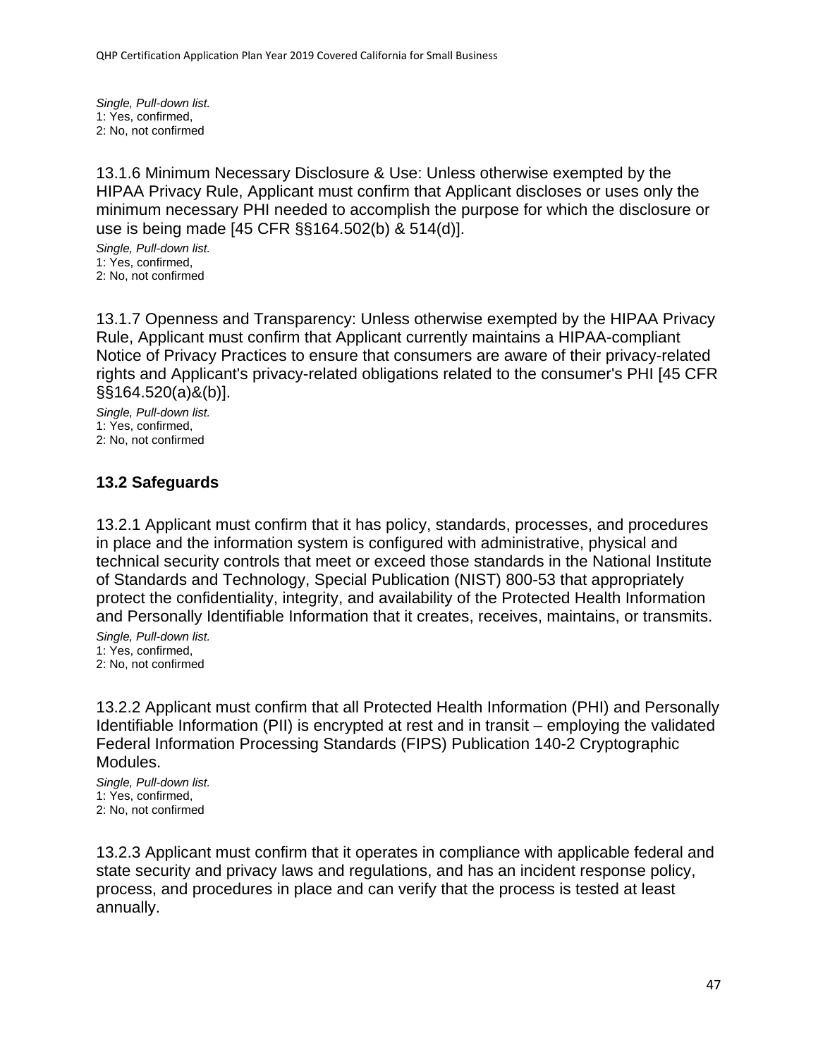*Single, Pull-down list.*
1: Yes, confirmed,
2: No, not confirmed

13.1.6 Minimum Necessary Disclosure & Use: Unless otherwise exempted by the HIPAA Privacy Rule, Applicant must confirm that Applicant discloses or uses only the minimum necessary PHI needed to accomplish the purpose for which the disclosure or use is being made [45 CFR §§164.502(b) & 514(d)].

*Single, Pull-down list.*
1: Yes, confirmed,
2: No, not confirmed

13.1.7 Openness and Transparency: Unless otherwise exempted by the HIPAA Privacy Rule, Applicant must confirm that Applicant currently maintains a HIPAA-compliant Notice of Privacy Practices to ensure that consumers are aware of their privacy-related rights and Applicant's privacy-related obligations related to the consumer's PHI [45 CFR §§164.520(a)&(b)].

*Single, Pull-down list.*
1: Yes, confirmed,
2: No, not confirmed

### 13.2 Safeguards

13.2.1 Applicant must confirm that it has policy, standards, processes, and procedures in place and the information system is configured with administrative, physical and technical security controls that meet or exceed those standards in the National Institute of Standards and Technology, Special Publication (NIST) 800-53 that appropriately protect the confidentiality, integrity, and availability of the Protected Health Information and Personally Identifiable Information that it creates, receives, maintains, or transmits.

*Single, Pull-down list.*
1: Yes, confirmed,
2: No, not confirmed

13.2.2 Applicant must confirm that all Protected Health Information (PHI) and Personally Identifiable Information (PII) is encrypted at rest and in transit – employing the validated Federal Information Processing Standards (FIPS) Publication 140-2 Cryptographic Modules.

*Single, Pull-down list.*
1: Yes, confirmed,
2: No, not confirmed

13.2.3 Applicant must confirm that it operates in compliance with applicable federal and state security and privacy laws and regulations, and has an incident response policy, process, and procedures in place and can verify that the process is tested at least annually.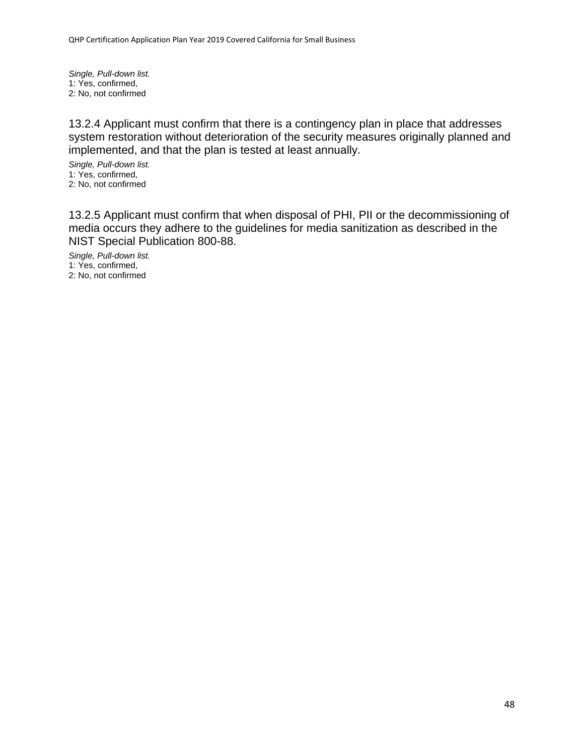*Single, Pull-down list.*
1: Yes, confirmed,
2: No, not confirmed

13.2.4 Applicant must confirm that there is a contingency plan in place that addresses system restoration without deterioration of the security measures originally planned and implemented, and that the plan is tested at least annually.

*Single, Pull-down list.*
1: Yes, confirmed,
2: No, not confirmed

13.2.5 Applicant must confirm that when disposal of PHI, PII or the decommissioning of media occurs they adhere to the guidelines for media sanitization as described in the NIST Special Publication 800-88.

*Single, Pull-down list.*
1: Yes, confirmed,
2: No, not confirmed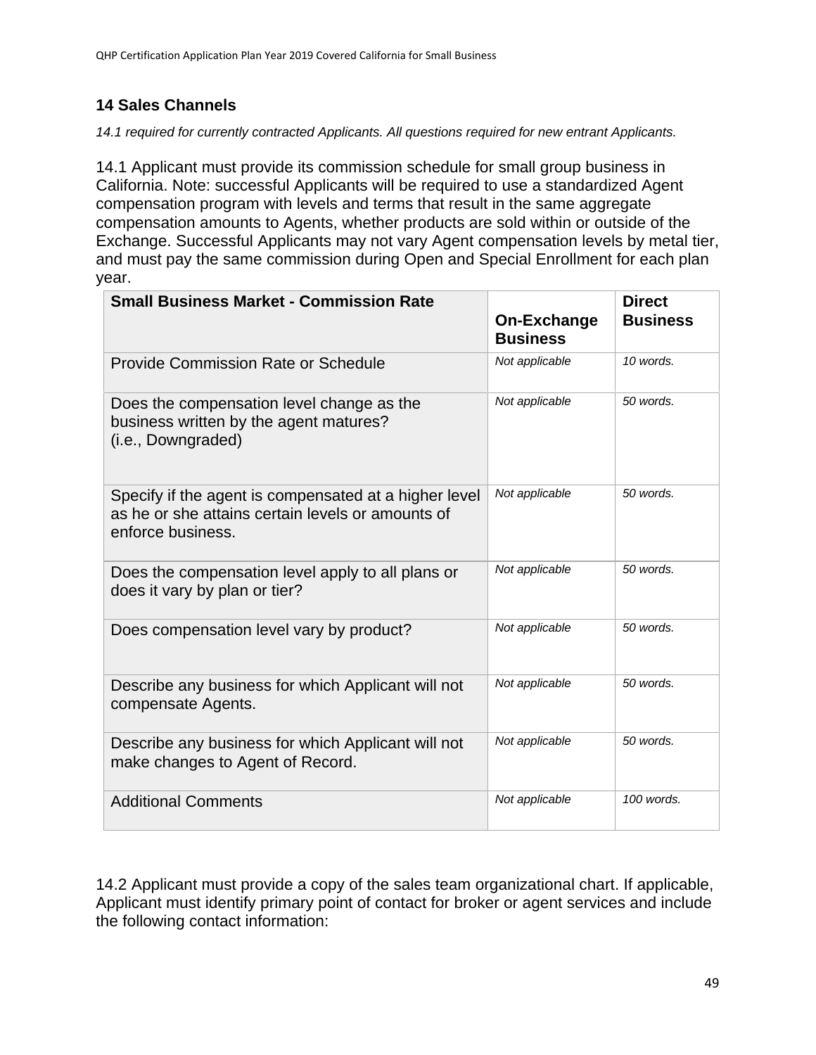## 14 Sales Channels

*14.1 required for currently contracted Applicants. All questions required for new entrant Applicants.*

14.1 Applicant must provide its commission schedule for small group business in California. Note: successful Applicants will be required to use a standardized Agent compensation program with levels and terms that result in the same aggregate compensation amounts to Agents, whether products are sold within or outside of the Exchange. Successful Applicants may not vary Agent compensation levels by metal tier, and must pay the same commission during Open and Special Enrollment for each plan year.

| **Small Business Market - Commission Rate** | **On-Exchange Business** | **Direct Business** |
|---|---|---|
| Provide Commission Rate or Schedule | *Not applicable* | *10 words.* |
| Does the compensation level change as the business written by the agent matures? (i.e., Downgraded) | *Not applicable* | *50 words.* |
| Specify if the agent is compensated at a higher level as he or she attains certain levels or amounts of enforce business. | *Not applicable* | *50 words.* |
| Does the compensation level apply to all plans or does it vary by plan or tier? | *Not applicable* | *50 words.* |
| Does compensation level vary by product? | *Not applicable* | *50 words.* |
| Describe any business for which Applicant will not compensate Agents. | *Not applicable* | *50 words.* |
| Describe any business for which Applicant will not make changes to Agent of Record. | *Not applicable* | *50 words.* |
| Additional Comments | *Not applicable* | *100 words.* |

14.2 Applicant must provide a copy of the sales team organizational chart. If applicable, Applicant must identify primary point of contact for broker or agent services and include the following contact information: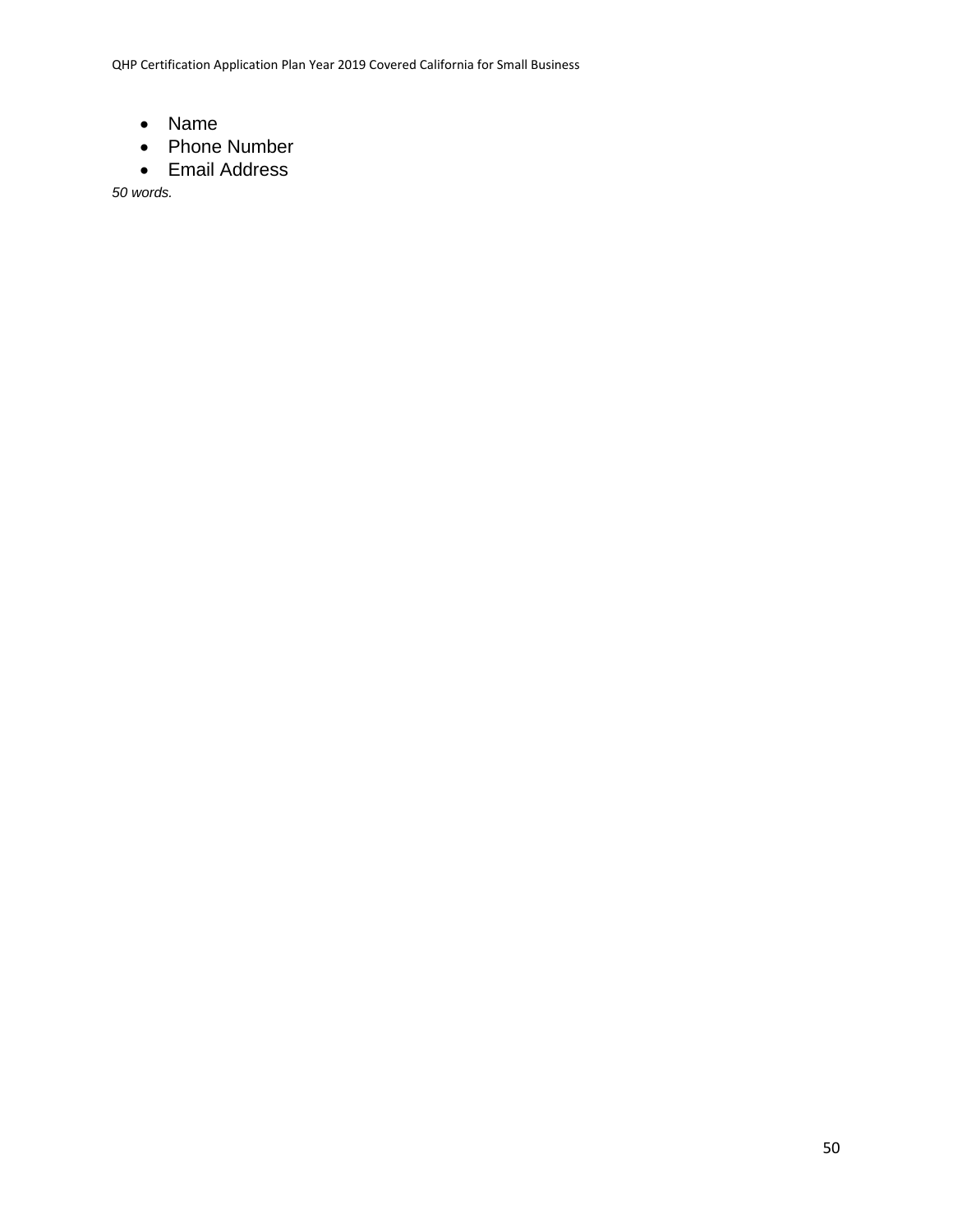- Name
- Phone Number
- Email Address

*50 words.*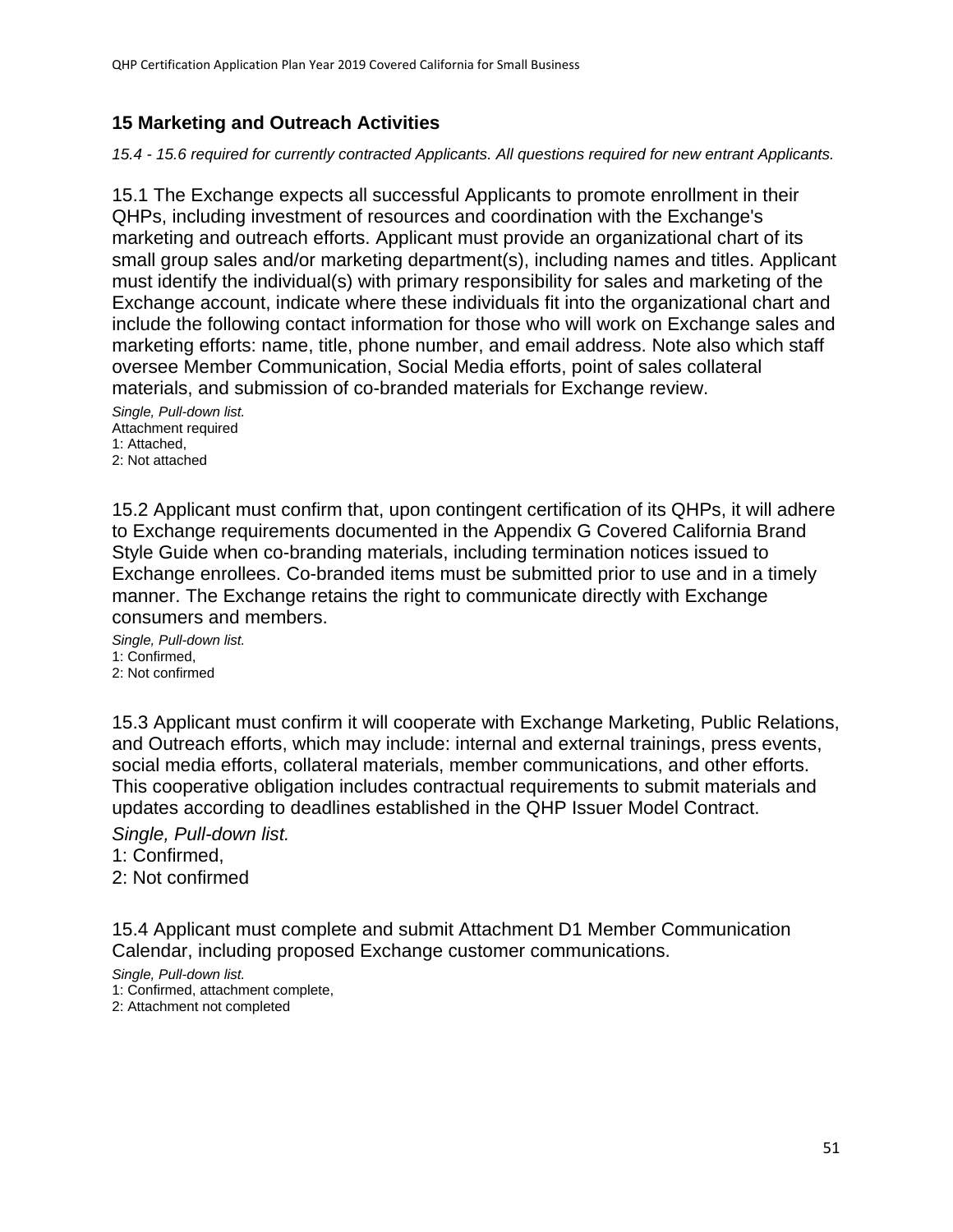## 15 Marketing and Outreach Activities

*15.4 - 15.6 required for currently contracted Applicants. All questions required for new entrant Applicants.*

15.1 The Exchange expects all successful Applicants to promote enrollment in their QHPs, including investment of resources and coordination with the Exchange's marketing and outreach efforts. Applicant must provide an organizational chart of its small group sales and/or marketing department(s), including names and titles. Applicant must identify the individual(s) with primary responsibility for sales and marketing of the Exchange account, indicate where these individuals fit into the organizational chart and include the following contact information for those who will work on Exchange sales and marketing efforts: name, title, phone number, and email address. Note also which staff oversee Member Communication, Social Media efforts, point of sales collateral materials, and submission of co-branded materials for Exchange review.

*Single, Pull-down list.*
Attachment required
1: Attached,
2: Not attached

15.2 Applicant must confirm that, upon contingent certification of its QHPs, it will adhere to Exchange requirements documented in the Appendix G Covered California Brand Style Guide when co-branding materials, including termination notices issued to Exchange enrollees. Co-branded items must be submitted prior to use and in a timely manner. The Exchange retains the right to communicate directly with Exchange consumers and members.

*Single, Pull-down list.*
1: Confirmed,
2: Not confirmed

15.3 Applicant must confirm it will cooperate with Exchange Marketing, Public Relations, and Outreach efforts, which may include: internal and external trainings, press events, social media efforts, collateral materials, member communications, and other efforts. This cooperative obligation includes contractual requirements to submit materials and updates according to deadlines established in the QHP Issuer Model Contract.

*Single, Pull-down list.*
1: Confirmed,
2: Not confirmed

15.4 Applicant must complete and submit Attachment D1 Member Communication Calendar, including proposed Exchange customer communications.

*Single, Pull-down list.*
1: Confirmed, attachment complete,
2: Attachment not completed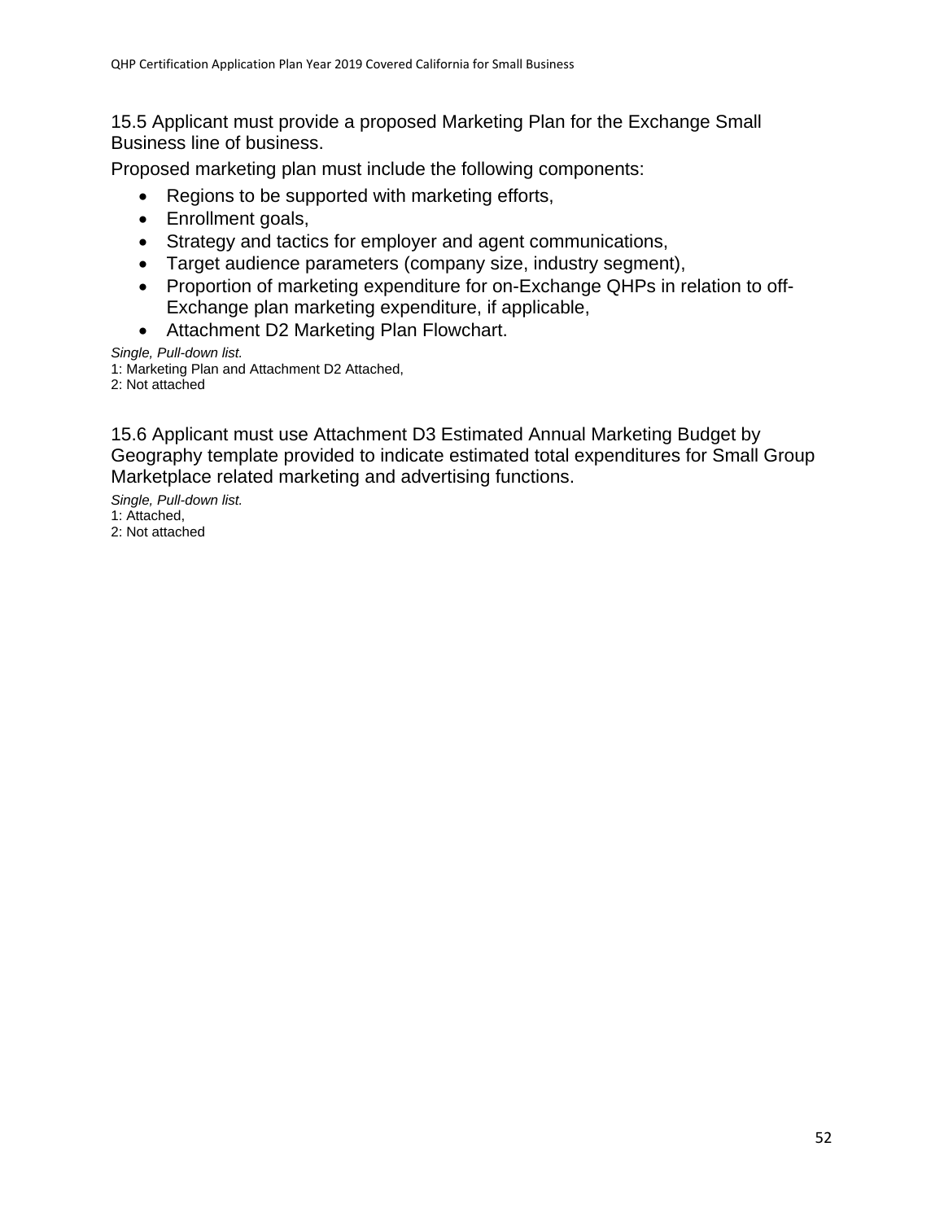15.5 Applicant must provide a proposed Marketing Plan for the Exchange Small Business line of business.

Proposed marketing plan must include the following components:

- Regions to be supported with marketing efforts,
- Enrollment goals,
- Strategy and tactics for employer and agent communications,
- Target audience parameters (company size, industry segment),
- Proportion of marketing expenditure for on-Exchange QHPs in relation to off-Exchange plan marketing expenditure, if applicable,
- Attachment D2 Marketing Plan Flowchart.

*Single, Pull-down list.*
1: Marketing Plan and Attachment D2 Attached,
2: Not attached

15.6 Applicant must use Attachment D3 Estimated Annual Marketing Budget by Geography template provided to indicate estimated total expenditures for Small Group Marketplace related marketing and advertising functions.

*Single, Pull-down list.*
1: Attached,
2: Not attached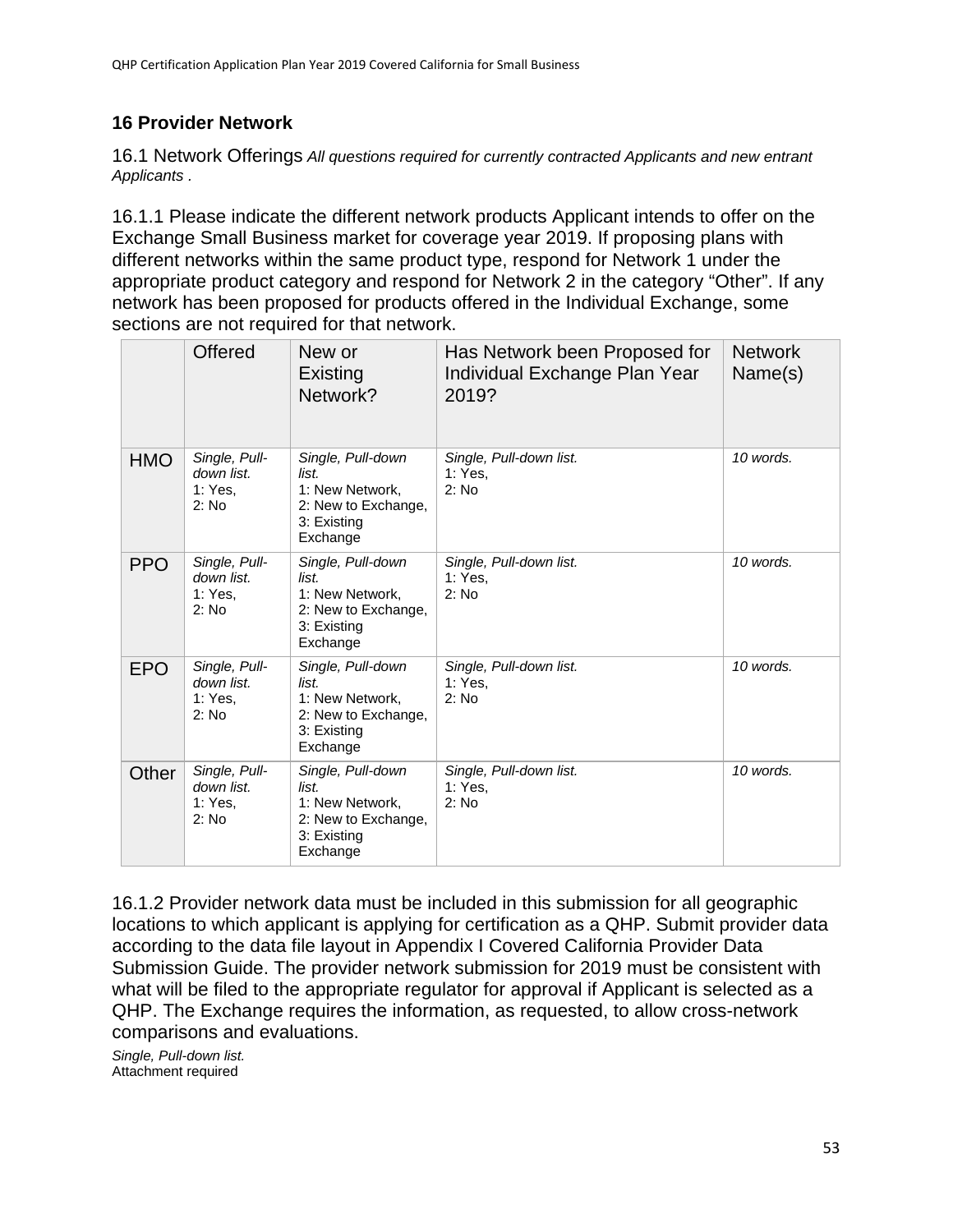## 16 Provider Network

16.1 Network Offerings *All questions required for currently contracted Applicants and new entrant Applicants .*

16.1.1 Please indicate the different network products Applicant intends to offer on the Exchange Small Business market for coverage year 2019. If proposing plans with different networks within the same product type, respond for Network 1 under the appropriate product category and respond for Network 2 in the category "Other". If any network has been proposed for products offered in the Individual Exchange, some sections are not required for that network.

| | Offered | New or Existing Network? | Has Network been Proposed for Individual Exchange Plan Year 2019? | Network Name(s) |
|---|---|---|---|---|
| HMO | *Single, Pull-down list.* 1: Yes, 2: No | *Single, Pull-down list.* 1: New Network, 2: New to Exchange, 3: Existing Exchange | *Single, Pull-down list.* 1: Yes, 2: No | *10 words.* |
| PPO | *Single, Pull-down list.* 1: Yes, 2: No | *Single, Pull-down list.* 1: New Network, 2: New to Exchange, 3: Existing Exchange | *Single, Pull-down list.* 1: Yes, 2: No | *10 words.* |
| EPO | *Single, Pull-down list.* 1: Yes, 2: No | *Single, Pull-down list.* 1: New Network, 2: New to Exchange, 3: Existing Exchange | *Single, Pull-down list.* 1: Yes, 2: No | *10 words.* |
| Other | *Single, Pull-down list.* 1: Yes, 2: No | *Single, Pull-down list.* 1: New Network, 2: New to Exchange, 3: Existing Exchange | *Single, Pull-down list.* 1: Yes, 2: No | *10 words.* |

16.1.2 Provider network data must be included in this submission for all geographic locations to which applicant is applying for certification as a QHP. Submit provider data according to the data file layout in Appendix I Covered California Provider Data Submission Guide. The provider network submission for 2019 must be consistent with what will be filed to the appropriate regulator for approval if Applicant is selected as a QHP. The Exchange requires the information, as requested, to allow cross-network comparisons and evaluations.

*Single, Pull-down list.*
Attachment required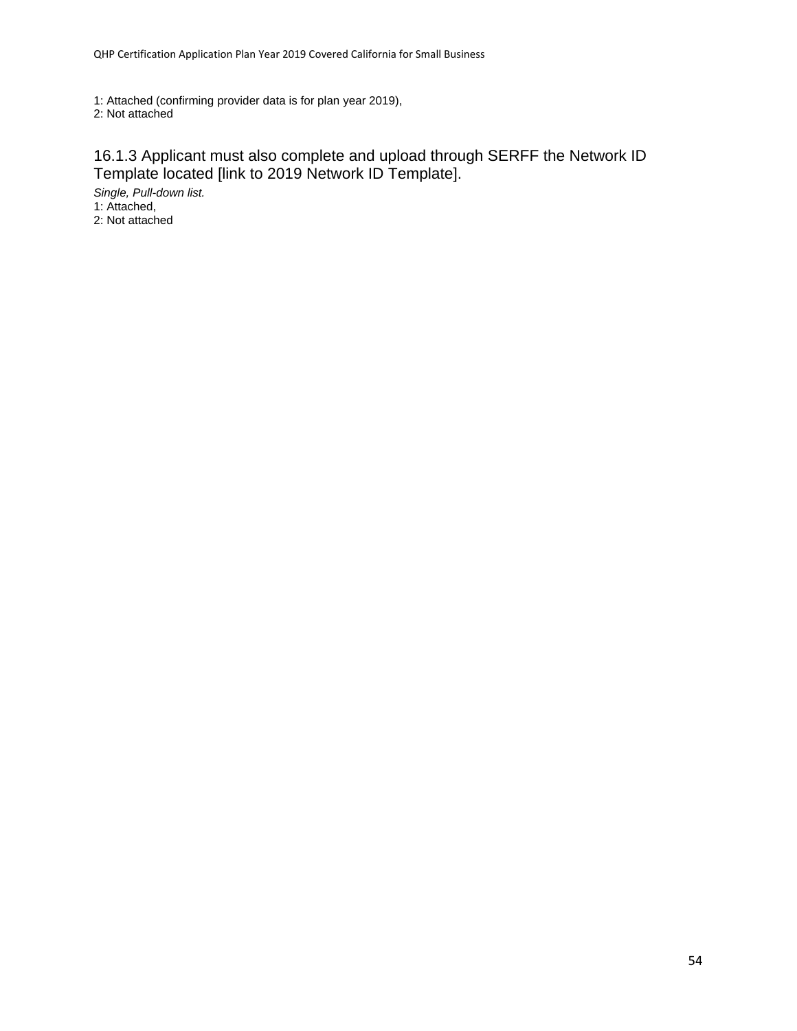1: Attached (confirming provider data is for plan year 2019),
2: Not attached

### 16.1.3 Applicant must also complete and upload through SERFF the Network ID Template located [link to 2019 Network ID Template].

*Single, Pull-down list.*
1: Attached,
2: Not attached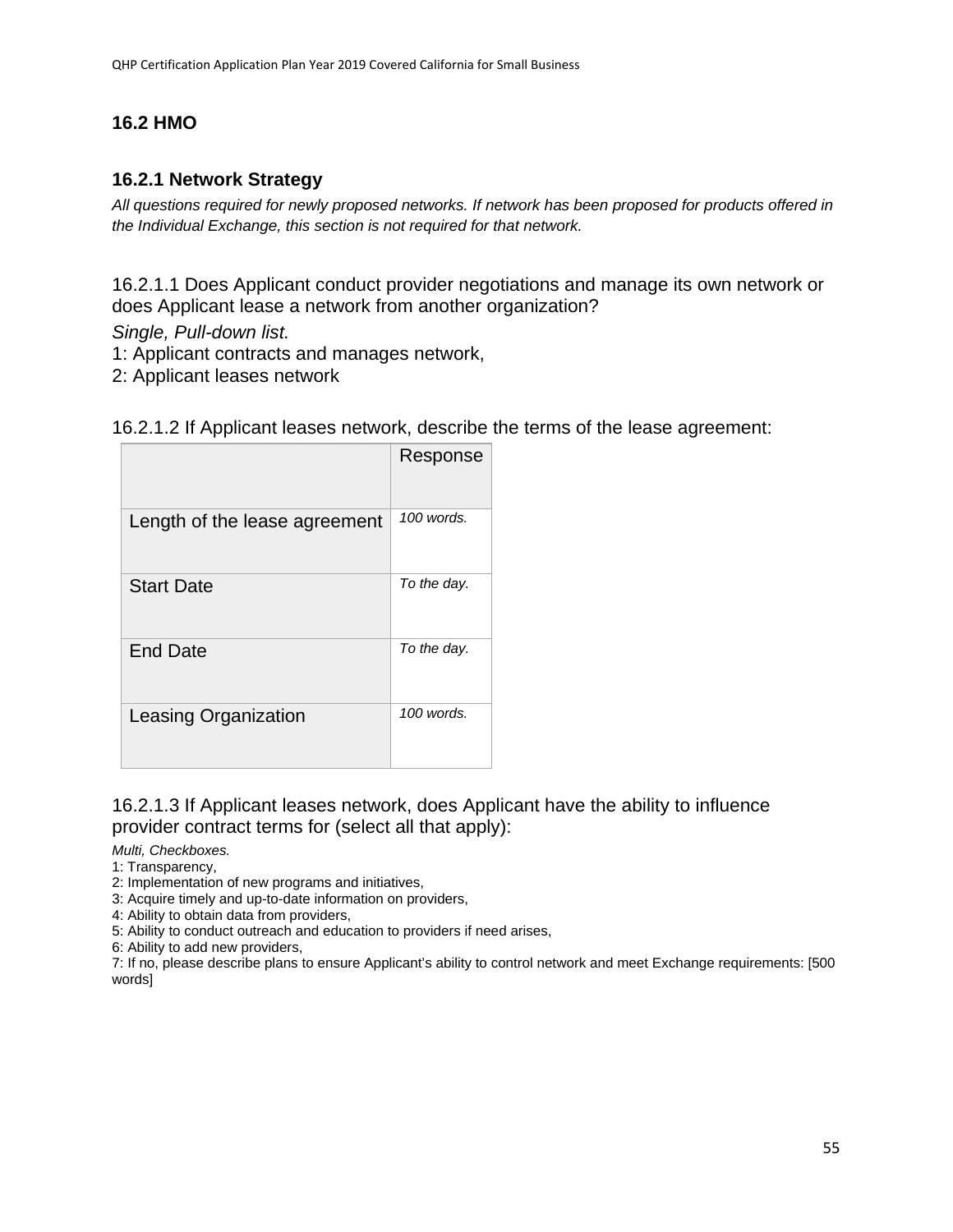## 16.2 HMO

### 16.2.1 Network Strategy

*All questions required for newly proposed networks. If network has been proposed for products offered in the Individual Exchange, this section is not required for that network.*

16.2.1.1 Does Applicant conduct provider negotiations and manage its own network or does Applicant lease a network from another organization?

*Single, Pull-down list.*

1: Applicant contracts and manages network,
2: Applicant leases network

16.2.1.2 If Applicant leases network, describe the terms of the lease agreement:

| | Response |
|---|---|
| Length of the lease agreement | *100 words.* |
| Start Date | *To the day.* |
| End Date | *To the day.* |
| Leasing Organization | *100 words.* |

16.2.1.3 If Applicant leases network, does Applicant have the ability to influence provider contract terms for (select all that apply):

*Multi, Checkboxes.*

1: Transparency,
2: Implementation of new programs and initiatives,
3: Acquire timely and up-to-date information on providers,
4: Ability to obtain data from providers,
5: Ability to conduct outreach and education to providers if need arises,
6: Ability to add new providers,
7: If no, please describe plans to ensure Applicant's ability to control network and meet Exchange requirements: [500 words]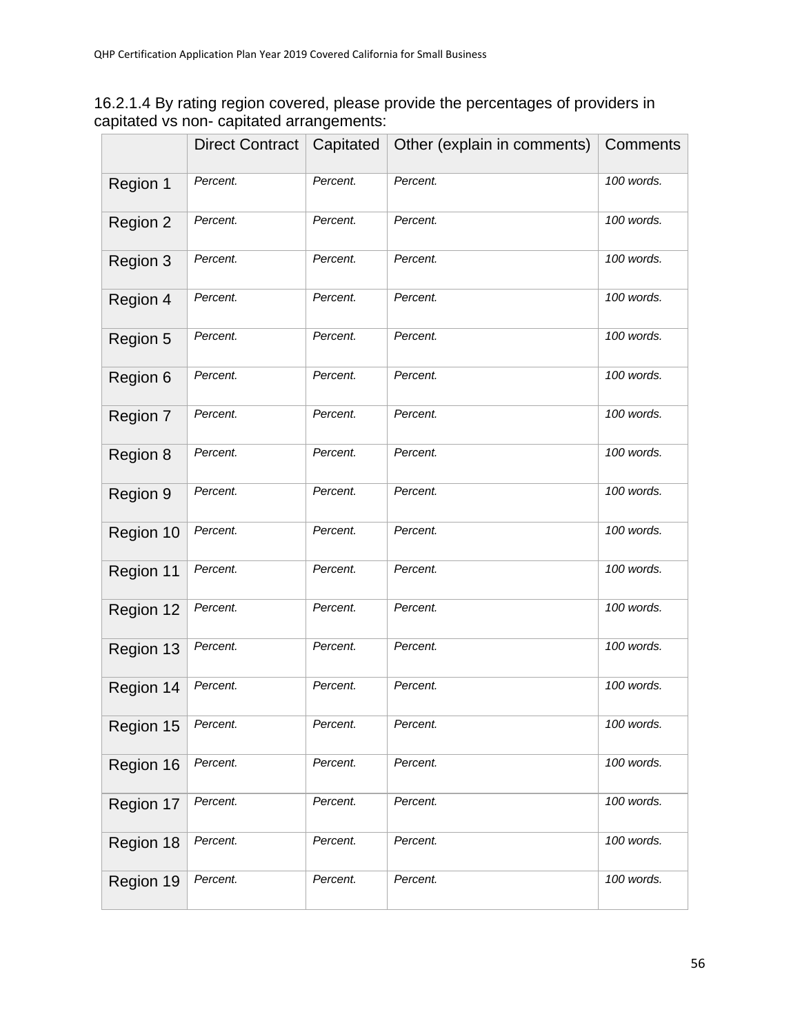16.2.1.4 By rating region covered, please provide the percentages of providers in capitated vs non- capitated arrangements:

| | Direct Contract | Capitated | Other (explain in comments) | Comments |
|---|---|---|---|---|
| Region 1 | *Percent.* | *Percent.* | *Percent.* | *100 words.* |
| Region 2 | *Percent.* | *Percent.* | *Percent.* | *100 words.* |
| Region 3 | *Percent.* | *Percent.* | *Percent.* | *100 words.* |
| Region 4 | *Percent.* | *Percent.* | *Percent.* | *100 words.* |
| Region 5 | *Percent.* | *Percent.* | *Percent.* | *100 words.* |
| Region 6 | *Percent.* | *Percent.* | *Percent.* | *100 words.* |
| Region 7 | *Percent.* | *Percent.* | *Percent.* | *100 words.* |
| Region 8 | *Percent.* | *Percent.* | *Percent.* | *100 words.* |
| Region 9 | *Percent.* | *Percent.* | *Percent.* | *100 words.* |
| Region 10 | *Percent.* | *Percent.* | *Percent.* | *100 words.* |
| Region 11 | *Percent.* | *Percent.* | *Percent.* | *100 words.* |
| Region 12 | *Percent.* | *Percent.* | *Percent.* | *100 words.* |
| Region 13 | *Percent.* | *Percent.* | *Percent.* | *100 words.* |
| Region 14 | *Percent.* | *Percent.* | *Percent.* | *100 words.* |
| Region 15 | *Percent.* | *Percent.* | *Percent.* | *100 words.* |
| Region 16 | *Percent.* | *Percent.* | *Percent.* | *100 words.* |
| Region 17 | *Percent.* | *Percent.* | *Percent.* | *100 words.* |
| Region 18 | *Percent.* | *Percent.* | *Percent.* | *100 words.* |
| Region 19 | *Percent.* | *Percent.* | *Percent.* | *100 words.* |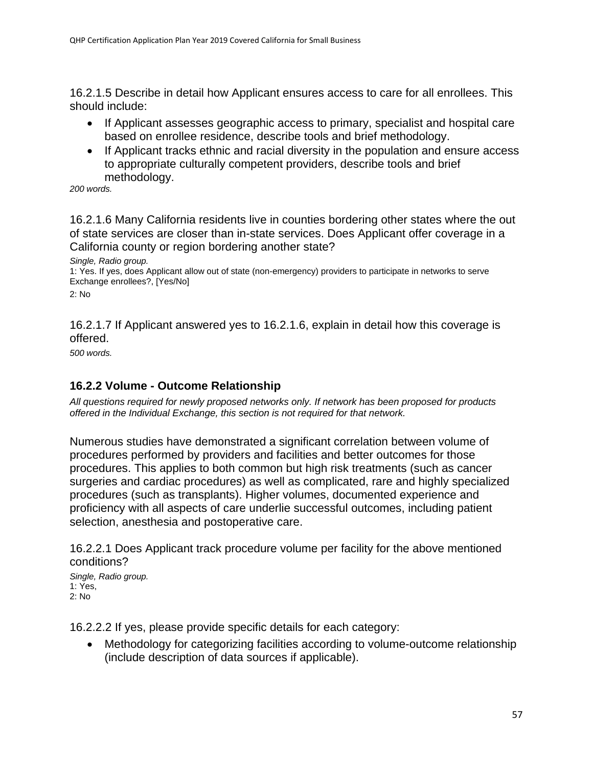16.2.1.5 Describe in detail how Applicant ensures access to care for all enrollees. This should include:

- If Applicant assesses geographic access to primary, specialist and hospital care based on enrollee residence, describe tools and brief methodology.
- If Applicant tracks ethnic and racial diversity in the population and ensure access to appropriate culturally competent providers, describe tools and brief methodology.

*200 words.*

16.2.1.6 Many California residents live in counties bordering other states where the out of state services are closer than in-state services. Does Applicant offer coverage in a California county or region bordering another state?

*Single, Radio group.*
1: Yes. If yes, does Applicant allow out of state (non-emergency) providers to participate in networks to serve Exchange enrollees?, [Yes/No]
2: No

16.2.1.7 If Applicant answered yes to 16.2.1.6, explain in detail how this coverage is offered.

*500 words.*

### 16.2.2 Volume - Outcome Relationship

*All questions required for newly proposed networks only. If network has been proposed for products offered in the Individual Exchange, this section is not required for that network.*

Numerous studies have demonstrated a significant correlation between volume of procedures performed by providers and facilities and better outcomes for those procedures. This applies to both common but high risk treatments (such as cancer surgeries and cardiac procedures) as well as complicated, rare and highly specialized procedures (such as transplants). Higher volumes, documented experience and proficiency with all aspects of care underlie successful outcomes, including patient selection, anesthesia and postoperative care.

16.2.2.1 Does Applicant track procedure volume per facility for the above mentioned conditions?

*Single, Radio group.*
1: Yes,
2: No

16.2.2.2 If yes, please provide specific details for each category:

- Methodology for categorizing facilities according to volume-outcome relationship (include description of data sources if applicable).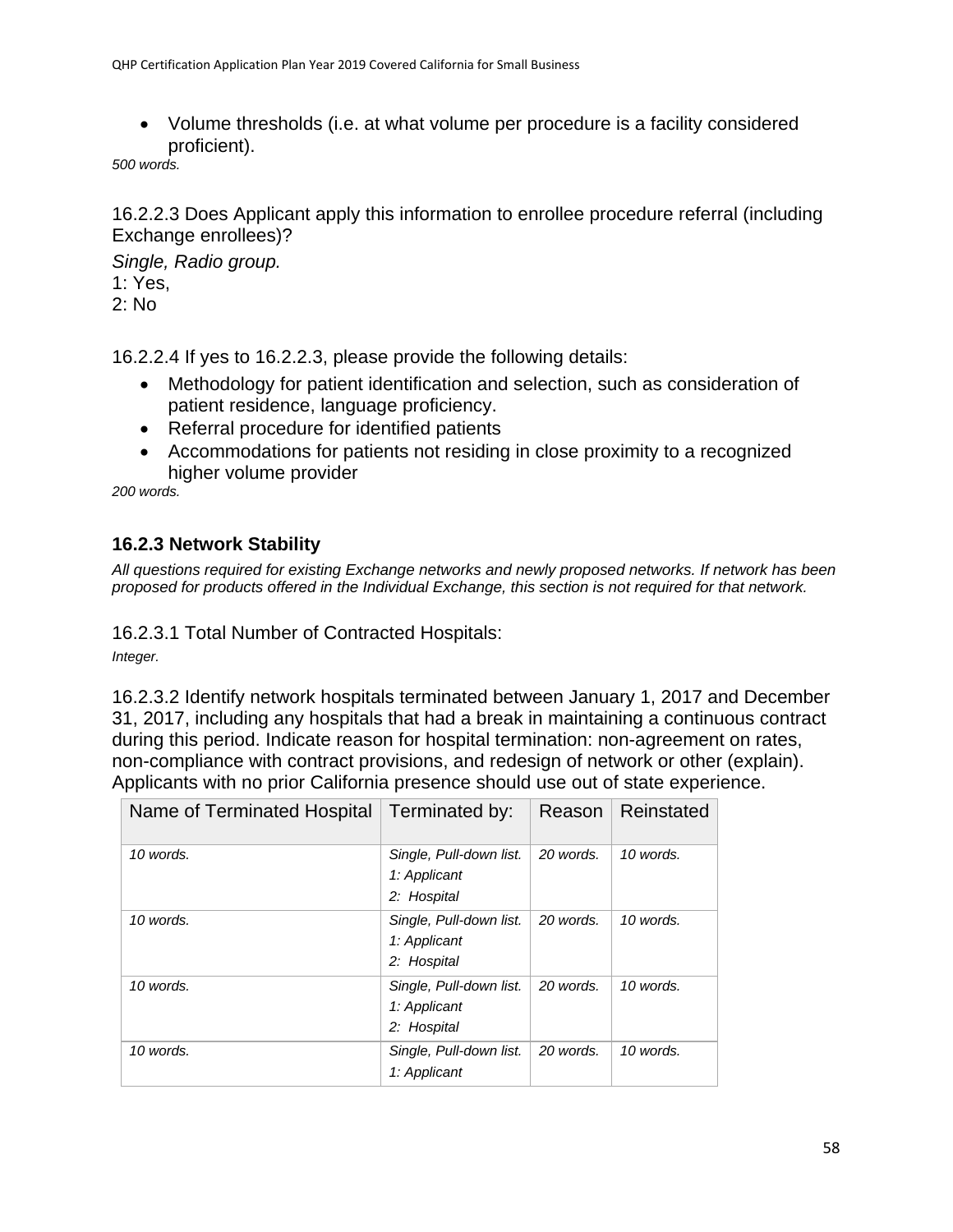- Volume thresholds (i.e. at what volume per procedure is a facility considered proficient).

*500 words.*

16.2.2.3 Does Applicant apply this information to enrollee procedure referral (including Exchange enrollees)?

*Single, Radio group.*
1: Yes,
2: No

16.2.2.4 If yes to 16.2.2.3, please provide the following details:

- Methodology for patient identification and selection, such as consideration of patient residence, language proficiency.
- Referral procedure for identified patients
- Accommodations for patients not residing in close proximity to a recognized higher volume provider

*200 words.*

### 16.2.3 Network Stability

*All questions required for existing Exchange networks and newly proposed networks. If network has been proposed for products offered in the Individual Exchange, this section is not required for that network.*

16.2.3.1 Total Number of Contracted Hospitals:

*Integer.*

16.2.3.2 Identify network hospitals terminated between January 1, 2017 and December 31, 2017, including any hospitals that had a break in maintaining a continuous contract during this period. Indicate reason for hospital termination: non-agreement on rates, non-compliance with contract provisions, and redesign of network or other (explain). Applicants with no prior California presence should use out of state experience.

| Name of Terminated Hospital | Terminated by: | Reason | Reinstated |
|---|---|---|---|
| *10 words.* | *Single, Pull-down list.* *1: Applicant* *2: Hospital* | *20 words.* | *10 words.* |
| *10 words.* | *Single, Pull-down list.* *1: Applicant* *2: Hospital* | *20 words.* | *10 words.* |
| *10 words.* | *Single, Pull-down list.* *1: Applicant* *2: Hospital* | *20 words.* | *10 words.* |
| *10 words.* | *Single, Pull-down list.* *1: Applicant* | *20 words.* | *10 words.* |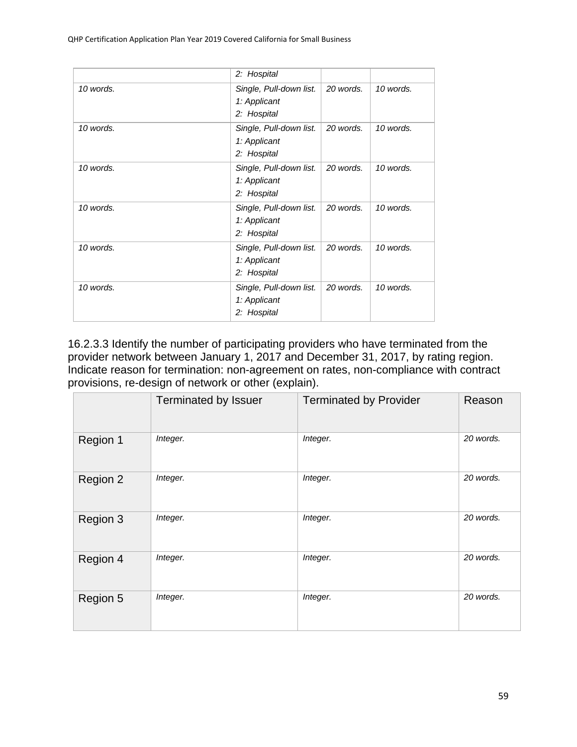|  | 2: Hospital |  |  |
| --- | --- | --- | --- |
| *10 words.* | *Single, Pull-down list.*<br>*1: Applicant*<br>*2: Hospital* | *20 words.* | *10 words.* |
| *10 words.* | *Single, Pull-down list.*<br>*1: Applicant*<br>*2: Hospital* | *20 words.* | *10 words.* |
| *10 words.* | *Single, Pull-down list.*<br>*1: Applicant*<br>*2: Hospital* | *20 words.* | *10 words.* |
| *10 words.* | *Single, Pull-down list.*<br>*1: Applicant*<br>*2: Hospital* | *20 words.* | *10 words.* |
| *10 words.* | *Single, Pull-down list.*<br>*1: Applicant*<br>*2: Hospital* | *20 words.* | *10 words.* |
| *10 words.* | *Single, Pull-down list.*<br>*1: Applicant*<br>*2: Hospital* | *20 words.* | *10 words.* |

16.2.3.3 Identify the number of participating providers who have terminated from the provider network between January 1, 2017 and December 31, 2017, by rating region. Indicate reason for termination: non-agreement on rates, non-compliance with contract provisions, re-design of network or other (explain).

|  | Terminated by Issuer | Terminated by Provider | Reason |
| --- | --- | --- | --- |
| Region 1 | *Integer.* | *Integer.* | *20 words.* |
| Region 2 | *Integer.* | *Integer.* | *20 words.* |
| Region 3 | *Integer.* | *Integer.* | *20 words.* |
| Region 4 | *Integer.* | *Integer.* | *20 words.* |
| Region 5 | *Integer.* | *Integer.* | *20 words.* |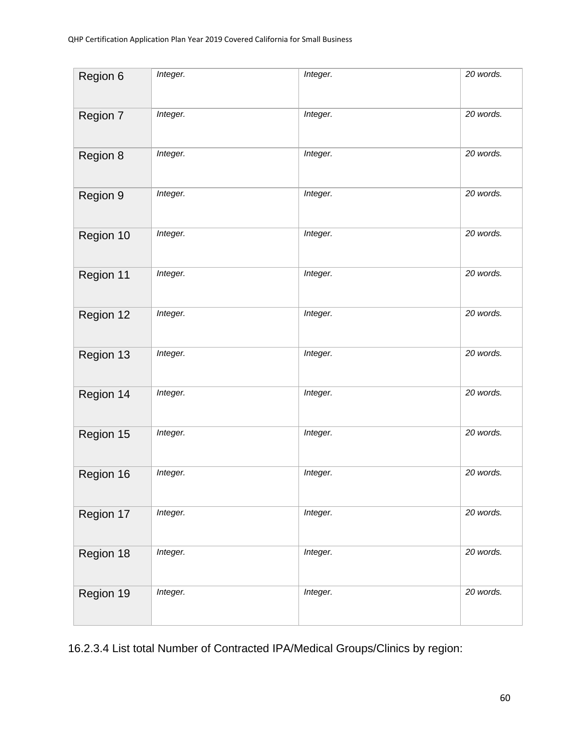| | | | |
|---|---|---|---|
| Region 6 | *Integer.* | *Integer.* | *20 words.* |
| Region 7 | *Integer.* | *Integer.* | *20 words.* |
| Region 8 | *Integer.* | *Integer.* | *20 words.* |
| Region 9 | *Integer.* | *Integer.* | *20 words.* |
| Region 10 | *Integer.* | *Integer.* | *20 words.* |
| Region 11 | *Integer.* | *Integer.* | *20 words.* |
| Region 12 | *Integer.* | *Integer.* | *20 words.* |
| Region 13 | *Integer.* | *Integer.* | *20 words.* |
| Region 14 | *Integer.* | *Integer.* | *20 words.* |
| Region 15 | *Integer.* | *Integer.* | *20 words.* |
| Region 16 | *Integer.* | *Integer.* | *20 words.* |
| Region 17 | *Integer.* | *Integer.* | *20 words.* |
| Region 18 | *Integer.* | *Integer.* | *20 words.* |
| Region 19 | *Integer.* | *Integer.* | *20 words.* |

16.2.3.4 List total Number of Contracted IPA/Medical Groups/Clinics by region: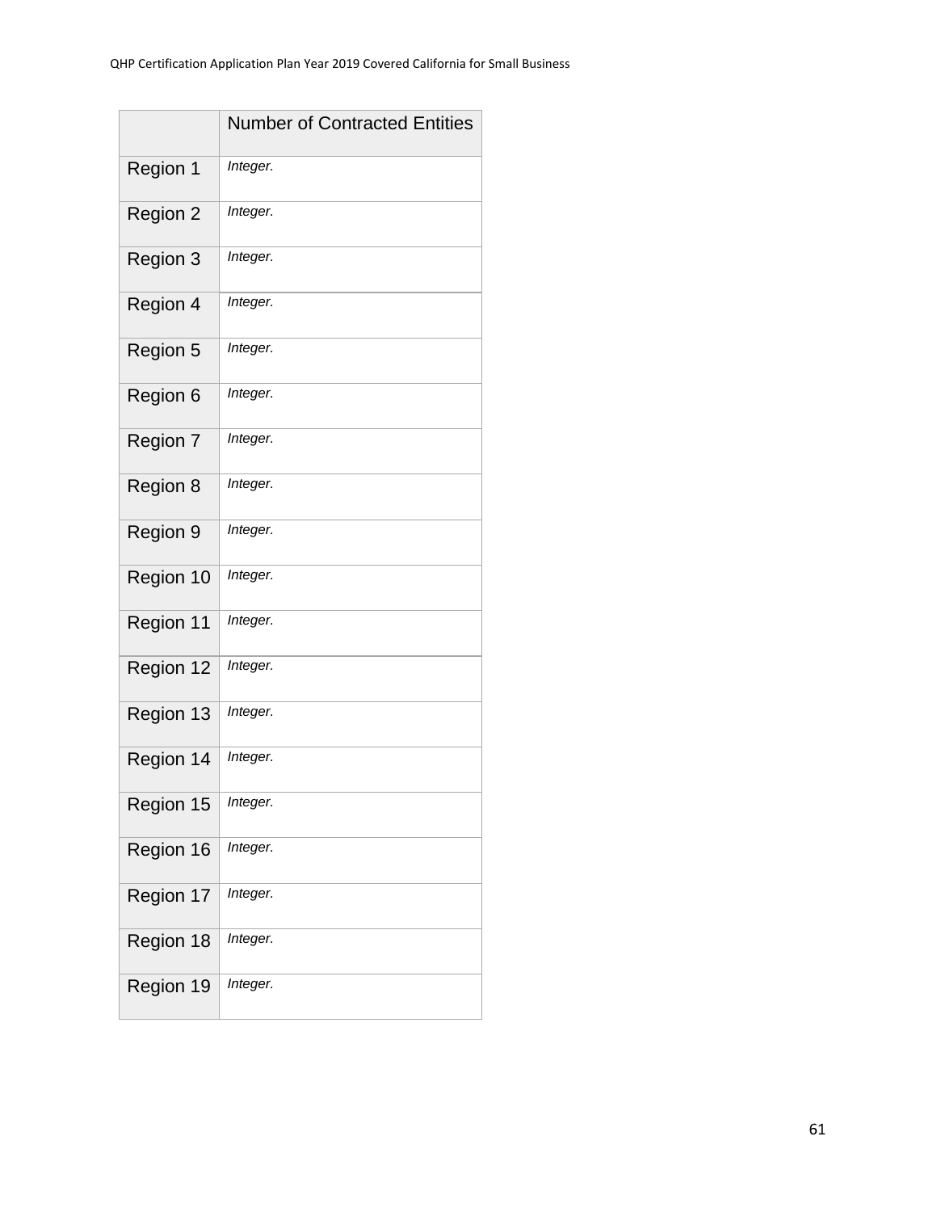| | Number of Contracted Entities |
|---|---|
| Region 1 | *Integer.* |
| Region 2 | *Integer.* |
| Region 3 | *Integer.* |
| Region 4 | *Integer.* |
| Region 5 | *Integer.* |
| Region 6 | *Integer.* |
| Region 7 | *Integer.* |
| Region 8 | *Integer.* |
| Region 9 | *Integer.* |
| Region 10 | *Integer.* |
| Region 11 | *Integer.* |
| Region 12 | *Integer.* |
| Region 13 | *Integer.* |
| Region 14 | *Integer.* |
| Region 15 | *Integer.* |
| Region 16 | *Integer.* |
| Region 17 | *Integer.* |
| Region 18 | *Integer.* |
| Region 19 | *Integer.* |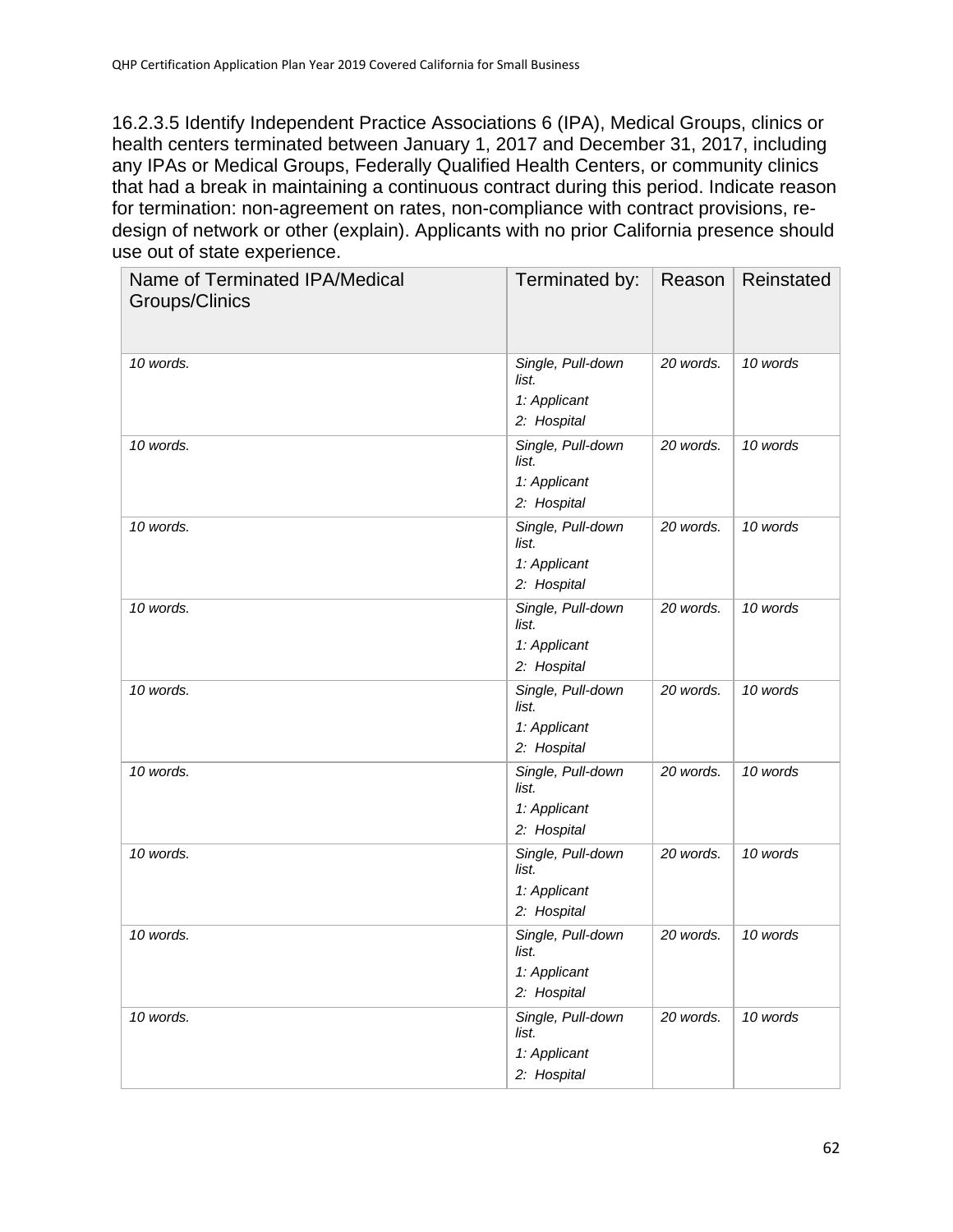16.2.3.5 Identify Independent Practice Associations 6 (IPA), Medical Groups, clinics or health centers terminated between January 1, 2017 and December 31, 2017, including any IPAs or Medical Groups, Federally Qualified Health Centers, or community clinics that had a break in maintaining a continuous contract during this period. Indicate reason for termination: non-agreement on rates, non-compliance with contract provisions, re-design of network or other (explain). Applicants with no prior California presence should use out of state experience.

| Name of Terminated IPA/Medical Groups/Clinics | Terminated by: | Reason | Reinstated |
|---|---|---|---|
| *10 words.* | *Single, Pull-down list.*<br>*1: Applicant*<br>*2: Hospital* | *20 words.* | *10 words* |
| *10 words.* | *Single, Pull-down list.*<br>*1: Applicant*<br>*2: Hospital* | *20 words.* | *10 words* |
| *10 words.* | *Single, Pull-down list.*<br>*1: Applicant*<br>*2: Hospital* | *20 words.* | *10 words* |
| *10 words.* | *Single, Pull-down list.*<br>*1: Applicant*<br>*2: Hospital* | *20 words.* | *10 words* |
| *10 words.* | *Single, Pull-down list.*<br>*1: Applicant*<br>*2: Hospital* | *20 words.* | *10 words* |
| *10 words.* | *Single, Pull-down list.*<br>*1: Applicant*<br>*2: Hospital* | *20 words.* | *10 words* |
| *10 words.* | *Single, Pull-down list.*<br>*1: Applicant*<br>*2: Hospital* | *20 words.* | *10 words* |
| *10 words.* | *Single, Pull-down list.*<br>*1: Applicant*<br>*2: Hospital* | *20 words.* | *10 words* |
| *10 words.* | *Single, Pull-down list.*<br>*1: Applicant*<br>*2: Hospital* | *20 words.* | *10 words* |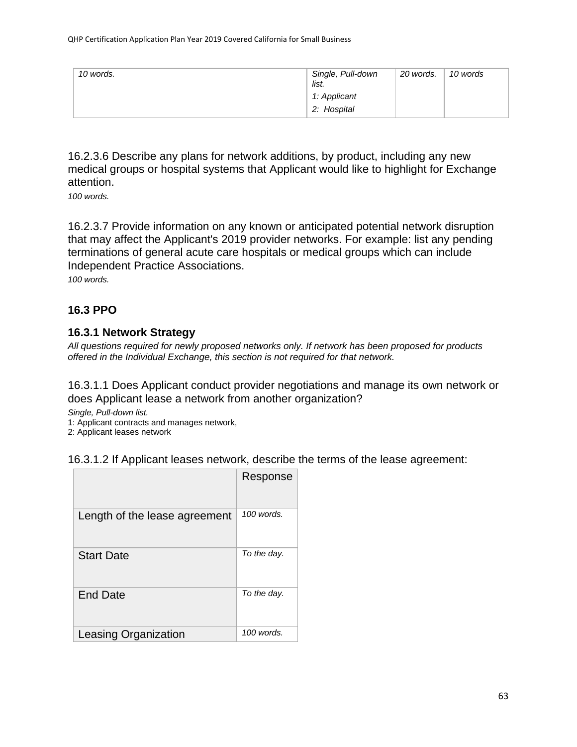| 10 words. | Single, Pull-down list.<br>1: Applicant<br>2: Hospital | 20 words. | 10 words |
|---|---|---|---|

16.2.3.6 Describe any plans for network additions, by product, including any new medical groups or hospital systems that Applicant would like to highlight for Exchange attention.

*100 words.*

16.2.3.7 Provide information on any known or anticipated potential network disruption that may affect the Applicant's 2019 provider networks. For example: list any pending terminations of general acute care hospitals or medical groups which can include Independent Practice Associations.

*100 words.*

### 16.3 PPO

### 16.3.1 Network Strategy

*All questions required for newly proposed networks only. If network has been proposed for products offered in the Individual Exchange, this section is not required for that network.*

16.3.1.1 Does Applicant conduct provider negotiations and manage its own network or does Applicant lease a network from another organization?

*Single, Pull-down list.*
1: Applicant contracts and manages network,
2: Applicant leases network

16.3.1.2 If Applicant leases network, describe the terms of the lease agreement:

| | Response |
|---|---|
| Length of the lease agreement | *100 words.* |
| Start Date | *To the day.* |
| End Date | *To the day.* |
| Leasing Organization | *100 words.* |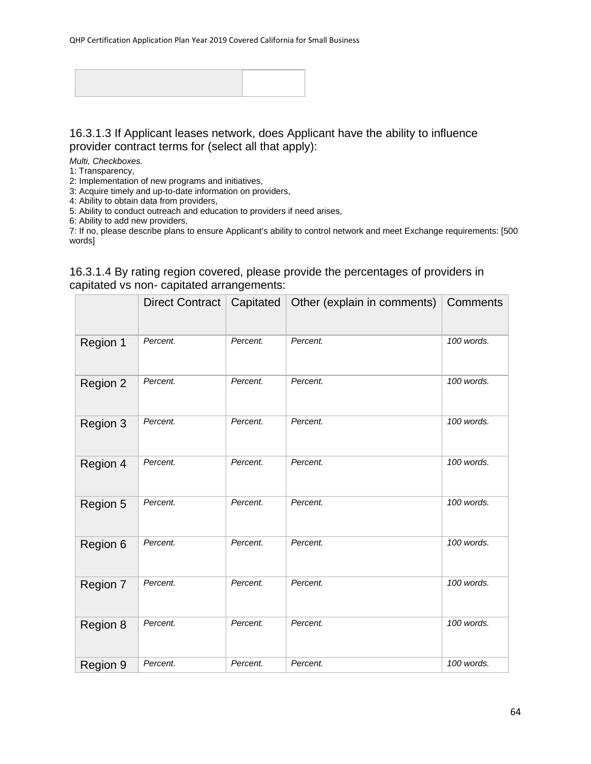| | |
|---|---|
| | |

### 16.3.1.3 If Applicant leases network, does Applicant have the ability to influence provider contract terms for (select all that apply):

*Multi, Checkboxes.*

1: Transparency,
2: Implementation of new programs and initiatives,
3: Acquire timely and up-to-date information on providers,
4: Ability to obtain data from providers,
5: Ability to conduct outreach and education to providers if need arises,
6: Ability to add new providers,
7: If no, please describe plans to ensure Applicant's ability to control network and meet Exchange requirements: [500 words]

### 16.3.1.4 By rating region covered, please provide the percentages of providers in capitated vs non- capitated arrangements:

| | Direct Contract | Capitated | Other (explain in comments) | Comments |
|---|---|---|---|---|
| Region 1 | *Percent.* | *Percent.* | *Percent.* | *100 words.* |
| Region 2 | *Percent.* | *Percent.* | *Percent.* | *100 words.* |
| Region 3 | *Percent.* | *Percent.* | *Percent.* | *100 words.* |
| Region 4 | *Percent.* | *Percent.* | *Percent.* | *100 words.* |
| Region 5 | *Percent.* | *Percent.* | *Percent.* | *100 words.* |
| Region 6 | *Percent.* | *Percent.* | *Percent.* | *100 words.* |
| Region 7 | *Percent.* | *Percent.* | *Percent.* | *100 words.* |
| Region 8 | *Percent.* | *Percent.* | *Percent.* | *100 words.* |
| Region 9 | *Percent.* | *Percent.* | *Percent.* | *100 words.* |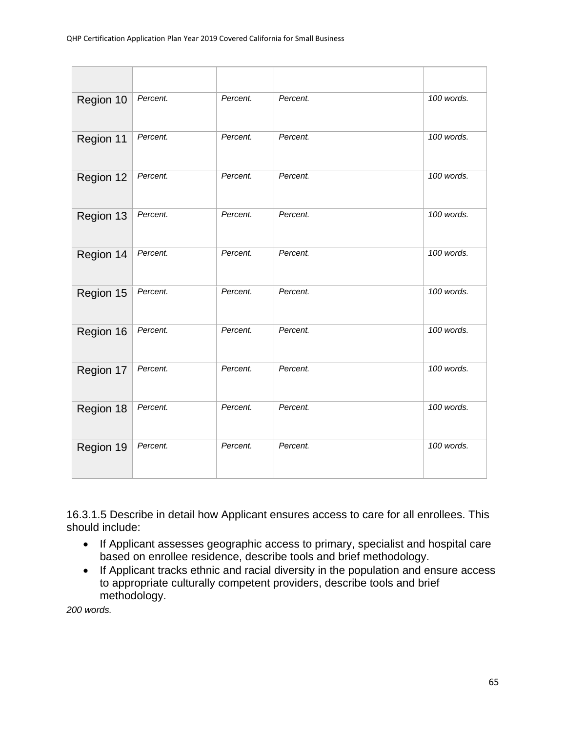| | | | | |
|---|---|---|---|---|
| Region 10 | *Percent.* | *Percent.* | *Percent.* | *100 words.* |
| Region 11 | *Percent.* | *Percent.* | *Percent.* | *100 words.* |
| Region 12 | *Percent.* | *Percent.* | *Percent.* | *100 words.* |
| Region 13 | *Percent.* | *Percent.* | *Percent.* | *100 words.* |
| Region 14 | *Percent.* | *Percent.* | *Percent.* | *100 words.* |
| Region 15 | *Percent.* | *Percent.* | *Percent.* | *100 words.* |
| Region 16 | *Percent.* | *Percent.* | *Percent.* | *100 words.* |
| Region 17 | *Percent.* | *Percent.* | *Percent.* | *100 words.* |
| Region 18 | *Percent.* | *Percent.* | *Percent.* | *100 words.* |
| Region 19 | *Percent.* | *Percent.* | *Percent.* | *100 words.* |

16.3.1.5 Describe in detail how Applicant ensures access to care for all enrollees. This should include:

- If Applicant assesses geographic access to primary, specialist and hospital care based on enrollee residence, describe tools and brief methodology.
- If Applicant tracks ethnic and racial diversity in the population and ensure access to appropriate culturally competent providers, describe tools and brief methodology.

*200 words.*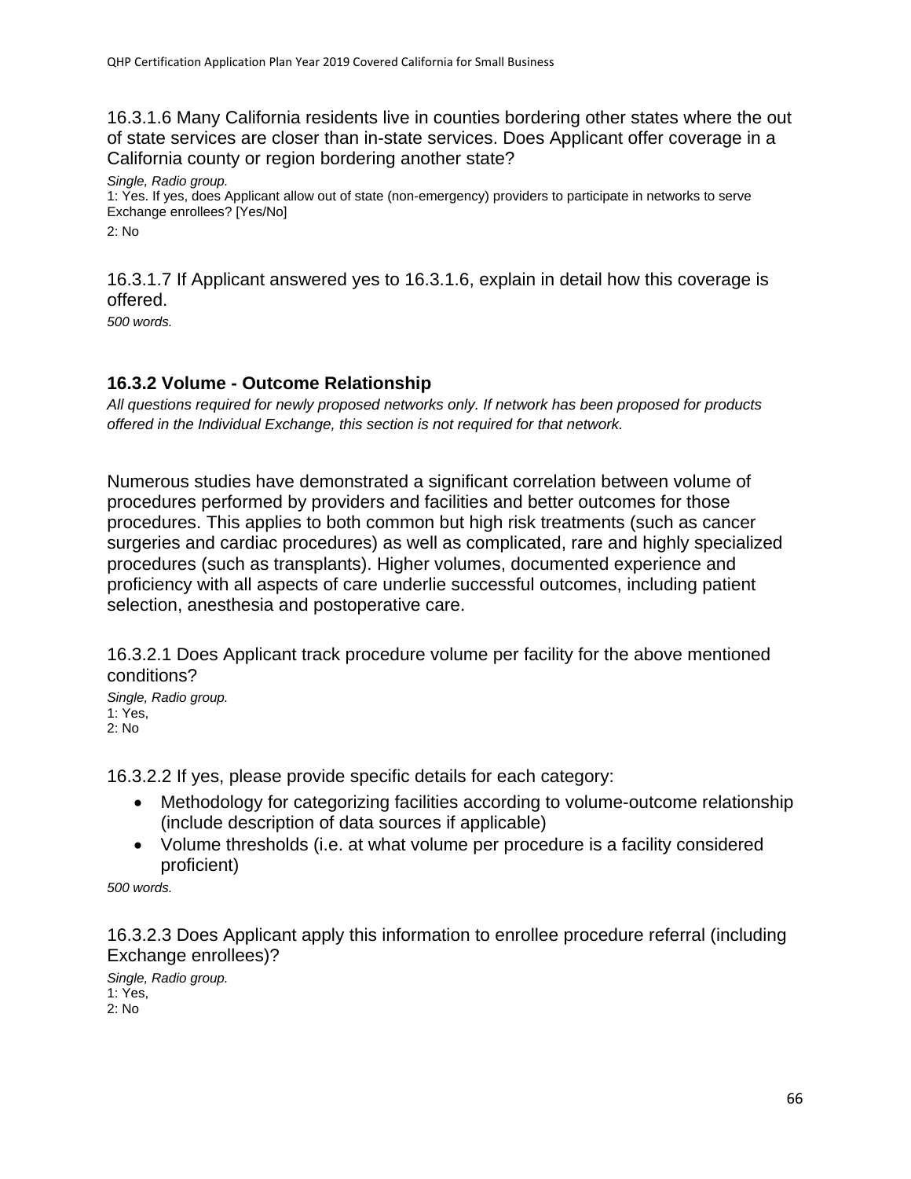16.3.1.6 Many California residents live in counties bordering other states where the out of state services are closer than in-state services. Does Applicant offer coverage in a California county or region bordering another state?

*Single, Radio group.*
1: Yes. If yes, does Applicant allow out of state (non-emergency) providers to participate in networks to serve Exchange enrollees? [Yes/No]
2: No

16.3.1.7 If Applicant answered yes to 16.3.1.6, explain in detail how this coverage is offered.

*500 words.*

### 16.3.2 Volume - Outcome Relationship

*All questions required for newly proposed networks only. If network has been proposed for products offered in the Individual Exchange, this section is not required for that network.*

Numerous studies have demonstrated a significant correlation between volume of procedures performed by providers and facilities and better outcomes for those procedures. This applies to both common but high risk treatments (such as cancer surgeries and cardiac procedures) as well as complicated, rare and highly specialized procedures (such as transplants). Higher volumes, documented experience and proficiency with all aspects of care underlie successful outcomes, including patient selection, anesthesia and postoperative care.

16.3.2.1 Does Applicant track procedure volume per facility for the above mentioned conditions?

*Single, Radio group.*
1: Yes,
2: No

16.3.2.2 If yes, please provide specific details for each category:

- Methodology for categorizing facilities according to volume-outcome relationship (include description of data sources if applicable)
- Volume thresholds (i.e. at what volume per procedure is a facility considered proficient)

*500 words.*

16.3.2.3 Does Applicant apply this information to enrollee procedure referral (including Exchange enrollees)?

*Single, Radio group.*
1: Yes,
2: No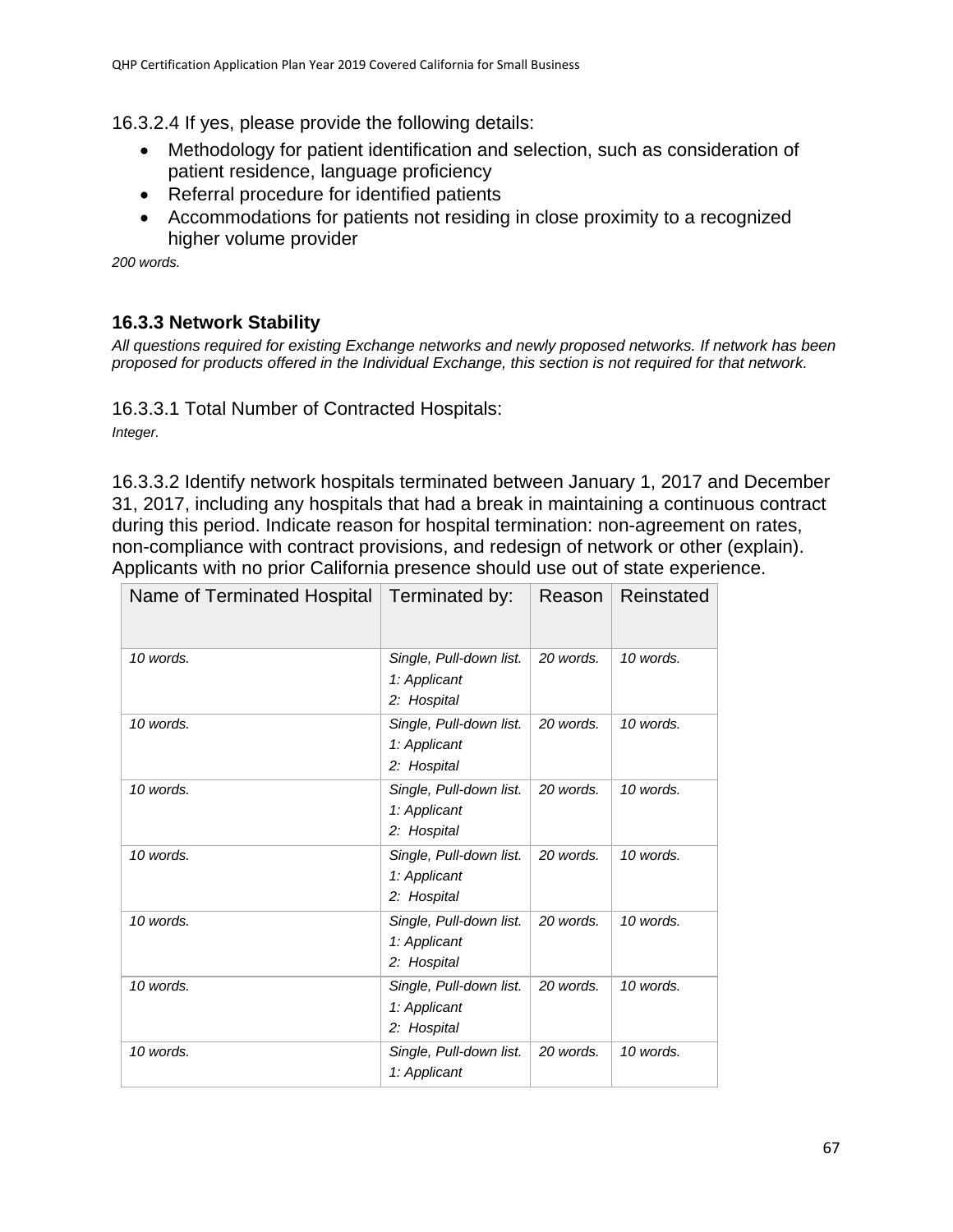16.3.2.4 If yes, please provide the following details:

- Methodology for patient identification and selection, such as consideration of patient residence, language proficiency
- Referral procedure for identified patients
- Accommodations for patients not residing in close proximity to a recognized higher volume provider

*200 words.*

### 16.3.3 Network Stability

*All questions required for existing Exchange networks and newly proposed networks. If network has been proposed for products offered in the Individual Exchange, this section is not required for that network.*

16.3.3.1 Total Number of Contracted Hospitals:

*Integer.*

16.3.3.2 Identify network hospitals terminated between January 1, 2017 and December 31, 2017, including any hospitals that had a break in maintaining a continuous contract during this period. Indicate reason for hospital termination: non-agreement on rates, non-compliance with contract provisions, and redesign of network or other (explain). Applicants with no prior California presence should use out of state experience.

| Name of Terminated Hospital | Terminated by: | Reason | Reinstated |
|---|---|---|---|
| *10 words.* | *Single, Pull-down list.*<br>*1: Applicant*<br>*2: Hospital* | *20 words.* | *10 words.* |
| *10 words.* | *Single, Pull-down list.*<br>*1: Applicant*<br>*2: Hospital* | *20 words.* | *10 words.* |
| *10 words.* | *Single, Pull-down list.*<br>*1: Applicant*<br>*2: Hospital* | *20 words.* | *10 words.* |
| *10 words.* | *Single, Pull-down list.*<br>*1: Applicant*<br>*2: Hospital* | *20 words.* | *10 words.* |
| *10 words.* | *Single, Pull-down list.*<br>*1: Applicant*<br>*2: Hospital* | *20 words.* | *10 words.* |
| *10 words.* | *Single, Pull-down list.*<br>*1: Applicant*<br>*2: Hospital* | *20 words.* | *10 words.* |
| *10 words.* | *Single, Pull-down list.*<br>*1: Applicant* | *20 words.* | *10 words.* |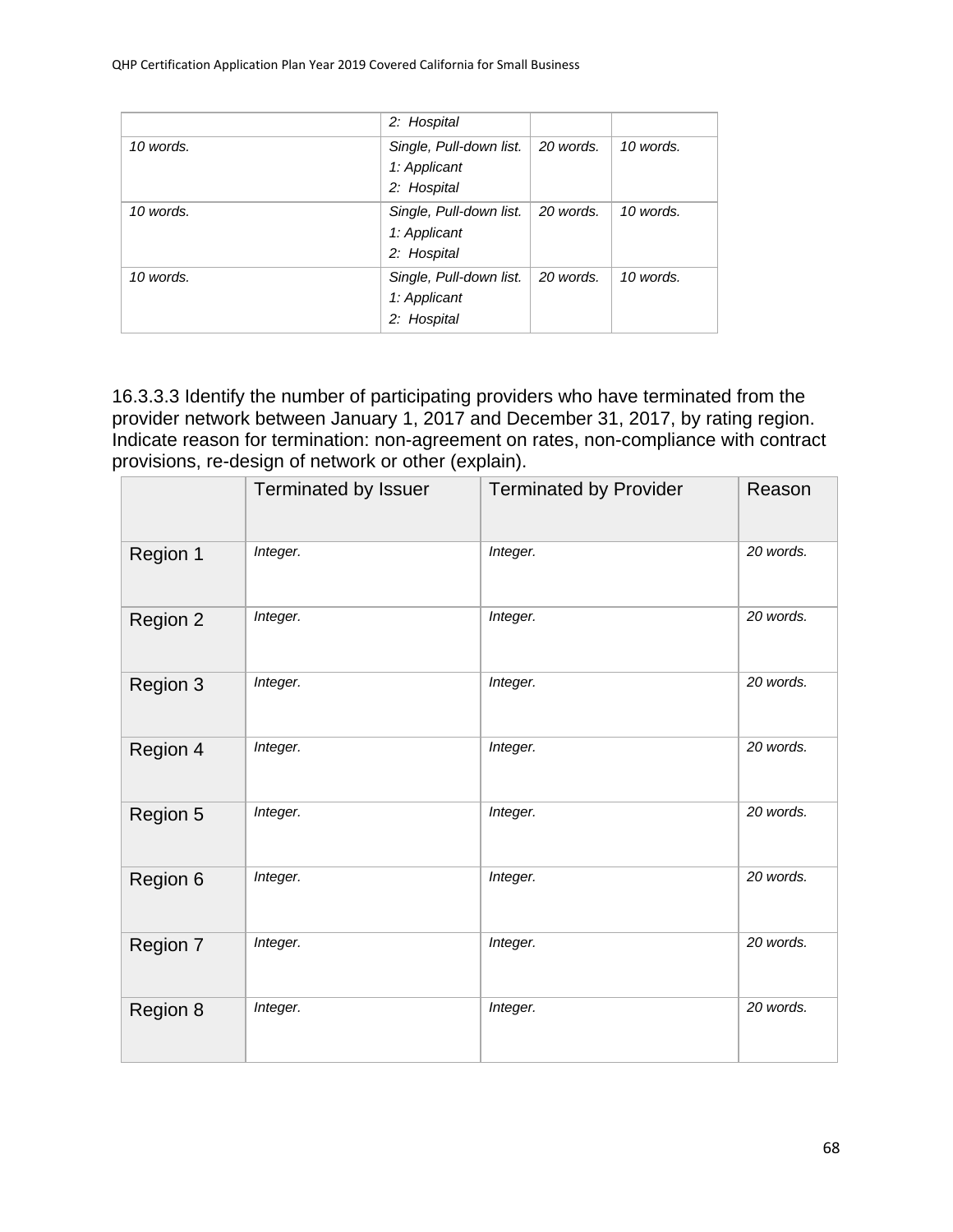| | | | |
|---|---|---|---|
| | 2: Hospital | | |
| *10 words.* | *Single, Pull-down list.*<br>*1: Applicant*<br>*2: Hospital* | *20 words.* | *10 words.* |
| *10 words.* | *Single, Pull-down list.*<br>*1: Applicant*<br>*2: Hospital* | *20 words.* | *10 words.* |
| *10 words.* | *Single, Pull-down list.*<br>*1: Applicant*<br>*2: Hospital* | *20 words.* | *10 words.* |

16.3.3.3 Identify the number of participating providers who have terminated from the provider network between January 1, 2017 and December 31, 2017, by rating region. Indicate reason for termination: non-agreement on rates, non-compliance with contract provisions, re-design of network or other (explain).

| | Terminated by Issuer | Terminated by Provider | Reason |
|---|---|---|---|
| Region 1 | *Integer.* | *Integer.* | *20 words.* |
| Region 2 | *Integer.* | *Integer.* | *20 words.* |
| Region 3 | *Integer.* | *Integer.* | *20 words.* |
| Region 4 | *Integer.* | *Integer.* | *20 words.* |
| Region 5 | *Integer.* | *Integer.* | *20 words.* |
| Region 6 | *Integer.* | *Integer.* | *20 words.* |
| Region 7 | *Integer.* | *Integer.* | *20 words.* |
| Region 8 | *Integer.* | *Integer.* | *20 words.* |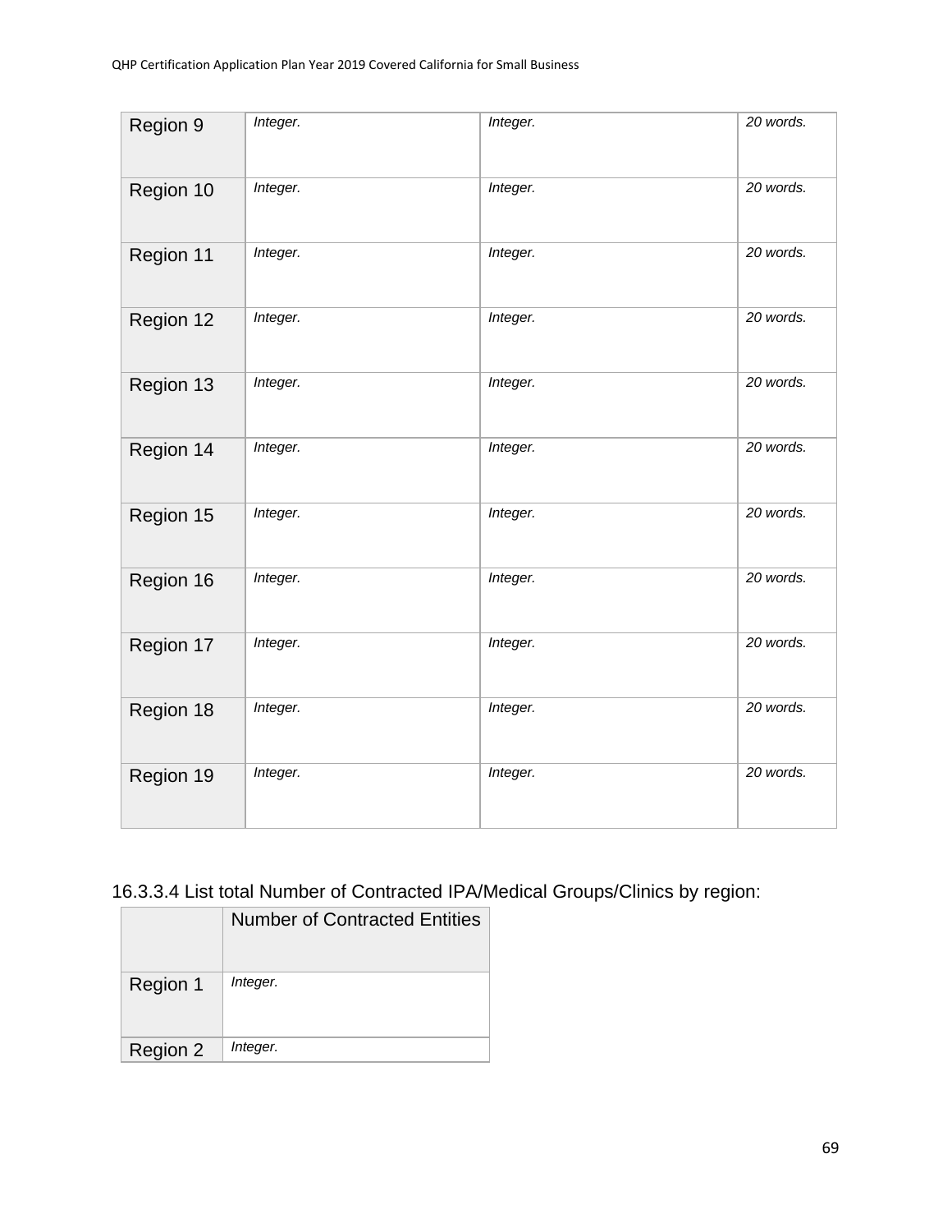| | | | |
|---|---|---|---|
| Region 9 | *Integer.* | *Integer.* | *20 words.* |
| Region 10 | *Integer.* | *Integer.* | *20 words.* |
| Region 11 | *Integer.* | *Integer.* | *20 words.* |
| Region 12 | *Integer.* | *Integer.* | *20 words.* |
| Region 13 | *Integer.* | *Integer.* | *20 words.* |
| Region 14 | *Integer.* | *Integer.* | *20 words.* |
| Region 15 | *Integer.* | *Integer.* | *20 words.* |
| Region 16 | *Integer.* | *Integer.* | *20 words.* |
| Region 17 | *Integer.* | *Integer.* | *20 words.* |
| Region 18 | *Integer.* | *Integer.* | *20 words.* |
| Region 19 | *Integer.* | *Integer.* | *20 words.* |

16.3.3.4 List total Number of Contracted IPA/Medical Groups/Clinics by region:

| | Number of Contracted Entities |
|---|---|
| Region 1 | *Integer.* |
| Region 2 | *Integer.* |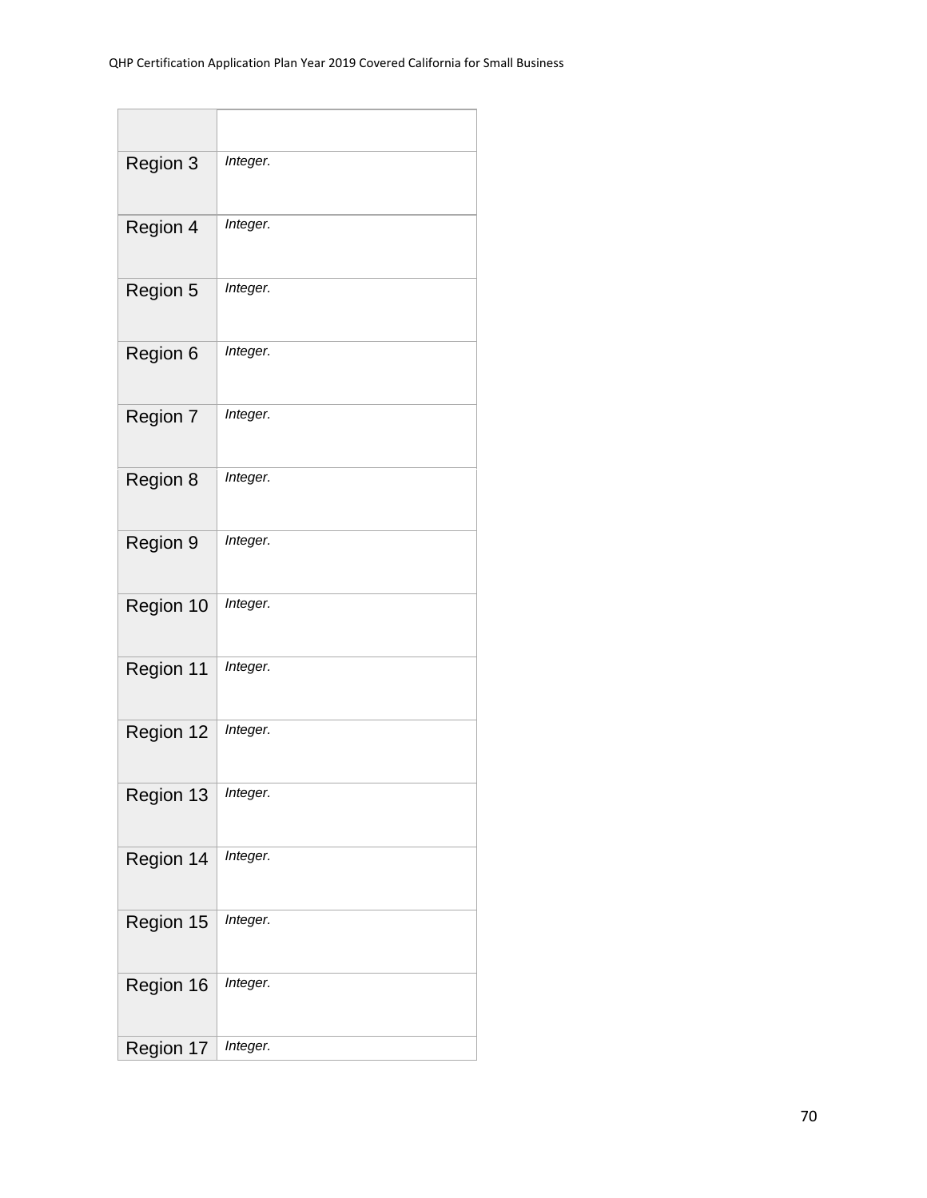| | |
|---|---|
| Region 3 | *Integer.* |
| Region 4 | *Integer.* |
| Region 5 | *Integer.* |
| Region 6 | *Integer.* |
| Region 7 | *Integer.* |
| Region 8 | *Integer.* |
| Region 9 | *Integer.* |
| Region 10 | *Integer.* |
| Region 11 | *Integer.* |
| Region 12 | *Integer.* |
| Region 13 | *Integer.* |
| Region 14 | *Integer.* |
| Region 15 | *Integer.* |
| Region 16 | *Integer.* |
| Region 17 | *Integer.* |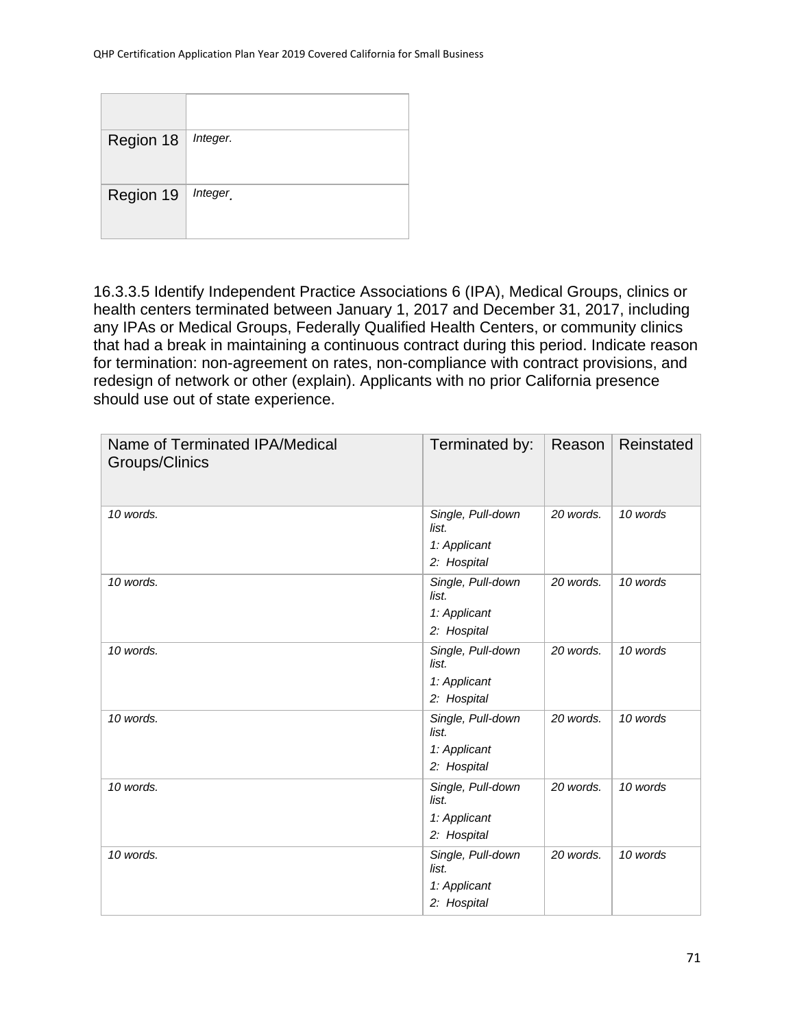| | |
|---|---|
| Region 18 | *Integer.* |
| Region 19 | *Integer.* |

16.3.3.5 Identify Independent Practice Associations 6 (IPA), Medical Groups, clinics or health centers terminated between January 1, 2017 and December 31, 2017, including any IPAs or Medical Groups, Federally Qualified Health Centers, or community clinics that had a break in maintaining a continuous contract during this period. Indicate reason for termination: non-agreement on rates, non-compliance with contract provisions, and redesign of network or other (explain). Applicants with no prior California presence should use out of state experience.

| Name of Terminated IPA/Medical Groups/Clinics | Terminated by: | Reason | Reinstated |
|---|---|---|---|
| *10 words.* | *Single, Pull-down list.* *1: Applicant* *2: Hospital* | *20 words.* | *10 words* |
| *10 words.* | *Single, Pull-down list.* *1: Applicant* *2: Hospital* | *20 words.* | *10 words* |
| *10 words.* | *Single, Pull-down list.* *1: Applicant* *2: Hospital* | *20 words.* | *10 words* |
| *10 words.* | *Single, Pull-down list.* *1: Applicant* *2: Hospital* | *20 words.* | *10 words* |
| *10 words.* | *Single, Pull-down list.* *1: Applicant* *2: Hospital* | *20 words.* | *10 words* |
| *10 words.* | *Single, Pull-down list.* *1: Applicant* *2: Hospital* | *20 words.* | *10 words* |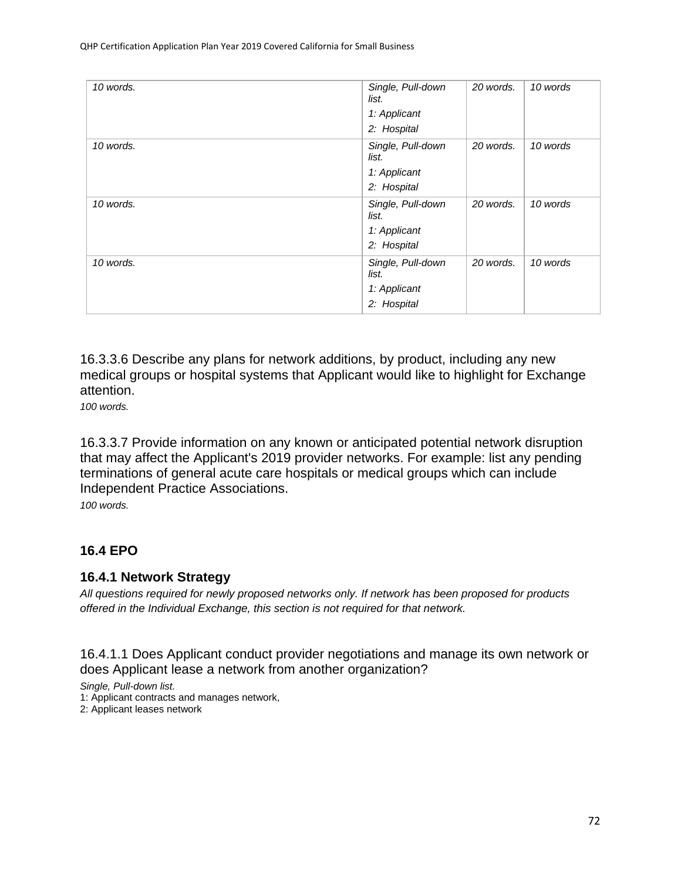| | | | |
|---|---|---|---|
| *10 words.* | *Single, Pull-down list.*<br>*1: Applicant*<br>*2: Hospital* | *20 words.* | *10 words* |
| *10 words.* | *Single, Pull-down list.*<br>*1: Applicant*<br>*2: Hospital* | *20 words.* | *10 words* |
| *10 words.* | *Single, Pull-down list.*<br>*1: Applicant*<br>*2: Hospital* | *20 words.* | *10 words* |
| *10 words.* | *Single, Pull-down list.*<br>*1: Applicant*<br>*2: Hospital* | *20 words.* | *10 words* |

16.3.3.6 Describe any plans for network additions, by product, including any new medical groups or hospital systems that Applicant would like to highlight for Exchange attention.

*100 words.*

16.3.3.7 Provide information on any known or anticipated potential network disruption that may affect the Applicant's 2019 provider networks. For example: list any pending terminations of general acute care hospitals or medical groups which can include Independent Practice Associations.

*100 words.*

## 16.4 EPO

### 16.4.1 Network Strategy

*All questions required for newly proposed networks only. If network has been proposed for products offered in the Individual Exchange, this section is not required for that network.*

16.4.1.1 Does Applicant conduct provider negotiations and manage its own network or does Applicant lease a network from another organization?

*Single, Pull-down list.*

1: Applicant contracts and manages network,

2: Applicant leases network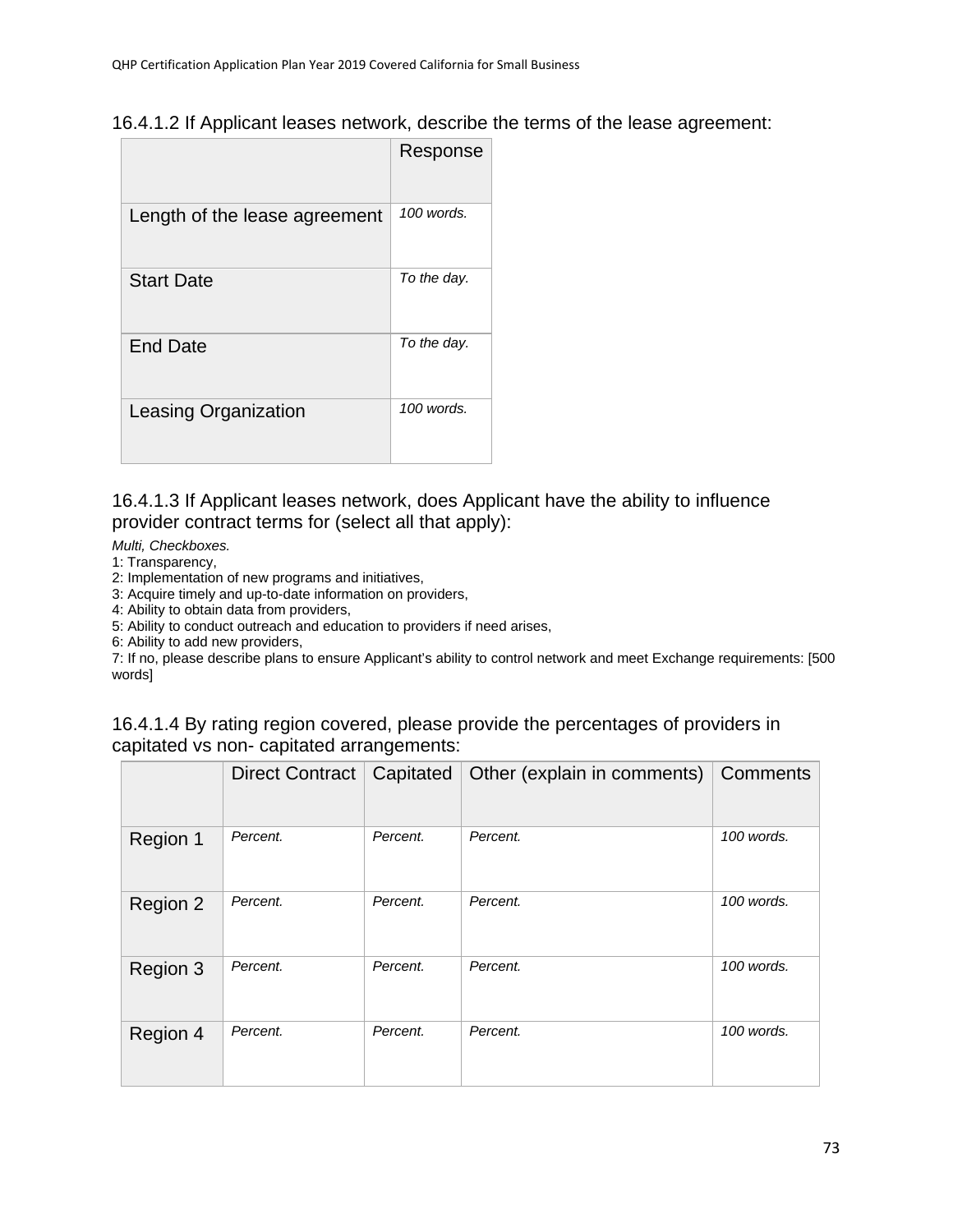16.4.1.2 If Applicant leases network, describe the terms of the lease agreement:

| | Response |
|---|---|
| Length of the lease agreement | *100 words.* |
| Start Date | *To the day.* |
| End Date | *To the day.* |
| Leasing Organization | *100 words.* |

16.4.1.3 If Applicant leases network, does Applicant have the ability to influence provider contract terms for (select all that apply):

*Multi, Checkboxes.*

1: Transparency,
2: Implementation of new programs and initiatives,
3: Acquire timely and up-to-date information on providers,
4: Ability to obtain data from providers,
5: Ability to conduct outreach and education to providers if need arises,
6: Ability to add new providers,
7: If no, please describe plans to ensure Applicant's ability to control network and meet Exchange requirements: [500 words]

16.4.1.4 By rating region covered, please provide the percentages of providers in capitated vs non- capitated arrangements:

| | Direct Contract | Capitated | Other (explain in comments) | Comments |
|---|---|---|---|---|
| Region 1 | *Percent.* | *Percent.* | *Percent.* | *100 words.* |
| Region 2 | *Percent.* | *Percent.* | *Percent.* | *100 words.* |
| Region 3 | *Percent.* | *Percent.* | *Percent.* | *100 words.* |
| Region 4 | *Percent.* | *Percent.* | *Percent.* | *100 words.* |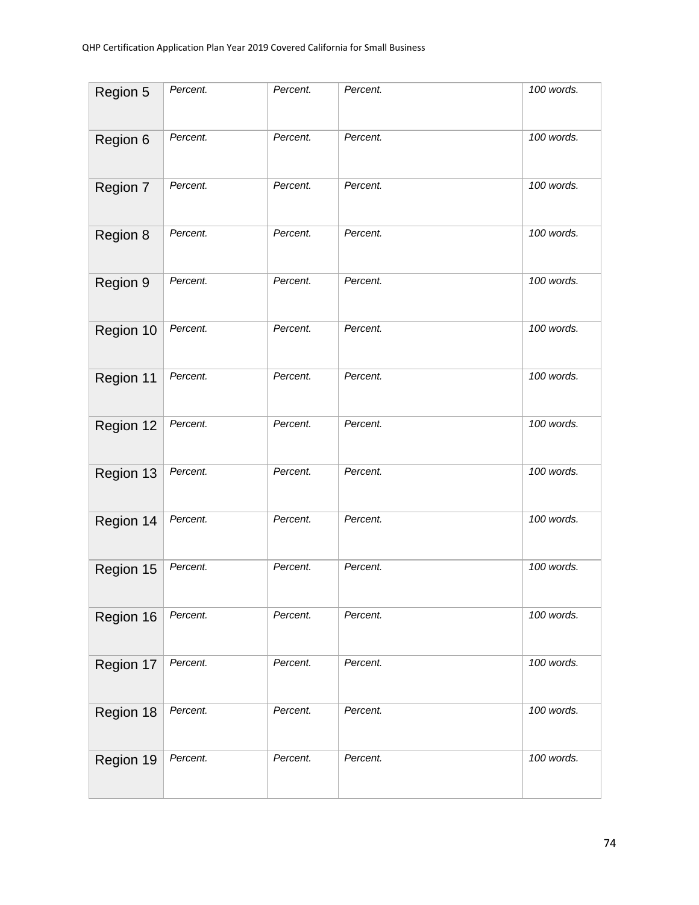| | | | | |
|---|---|---|---|---|
| Region 5 | *Percent.* | *Percent.* | *Percent.* | *100 words.* |
| Region 6 | *Percent.* | *Percent.* | *Percent.* | *100 words.* |
| Region 7 | *Percent.* | *Percent.* | *Percent.* | *100 words.* |
| Region 8 | *Percent.* | *Percent.* | *Percent.* | *100 words.* |
| Region 9 | *Percent.* | *Percent.* | *Percent.* | *100 words.* |
| Region 10 | *Percent.* | *Percent.* | *Percent.* | *100 words.* |
| Region 11 | *Percent.* | *Percent.* | *Percent.* | *100 words.* |
| Region 12 | *Percent.* | *Percent.* | *Percent.* | *100 words.* |
| Region 13 | *Percent.* | *Percent.* | *Percent.* | *100 words.* |
| Region 14 | *Percent.* | *Percent.* | *Percent.* | *100 words.* |
| Region 15 | *Percent.* | *Percent.* | *Percent.* | *100 words.* |
| Region 16 | *Percent.* | *Percent.* | *Percent.* | *100 words.* |
| Region 17 | *Percent.* | *Percent.* | *Percent.* | *100 words.* |
| Region 18 | *Percent.* | *Percent.* | *Percent.* | *100 words.* |
| Region 19 | *Percent.* | *Percent.* | *Percent.* | *100 words.* |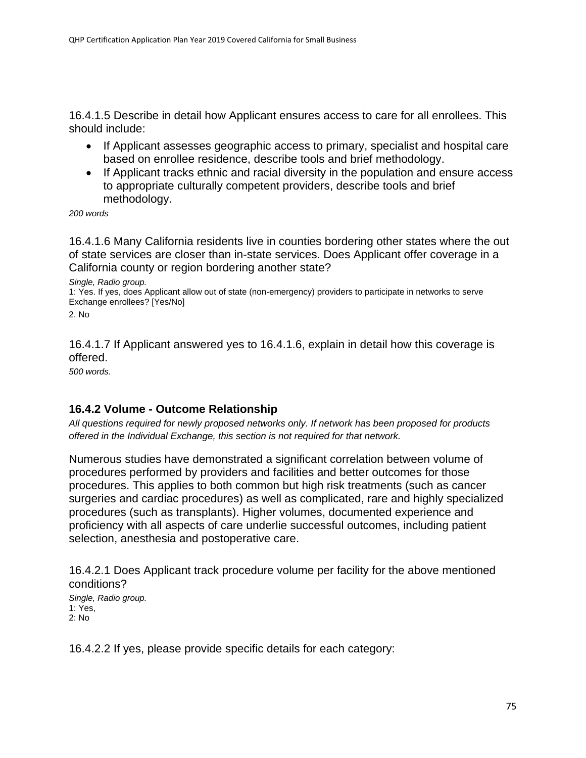16.4.1.5 Describe in detail how Applicant ensures access to care for all enrollees. This should include:

- If Applicant assesses geographic access to primary, specialist and hospital care based on enrollee residence, describe tools and brief methodology.
- If Applicant tracks ethnic and racial diversity in the population and ensure access to appropriate culturally competent providers, describe tools and brief methodology.

*200 words*

16.4.1.6 Many California residents live in counties bordering other states where the out of state services are closer than in-state services. Does Applicant offer coverage in a California county or region bordering another state?

*Single, Radio group.*

1: Yes. If yes, does Applicant allow out of state (non-emergency) providers to participate in networks to serve Exchange enrollees? [Yes/No]

2. No

16.4.1.7 If Applicant answered yes to 16.4.1.6, explain in detail how this coverage is offered.

*500 words.*

### 16.4.2 Volume - Outcome Relationship

*All questions required for newly proposed networks only. If network has been proposed for products offered in the Individual Exchange, this section is not required for that network.*

Numerous studies have demonstrated a significant correlation between volume of procedures performed by providers and facilities and better outcomes for those procedures. This applies to both common but high risk treatments (such as cancer surgeries and cardiac procedures) as well as complicated, rare and highly specialized procedures (such as transplants). Higher volumes, documented experience and proficiency with all aspects of care underlie successful outcomes, including patient selection, anesthesia and postoperative care.

16.4.2.1 Does Applicant track procedure volume per facility for the above mentioned conditions?

*Single, Radio group.*

1: Yes,

2: No

16.4.2.2 If yes, please provide specific details for each category: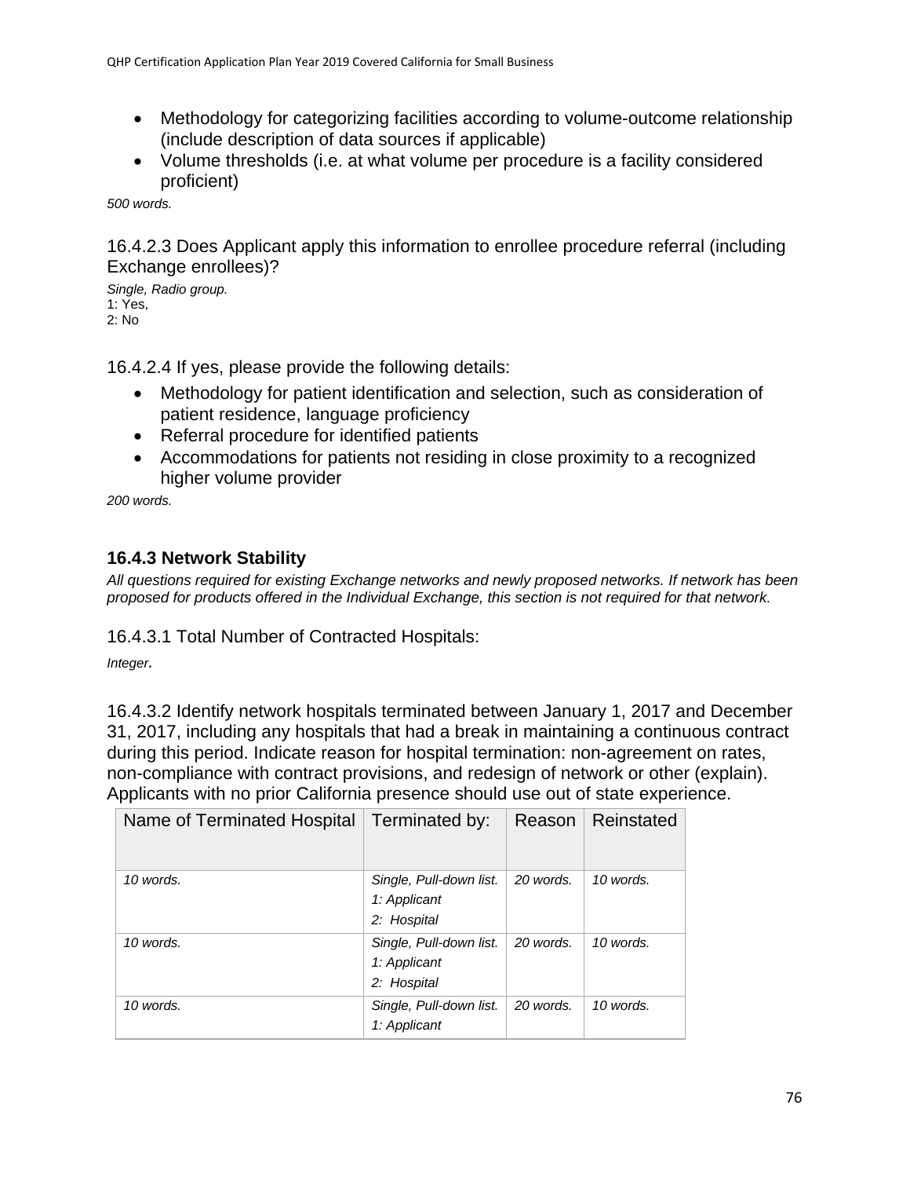- Methodology for categorizing facilities according to volume-outcome relationship (include description of data sources if applicable)
- Volume thresholds (i.e. at what volume per procedure is a facility considered proficient)

*500 words.*

16.4.2.3 Does Applicant apply this information to enrollee procedure referral (including Exchange enrollees)?

*Single, Radio group.*
1: Yes,
2: No

16.4.2.4 If yes, please provide the following details:

- Methodology for patient identification and selection, such as consideration of patient residence, language proficiency
- Referral procedure for identified patients
- Accommodations for patients not residing in close proximity to a recognized higher volume provider

*200 words.*

### 16.4.3 Network Stability

*All questions required for existing Exchange networks and newly proposed networks. If network has been proposed for products offered in the Individual Exchange, this section is not required for that network.*

16.4.3.1 Total Number of Contracted Hospitals:

*Integer.*

16.4.3.2 Identify network hospitals terminated between January 1, 2017 and December 31, 2017, including any hospitals that had a break in maintaining a continuous contract during this period. Indicate reason for hospital termination: non-agreement on rates, non-compliance with contract provisions, and redesign of network or other (explain). Applicants with no prior California presence should use out of state experience.

| Name of Terminated Hospital | Terminated by: | Reason | Reinstated |
|---|---|---|---|
| *10 words.* | *Single, Pull-down list.* *1: Applicant* *2: Hospital* | *20 words.* | *10 words.* |
| *10 words.* | *Single, Pull-down list.* *1: Applicant* *2: Hospital* | *20 words.* | *10 words.* |
| *10 words.* | *Single, Pull-down list.* *1: Applicant* | *20 words.* | *10 words.* |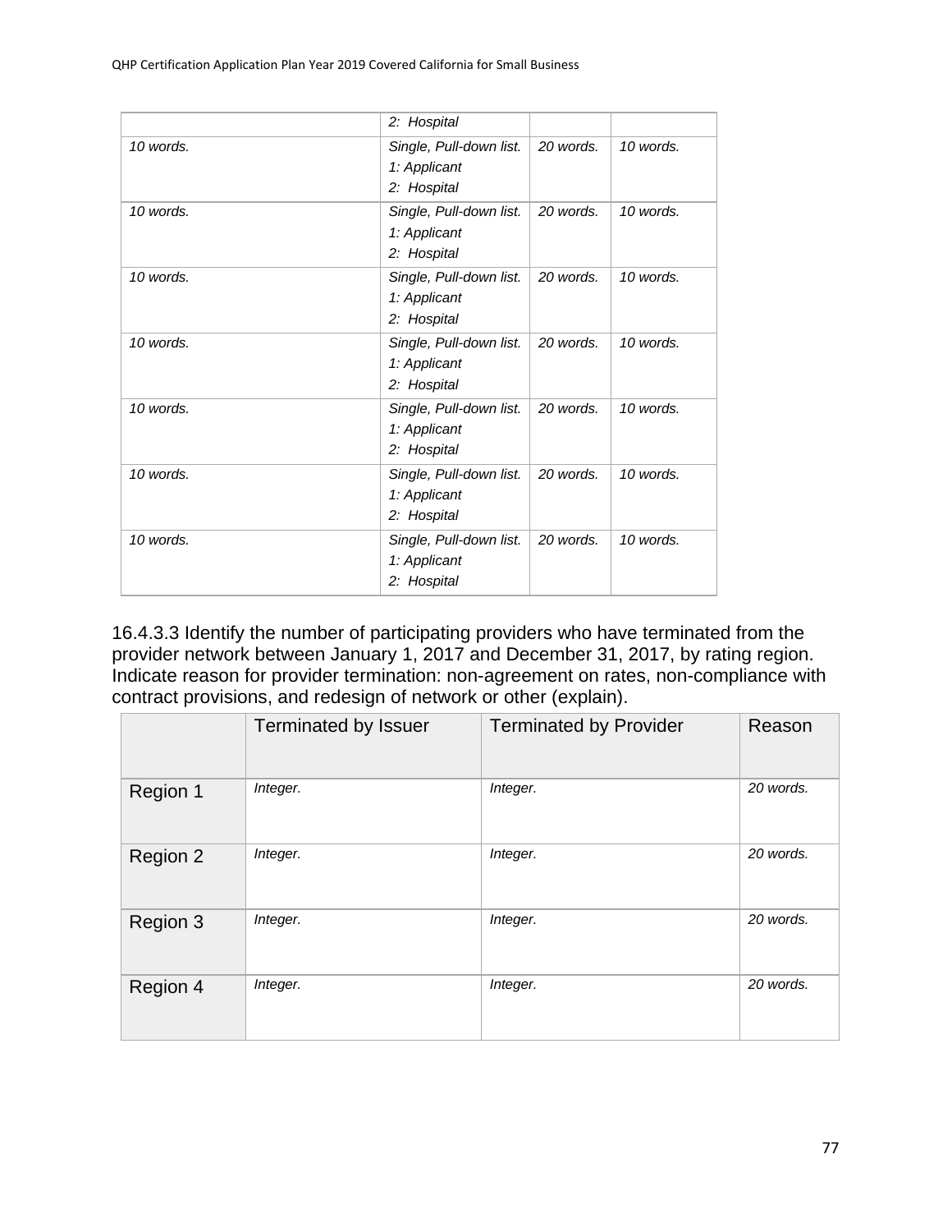| | | | |
|---|---|---|---|
| | *2: Hospital* | | |
| *10 words.* | *Single, Pull-down list.*<br>*1: Applicant*<br>*2: Hospital* | *20 words.* | *10 words.* |
| *10 words.* | *Single, Pull-down list.*<br>*1: Applicant*<br>*2: Hospital* | *20 words.* | *10 words.* |
| *10 words.* | *Single, Pull-down list.*<br>*1: Applicant*<br>*2: Hospital* | *20 words.* | *10 words.* |
| *10 words.* | *Single, Pull-down list.*<br>*1: Applicant*<br>*2: Hospital* | *20 words.* | *10 words.* |
| *10 words.* | *Single, Pull-down list.*<br>*1: Applicant*<br>*2: Hospital* | *20 words.* | *10 words.* |
| *10 words.* | *Single, Pull-down list.*<br>*1: Applicant*<br>*2: Hospital* | *20 words.* | *10 words.* |
| *10 words.* | *Single, Pull-down list.*<br>*1: Applicant*<br>*2: Hospital* | *20 words.* | *10 words.* |

16.4.3.3 Identify the number of participating providers who have terminated from the provider network between January 1, 2017 and December 31, 2017, by rating region. Indicate reason for provider termination: non-agreement on rates, non-compliance with contract provisions, and redesign of network or other (explain).

| | Terminated by Issuer | Terminated by Provider | Reason |
|---|---|---|---|
| Region 1 | *Integer.* | *Integer.* | *20 words.* |
| Region 2 | *Integer.* | *Integer.* | *20 words.* |
| Region 3 | *Integer.* | *Integer.* | *20 words.* |
| Region 4 | *Integer.* | *Integer.* | *20 words.* |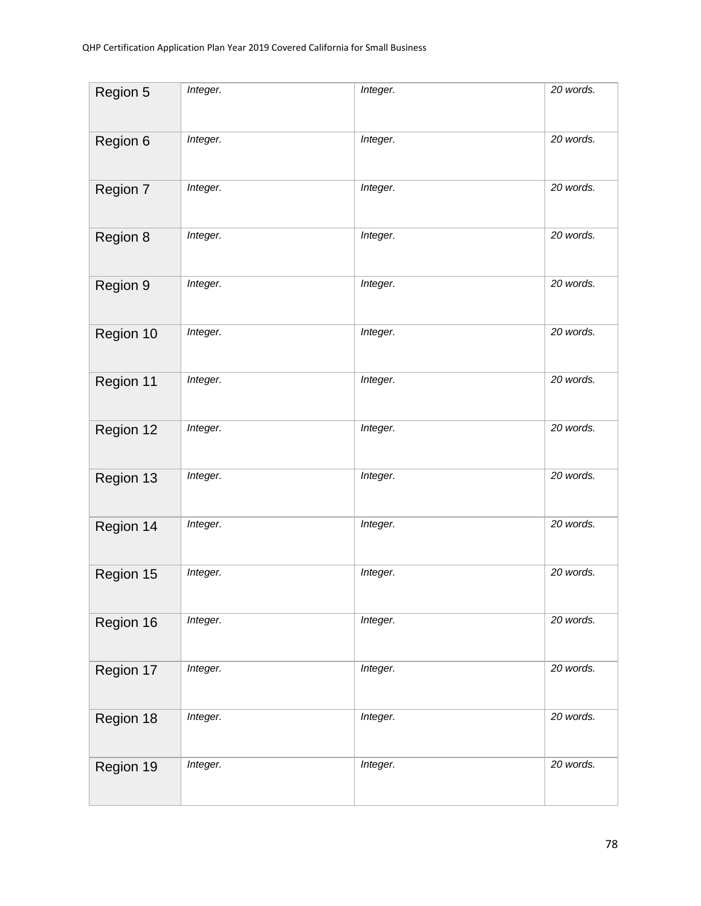| | | | |
|---|---|---|---|
| Region 5 | *Integer.* | *Integer.* | *20 words.* |
| Region 6 | *Integer.* | *Integer.* | *20 words.* |
| Region 7 | *Integer.* | *Integer.* | *20 words.* |
| Region 8 | *Integer.* | *Integer.* | *20 words.* |
| Region 9 | *Integer.* | *Integer.* | *20 words.* |
| Region 10 | *Integer.* | *Integer.* | *20 words.* |
| Region 11 | *Integer.* | *Integer.* | *20 words.* |
| Region 12 | *Integer.* | *Integer.* | *20 words.* |
| Region 13 | *Integer.* | *Integer.* | *20 words.* |
| Region 14 | *Integer.* | *Integer.* | *20 words.* |
| Region 15 | *Integer.* | *Integer.* | *20 words.* |
| Region 16 | *Integer.* | *Integer.* | *20 words.* |
| Region 17 | *Integer.* | *Integer.* | *20 words.* |
| Region 18 | *Integer.* | *Integer.* | *20 words.* |
| Region 19 | *Integer.* | *Integer.* | *20 words.* |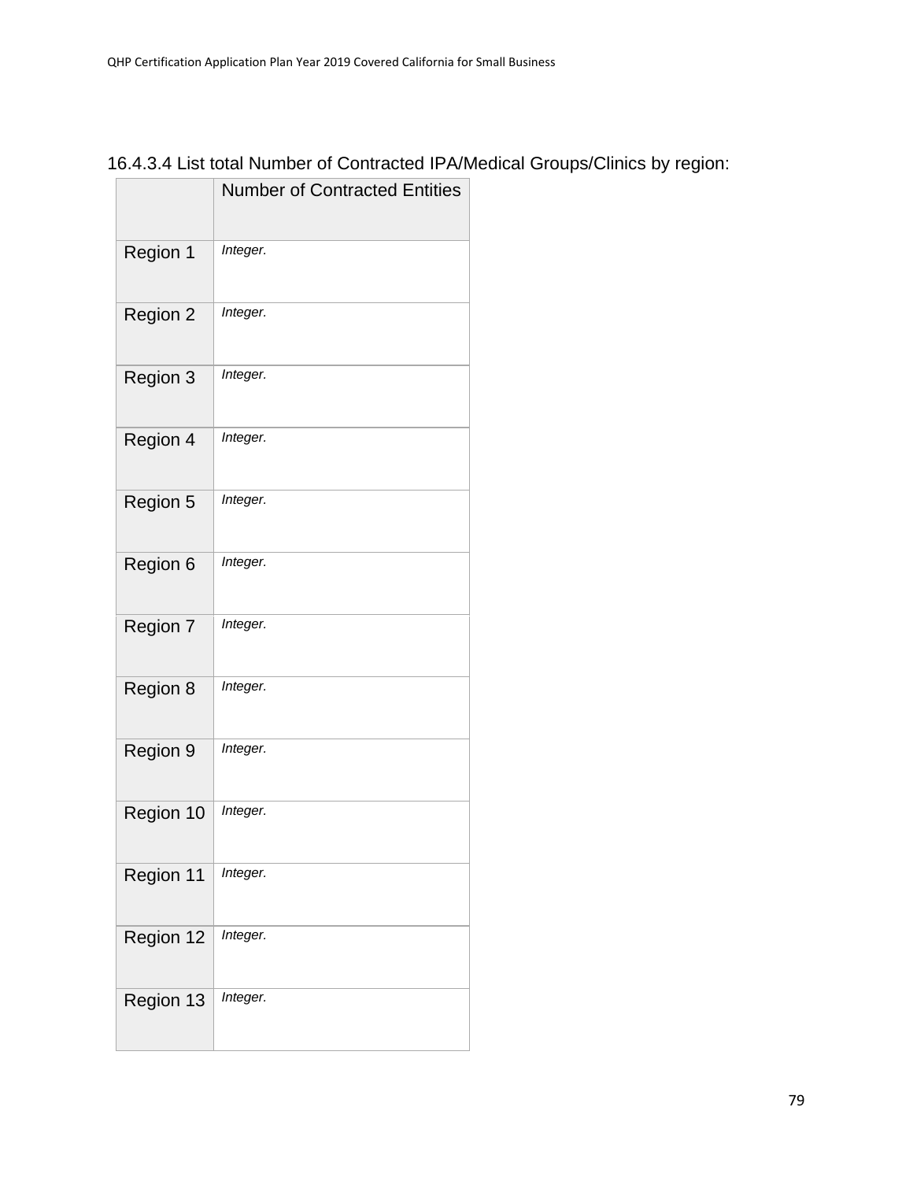16.4.3.4 List total Number of Contracted IPA/Medical Groups/Clinics by region:

| | Number of Contracted Entities |
|---|---|
| Region 1 | *Integer.* |
| Region 2 | *Integer.* |
| Region 3 | *Integer.* |
| Region 4 | *Integer.* |
| Region 5 | *Integer.* |
| Region 6 | *Integer.* |
| Region 7 | *Integer.* |
| Region 8 | *Integer.* |
| Region 9 | *Integer.* |
| Region 10 | *Integer.* |
| Region 11 | *Integer.* |
| Region 12 | *Integer.* |
| Region 13 | *Integer.* |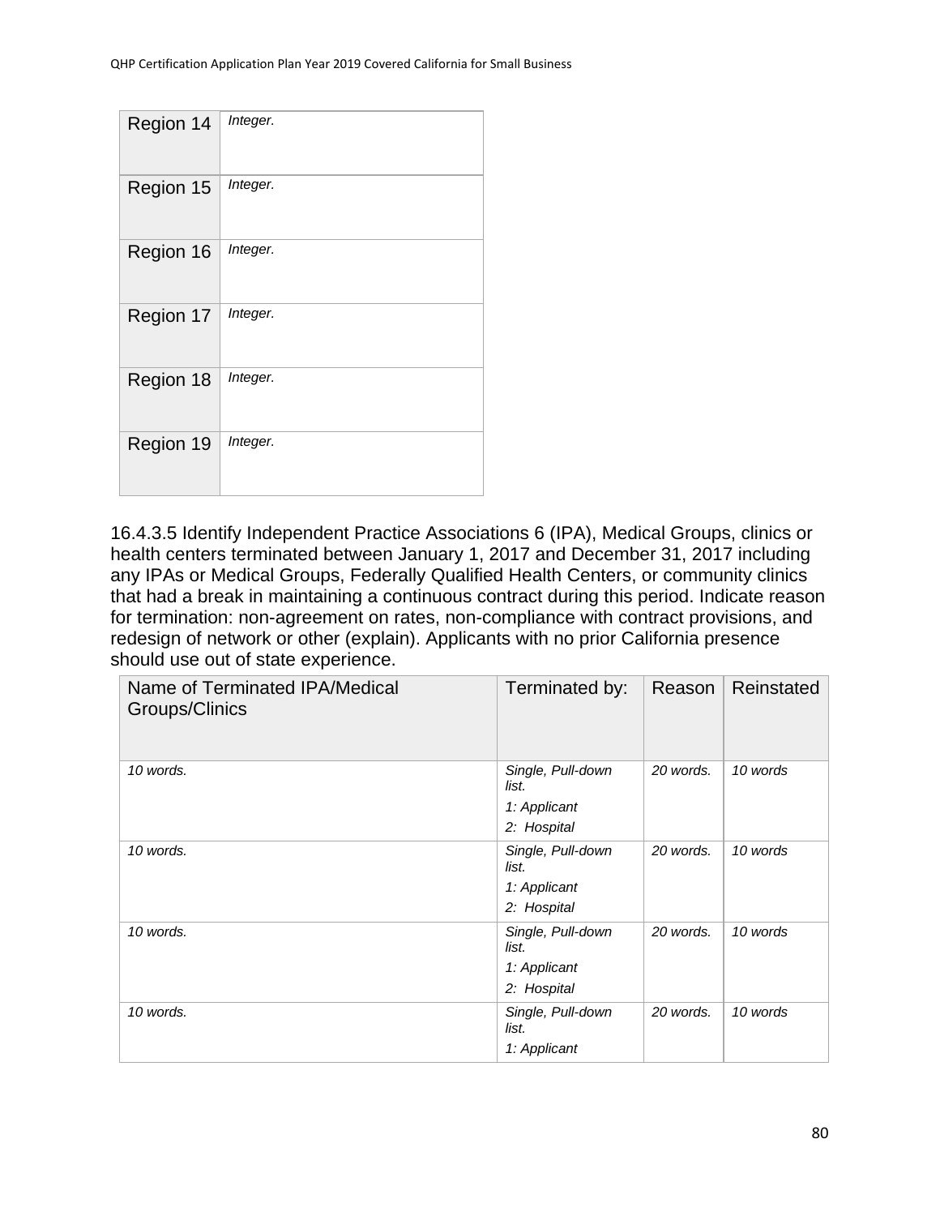| Region 14 | *Integer.* |
|---|---|
| Region 15 | *Integer.* |
| Region 16 | *Integer.* |
| Region 17 | *Integer.* |
| Region 18 | *Integer.* |
| Region 19 | *Integer.* |

16.4.3.5 Identify Independent Practice Associations 6 (IPA), Medical Groups, clinics or health centers terminated between January 1, 2017 and December 31, 2017 including any IPAs or Medical Groups, Federally Qualified Health Centers, or community clinics that had a break in maintaining a continuous contract during this period. Indicate reason for termination: non-agreement on rates, non-compliance with contract provisions, and redesign of network or other (explain). Applicants with no prior California presence should use out of state experience.

| Name of Terminated IPA/Medical Groups/Clinics | Terminated by: | Reason | Reinstated |
|---|---|---|---|
| *10 words.* | *Single, Pull-down list.*<br>*1: Applicant*<br>*2: Hospital* | *20 words.* | *10 words* |
| *10 words.* | *Single, Pull-down list.*<br>*1: Applicant*<br>*2: Hospital* | *20 words.* | *10 words* |
| *10 words.* | *Single, Pull-down list.*<br>*1: Applicant*<br>*2: Hospital* | *20 words.* | *10 words* |
| *10 words.* | *Single, Pull-down list.*<br>*1: Applicant* | *20 words.* | *10 words* |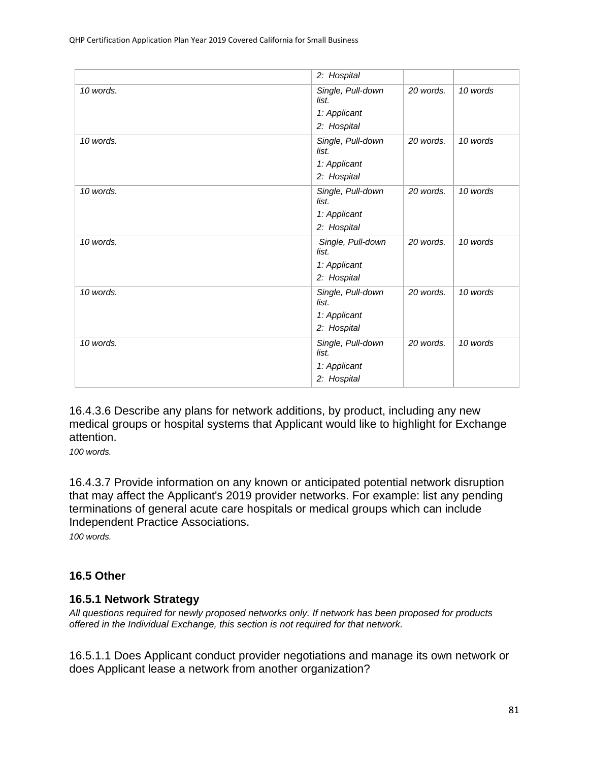| | | | |
|---|---|---|---|
| | *2: Hospital* | | |
| *10 words.* | *Single, Pull-down list.*<br>*1: Applicant*<br>*2: Hospital* | *20 words.* | *10 words* |
| *10 words.* | *Single, Pull-down list.*<br>*1: Applicant*<br>*2: Hospital* | *20 words.* | *10 words* |
| *10 words.* | *Single, Pull-down list.*<br>*1: Applicant*<br>*2: Hospital* | *20 words.* | *10 words* |
| *10 words.* | *Single, Pull-down list.*<br>*1: Applicant*<br>*2: Hospital* | *20 words.* | *10 words* |
| *10 words.* | *Single, Pull-down list.*<br>*1: Applicant*<br>*2: Hospital* | *20 words.* | *10 words* |
| *10 words.* | *Single, Pull-down list.*<br>*1: Applicant*<br>*2: Hospital* | *20 words.* | *10 words* |

16.4.3.6 Describe any plans for network additions, by product, including any new medical groups or hospital systems that Applicant would like to highlight for Exchange attention.

*100 words.*

16.4.3.7 Provide information on any known or anticipated potential network disruption that may affect the Applicant's 2019 provider networks. For example: list any pending terminations of general acute care hospitals or medical groups which can include Independent Practice Associations.

*100 words.*

## 16.5 Other

### 16.5.1 Network Strategy

*All questions required for newly proposed networks only. If network has been proposed for products offered in the Individual Exchange, this section is not required for that network.*

16.5.1.1 Does Applicant conduct provider negotiations and manage its own network or does Applicant lease a network from another organization?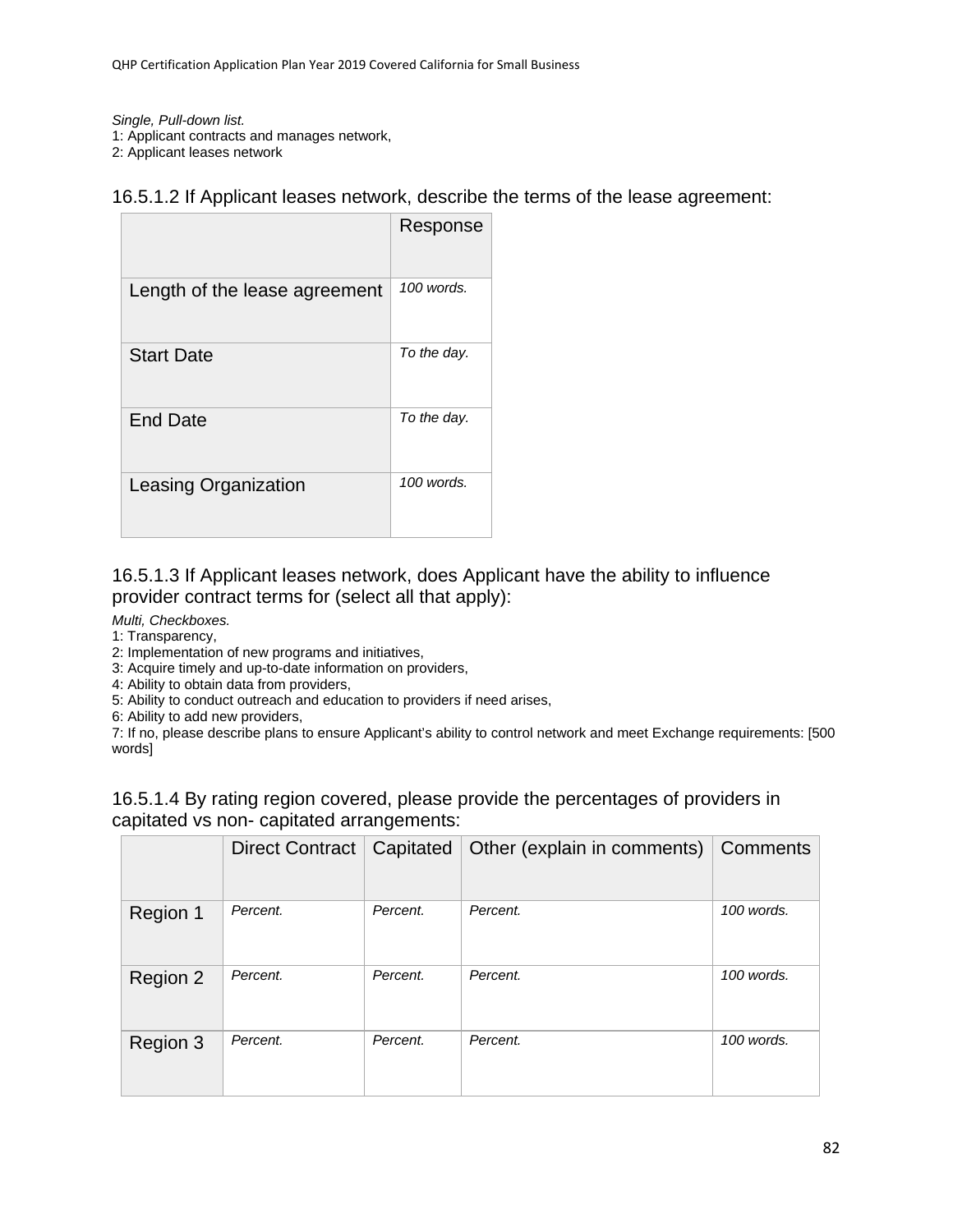*Single, Pull-down list.*
1: Applicant contracts and manages network,
2: Applicant leases network

### 16.5.1.2 If Applicant leases network, describe the terms of the lease agreement:

| | Response |
|---|---|
| Length of the lease agreement | *100 words.* |
| Start Date | *To the day.* |
| End Date | *To the day.* |
| Leasing Organization | *100 words.* |

### 16.5.1.3 If Applicant leases network, does Applicant have the ability to influence provider contract terms for (select all that apply):

*Multi, Checkboxes.*
1: Transparency,
2: Implementation of new programs and initiatives,
3: Acquire timely and up-to-date information on providers,
4: Ability to obtain data from providers,
5: Ability to conduct outreach and education to providers if need arises,
6: Ability to add new providers,
7: If no, please describe plans to ensure Applicant's ability to control network and meet Exchange requirements: [500 words]

### 16.5.1.4 By rating region covered, please provide the percentages of providers in capitated vs non- capitated arrangements:

| | Direct Contract | Capitated | Other (explain in comments) | Comments |
|---|---|---|---|---|
| Region 1 | *Percent.* | *Percent.* | *Percent.* | *100 words.* |
| Region 2 | *Percent.* | *Percent.* | *Percent.* | *100 words.* |
| Region 3 | *Percent.* | *Percent.* | *Percent.* | *100 words.* |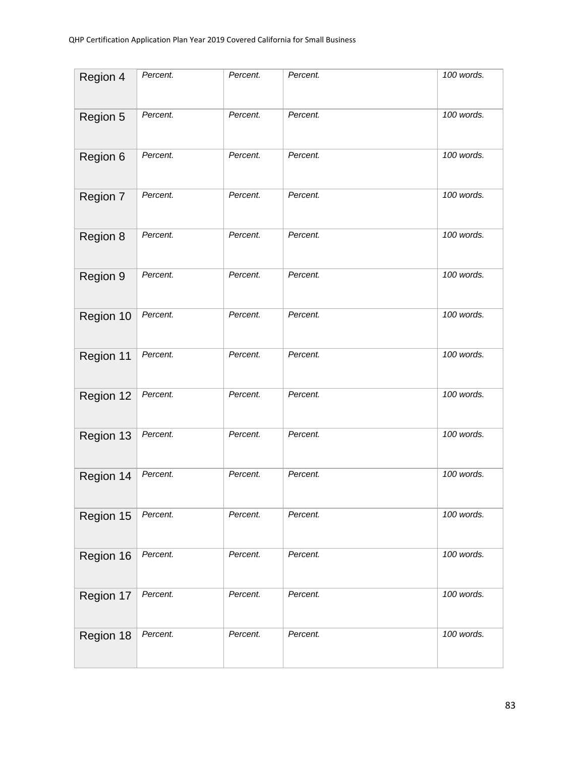| Region 4 | *Percent.* | *Percent.* | *Percent.* | *100 words.* |
|---|---|---|---|---|
| Region 5 | *Percent.* | *Percent.* | *Percent.* | *100 words.* |
| Region 6 | *Percent.* | *Percent.* | *Percent.* | *100 words.* |
| Region 7 | *Percent.* | *Percent.* | *Percent.* | *100 words.* |
| Region 8 | *Percent.* | *Percent.* | *Percent.* | *100 words.* |
| Region 9 | *Percent.* | *Percent.* | *Percent.* | *100 words.* |
| Region 10 | *Percent.* | *Percent.* | *Percent.* | *100 words.* |
| Region 11 | *Percent.* | *Percent.* | *Percent.* | *100 words.* |
| Region 12 | *Percent.* | *Percent.* | *Percent.* | *100 words.* |
| Region 13 | *Percent.* | *Percent.* | *Percent.* | *100 words.* |
| Region 14 | *Percent.* | *Percent.* | *Percent.* | *100 words.* |
| Region 15 | *Percent.* | *Percent.* | *Percent.* | *100 words.* |
| Region 16 | *Percent.* | *Percent.* | *Percent.* | *100 words.* |
| Region 17 | *Percent.* | *Percent.* | *Percent.* | *100 words.* |
| Region 18 | *Percent.* | *Percent.* | *Percent.* | *100 words.* |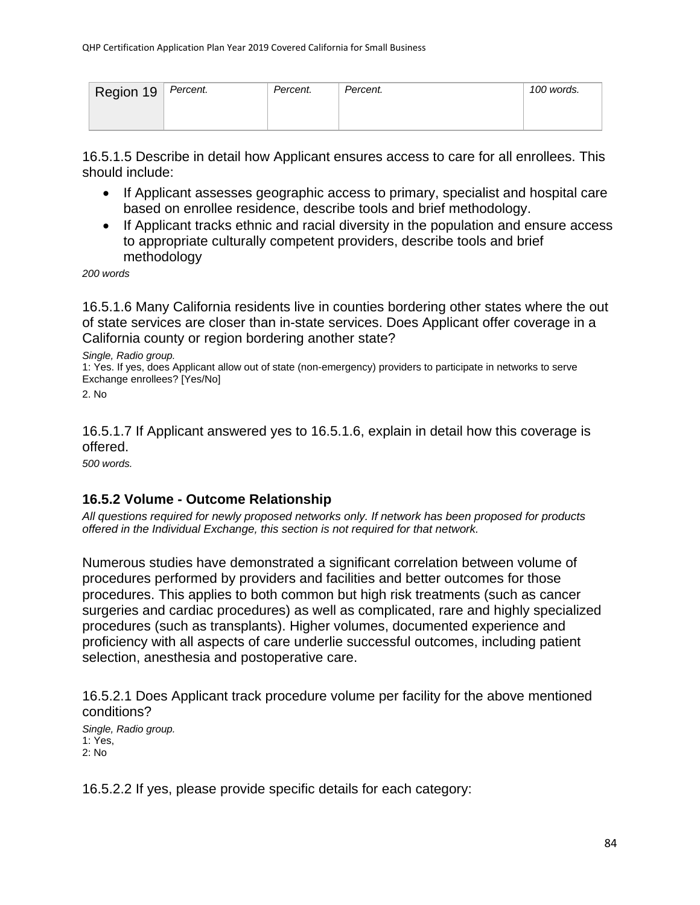| Region 19 | *Percent.* | *Percent.* | *Percent.* | *100 words.* |
|---|---|---|---|---|

16.5.1.5 Describe in detail how Applicant ensures access to care for all enrollees. This should include:

- If Applicant assesses geographic access to primary, specialist and hospital care based on enrollee residence, describe tools and brief methodology.
- If Applicant tracks ethnic and racial diversity in the population and ensure access to appropriate culturally competent providers, describe tools and brief methodology

*200 words*

16.5.1.6 Many California residents live in counties bordering other states where the out of state services are closer than in-state services. Does Applicant offer coverage in a California county or region bordering another state?

*Single, Radio group.*
1: Yes. If yes, does Applicant allow out of state (non-emergency) providers to participate in networks to serve Exchange enrollees? [Yes/No]
2. No

16.5.1.7 If Applicant answered yes to 16.5.1.6, explain in detail how this coverage is offered.

*500 words.*

### 16.5.2 Volume - Outcome Relationship

*All questions required for newly proposed networks only. If network has been proposed for products offered in the Individual Exchange, this section is not required for that network.*

Numerous studies have demonstrated a significant correlation between volume of procedures performed by providers and facilities and better outcomes for those procedures. This applies to both common but high risk treatments (such as cancer surgeries and cardiac procedures) as well as complicated, rare and highly specialized procedures (such as transplants). Higher volumes, documented experience and proficiency with all aspects of care underlie successful outcomes, including patient selection, anesthesia and postoperative care.

16.5.2.1 Does Applicant track procedure volume per facility for the above mentioned conditions?

*Single, Radio group.*
1: Yes,
2: No

16.5.2.2 If yes, please provide specific details for each category: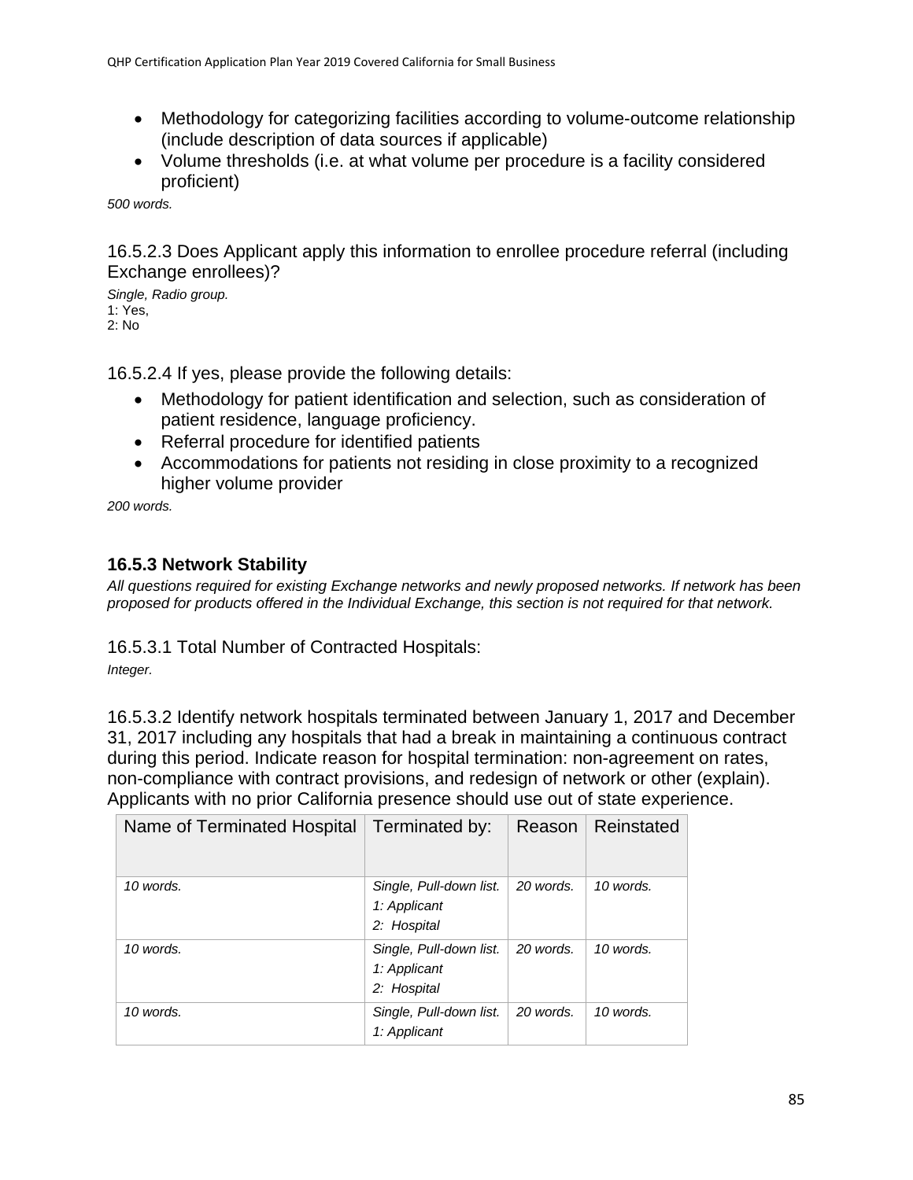- Methodology for categorizing facilities according to volume-outcome relationship (include description of data sources if applicable)
- Volume thresholds (i.e. at what volume per procedure is a facility considered proficient)

*500 words.*

16.5.2.3 Does Applicant apply this information to enrollee procedure referral (including Exchange enrollees)?

*Single, Radio group.*
1: Yes,
2: No

16.5.2.4 If yes, please provide the following details:

- Methodology for patient identification and selection, such as consideration of patient residence, language proficiency.
- Referral procedure for identified patients
- Accommodations for patients not residing in close proximity to a recognized higher volume provider

*200 words.*

### 16.5.3 Network Stability

*All questions required for existing Exchange networks and newly proposed networks. If network has been proposed for products offered in the Individual Exchange, this section is not required for that network.*

16.5.3.1 Total Number of Contracted Hospitals:

*Integer.*

16.5.3.2 Identify network hospitals terminated between January 1, 2017 and December 31, 2017 including any hospitals that had a break in maintaining a continuous contract during this period. Indicate reason for hospital termination: non-agreement on rates, non-compliance with contract provisions, and redesign of network or other (explain). Applicants with no prior California presence should use out of state experience.

| Name of Terminated Hospital | Terminated by: | Reason | Reinstated |
|---|---|---|---|
| *10 words.* | *Single, Pull-down list.*<br>*1: Applicant*<br>*2: Hospital* | *20 words.* | *10 words.* |
| *10 words.* | *Single, Pull-down list.*<br>*1: Applicant*<br>*2: Hospital* | *20 words.* | *10 words.* |
| *10 words.* | *Single, Pull-down list.*<br>*1: Applicant* | *20 words.* | *10 words.* |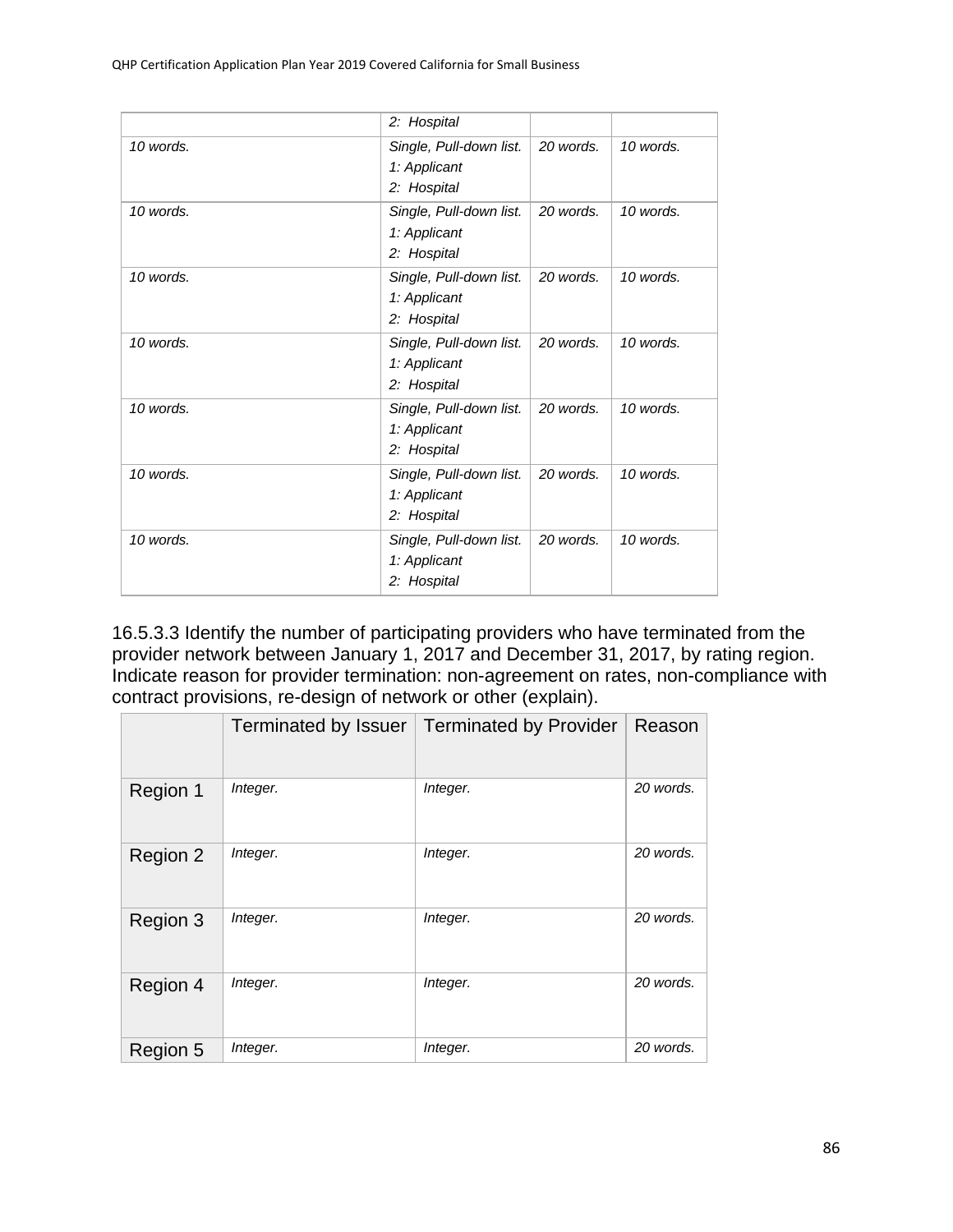| | | | |
|---|---|---|---|
| | 2: Hospital | | |
| 10 words. | Single, Pull-down list.<br>1: Applicant<br>2: Hospital | 20 words. | 10 words. |
| 10 words. | Single, Pull-down list.<br>1: Applicant<br>2: Hospital | 20 words. | 10 words. |
| 10 words. | Single, Pull-down list.<br>1: Applicant<br>2: Hospital | 20 words. | 10 words. |
| 10 words. | Single, Pull-down list.<br>1: Applicant<br>2: Hospital | 20 words. | 10 words. |
| 10 words. | Single, Pull-down list.<br>1: Applicant<br>2: Hospital | 20 words. | 10 words. |
| 10 words. | Single, Pull-down list.<br>1: Applicant<br>2: Hospital | 20 words. | 10 words. |
| 10 words. | Single, Pull-down list.<br>1: Applicant<br>2: Hospital | 20 words. | 10 words. |

16.5.3.3 Identify the number of participating providers who have terminated from the provider network between January 1, 2017 and December 31, 2017, by rating region. Indicate reason for provider termination: non-agreement on rates, non-compliance with contract provisions, re-design of network or other (explain).

| | Terminated by Issuer | Terminated by Provider | Reason |
|---|---|---|---|
| Region 1 | *Integer.* | *Integer.* | *20 words.* |
| Region 2 | *Integer.* | *Integer.* | *20 words.* |
| Region 3 | *Integer.* | *Integer.* | *20 words.* |
| Region 4 | *Integer.* | *Integer.* | *20 words.* |
| Region 5 | *Integer.* | *Integer.* | *20 words.* |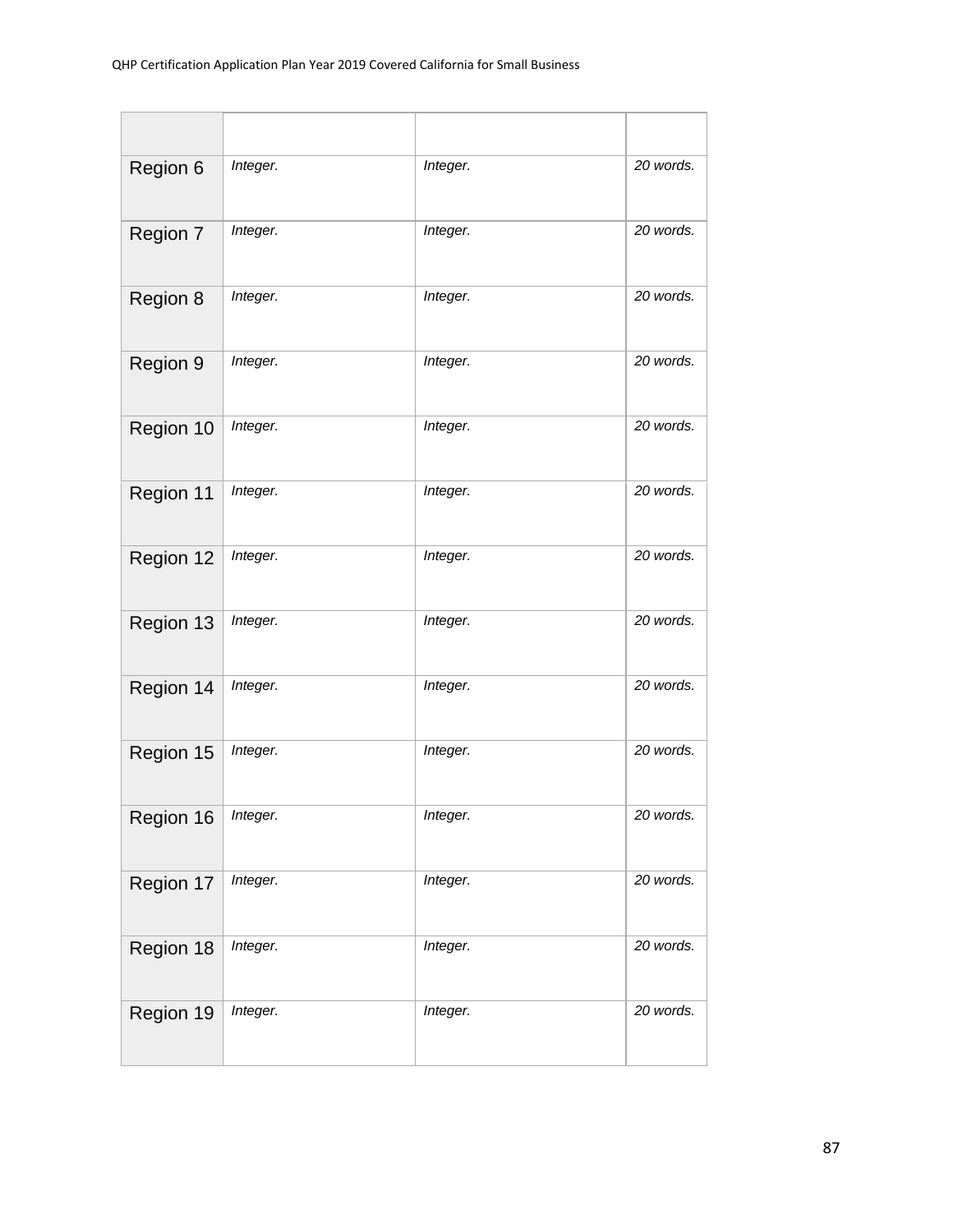| | | | |
|---|---|---|---|
| Region 6 | *Integer.* | *Integer.* | *20 words.* |
| Region 7 | *Integer.* | *Integer.* | *20 words.* |
| Region 8 | *Integer.* | *Integer.* | *20 words.* |
| Region 9 | *Integer.* | *Integer.* | *20 words.* |
| Region 10 | *Integer.* | *Integer.* | *20 words.* |
| Region 11 | *Integer.* | *Integer.* | *20 words.* |
| Region 12 | *Integer.* | *Integer.* | *20 words.* |
| Region 13 | *Integer.* | *Integer.* | *20 words.* |
| Region 14 | *Integer.* | *Integer.* | *20 words.* |
| Region 15 | *Integer.* | *Integer.* | *20 words.* |
| Region 16 | *Integer.* | *Integer.* | *20 words.* |
| Region 17 | *Integer.* | *Integer.* | *20 words.* |
| Region 18 | *Integer.* | *Integer.* | *20 words.* |
| Region 19 | *Integer.* | *Integer.* | *20 words.* |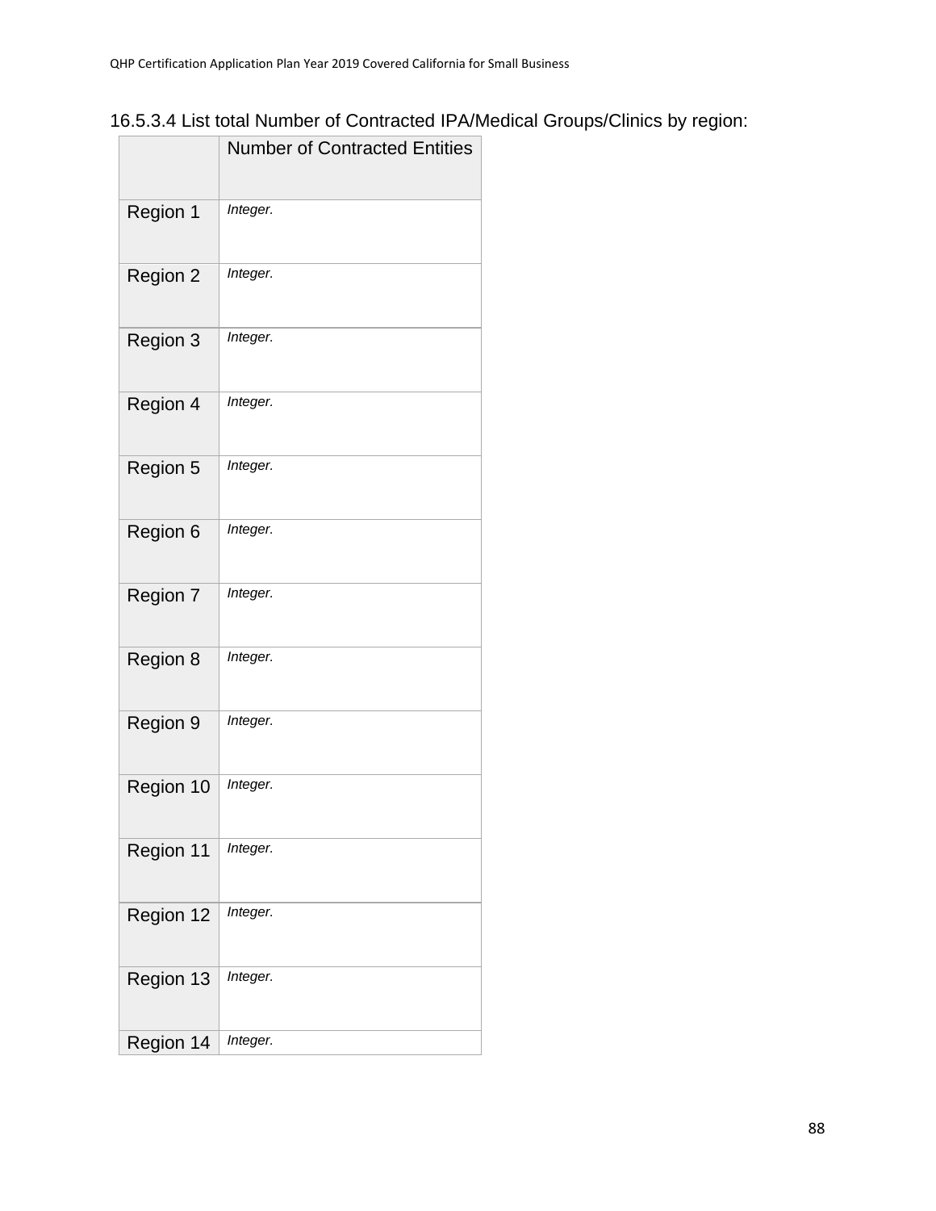16.5.3.4 List total Number of Contracted IPA/Medical Groups/Clinics by region:

| | Number of Contracted Entities |
|---|---|
| Region 1 | *Integer.* |
| Region 2 | *Integer.* |
| Region 3 | *Integer.* |
| Region 4 | *Integer.* |
| Region 5 | *Integer.* |
| Region 6 | *Integer.* |
| Region 7 | *Integer.* |
| Region 8 | *Integer.* |
| Region 9 | *Integer.* |
| Region 10 | *Integer.* |
| Region 11 | *Integer.* |
| Region 12 | *Integer.* |
| Region 13 | *Integer.* |
| Region 14 | *Integer.* |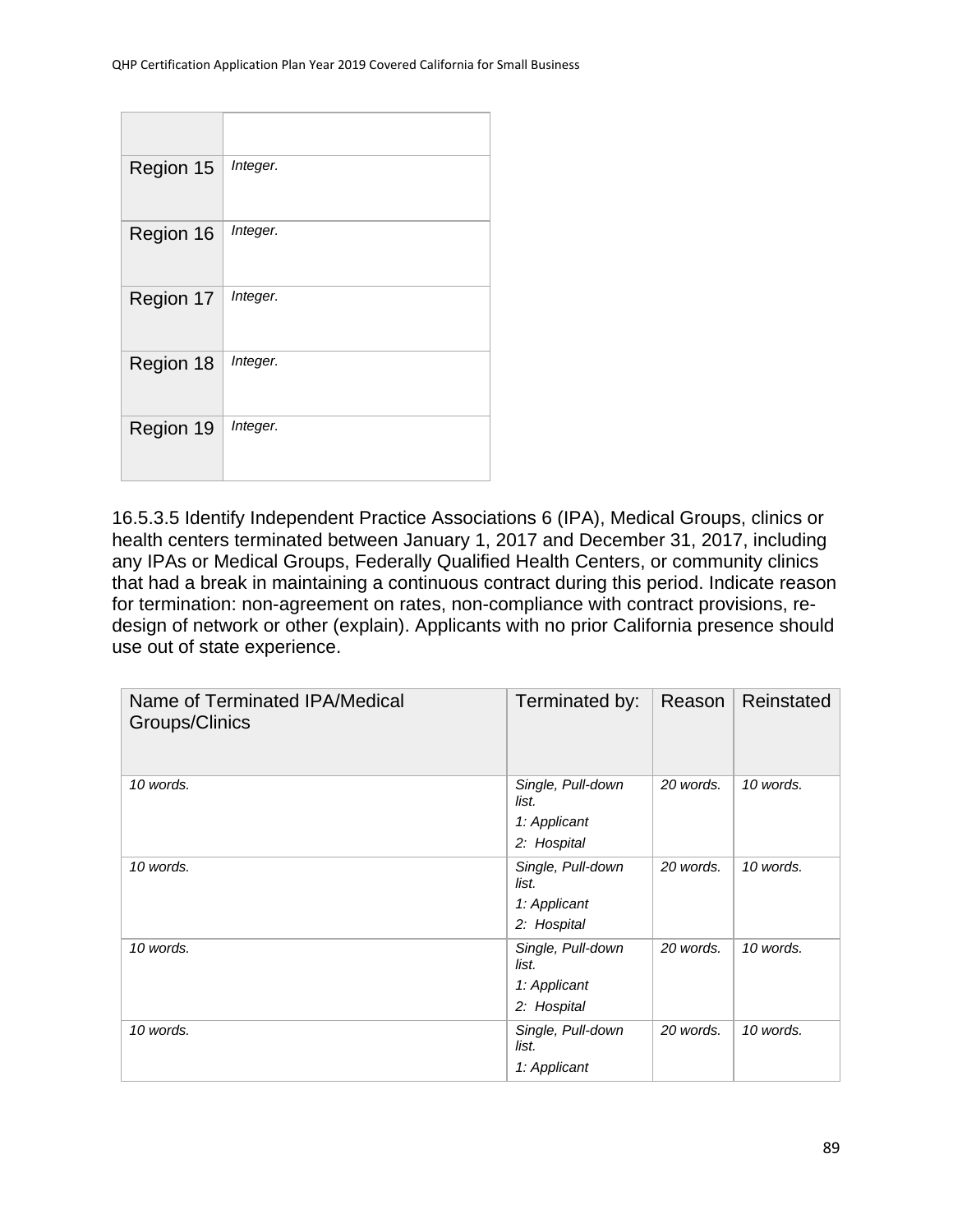| | |
|---|---|
| Region 15 | *Integer.* |
| Region 16 | *Integer.* |
| Region 17 | *Integer.* |
| Region 18 | *Integer.* |
| Region 19 | *Integer.* |

16.5.3.5 Identify Independent Practice Associations 6 (IPA), Medical Groups, clinics or health centers terminated between January 1, 2017 and December 31, 2017, including any IPAs or Medical Groups, Federally Qualified Health Centers, or community clinics that had a break in maintaining a continuous contract during this period. Indicate reason for termination: non-agreement on rates, non-compliance with contract provisions, re-design of network or other (explain). Applicants with no prior California presence should use out of state experience.

| Name of Terminated IPA/Medical Groups/Clinics | Terminated by: | Reason | Reinstated |
|---|---|---|---|
| *10 words.* | *Single, Pull-down list.*<br>*1: Applicant*<br>*2: Hospital* | *20 words.* | *10 words.* |
| *10 words.* | *Single, Pull-down list.*<br>*1: Applicant*<br>*2: Hospital* | *20 words.* | *10 words.* |
| *10 words.* | *Single, Pull-down list.*<br>*1: Applicant*<br>*2: Hospital* | *20 words.* | *10 words.* |
| *10 words.* | *Single, Pull-down list.*<br>*1: Applicant* | *20 words.* | *10 words.* |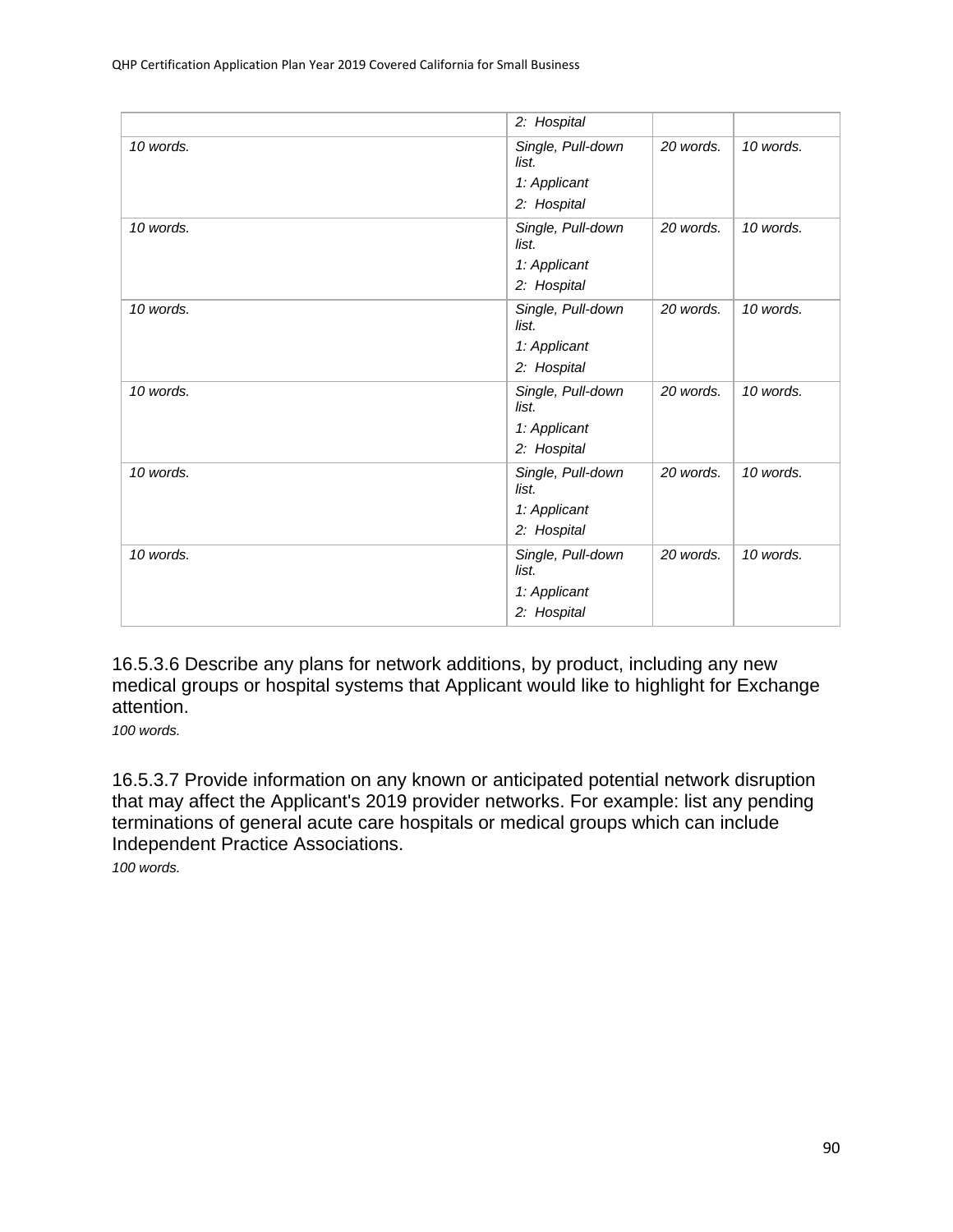| | | | |
|---|---|---|---|
| | *2: Hospital* | | |
| *10 words.* | *Single, Pull-down list.*<br>*1: Applicant*<br>*2: Hospital* | *20 words.* | *10 words.* |
| *10 words.* | *Single, Pull-down list.*<br>*1: Applicant*<br>*2: Hospital* | *20 words.* | *10 words.* |
| *10 words.* | *Single, Pull-down list.*<br>*1: Applicant*<br>*2: Hospital* | *20 words.* | *10 words.* |
| *10 words.* | *Single, Pull-down list.*<br>*1: Applicant*<br>*2: Hospital* | *20 words.* | *10 words.* |
| *10 words.* | *Single, Pull-down list.*<br>*1: Applicant*<br>*2: Hospital* | *20 words.* | *10 words.* |
| *10 words.* | *Single, Pull-down list.*<br>*1: Applicant*<br>*2: Hospital* | *20 words.* | *10 words.* |

16.5.3.6 Describe any plans for network additions, by product, including any new medical groups or hospital systems that Applicant would like to highlight for Exchange attention.

*100 words.*

16.5.3.7 Provide information on any known or anticipated potential network disruption that may affect the Applicant's 2019 provider networks. For example: list any pending terminations of general acute care hospitals or medical groups which can include Independent Practice Associations.

*100 words.*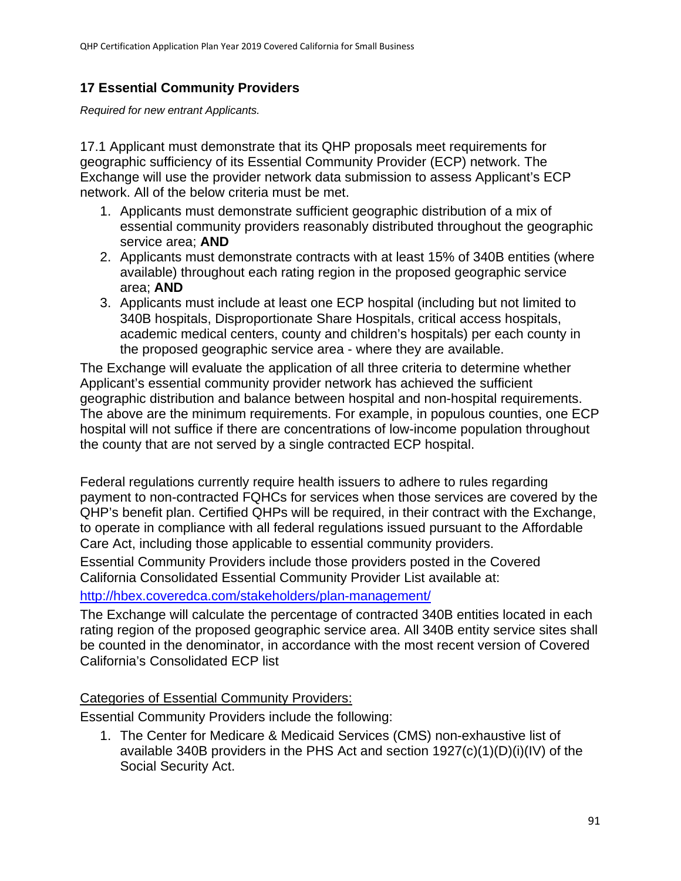## 17 Essential Community Providers

*Required for new entrant Applicants.*

17.1 Applicant must demonstrate that its QHP proposals meet requirements for geographic sufficiency of its Essential Community Provider (ECP) network. The Exchange will use the provider network data submission to assess Applicant's ECP network. All of the below criteria must be met.

1. Applicants must demonstrate sufficient geographic distribution of a mix of essential community providers reasonably distributed throughout the geographic service area; **AND**
2. Applicants must demonstrate contracts with at least 15% of 340B entities (where available) throughout each rating region in the proposed geographic service area; **AND**
3. Applicants must include at least one ECP hospital (including but not limited to 340B hospitals, Disproportionate Share Hospitals, critical access hospitals, academic medical centers, county and children's hospitals) per each county in the proposed geographic service area - where they are available.

The Exchange will evaluate the application of all three criteria to determine whether Applicant's essential community provider network has achieved the sufficient geographic distribution and balance between hospital and non-hospital requirements. The above are the minimum requirements. For example, in populous counties, one ECP hospital will not suffice if there are concentrations of low-income population throughout the county that are not served by a single contracted ECP hospital.

Federal regulations currently require health issuers to adhere to rules regarding payment to non-contracted FQHCs for services when those services are covered by the QHP's benefit plan. Certified QHPs will be required, in their contract with the Exchange, to operate in compliance with all federal regulations issued pursuant to the Affordable Care Act, including those applicable to essential community providers.

Essential Community Providers include those providers posted in the Covered California Consolidated Essential Community Provider List available at: [http://hbex.coveredca.com/stakeholders/plan-management/](http://hbex.coveredca.com/stakeholders/plan-management/)

The Exchange will calculate the percentage of contracted 340B entities located in each rating region of the proposed geographic service area. All 340B entity service sites shall be counted in the denominator, in accordance with the most recent version of Covered California's Consolidated ECP list

Categories of Essential Community Providers:

Essential Community Providers include the following:

1. The Center for Medicare & Medicaid Services (CMS) non-exhaustive list of available 340B providers in the PHS Act and section 1927(c)(1)(D)(i)(IV) of the Social Security Act.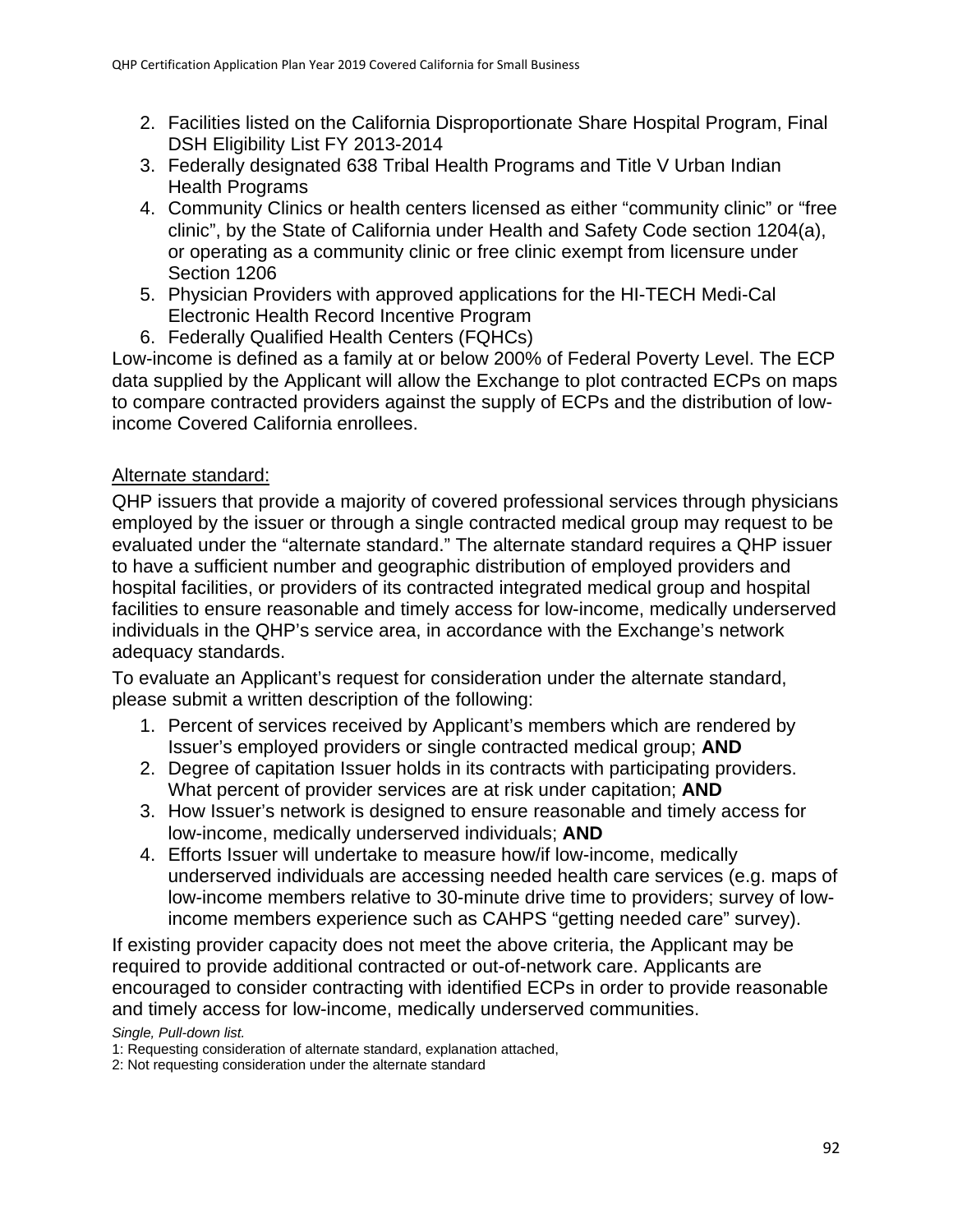2. Facilities listed on the California Disproportionate Share Hospital Program, Final DSH Eligibility List FY 2013-2014
3. Federally designated 638 Tribal Health Programs and Title V Urban Indian Health Programs
4. Community Clinics or health centers licensed as either “community clinic” or “free clinic”, by the State of California under Health and Safety Code section 1204(a), or operating as a community clinic or free clinic exempt from licensure under Section 1206
5. Physician Providers with approved applications for the HI-TECH Medi-Cal Electronic Health Record Incentive Program
6. Federally Qualified Health Centers (FQHCs)

Low-income is defined as a family at or below 200% of Federal Poverty Level. The ECP data supplied by the Applicant will allow the Exchange to plot contracted ECPs on maps to compare contracted providers against the supply of ECPs and the distribution of low-income Covered California enrollees.

<u>Alternate standard:</u>

QHP issuers that provide a majority of covered professional services through physicians employed by the issuer or through a single contracted medical group may request to be evaluated under the “alternate standard.” The alternate standard requires a QHP issuer to have a sufficient number and geographic distribution of employed providers and hospital facilities, or providers of its contracted integrated medical group and hospital facilities to ensure reasonable and timely access for low-income, medically underserved individuals in the QHP’s service area, in accordance with the Exchange’s network adequacy standards.

To evaluate an Applicant’s request for consideration under the alternate standard, please submit a written description of the following:

1. Percent of services received by Applicant’s members which are rendered by Issuer’s employed providers or single contracted medical group; **AND**
2. Degree of capitation Issuer holds in its contracts with participating providers. What percent of provider services are at risk under capitation; **AND**
3. How Issuer’s network is designed to ensure reasonable and timely access for low-income, medically underserved individuals; **AND**
4. Efforts Issuer will undertake to measure how/if low-income, medically underserved individuals are accessing needed health care services (e.g. maps of low-income members relative to 30-minute drive time to providers; survey of low-income members experience such as CAHPS “getting needed care” survey).

If existing provider capacity does not meet the above criteria, the Applicant may be required to provide additional contracted or out-of-network care. Applicants are encouraged to consider contracting with identified ECPs in order to provide reasonable and timely access for low-income, medically underserved communities.

*Single, Pull-down list.*

1: Requesting consideration of alternate standard, explanation attached,

2: Not requesting consideration under the alternate standard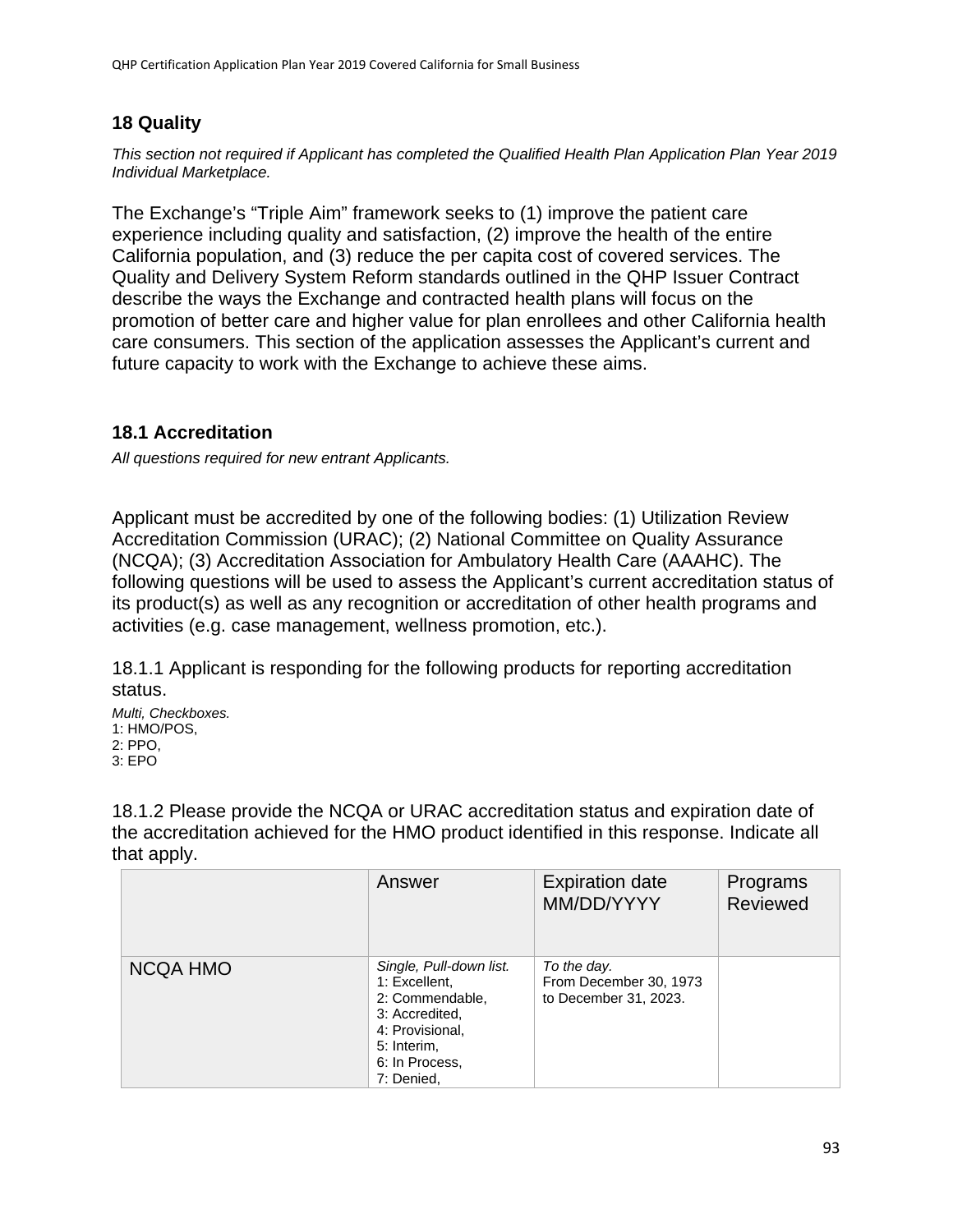## 18 Quality

*This section not required if Applicant has completed the Qualified Health Plan Application Plan Year 2019 Individual Marketplace.*

The Exchange's "Triple Aim" framework seeks to (1) improve the patient care experience including quality and satisfaction, (2) improve the health of the entire California population, and (3) reduce the per capita cost of covered services. The Quality and Delivery System Reform standards outlined in the QHP Issuer Contract describe the ways the Exchange and contracted health plans will focus on the promotion of better care and higher value for plan enrollees and other California health care consumers. This section of the application assesses the Applicant's current and future capacity to work with the Exchange to achieve these aims.

### 18.1 Accreditation

*All questions required for new entrant Applicants.*

Applicant must be accredited by one of the following bodies: (1) Utilization Review Accreditation Commission (URAC); (2) National Committee on Quality Assurance (NCQA); (3) Accreditation Association for Ambulatory Health Care (AAAHC). The following questions will be used to assess the Applicant's current accreditation status of its product(s) as well as any recognition or accreditation of other health programs and activities (e.g. case management, wellness promotion, etc.).

18.1.1 Applicant is responding for the following products for reporting accreditation status.

*Multi, Checkboxes.*
1: HMO/POS,
2: PPO,
3: EPO

18.1.2 Please provide the NCQA or URAC accreditation status and expiration date of the accreditation achieved for the HMO product identified in this response. Indicate all that apply.

| | Answer | Expiration date MM/DD/YYYY | Programs Reviewed |
|---|---|---|---|
| NCQA HMO | *Single, Pull-down list.* 1: Excellent, 2: Commendable, 3: Accredited, 4: Provisional, 5: Interim, 6: In Process, 7: Denied, | *To the day.* From December 30, 1973 to December 31, 2023. | |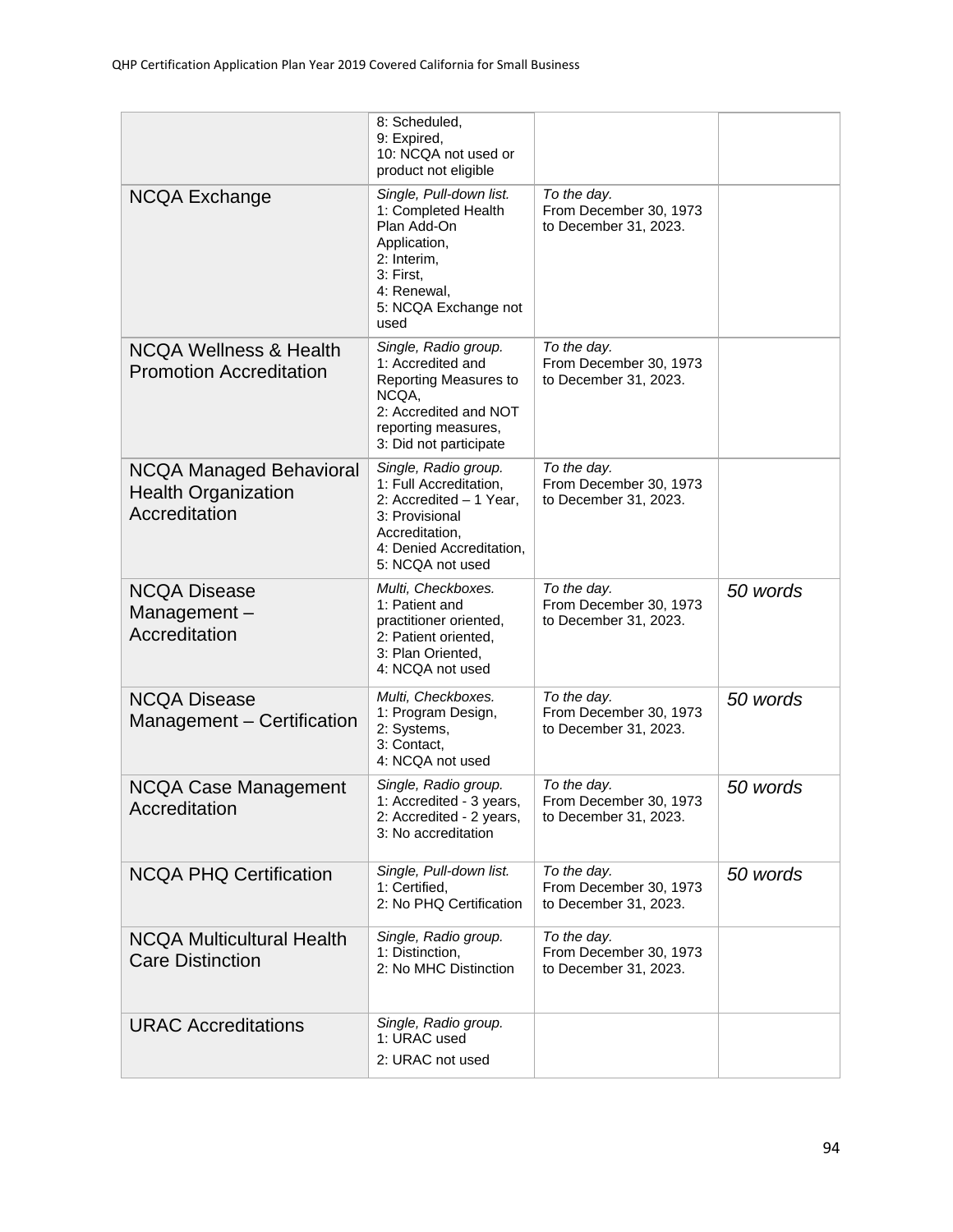| | | | |
|---|---|---|---|
| | 8: Scheduled,<br>9: Expired,<br>10: NCQA not used or product not eligible | | |
| NCQA Exchange | *Single, Pull-down list.*<br>1: Completed Health Plan Add-On Application,<br>2: Interim,<br>3: First,<br>4: Renewal,<br>5: NCQA Exchange not used | *To the day.*<br>From December 30, 1973 to December 31, 2023. | |
| NCQA Wellness & Health Promotion Accreditation | *Single, Radio group.*<br>1: Accredited and Reporting Measures to NCQA,<br>2: Accredited and NOT reporting measures,<br>3: Did not participate | *To the day.*<br>From December 30, 1973 to December 31, 2023. | |
| NCQA Managed Behavioral Health Organization Accreditation | *Single, Radio group.*<br>1: Full Accreditation,<br>2: Accredited – 1 Year,<br>3: Provisional Accreditation,<br>4: Denied Accreditation,<br>5: NCQA not used | *To the day.*<br>From December 30, 1973 to December 31, 2023. | |
| NCQA Disease Management – Accreditation | *Multi, Checkboxes.*<br>1: Patient and practitioner oriented,<br>2: Patient oriented,<br>3: Plan Oriented,<br>4: NCQA not used | *To the day.*<br>From December 30, 1973 to December 31, 2023. | *50 words* |
| NCQA Disease Management – Certification | *Multi, Checkboxes.*<br>1: Program Design,<br>2: Systems,<br>3: Contact,<br>4: NCQA not used | *To the day.*<br>From December 30, 1973 to December 31, 2023. | *50 words* |
| NCQA Case Management Accreditation | *Single, Radio group.*<br>1: Accredited - 3 years,<br>2: Accredited - 2 years,<br>3: No accreditation | *To the day.*<br>From December 30, 1973 to December 31, 2023. | *50 words* |
| NCQA PHQ Certification | *Single, Pull-down list.*<br>1: Certified,<br>2: No PHQ Certification | *To the day.*<br>From December 30, 1973 to December 31, 2023. | *50 words* |
| NCQA Multicultural Health Care Distinction | *Single, Radio group.*<br>1: Distinction,<br>2: No MHC Distinction | *To the day.*<br>From December 30, 1973 to December 31, 2023. | |
| URAC Accreditations | *Single, Radio group.*<br>1: URAC used<br>2: URAC not used | | |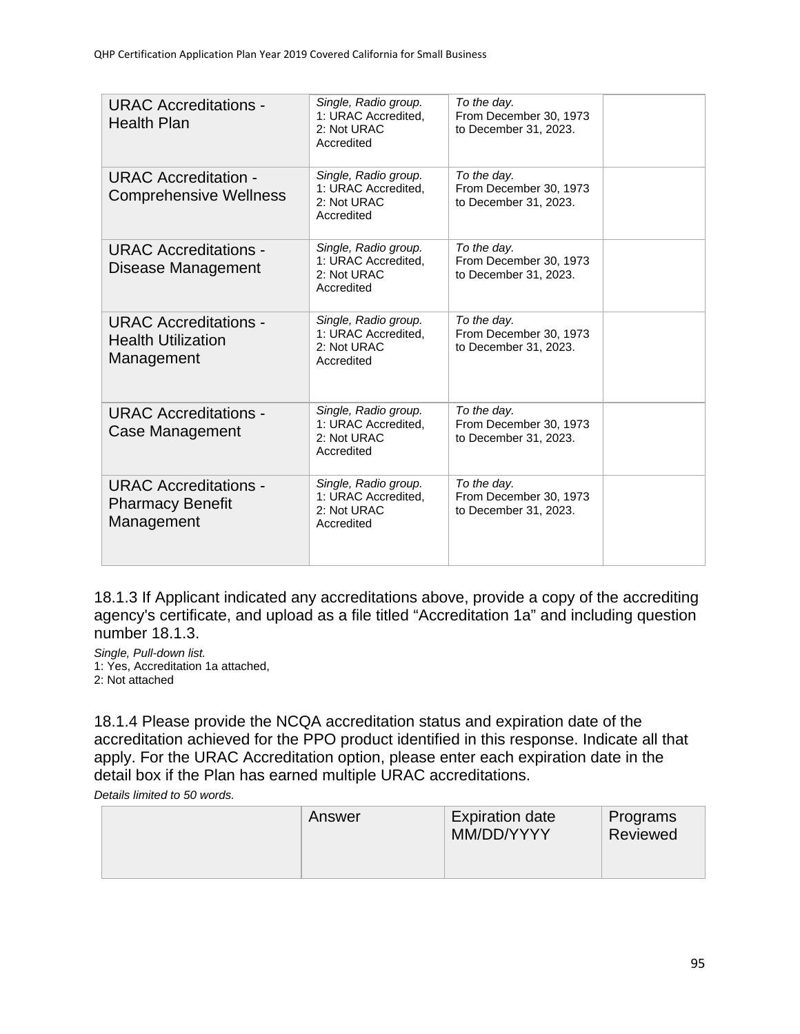| URAC Accreditations - Health Plan | *Single, Radio group.* 1: URAC Accredited, 2: Not URAC Accredited | *To the day.* From December 30, 1973 to December 31, 2023. | |
|---|---|---|---|
| URAC Accreditation - Comprehensive Wellness | *Single, Radio group.* 1: URAC Accredited, 2: Not URAC Accredited | *To the day.* From December 30, 1973 to December 31, 2023. | |
| URAC Accreditations - Disease Management | *Single, Radio group.* 1: URAC Accredited, 2: Not URAC Accredited | *To the day.* From December 30, 1973 to December 31, 2023. | |
| URAC Accreditations - Health Utilization Management | *Single, Radio group.* 1: URAC Accredited, 2: Not URAC Accredited | *To the day.* From December 30, 1973 to December 31, 2023. | |
| URAC Accreditations - Case Management | *Single, Radio group.* 1: URAC Accredited, 2: Not URAC Accredited | *To the day.* From December 30, 1973 to December 31, 2023. | |
| URAC Accreditations - Pharmacy Benefit Management | *Single, Radio group.* 1: URAC Accredited, 2: Not URAC Accredited | *To the day.* From December 30, 1973 to December 31, 2023. | |

18.1.3 If Applicant indicated any accreditations above, provide a copy of the accrediting agency's certificate, and upload as a file titled “Accreditation 1a” and including question number 18.1.3.

*Single, Pull-down list.*
1: Yes, Accreditation 1a attached,
2: Not attached

18.1.4 Please provide the NCQA accreditation status and expiration date of the accreditation achieved for the PPO product identified in this response. Indicate all that apply. For the URAC Accreditation option, please enter each expiration date in the detail box if the Plan has earned multiple URAC accreditations.

*Details limited to 50 words.*

| | Answer | Expiration date MM/DD/YYYY | Programs Reviewed |
|---|---|---|---|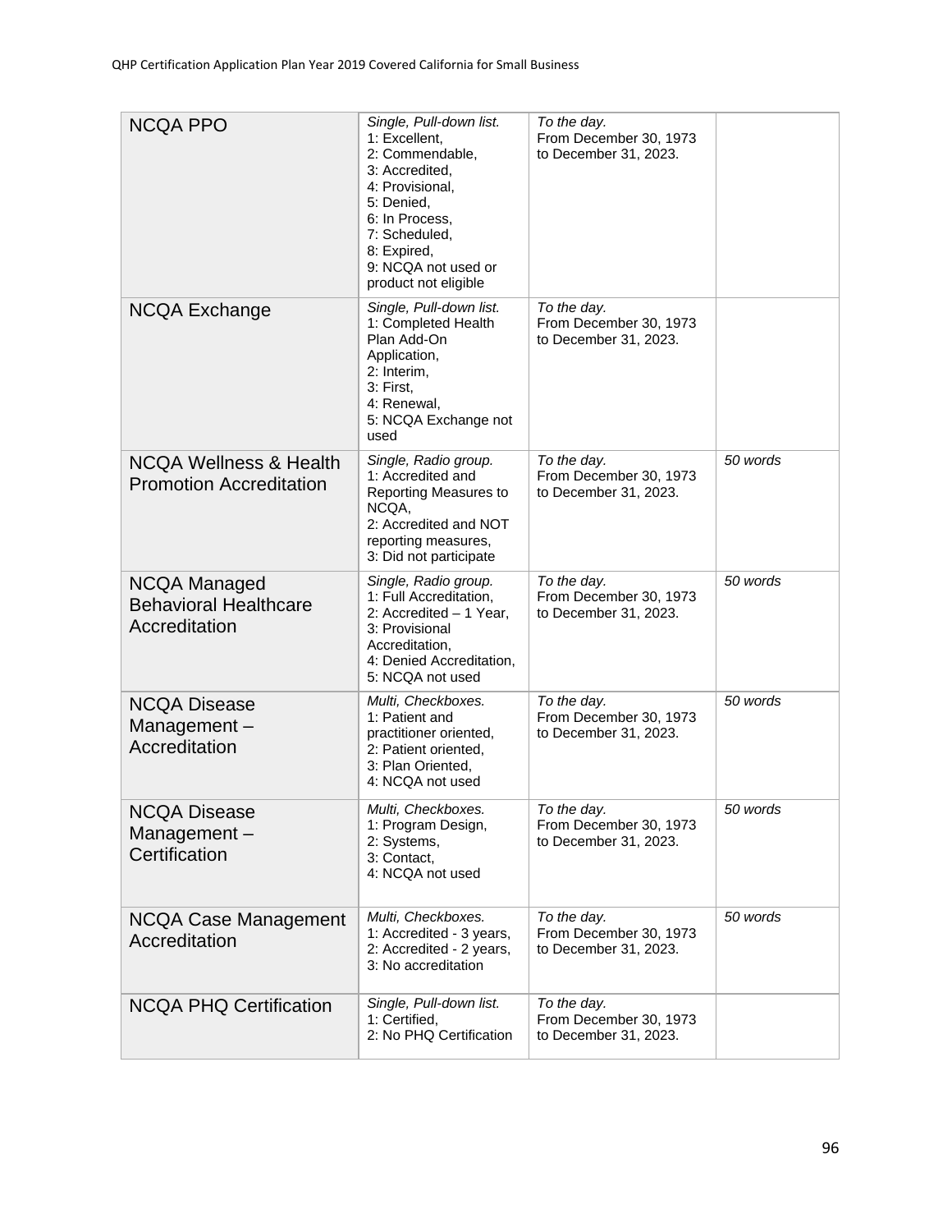| | | | |
|---|---|---|---|
| NCQA PPO | *Single, Pull-down list.* 1: Excellent, 2: Commendable, 3: Accredited, 4: Provisional, 5: Denied, 6: In Process, 7: Scheduled, 8: Expired, 9: NCQA not used or product not eligible | *To the day.* From December 30, 1973 to December 31, 2023. | |
| NCQA Exchange | *Single, Pull-down list.* 1: Completed Health Plan Add-On Application, 2: Interim, 3: First, 4: Renewal, 5: NCQA Exchange not used | *To the day.* From December 30, 1973 to December 31, 2023. | |
| NCQA Wellness & Health Promotion Accreditation | *Single, Radio group.* 1: Accredited and Reporting Measures to NCQA, 2: Accredited and NOT reporting measures, 3: Did not participate | *To the day.* From December 30, 1973 to December 31, 2023. | *50 words* |
| NCQA Managed Behavioral Healthcare Accreditation | *Single, Radio group.* 1: Full Accreditation, 2: Accredited – 1 Year, 3: Provisional Accreditation, 4: Denied Accreditation, 5: NCQA not used | *To the day.* From December 30, 1973 to December 31, 2023. | *50 words* |
| NCQA Disease Management – Accreditation | *Multi, Checkboxes.* 1: Patient and practitioner oriented, 2: Patient oriented, 3: Plan Oriented, 4: NCQA not used | *To the day.* From December 30, 1973 to December 31, 2023. | *50 words* |
| NCQA Disease Management – Certification | *Multi, Checkboxes.* 1: Program Design, 2: Systems, 3: Contact, 4: NCQA not used | *To the day.* From December 30, 1973 to December 31, 2023. | *50 words* |
| NCQA Case Management Accreditation | *Multi, Checkboxes.* 1: Accredited - 3 years, 2: Accredited - 2 years, 3: No accreditation | *To the day.* From December 30, 1973 to December 31, 2023. | *50 words* |
| NCQA PHQ Certification | *Single, Pull-down list.* 1: Certified, 2: No PHQ Certification | *To the day.* From December 30, 1973 to December 31, 2023. | |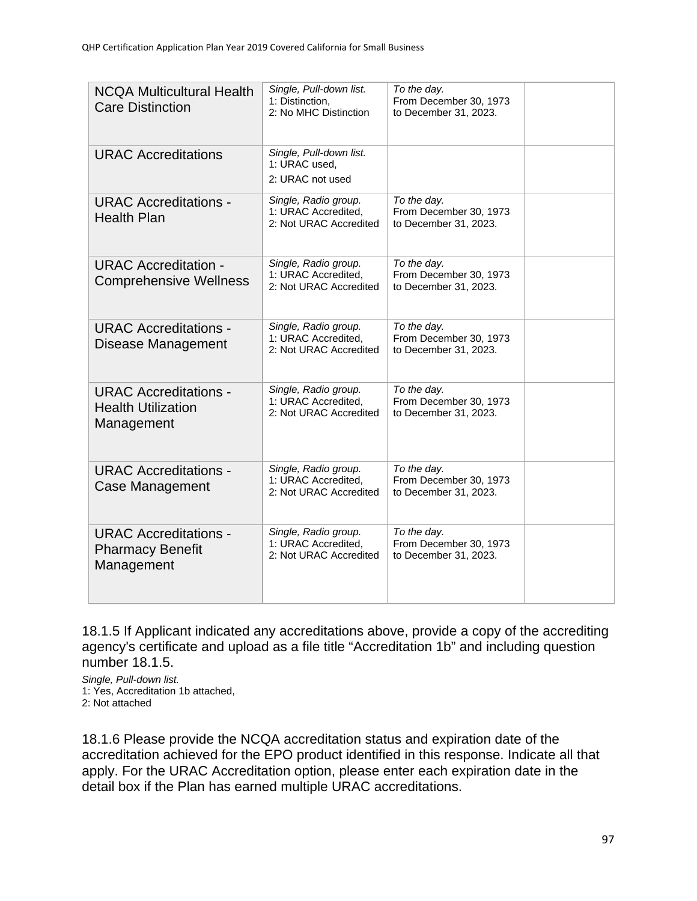| | | | |
|---|---|---|---|
| NCQA Multicultural Health Care Distinction | *Single, Pull-down list.* 1: Distinction, 2: No MHC Distinction | *To the day.* From December 30, 1973 to December 31, 2023. | |
| URAC Accreditations | *Single, Pull-down list.* 1: URAC used, 2: URAC not used | | |
| URAC Accreditations - Health Plan | *Single, Radio group.* 1: URAC Accredited, 2: Not URAC Accredited | *To the day.* From December 30, 1973 to December 31, 2023. | |
| URAC Accreditation - Comprehensive Wellness | *Single, Radio group.* 1: URAC Accredited, 2: Not URAC Accredited | *To the day.* From December 30, 1973 to December 31, 2023. | |
| URAC Accreditations - Disease Management | *Single, Radio group.* 1: URAC Accredited, 2: Not URAC Accredited | *To the day.* From December 30, 1973 to December 31, 2023. | |
| URAC Accreditations - Health Utilization Management | *Single, Radio group.* 1: URAC Accredited, 2: Not URAC Accredited | *To the day.* From December 30, 1973 to December 31, 2023. | |
| URAC Accreditations - Case Management | *Single, Radio group.* 1: URAC Accredited, 2: Not URAC Accredited | *To the day.* From December 30, 1973 to December 31, 2023. | |
| URAC Accreditations - Pharmacy Benefit Management | *Single, Radio group.* 1: URAC Accredited, 2: Not URAC Accredited | *To the day.* From December 30, 1973 to December 31, 2023. | |

18.1.5 If Applicant indicated any accreditations above, provide a copy of the accrediting agency's certificate and upload as a file title “Accreditation 1b” and including question number 18.1.5.

*Single, Pull-down list.*
1: Yes, Accreditation 1b attached,
2: Not attached

18.1.6 Please provide the NCQA accreditation status and expiration date of the accreditation achieved for the EPO product identified in this response. Indicate all that apply. For the URAC Accreditation option, please enter each expiration date in the detail box if the Plan has earned multiple URAC accreditations.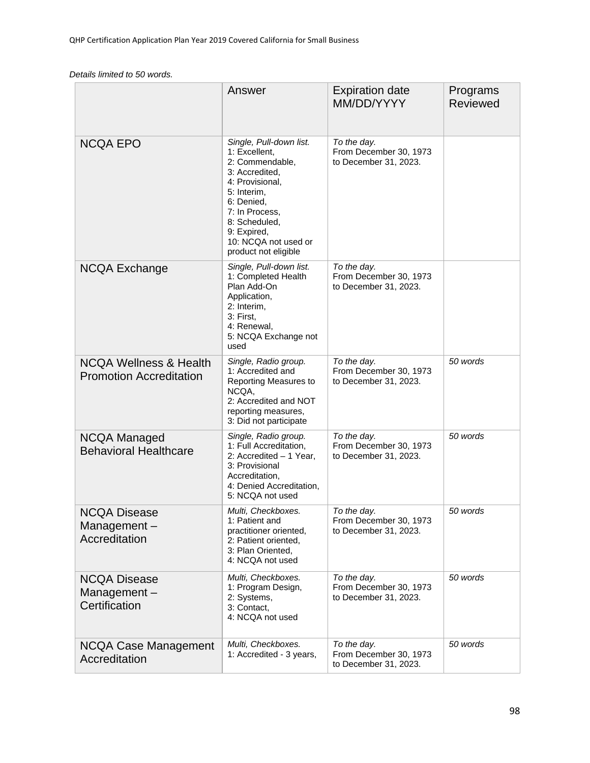*Details limited to 50 words.*

| | Answer | Expiration date MM/DD/YYYY | Programs Reviewed |
|---|---|---|---|
| NCQA EPO | *Single, Pull-down list.* 1: Excellent, 2: Commendable, 3: Accredited, 4: Provisional, 5: Interim, 6: Denied, 7: In Process, 8: Scheduled, 9: Expired, 10: NCQA not used or product not eligible | *To the day.* From December 30, 1973 to December 31, 2023. | |
| NCQA Exchange | *Single, Pull-down list.* 1: Completed Health Plan Add-On Application, 2: Interim, 3: First, 4: Renewal, 5: NCQA Exchange not used | *To the day.* From December 30, 1973 to December 31, 2023. | |
| NCQA Wellness & Health Promotion Accreditation | *Single, Radio group.* 1: Accredited and Reporting Measures to NCQA, 2: Accredited and NOT reporting measures, 3: Did not participate | *To the day.* From December 30, 1973 to December 31, 2023. | *50 words* |
| NCQA Managed Behavioral Healthcare | *Single, Radio group.* 1: Full Accreditation, 2: Accredited – 1 Year, 3: Provisional Accreditation, 4: Denied Accreditation, 5: NCQA not used | *To the day.* From December 30, 1973 to December 31, 2023. | *50 words* |
| NCQA Disease Management – Accreditation | *Multi, Checkboxes.* 1: Patient and practitioner oriented, 2: Patient oriented, 3: Plan Oriented, 4: NCQA not used | *To the day.* From December 30, 1973 to December 31, 2023. | *50 words* |
| NCQA Disease Management – Certification | *Multi, Checkboxes.* 1: Program Design, 2: Systems, 3: Contact, 4: NCQA not used | *To the day.* From December 30, 1973 to December 31, 2023. | *50 words* |
| NCQA Case Management Accreditation | *Multi, Checkboxes.* 1: Accredited - 3 years, | *To the day.* From December 30, 1973 to December 31, 2023. | *50 words* |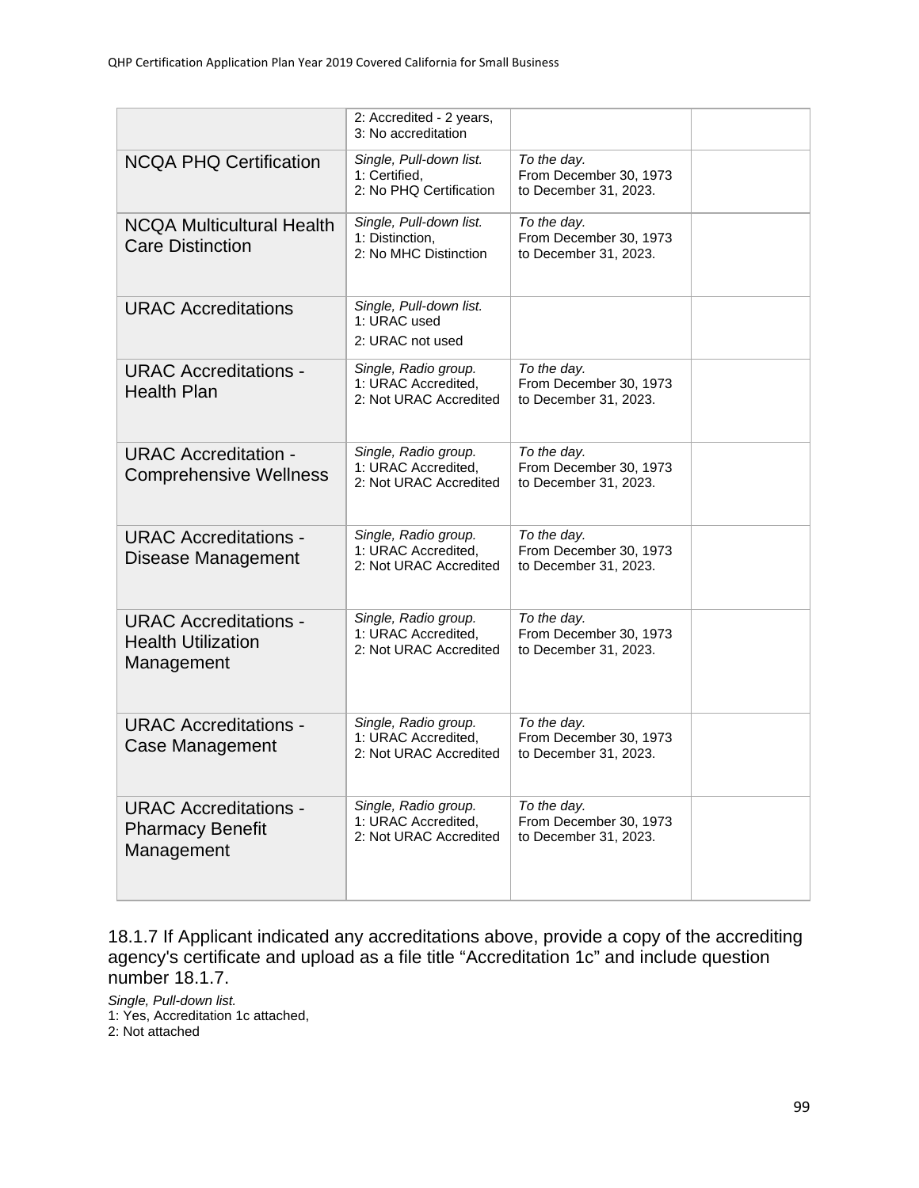| | 2: Accredited - 2 years, 3: No accreditation | | |
|---|---|---|---|
| NCQA PHQ Certification | *Single, Pull-down list.* 1: Certified, 2: No PHQ Certification | *To the day.* From December 30, 1973 to December 31, 2023. | |
| NCQA Multicultural Health Care Distinction | *Single, Pull-down list.* 1: Distinction, 2: No MHC Distinction | *To the day.* From December 30, 1973 to December 31, 2023. | |
| URAC Accreditations | *Single, Pull-down list.* 1: URAC used 2: URAC not used | | |
| URAC Accreditations - Health Plan | *Single, Radio group.* 1: URAC Accredited, 2: Not URAC Accredited | *To the day.* From December 30, 1973 to December 31, 2023. | |
| URAC Accreditation - Comprehensive Wellness | *Single, Radio group.* 1: URAC Accredited, 2: Not URAC Accredited | *To the day.* From December 30, 1973 to December 31, 2023. | |
| URAC Accreditations - Disease Management | *Single, Radio group.* 1: URAC Accredited, 2: Not URAC Accredited | *To the day.* From December 30, 1973 to December 31, 2023. | |
| URAC Accreditations - Health Utilization Management | *Single, Radio group.* 1: URAC Accredited, 2: Not URAC Accredited | *To the day.* From December 30, 1973 to December 31, 2023. | |
| URAC Accreditations - Case Management | *Single, Radio group.* 1: URAC Accredited, 2: Not URAC Accredited | *To the day.* From December 30, 1973 to December 31, 2023. | |
| URAC Accreditations - Pharmacy Benefit Management | *Single, Radio group.* 1: URAC Accredited, 2: Not URAC Accredited | *To the day.* From December 30, 1973 to December 31, 2023. | |

18.1.7 If Applicant indicated any accreditations above, provide a copy of the accrediting agency's certificate and upload as a file title "Accreditation 1c" and include question number 18.1.7.

*Single, Pull-down list.*
1: Yes, Accreditation 1c attached,
2: Not attached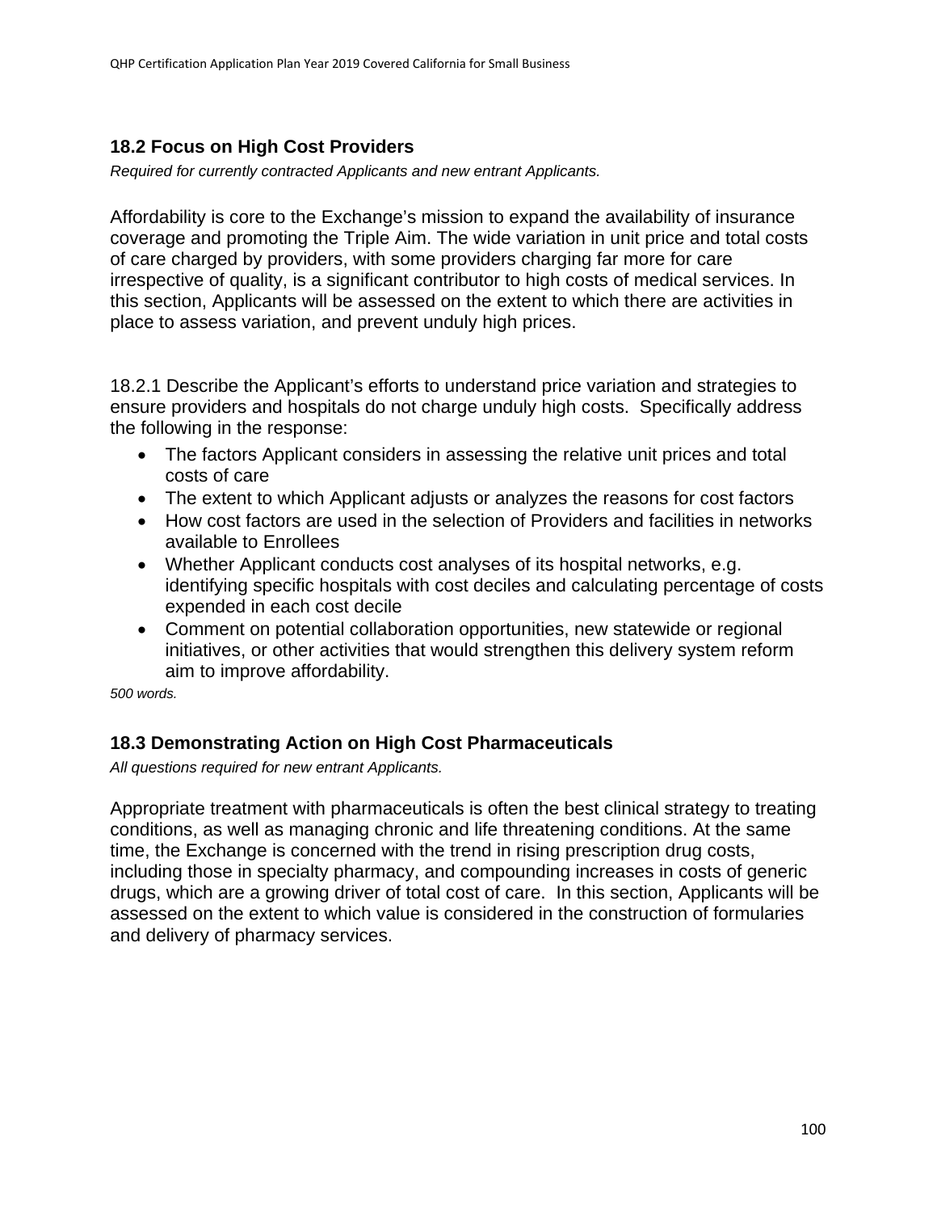### 18.2 Focus on High Cost Providers

*Required for currently contracted Applicants and new entrant Applicants.*

Affordability is core to the Exchange's mission to expand the availability of insurance coverage and promoting the Triple Aim. The wide variation in unit price and total costs of care charged by providers, with some providers charging far more for care irrespective of quality, is a significant contributor to high costs of medical services. In this section, Applicants will be assessed on the extent to which there are activities in place to assess variation, and prevent unduly high prices.

18.2.1 Describe the Applicant's efforts to understand price variation and strategies to ensure providers and hospitals do not charge unduly high costs. Specifically address the following in the response:

- The factors Applicant considers in assessing the relative unit prices and total costs of care
- The extent to which Applicant adjusts or analyzes the reasons for cost factors
- How cost factors are used in the selection of Providers and facilities in networks available to Enrollees
- Whether Applicant conducts cost analyses of its hospital networks, e.g. identifying specific hospitals with cost deciles and calculating percentage of costs expended in each cost decile
- Comment on potential collaboration opportunities, new statewide or regional initiatives, or other activities that would strengthen this delivery system reform aim to improve affordability.

*500 words.*

### 18.3 Demonstrating Action on High Cost Pharmaceuticals

*All questions required for new entrant Applicants.*

Appropriate treatment with pharmaceuticals is often the best clinical strategy to treating conditions, as well as managing chronic and life threatening conditions. At the same time, the Exchange is concerned with the trend in rising prescription drug costs, including those in specialty pharmacy, and compounding increases in costs of generic drugs, which are a growing driver of total cost of care. In this section, Applicants will be assessed on the extent to which value is considered in the construction of formularies and delivery of pharmacy services.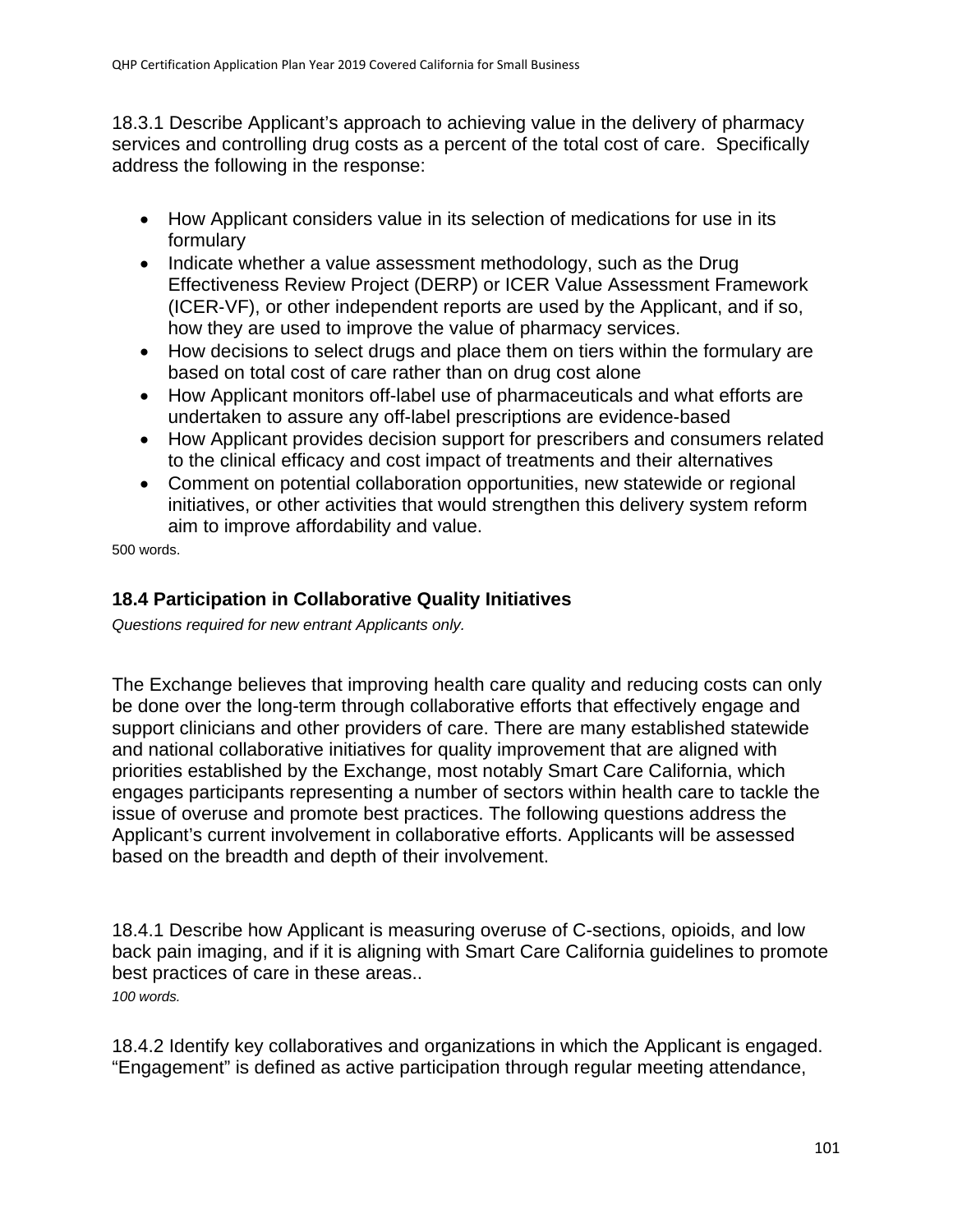18.3.1 Describe Applicant's approach to achieving value in the delivery of pharmacy services and controlling drug costs as a percent of the total cost of care. Specifically address the following in the response:

- How Applicant considers value in its selection of medications for use in its formulary
- Indicate whether a value assessment methodology, such as the Drug Effectiveness Review Project (DERP) or ICER Value Assessment Framework (ICER-VF), or other independent reports are used by the Applicant, and if so, how they are used to improve the value of pharmacy services.
- How decisions to select drugs and place them on tiers within the formulary are based on total cost of care rather than on drug cost alone
- How Applicant monitors off-label use of pharmaceuticals and what efforts are undertaken to assure any off-label prescriptions are evidence-based
- How Applicant provides decision support for prescribers and consumers related to the clinical efficacy and cost impact of treatments and their alternatives
- Comment on potential collaboration opportunities, new statewide or regional initiatives, or other activities that would strengthen this delivery system reform aim to improve affordability and value.

500 words.

### 18.4 Participation in Collaborative Quality Initiatives

*Questions required for new entrant Applicants only.*

The Exchange believes that improving health care quality and reducing costs can only be done over the long-term through collaborative efforts that effectively engage and support clinicians and other providers of care. There are many established statewide and national collaborative initiatives for quality improvement that are aligned with priorities established by the Exchange, most notably Smart Care California, which engages participants representing a number of sectors within health care to tackle the issue of overuse and promote best practices. The following questions address the Applicant's current involvement in collaborative efforts. Applicants will be assessed based on the breadth and depth of their involvement.

18.4.1 Describe how Applicant is measuring overuse of C-sections, opioids, and low back pain imaging, and if it is aligning with Smart Care California guidelines to promote best practices of care in these areas..

*100 words.*

18.4.2 Identify key collaboratives and organizations in which the Applicant is engaged. "Engagement" is defined as active participation through regular meeting attendance,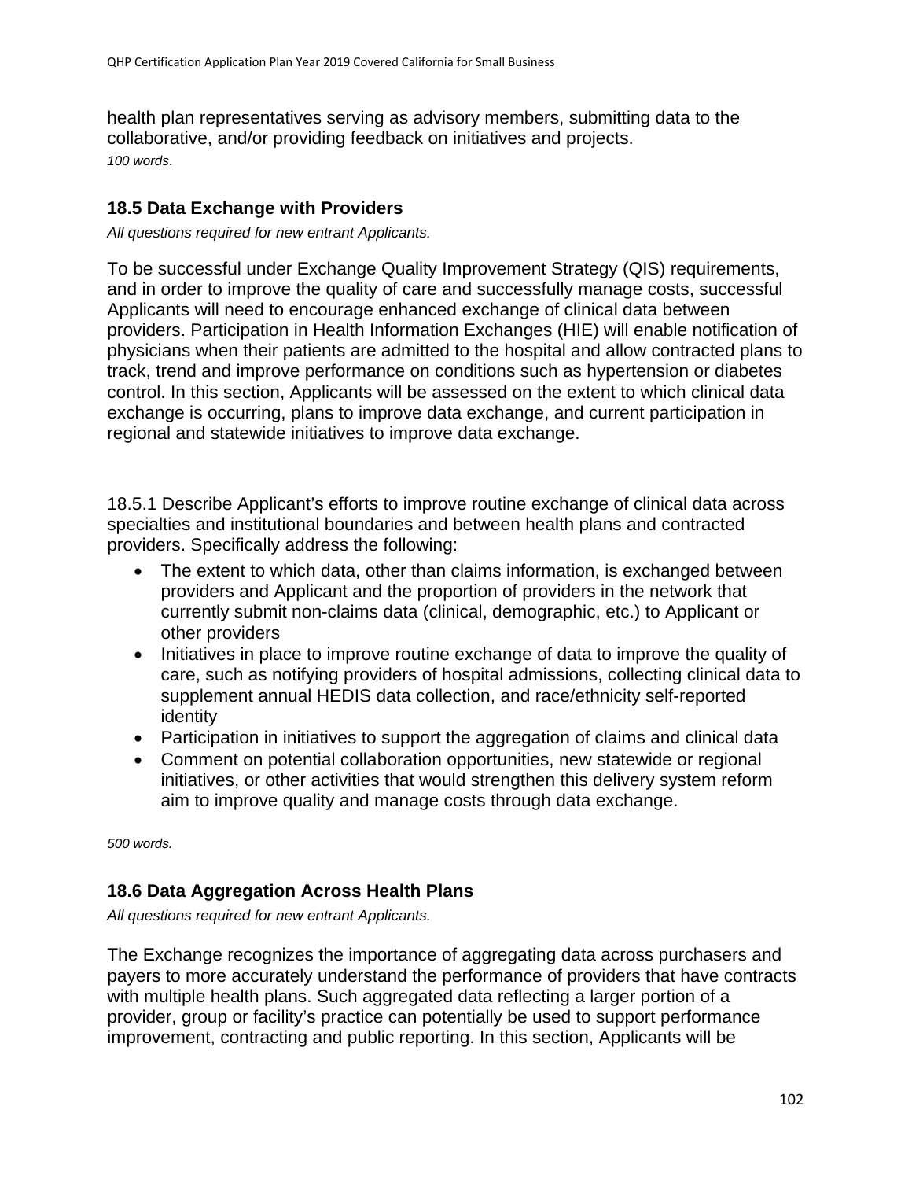health plan representatives serving as advisory members, submitting data to the collaborative, and/or providing feedback on initiatives and projects.
*100 words*.

### 18.5 Data Exchange with Providers

*All questions required for new entrant Applicants.*

To be successful under Exchange Quality Improvement Strategy (QIS) requirements, and in order to improve the quality of care and successfully manage costs, successful Applicants will need to encourage enhanced exchange of clinical data between providers. Participation in Health Information Exchanges (HIE) will enable notification of physicians when their patients are admitted to the hospital and allow contracted plans to track, trend and improve performance on conditions such as hypertension or diabetes control. In this section, Applicants will be assessed on the extent to which clinical data exchange is occurring, plans to improve data exchange, and current participation in regional and statewide initiatives to improve data exchange.

18.5.1 Describe Applicant's efforts to improve routine exchange of clinical data across specialties and institutional boundaries and between health plans and contracted providers. Specifically address the following:

- The extent to which data, other than claims information, is exchanged between providers and Applicant and the proportion of providers in the network that currently submit non-claims data (clinical, demographic, etc.) to Applicant or other providers
- Initiatives in place to improve routine exchange of data to improve the quality of care, such as notifying providers of hospital admissions, collecting clinical data to supplement annual HEDIS data collection, and race/ethnicity self-reported identity
- Participation in initiatives to support the aggregation of claims and clinical data
- Comment on potential collaboration opportunities, new statewide or regional initiatives, or other activities that would strengthen this delivery system reform aim to improve quality and manage costs through data exchange.

*500 words.*

### 18.6 Data Aggregation Across Health Plans

*All questions required for new entrant Applicants.*

The Exchange recognizes the importance of aggregating data across purchasers and payers to more accurately understand the performance of providers that have contracts with multiple health plans. Such aggregated data reflecting a larger portion of a provider, group or facility's practice can potentially be used to support performance improvement, contracting and public reporting. In this section, Applicants will be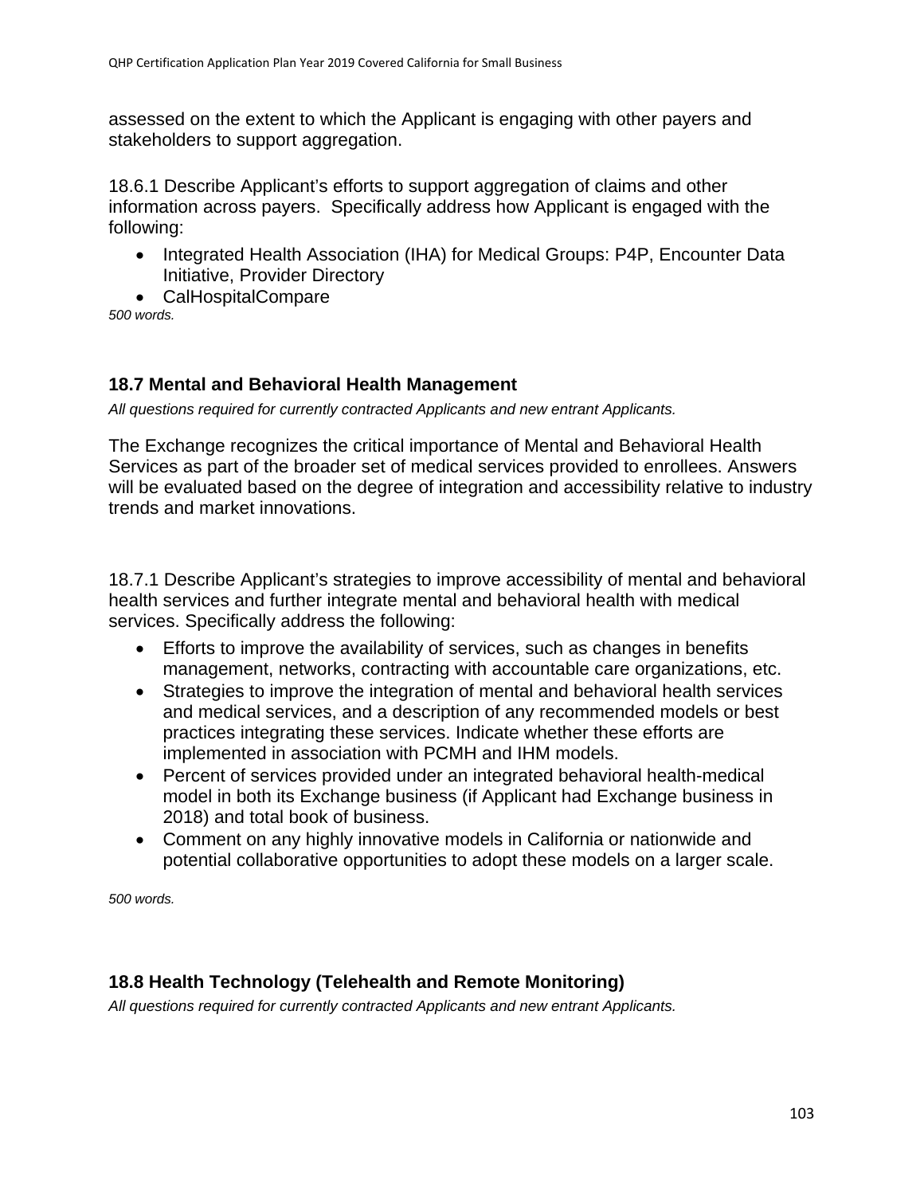assessed on the extent to which the Applicant is engaging with other payers and stakeholders to support aggregation.

18.6.1 Describe Applicant's efforts to support aggregation of claims and other information across payers. Specifically address how Applicant is engaged with the following:

- Integrated Health Association (IHA) for Medical Groups: P4P, Encounter Data Initiative, Provider Directory
- CalHospitalCompare

*500 words.*

### 18.7 Mental and Behavioral Health Management

*All questions required for currently contracted Applicants and new entrant Applicants.*

The Exchange recognizes the critical importance of Mental and Behavioral Health Services as part of the broader set of medical services provided to enrollees. Answers will be evaluated based on the degree of integration and accessibility relative to industry trends and market innovations.

18.7.1 Describe Applicant's strategies to improve accessibility of mental and behavioral health services and further integrate mental and behavioral health with medical services. Specifically address the following:

- Efforts to improve the availability of services, such as changes in benefits management, networks, contracting with accountable care organizations, etc.
- Strategies to improve the integration of mental and behavioral health services and medical services, and a description of any recommended models or best practices integrating these services. Indicate whether these efforts are implemented in association with PCMH and IHM models.
- Percent of services provided under an integrated behavioral health-medical model in both its Exchange business (if Applicant had Exchange business in 2018) and total book of business.
- Comment on any highly innovative models in California or nationwide and potential collaborative opportunities to adopt these models on a larger scale.

*500 words.*

### 18.8 Health Technology (Telehealth and Remote Monitoring)

*All questions required for currently contracted Applicants and new entrant Applicants.*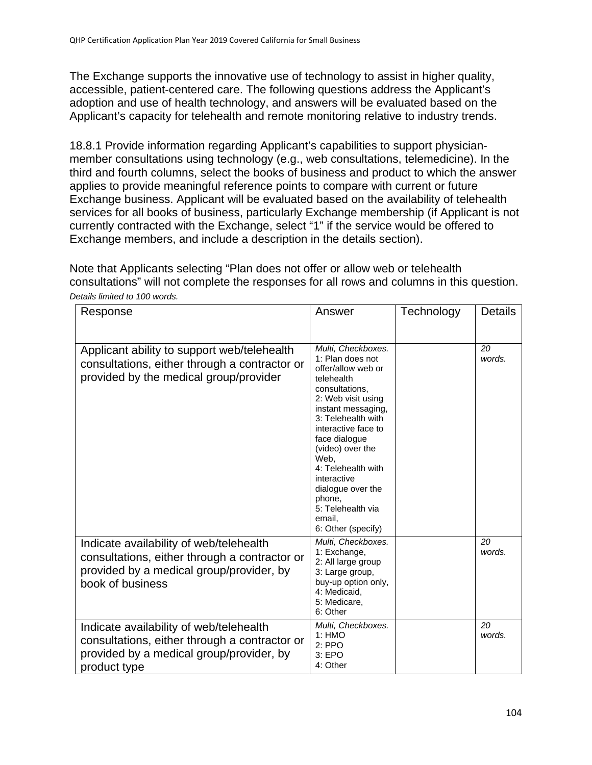The Exchange supports the innovative use of technology to assist in higher quality, accessible, patient-centered care. The following questions address the Applicant's adoption and use of health technology, and answers will be evaluated based on the Applicant's capacity for telehealth and remote monitoring relative to industry trends.

18.8.1 Provide information regarding Applicant's capabilities to support physician-member consultations using technology (e.g., web consultations, telemedicine). In the third and fourth columns, select the books of business and product to which the answer applies to provide meaningful reference points to compare with current or future Exchange business. Applicant will be evaluated based on the availability of telehealth services for all books of business, particularly Exchange membership (if Applicant is not currently contracted with the Exchange, select "1" if the service would be offered to Exchange members, and include a description in the details section).

Note that Applicants selecting "Plan does not offer or allow web or telehealth consultations" will not complete the responses for all rows and columns in this question.

*Details limited to 100 words.*

| Response | Answer | Technology | Details |
|---|---|---|---|
| Applicant ability to support web/telehealth consultations, either through a contractor or provided by the medical group/provider | *Multi, Checkboxes.* 1: Plan does not offer/allow web or telehealth consultations, 2: Web visit using instant messaging, 3: Telehealth with interactive face to face dialogue (video) over the Web, 4: Telehealth with interactive dialogue over the phone, 5: Telehealth via email, 6: Other (specify) | | *20 words.* |
| Indicate availability of web/telehealth consultations, either through a contractor or provided by a medical group/provider, by book of business | *Multi, Checkboxes.* 1: Exchange, 2: All large group 3: Large group, buy-up option only, 4: Medicaid, 5: Medicare, 6: Other | | *20 words.* |
| Indicate availability of web/telehealth consultations, either through a contractor or provided by a medical group/provider, by product type | *Multi, Checkboxes.* 1: HMO 2: PPO 3: EPO 4: Other | | *20 words.* |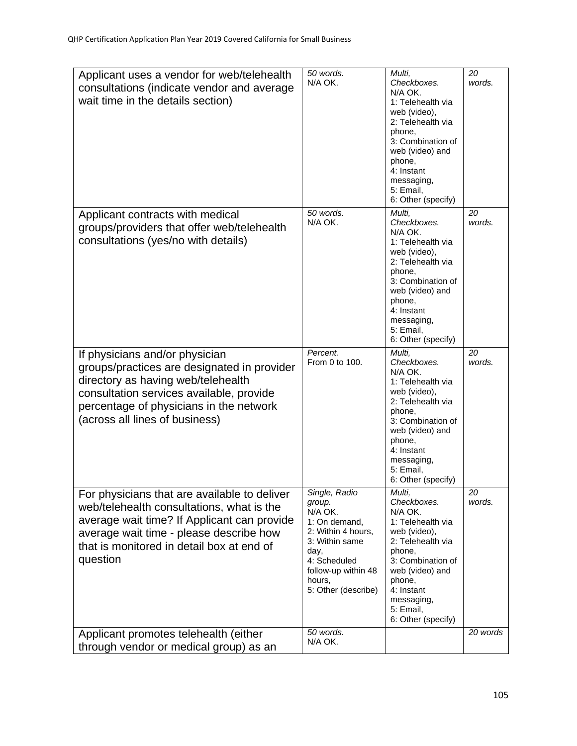| | | | |
|---|---|---|---|
| Applicant uses a vendor for web/telehealth consultations (indicate vendor and average wait time in the details section) | *50 words.* N/A OK. | *Multi, Checkboxes.* N/A OK. 1: Telehealth via web (video), 2: Telehealth via phone, 3: Combination of web (video) and phone, 4: Instant messaging, 5: Email, 6: Other (specify) | *20 words.* |
| Applicant contracts with medical groups/providers that offer web/telehealth consultations (yes/no with details) | *50 words.* N/A OK. | *Multi, Checkboxes.* N/A OK. 1: Telehealth via web (video), 2: Telehealth via phone, 3: Combination of web (video) and phone, 4: Instant messaging, 5: Email, 6: Other (specify) | *20 words.* |
| If physicians and/or physician groups/practices are designated in provider directory as having web/telehealth consultation services available, provide percentage of physicians in the network (across all lines of business) | *Percent.* From 0 to 100. | *Multi, Checkboxes.* N/A OK. 1: Telehealth via web (video), 2: Telehealth via phone, 3: Combination of web (video) and phone, 4: Instant messaging, 5: Email, 6: Other (specify) | *20 words.* |
| For physicians that are available to deliver web/telehealth consultations, what is the average wait time? If Applicant can provide average wait time - please describe how that is monitored in detail box at end of question | *Single, Radio group.* N/A OK. 1: On demand, 2: Within 4 hours, 3: Within same day, 4: Scheduled follow-up within 48 hours, 5: Other (describe) | *Multi, Checkboxes.* N/A OK. 1: Telehealth via web (video), 2: Telehealth via phone, 3: Combination of web (video) and phone, 4: Instant messaging, 5: Email, 6: Other (specify) | *20 words.* |
| Applicant promotes telehealth (either through vendor or medical group) as an | *50 words.* N/A OK. | | *20 words* |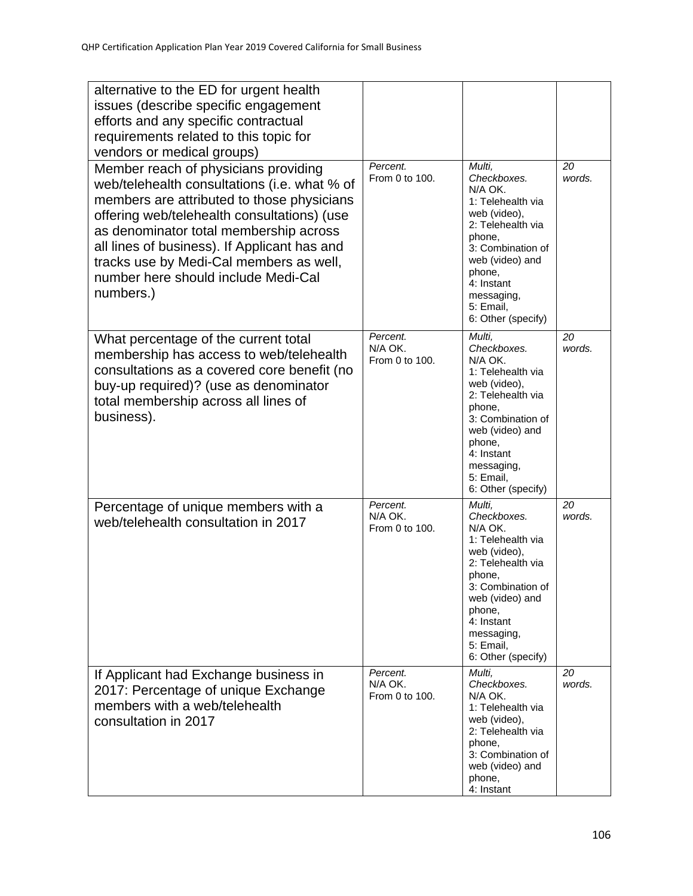| | | | |
|---|---|---|---|
| alternative to the ED for urgent health issues (describe specific engagement efforts and any specific contractual requirements related to this topic for vendors or medical groups) | | | |
| Member reach of physicians providing web/telehealth consultations (i.e. what % of members are attributed to those physicians offering web/telehealth consultations) (use as denominator total membership across all lines of business). If Applicant has and tracks use by Medi-Cal members as well, number here should include Medi-Cal numbers.) | *Percent.* From 0 to 100. | *Multi, Checkboxes.* N/A OK. 1: Telehealth via web (video), 2: Telehealth via phone, 3: Combination of web (video) and phone, 4: Instant messaging, 5: Email, 6: Other (specify) | *20 words.* |
| What percentage of the current total membership has access to web/telehealth consultations as a covered core benefit (no buy-up required)? (use as denominator total membership across all lines of business). | *Percent.* N/A OK. From 0 to 100. | *Multi, Checkboxes.* N/A OK. 1: Telehealth via web (video), 2: Telehealth via phone, 3: Combination of web (video) and phone, 4: Instant messaging, 5: Email, 6: Other (specify) | *20 words.* |
| Percentage of unique members with a web/telehealth consultation in 2017 | *Percent.* N/A OK. From 0 to 100. | *Multi, Checkboxes.* N/A OK. 1: Telehealth via web (video), 2: Telehealth via phone, 3: Combination of web (video) and phone, 4: Instant messaging, 5: Email, 6: Other (specify) | *20 words.* |
| If Applicant had Exchange business in 2017: Percentage of unique Exchange members with a web/telehealth consultation in 2017 | *Percent.* N/A OK. From 0 to 100. | *Multi, Checkboxes.* N/A OK. 1: Telehealth via web (video), 2: Telehealth via phone, 3: Combination of web (video) and phone, 4: Instant | *20 words.* |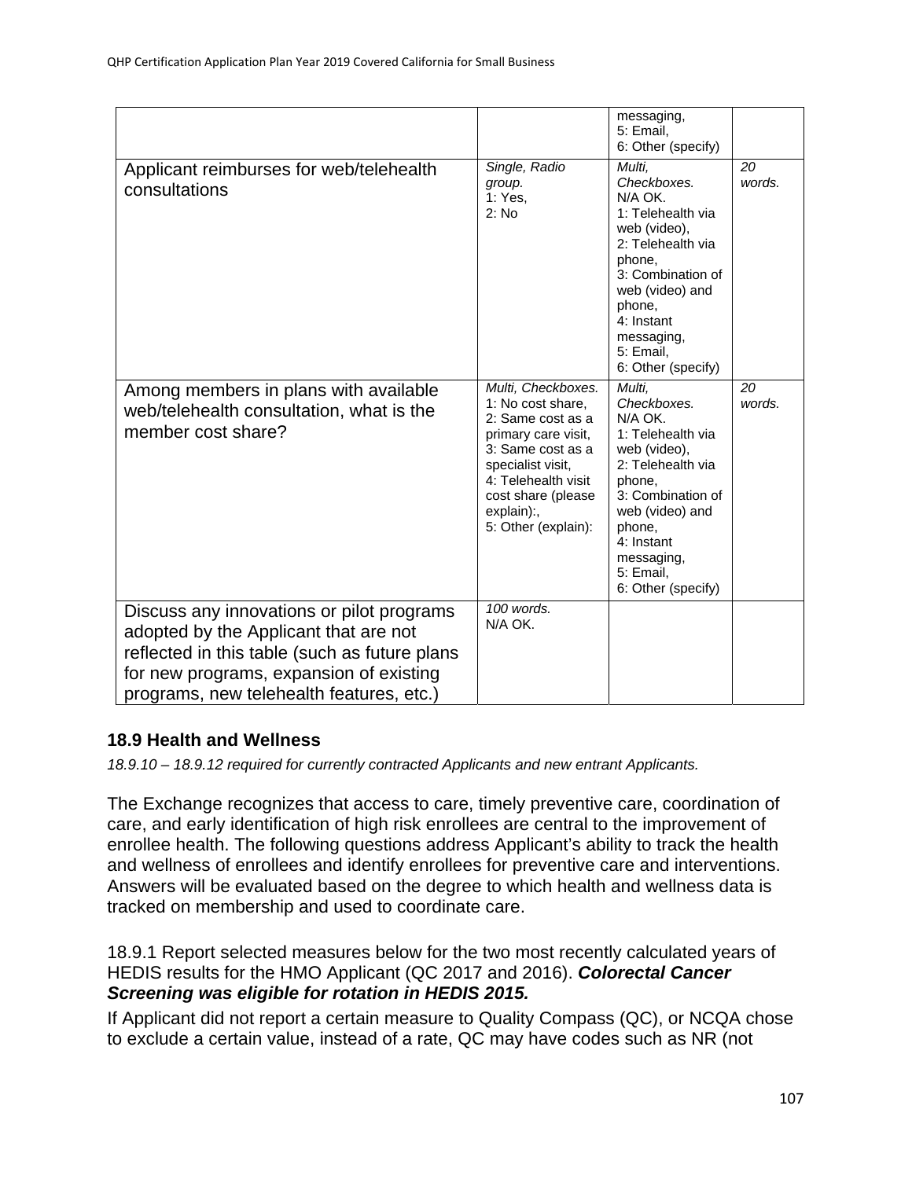|  |  | messaging,<br>5: Email,<br>6: Other (specify) |  |
|---|---|---|---|
| Applicant reimburses for web/telehealth consultations | *Single, Radio group.*<br>1: Yes,<br>2: No | *Multi, Checkboxes.*<br>N/A OK.<br>1: Telehealth via web (video),<br>2: Telehealth via phone,<br>3: Combination of web (video) and phone,<br>4: Instant messaging,<br>5: Email,<br>6: Other (specify) | *20 words.* |
| Among members in plans with available web/telehealth consultation, what is the member cost share? | *Multi, Checkboxes.*<br>1: No cost share,<br>2: Same cost as a primary care visit,<br>3: Same cost as a specialist visit,<br>4: Telehealth visit cost share (please explain):,<br>5: Other (explain): | *Multi, Checkboxes.*<br>N/A OK.<br>1: Telehealth via web (video),<br>2: Telehealth via phone,<br>3: Combination of web (video) and phone,<br>4: Instant messaging,<br>5: Email,<br>6: Other (specify) | *20 words.* |
| Discuss any innovations or pilot programs adopted by the Applicant that are not reflected in this table (such as future plans for new programs, expansion of existing programs, new telehealth features, etc.) | *100 words.*<br>N/A OK. |  |  |

## 18.9 Health and Wellness

*18.9.10 – 18.9.12 required for currently contracted Applicants and new entrant Applicants.*

The Exchange recognizes that access to care, timely preventive care, coordination of care, and early identification of high risk enrollees are central to the improvement of enrollee health. The following questions address Applicant's ability to track the health and wellness of enrollees and identify enrollees for preventive care and interventions. Answers will be evaluated based on the degree to which health and wellness data is tracked on membership and used to coordinate care.

18.9.1 Report selected measures below for the two most recently calculated years of HEDIS results for the HMO Applicant (QC 2017 and 2016). ***Colorectal Cancer Screening was eligible for rotation in HEDIS 2015.***

If Applicant did not report a certain measure to Quality Compass (QC), or NCQA chose to exclude a certain value, instead of a rate, QC may have codes such as NR (not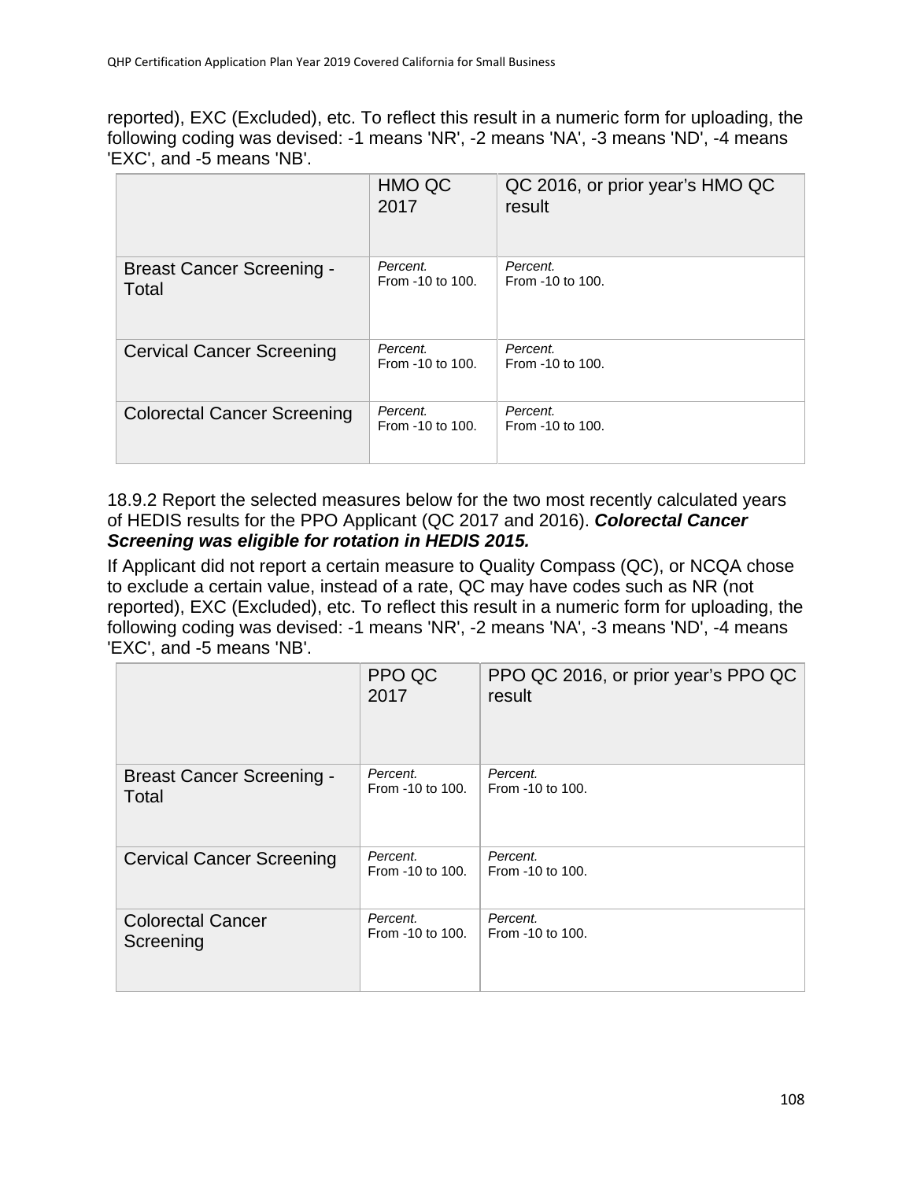reported), EXC (Excluded), etc. To reflect this result in a numeric form for uploading, the following coding was devised: -1 means 'NR', -2 means 'NA', -3 means 'ND', -4 means 'EXC', and -5 means 'NB'.

| | HMO QC 2017 | QC 2016, or prior year's HMO QC result |
|---|---|---|
| Breast Cancer Screening - Total | *Percent.* From -10 to 100. | *Percent.* From -10 to 100. |
| Cervical Cancer Screening | *Percent.* From -10 to 100. | *Percent.* From -10 to 100. |
| Colorectal Cancer Screening | *Percent.* From -10 to 100. | *Percent.* From -10 to 100. |

18.9.2 Report the selected measures below for the two most recently calculated years of HEDIS results for the PPO Applicant (QC 2017 and 2016). ***Colorectal Cancer Screening was eligible for rotation in HEDIS 2015.***

If Applicant did not report a certain measure to Quality Compass (QC), or NCQA chose to exclude a certain value, instead of a rate, QC may have codes such as NR (not reported), EXC (Excluded), etc. To reflect this result in a numeric form for uploading, the following coding was devised: -1 means 'NR', -2 means 'NA', -3 means 'ND', -4 means 'EXC', and -5 means 'NB'.

| | PPO QC 2017 | PPO QC 2016, or prior year's PPO QC result |
|---|---|---|
| Breast Cancer Screening - Total | *Percent.* From -10 to 100. | *Percent.* From -10 to 100. |
| Cervical Cancer Screening | *Percent.* From -10 to 100. | *Percent.* From -10 to 100. |
| Colorectal Cancer Screening | *Percent.* From -10 to 100. | *Percent.* From -10 to 100. |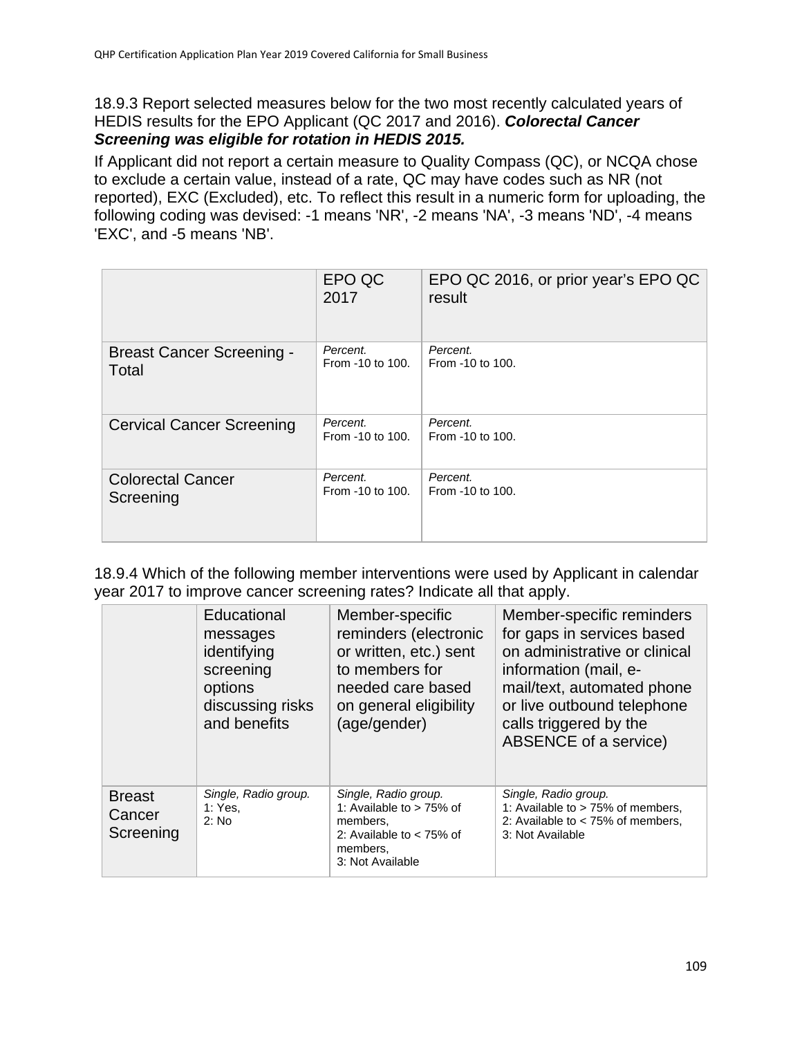18.9.3 Report selected measures below for the two most recently calculated years of HEDIS results for the EPO Applicant (QC 2017 and 2016). ***Colorectal Cancer Screening was eligible for rotation in HEDIS 2015.***

If Applicant did not report a certain measure to Quality Compass (QC), or NCQA chose to exclude a certain value, instead of a rate, QC may have codes such as NR (not reported), EXC (Excluded), etc. To reflect this result in a numeric form for uploading, the following coding was devised: -1 means 'NR', -2 means 'NA', -3 means 'ND', -4 means 'EXC', and -5 means 'NB'.

| | EPO QC 2017 | EPO QC 2016, or prior year's EPO QC result |
|---|---|---|
| Breast Cancer Screening - Total | *Percent.* From -10 to 100. | *Percent.* From -10 to 100. |
| Cervical Cancer Screening | *Percent.* From -10 to 100. | *Percent.* From -10 to 100. |
| Colorectal Cancer Screening | *Percent.* From -10 to 100. | *Percent.* From -10 to 100. |

18.9.4 Which of the following member interventions were used by Applicant in calendar year 2017 to improve cancer screening rates? Indicate all that apply.

| | Educational messages identifying screening options discussing risks and benefits | Member-specific reminders (electronic or written, etc.) sent to members for needed care based on general eligibility (age/gender) | Member-specific reminders for gaps in services based on administrative or clinical information (mail, e-mail/text, automated phone or live outbound telephone calls triggered by the ABSENCE of a service) |
|---|---|---|---|
| Breast Cancer Screening | *Single, Radio group.* 1: Yes, 2: No | *Single, Radio group.* 1: Available to > 75% of members, 2: Available to < 75% of members, 3: Not Available | *Single, Radio group.* 1: Available to > 75% of members, 2: Available to < 75% of members, 3: Not Available |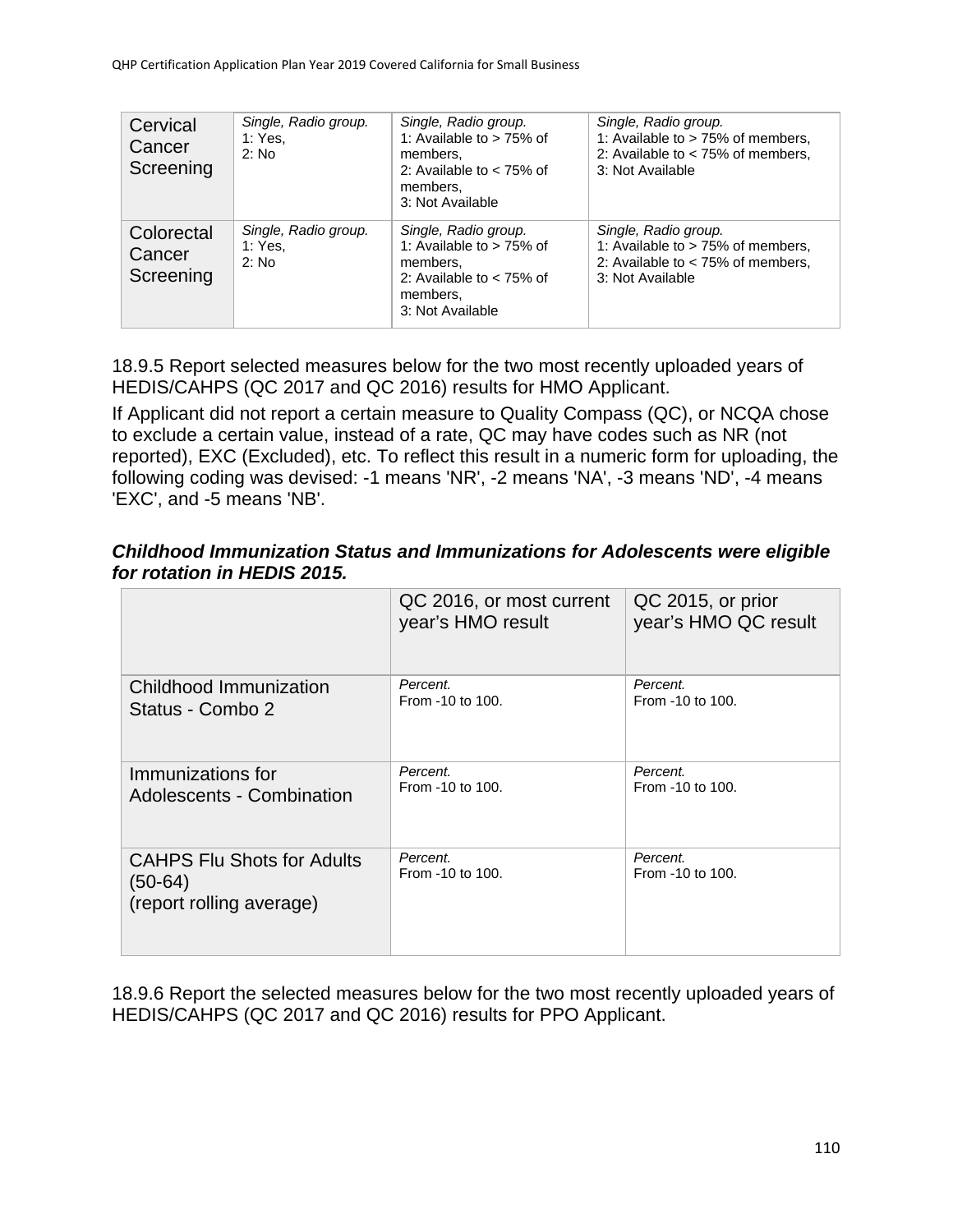| Cervical Cancer Screening | *Single, Radio group.* 1: Yes, 2: No | *Single, Radio group.* 1: Available to > 75% of members, 2: Available to < 75% of members, 3: Not Available | *Single, Radio group.* 1: Available to > 75% of members, 2: Available to < 75% of members, 3: Not Available |
|---|---|---|---|
| Colorectal Cancer Screening | *Single, Radio group.* 1: Yes, 2: No | *Single, Radio group.* 1: Available to > 75% of members, 2: Available to < 75% of members, 3: Not Available | *Single, Radio group.* 1: Available to > 75% of members, 2: Available to < 75% of members, 3: Not Available |

18.9.5 Report selected measures below for the two most recently uploaded years of HEDIS/CAHPS (QC 2017 and QC 2016) results for HMO Applicant.

If Applicant did not report a certain measure to Quality Compass (QC), or NCQA chose to exclude a certain value, instead of a rate, QC may have codes such as NR (not reported), EXC (Excluded), etc. To reflect this result in a numeric form for uploading, the following coding was devised: -1 means 'NR', -2 means 'NA', -3 means 'ND', -4 means 'EXC', and -5 means 'NB'.

***Childhood Immunization Status and Immunizations for Adolescents were eligible for rotation in HEDIS 2015.***

| | QC 2016, or most current year's HMO result | QC 2015, or prior year's HMO QC result |
|---|---|---|
| Childhood Immunization Status - Combo 2 | *Percent.* From -10 to 100. | *Percent.* From -10 to 100. |
| Immunizations for Adolescents - Combination | *Percent.* From -10 to 100. | *Percent.* From -10 to 100. |
| CAHPS Flu Shots for Adults (50-64) (report rolling average) | *Percent.* From -10 to 100. | *Percent.* From -10 to 100. |

18.9.6 Report the selected measures below for the two most recently uploaded years of HEDIS/CAHPS (QC 2017 and QC 2016) results for PPO Applicant.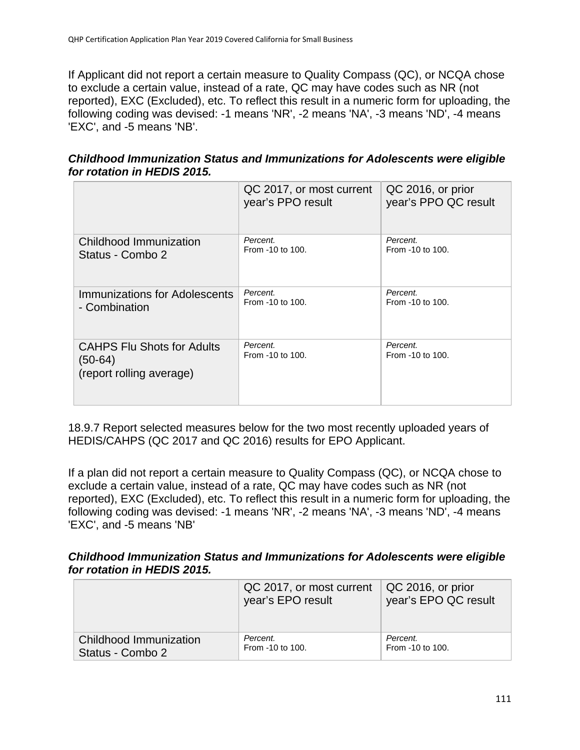If Applicant did not report a certain measure to Quality Compass (QC), or NCQA chose to exclude a certain value, instead of a rate, QC may have codes such as NR (not reported), EXC (Excluded), etc. To reflect this result in a numeric form for uploading, the following coding was devised: -1 means 'NR', -2 means 'NA', -3 means 'ND', -4 means 'EXC', and -5 means 'NB'.

***Childhood Immunization Status and Immunizations for Adolescents were eligible for rotation in HEDIS 2015.***

| | QC 2017, or most current year's PPO result | QC 2016, or prior year's PPO QC result |
|---|---|---|
| Childhood Immunization Status - Combo 2 | *Percent.* From -10 to 100. | *Percent.* From -10 to 100. |
| Immunizations for Adolescents - Combination | *Percent.* From -10 to 100. | *Percent.* From -10 to 100. |
| CAHPS Flu Shots for Adults (50-64) (report rolling average) | *Percent.* From -10 to 100. | *Percent.* From -10 to 100. |

18.9.7 Report selected measures below for the two most recently uploaded years of HEDIS/CAHPS (QC 2017 and QC 2016) results for EPO Applicant.

If a plan did not report a certain measure to Quality Compass (QC), or NCQA chose to exclude a certain value, instead of a rate, QC may have codes such as NR (not reported), EXC (Excluded), etc. To reflect this result in a numeric form for uploading, the following coding was devised: -1 means 'NR', -2 means 'NA', -3 means 'ND', -4 means 'EXC', and -5 means 'NB'

***Childhood Immunization Status and Immunizations for Adolescents were eligible for rotation in HEDIS 2015.***

| | QC 2017, or most current year's EPO result | QC 2016, or prior year's EPO QC result |
|---|---|---|
| Childhood Immunization Status - Combo 2 | *Percent.* From -10 to 100. | *Percent.* From -10 to 100. |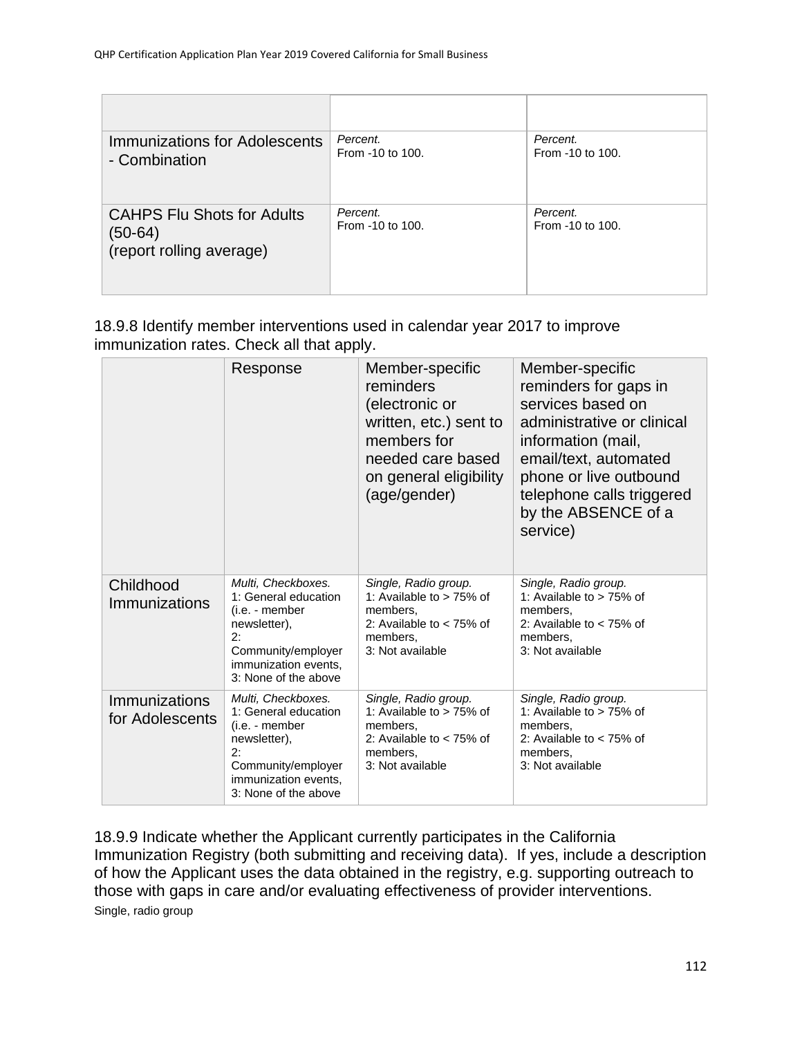| | | |
|---|---|---|
| Immunizations for Adolescents - Combination | *Percent.* From -10 to 100. | *Percent.* From -10 to 100. |
| CAHPS Flu Shots for Adults (50-64) (report rolling average) | *Percent.* From -10 to 100. | *Percent.* From -10 to 100. |

18.9.8 Identify member interventions used in calendar year 2017 to improve immunization rates. Check all that apply.

| | Response | Member-specific reminders (electronic or written, etc.) sent to members for needed care based on general eligibility (age/gender) | Member-specific reminders for gaps in services based on administrative or clinical information (mail, email/text, automated phone or live outbound telephone calls triggered by the ABSENCE of a service) |
|---|---|---|---|
| Childhood Immunizations | *Multi, Checkboxes.* 1: General education (i.e. - member newsletter), 2: Community/employer immunization events, 3: None of the above | *Single, Radio group.* 1: Available to > 75% of members, 2: Available to < 75% of members, 3: Not available | *Single, Radio group.* 1: Available to > 75% of members, 2: Available to < 75% of members, 3: Not available |
| Immunizations for Adolescents | *Multi, Checkboxes.* 1: General education (i.e. - member newsletter), 2: Community/employer immunization events, 3: None of the above | *Single, Radio group.* 1: Available to > 75% of members, 2: Available to < 75% of members, 3: Not available | *Single, Radio group.* 1: Available to > 75% of members, 2: Available to < 75% of members, 3: Not available |

18.9.9 Indicate whether the Applicant currently participates in the California Immunization Registry (both submitting and receiving data). If yes, include a description of how the Applicant uses the data obtained in the registry, e.g. supporting outreach to those with gaps in care and/or evaluating effectiveness of provider interventions.

Single, radio group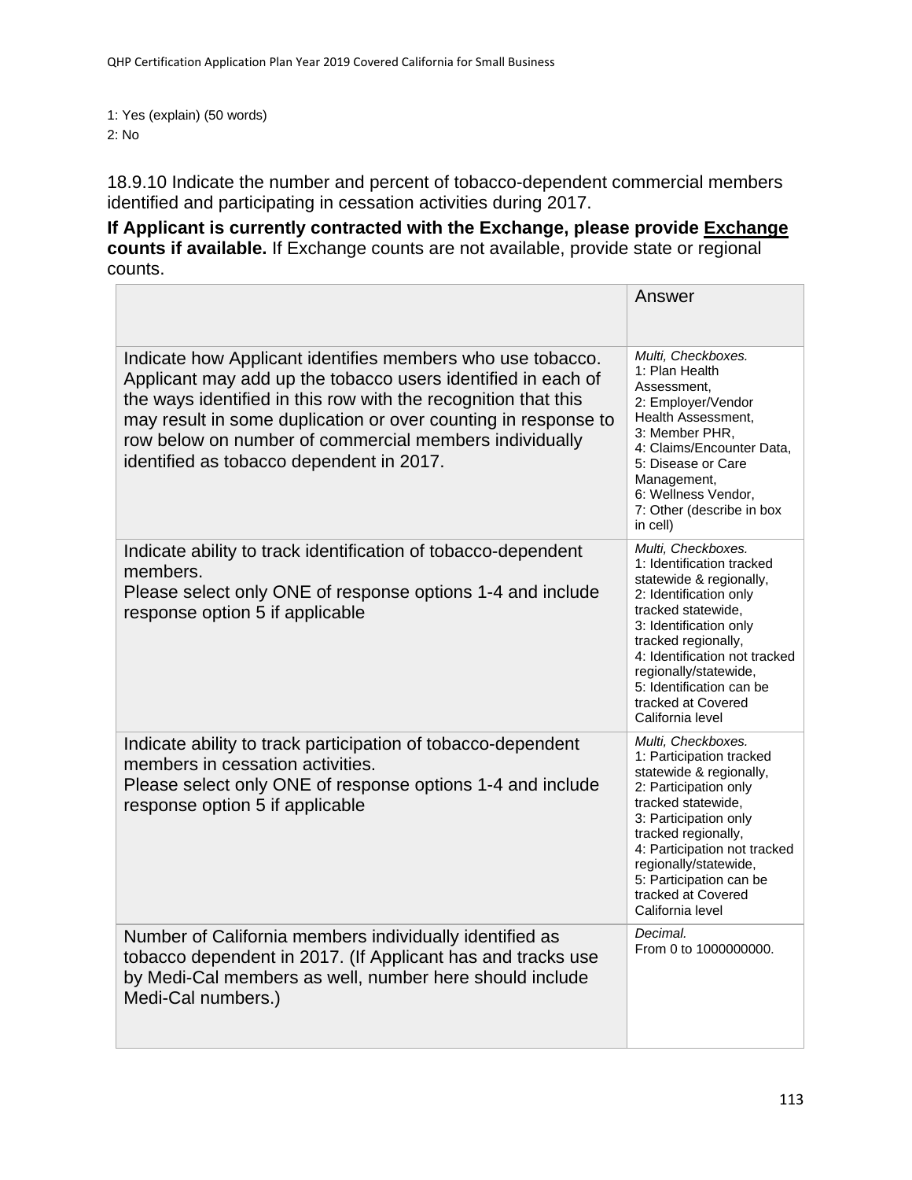1: Yes (explain) (50 words)
2: No

18.9.10 Indicate the number and percent of tobacco-dependent commercial members identified and participating in cessation activities during 2017.

**If Applicant is currently contracted with the Exchange, please provide Exchange counts if available.** If Exchange counts are not available, provide state or regional counts.

| | Answer |
|---|---|
| Indicate how Applicant identifies members who use tobacco. Applicant may add up the tobacco users identified in each of the ways identified in this row with the recognition that this may result in some duplication or over counting in response to row below on number of commercial members individually identified as tobacco dependent in 2017. | *Multi, Checkboxes.*<br>1: Plan Health Assessment,<br>2: Employer/Vendor Health Assessment,<br>3: Member PHR,<br>4: Claims/Encounter Data,<br>5: Disease or Care Management,<br>6: Wellness Vendor,<br>7: Other (describe in box in cell) |
| Indicate ability to track identification of tobacco-dependent members.<br>Please select only ONE of response options 1-4 and include response option 5 if applicable | *Multi, Checkboxes.*<br>1: Identification tracked statewide & regionally,<br>2: Identification only tracked statewide,<br>3: Identification only tracked regionally,<br>4: Identification not tracked regionally/statewide,<br>5: Identification can be tracked at Covered California level |
| Indicate ability to track participation of tobacco-dependent members in cessation activities.<br>Please select only ONE of response options 1-4 and include response option 5 if applicable | *Multi, Checkboxes.*<br>1: Participation tracked statewide & regionally,<br>2: Participation only tracked statewide,<br>3: Participation only tracked regionally,<br>4: Participation not tracked regionally/statewide,<br>5: Participation can be tracked at Covered California level |
| Number of California members individually identified as tobacco dependent in 2017. (If Applicant has and tracks use by Medi-Cal members as well, number here should include Medi-Cal numbers.) | *Decimal.*<br>From 0 to 1000000000. |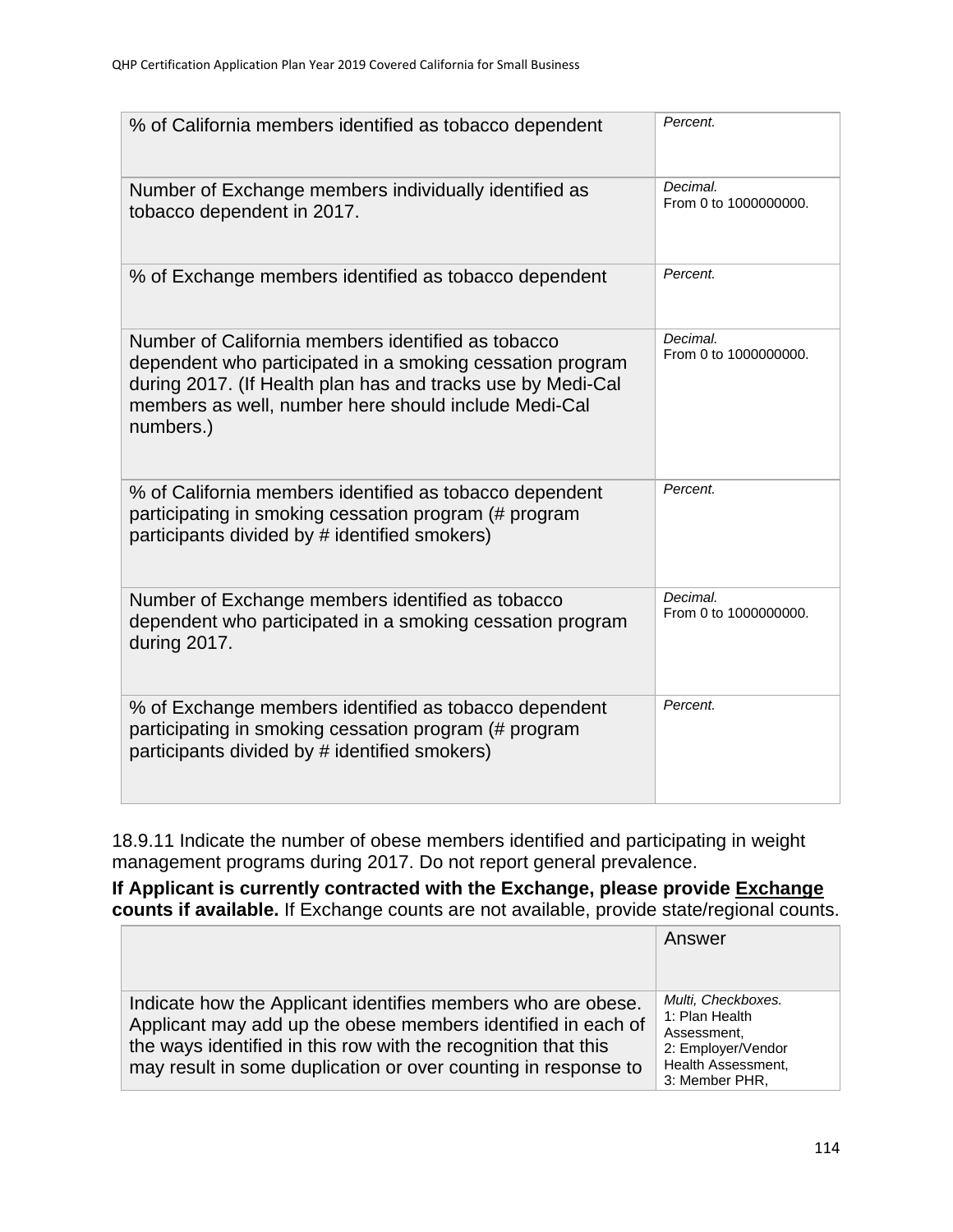| | |
|---|---|
| % of California members identified as tobacco dependent | *Percent.* |
| Number of Exchange members individually identified as tobacco dependent in 2017. | *Decimal.* From 0 to 1000000000. |
| % of Exchange members identified as tobacco dependent | *Percent.* |
| Number of California members identified as tobacco dependent who participated in a smoking cessation program during 2017. (If Health plan has and tracks use by Medi-Cal members as well, number here should include Medi-Cal numbers.) | *Decimal.* From 0 to 1000000000. |
| % of California members identified as tobacco dependent participating in smoking cessation program (# program participants divided by # identified smokers) | *Percent.* |
| Number of Exchange members identified as tobacco dependent who participated in a smoking cessation program during 2017. | *Decimal.* From 0 to 1000000000. |
| % of Exchange members identified as tobacco dependent participating in smoking cessation program (# program participants divided by # identified smokers) | *Percent.* |

18.9.11 Indicate the number of obese members identified and participating in weight management programs during 2017. Do not report general prevalence.

**If Applicant is currently contracted with the Exchange, please provide <u>Exchange</u> counts if available.** If Exchange counts are not available, provide state/regional counts.

| | Answer |
|---|---|
| Indicate how the Applicant identifies members who are obese. Applicant may add up the obese members identified in each of the ways identified in this row with the recognition that this may result in some duplication or over counting in response to | *Multi, Checkboxes.* 1: Plan Health Assessment, 2: Employer/Vendor Health Assessment, 3: Member PHR, |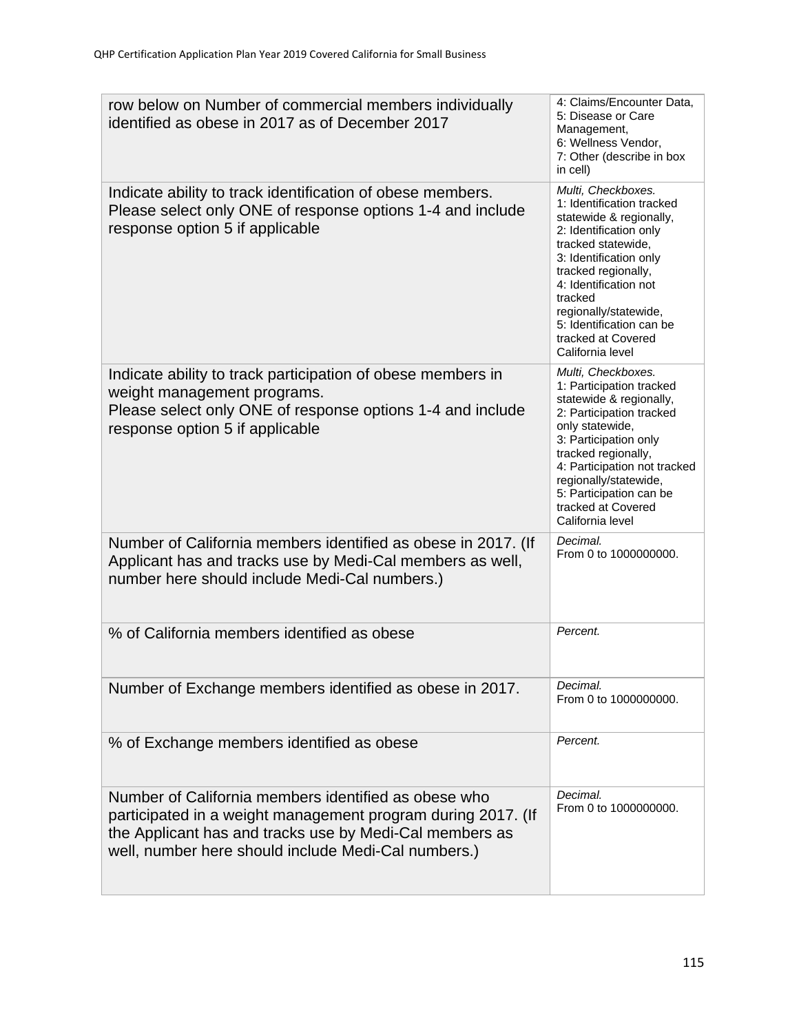| | |
|---|---|
| row below on Number of commercial members individually identified as obese in 2017 as of December 2017 | 4: Claims/Encounter Data,<br>5: Disease or Care Management,<br>6: Wellness Vendor,<br>7: Other (describe in box in cell) |
| Indicate ability to track identification of obese members.<br>Please select only ONE of response options 1-4 and include response option 5 if applicable | *Multi, Checkboxes.*<br>1: Identification tracked statewide & regionally,<br>2: Identification only tracked statewide,<br>3: Identification only tracked regionally,<br>4: Identification not tracked regionally/statewide,<br>5: Identification can be tracked at Covered California level |
| Indicate ability to track participation of obese members in weight management programs.<br>Please select only ONE of response options 1-4 and include response option 5 if applicable | *Multi, Checkboxes.*<br>1: Participation tracked statewide & regionally,<br>2: Participation tracked only statewide,<br>3: Participation only tracked regionally,<br>4: Participation not tracked regionally/statewide,<br>5: Participation can be tracked at Covered California level |
| Number of California members identified as obese in 2017. (If Applicant has and tracks use by Medi-Cal members as well, number here should include Medi-Cal numbers.) | *Decimal.*<br>From 0 to 1000000000. |
| % of California members identified as obese | *Percent.* |
| Number of Exchange members identified as obese in 2017. | *Decimal.*<br>From 0 to 1000000000. |
| % of Exchange members identified as obese | *Percent.* |
| Number of California members identified as obese who participated in a weight management program during 2017. (If the Applicant has and tracks use by Medi-Cal members as well, number here should include Medi-Cal numbers.) | *Decimal.*<br>From 0 to 1000000000. |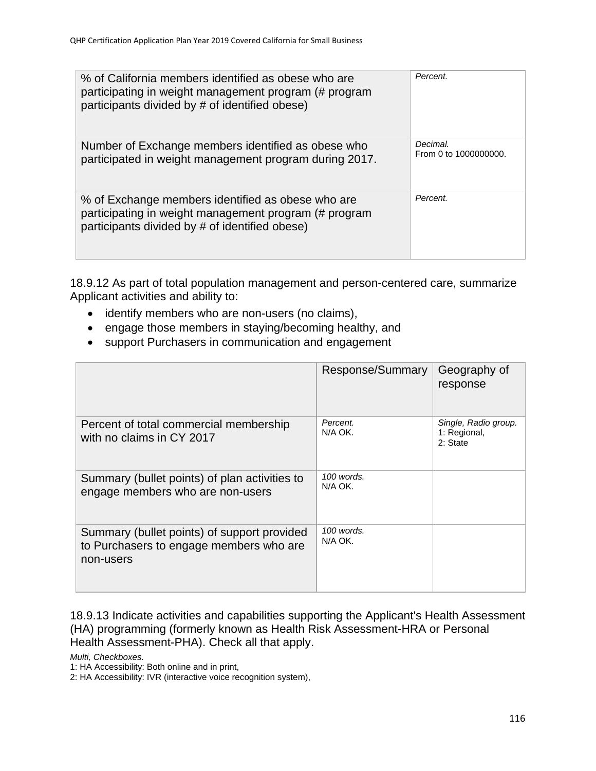| | |
|---|---|
| % of California members identified as obese who are participating in weight management program (# program participants divided by # of identified obese) | *Percent.* |
| Number of Exchange members identified as obese who participated in weight management program during 2017. | *Decimal.* From 0 to 1000000000. |
| % of Exchange members identified as obese who are participating in weight management program (# program participants divided by # of identified obese) | *Percent.* |

18.9.12 As part of total population management and person-centered care, summarize Applicant activities and ability to:

- identify members who are non-users (no claims),
- engage those members in staying/becoming healthy, and
- support Purchasers in communication and engagement

| | Response/Summary | Geography of response |
|---|---|---|
| Percent of total commercial membership with no claims in CY 2017 | *Percent.* N/A OK. | *Single, Radio group.* 1: Regional, 2: State |
| Summary (bullet points) of plan activities to engage members who are non-users | *100 words.* N/A OK. | |
| Summary (bullet points) of support provided to Purchasers to engage members who are non-users | *100 words.* N/A OK. | |

18.9.13 Indicate activities and capabilities supporting the Applicant's Health Assessment (HA) programming (formerly known as Health Risk Assessment-HRA or Personal Health Assessment-PHA). Check all that apply.

*Multi, Checkboxes.*
1: HA Accessibility: Both online and in print,
2: HA Accessibility: IVR (interactive voice recognition system),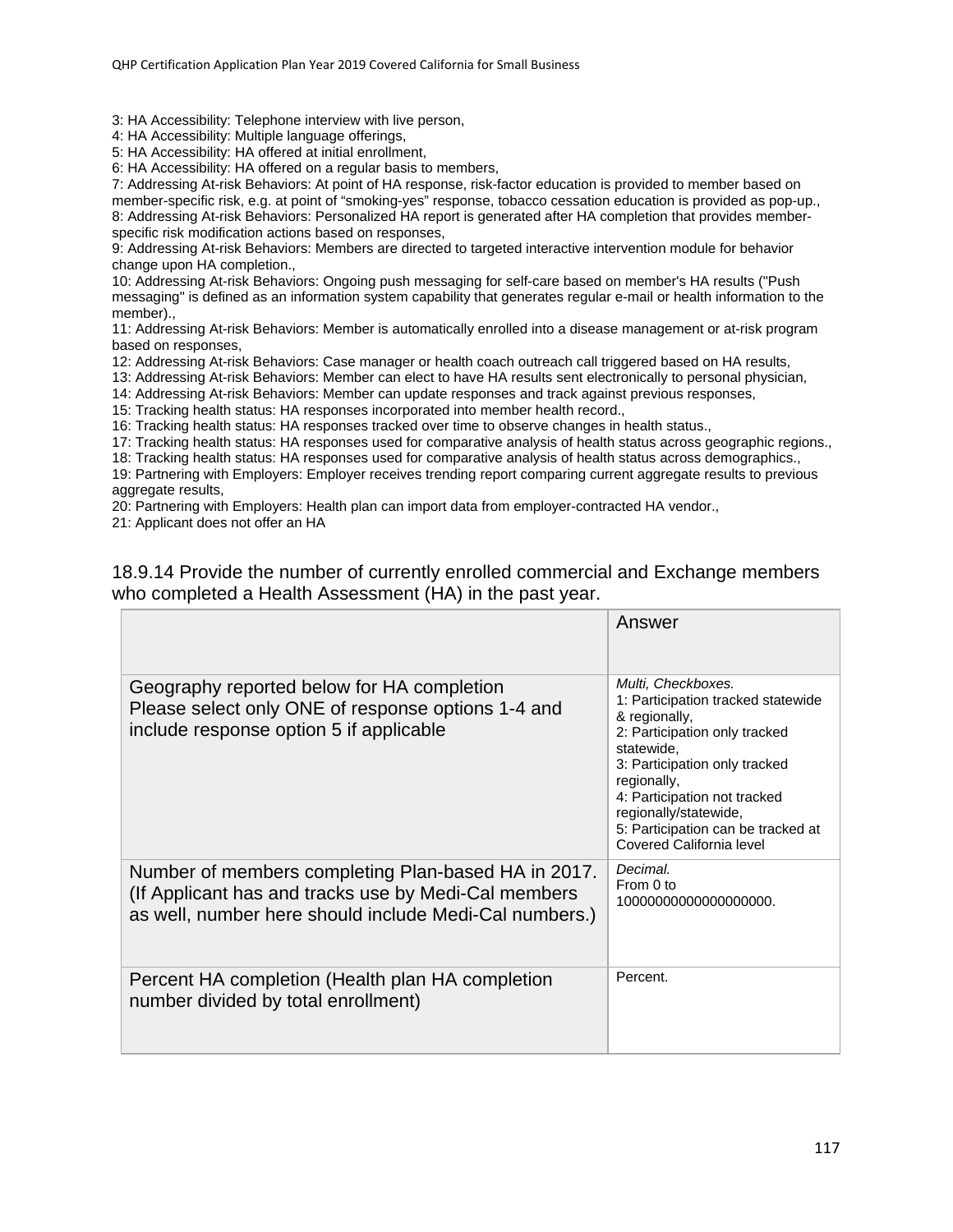3: HA Accessibility: Telephone interview with live person,
4: HA Accessibility: Multiple language offerings,
5: HA Accessibility: HA offered at initial enrollment,
6: HA Accessibility: HA offered on a regular basis to members,
7: Addressing At-risk Behaviors: At point of HA response, risk-factor education is provided to member based on member-specific risk, e.g. at point of "smoking-yes" response, tobacco cessation education is provided as pop-up.,
8: Addressing At-risk Behaviors: Personalized HA report is generated after HA completion that provides member-specific risk modification actions based on responses,
9: Addressing At-risk Behaviors: Members are directed to targeted interactive intervention module for behavior change upon HA completion.,
10: Addressing At-risk Behaviors: Ongoing push messaging for self-care based on member's HA results ("Push messaging" is defined as an information system capability that generates regular e-mail or health information to the member).,
11: Addressing At-risk Behaviors: Member is automatically enrolled into a disease management or at-risk program based on responses,
12: Addressing At-risk Behaviors: Case manager or health coach outreach call triggered based on HA results,
13: Addressing At-risk Behaviors: Member can elect to have HA results sent electronically to personal physician,
14: Addressing At-risk Behaviors: Member can update responses and track against previous responses,
15: Tracking health status: HA responses incorporated into member health record.,
16: Tracking health status: HA responses tracked over time to observe changes in health status.,
17: Tracking health status: HA responses used for comparative analysis of health status across geographic regions.,
18: Tracking health status: HA responses used for comparative analysis of health status across demographics.,
19: Partnering with Employers: Employer receives trending report comparing current aggregate results to previous aggregate results,
20: Partnering with Employers: Health plan can import data from employer-contracted HA vendor.,
21: Applicant does not offer an HA

## 18.9.14 Provide the number of currently enrolled commercial and Exchange members who completed a Health Assessment (HA) in the past year.

| | Answer |
|---|---|
| Geography reported below for HA completion Please select only ONE of response options 1-4 and include response option 5 if applicable | *Multi, Checkboxes.* 1: Participation tracked statewide & regionally, 2: Participation only tracked statewide, 3: Participation only tracked regionally, 4: Participation not tracked regionally/statewide, 5: Participation can be tracked at Covered California level |
| Number of members completing Plan-based HA in 2017. (If Applicant has and tracks use by Medi-Cal members as well, number here should include Medi-Cal numbers.) | *Decimal.* From 0 to 10000000000000000000. |
| Percent HA completion (Health plan HA completion number divided by total enrollment) | Percent. |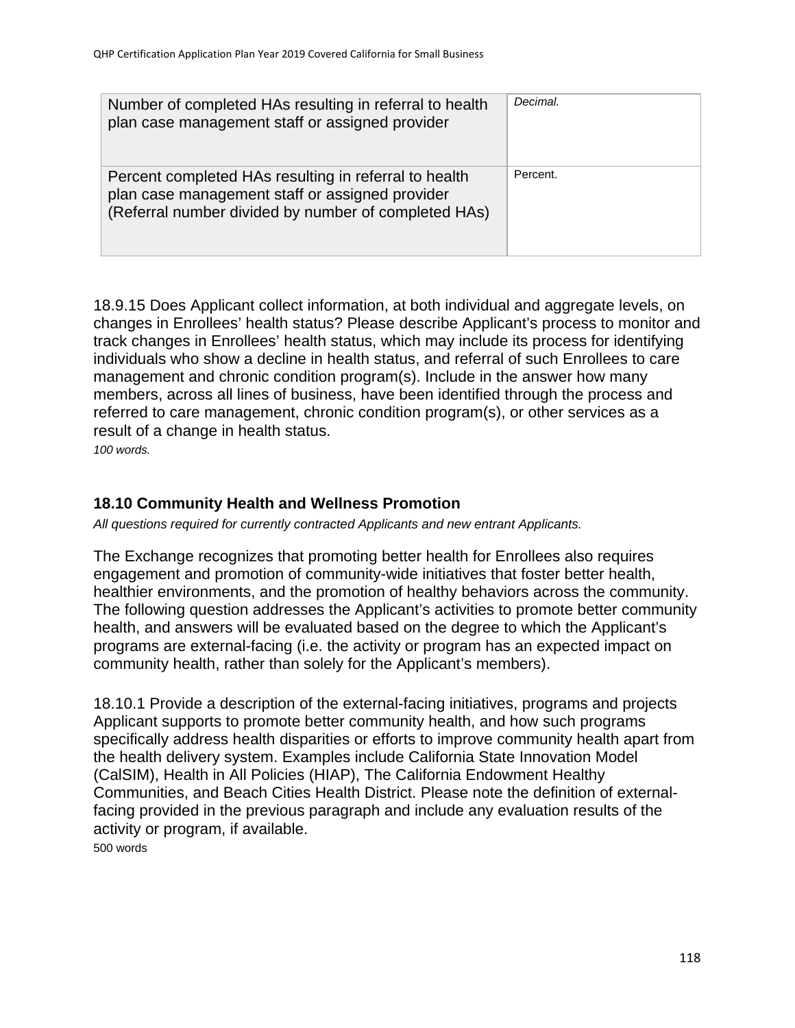| Number of completed HAs resulting in referral to health plan case management staff or assigned provider | *Decimal.* |
|---|---|
| Percent completed HAs resulting in referral to health plan case management staff or assigned provider (Referral number divided by number of completed HAs) | Percent. |

18.9.15 Does Applicant collect information, at both individual and aggregate levels, on changes in Enrollees' health status? Please describe Applicant's process to monitor and track changes in Enrollees' health status, which may include its process for identifying individuals who show a decline in health status, and referral of such Enrollees to care management and chronic condition program(s). Include in the answer how many members, across all lines of business, have been identified through the process and referred to care management, chronic condition program(s), or other services as a result of a change in health status.
*100 words.*

### 18.10 Community Health and Wellness Promotion

*All questions required for currently contracted Applicants and new entrant Applicants.*

The Exchange recognizes that promoting better health for Enrollees also requires engagement and promotion of community-wide initiatives that foster better health, healthier environments, and the promotion of healthy behaviors across the community. The following question addresses the Applicant's activities to promote better community health, and answers will be evaluated based on the degree to which the Applicant's programs are external-facing (i.e. the activity or program has an expected impact on community health, rather than solely for the Applicant's members).

18.10.1 Provide a description of the external-facing initiatives, programs and projects Applicant supports to promote better community health, and how such programs specifically address health disparities or efforts to improve community health apart from the health delivery system. Examples include California State Innovation Model (CalSIM), Health in All Policies (HIAP), The California Endowment Healthy Communities, and Beach Cities Health District. Please note the definition of external-facing provided in the previous paragraph and include any evaluation results of the activity or program, if available.
500 words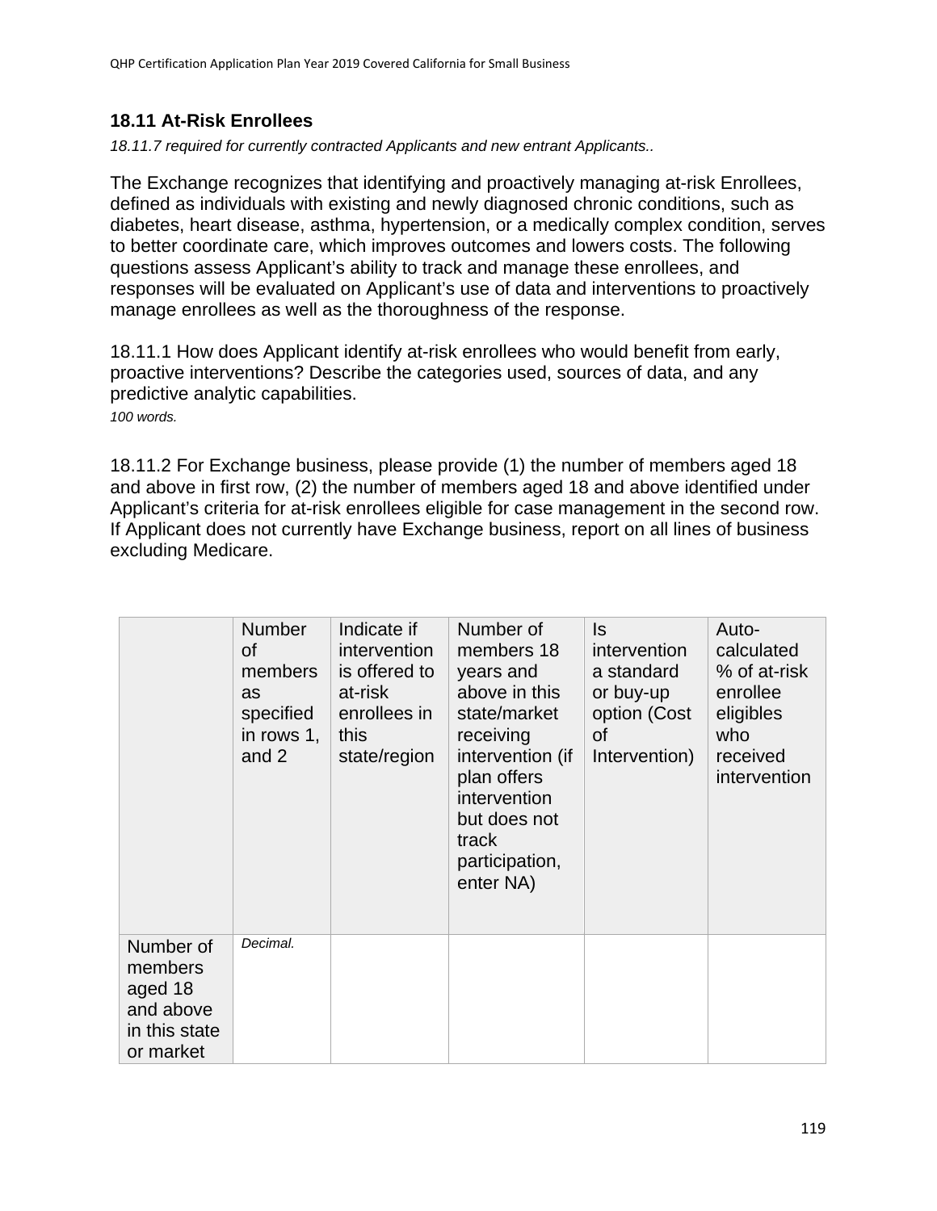### 18.11 At-Risk Enrollees

*18.11.7 required for currently contracted Applicants and new entrant Applicants..*

The Exchange recognizes that identifying and proactively managing at-risk Enrollees, defined as individuals with existing and newly diagnosed chronic conditions, such as diabetes, heart disease, asthma, hypertension, or a medically complex condition, serves to better coordinate care, which improves outcomes and lowers costs. The following questions assess Applicant's ability to track and manage these enrollees, and responses will be evaluated on Applicant's use of data and interventions to proactively manage enrollees as well as the thoroughness of the response.

18.11.1 How does Applicant identify at-risk enrollees who would benefit from early, proactive interventions? Describe the categories used, sources of data, and any predictive analytic capabilities.

*100 words.*

18.11.2 For Exchange business, please provide (1) the number of members aged 18 and above in first row, (2) the number of members aged 18 and above identified under Applicant's criteria for at-risk enrollees eligible for case management in the second row. If Applicant does not currently have Exchange business, report on all lines of business excluding Medicare.

| | Number of members as specified in rows 1, and 2 | Indicate if intervention is offered to at-risk enrollees in this state/region | Number of members 18 years and above in this state/market receiving intervention (if plan offers intervention but does not track participation, enter NA) | Is intervention a standard or buy-up option (Cost of Intervention) | Auto-calculated % of at-risk enrollee eligibles who received intervention |
|---|---|---|---|---|---|
| Number of members aged 18 and above in this state or market | *Decimal.* | | | | |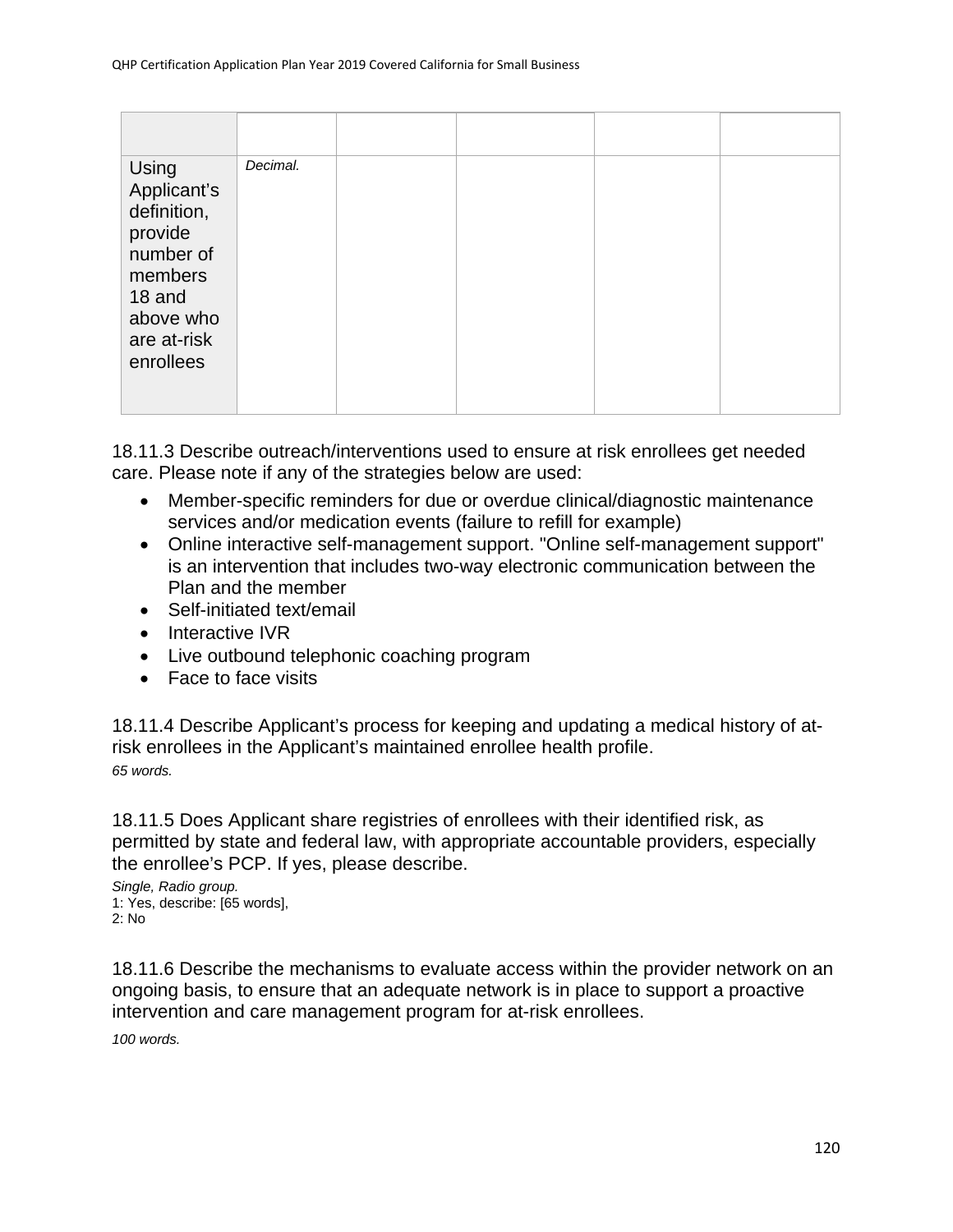| | | | | | |
|---|---|---|---|---|---|
| Using Applicant's definition, provide number of members 18 and above who are at-risk enrollees | *Decimal.* | | | | |

18.11.3 Describe outreach/interventions used to ensure at risk enrollees get needed care. Please note if any of the strategies below are used:

- Member-specific reminders for due or overdue clinical/diagnostic maintenance services and/or medication events (failure to refill for example)
- Online interactive self-management support. "Online self-management support" is an intervention that includes two-way electronic communication between the Plan and the member
- Self-initiated text/email
- Interactive IVR
- Live outbound telephonic coaching program
- Face to face visits

18.11.4 Describe Applicant's process for keeping and updating a medical history of at-risk enrollees in the Applicant's maintained enrollee health profile.

*65 words.*

18.11.5 Does Applicant share registries of enrollees with their identified risk, as permitted by state and federal law, with appropriate accountable providers, especially the enrollee's PCP. If yes, please describe.

*Single, Radio group.*
1: Yes, describe: [65 words],
2: No

18.11.6 Describe the mechanisms to evaluate access within the provider network on an ongoing basis, to ensure that an adequate network is in place to support a proactive intervention and care management program for at-risk enrollees.

*100 words.*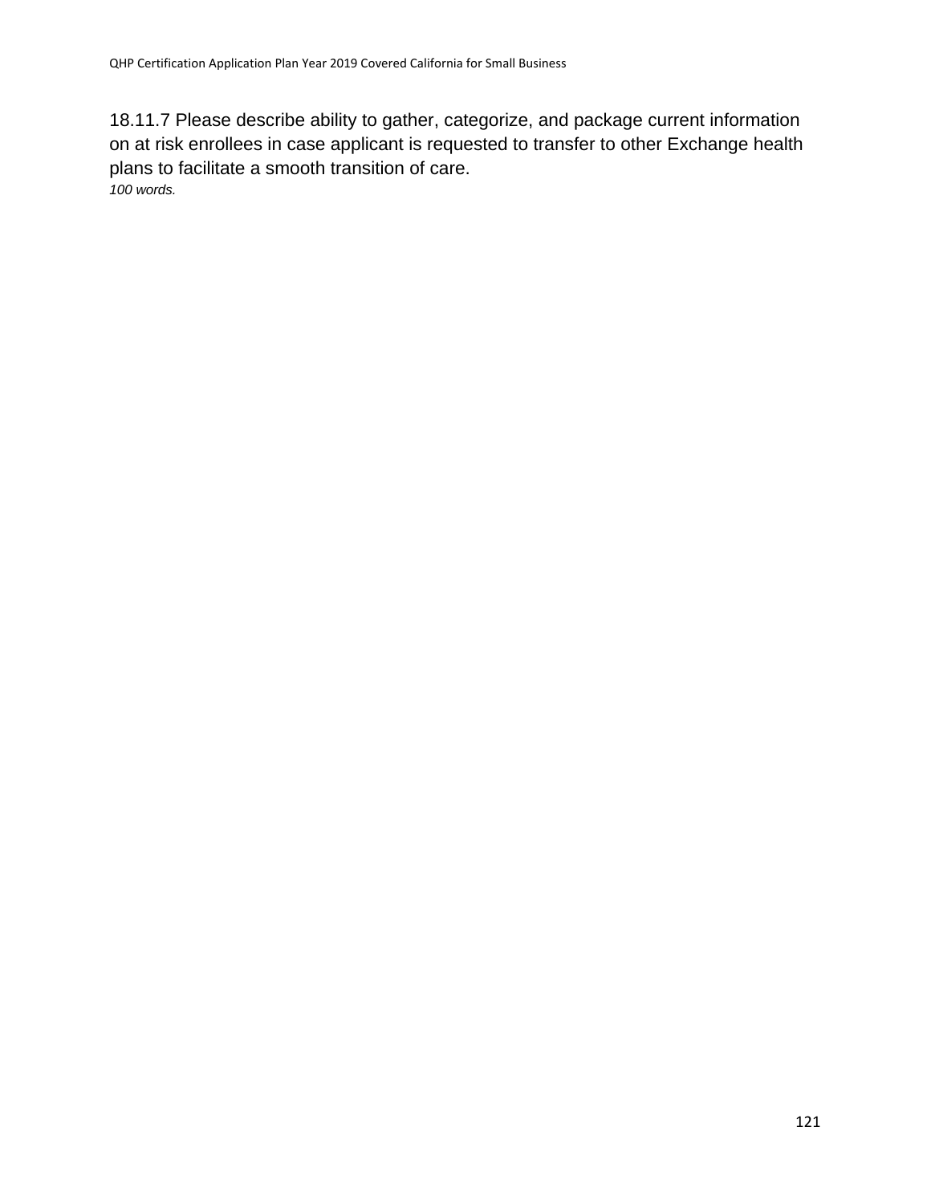18.11.7 Please describe ability to gather, categorize, and package current information on at risk enrollees in case applicant is requested to transfer to other Exchange health plans to facilitate a smooth transition of care.
*100 words.*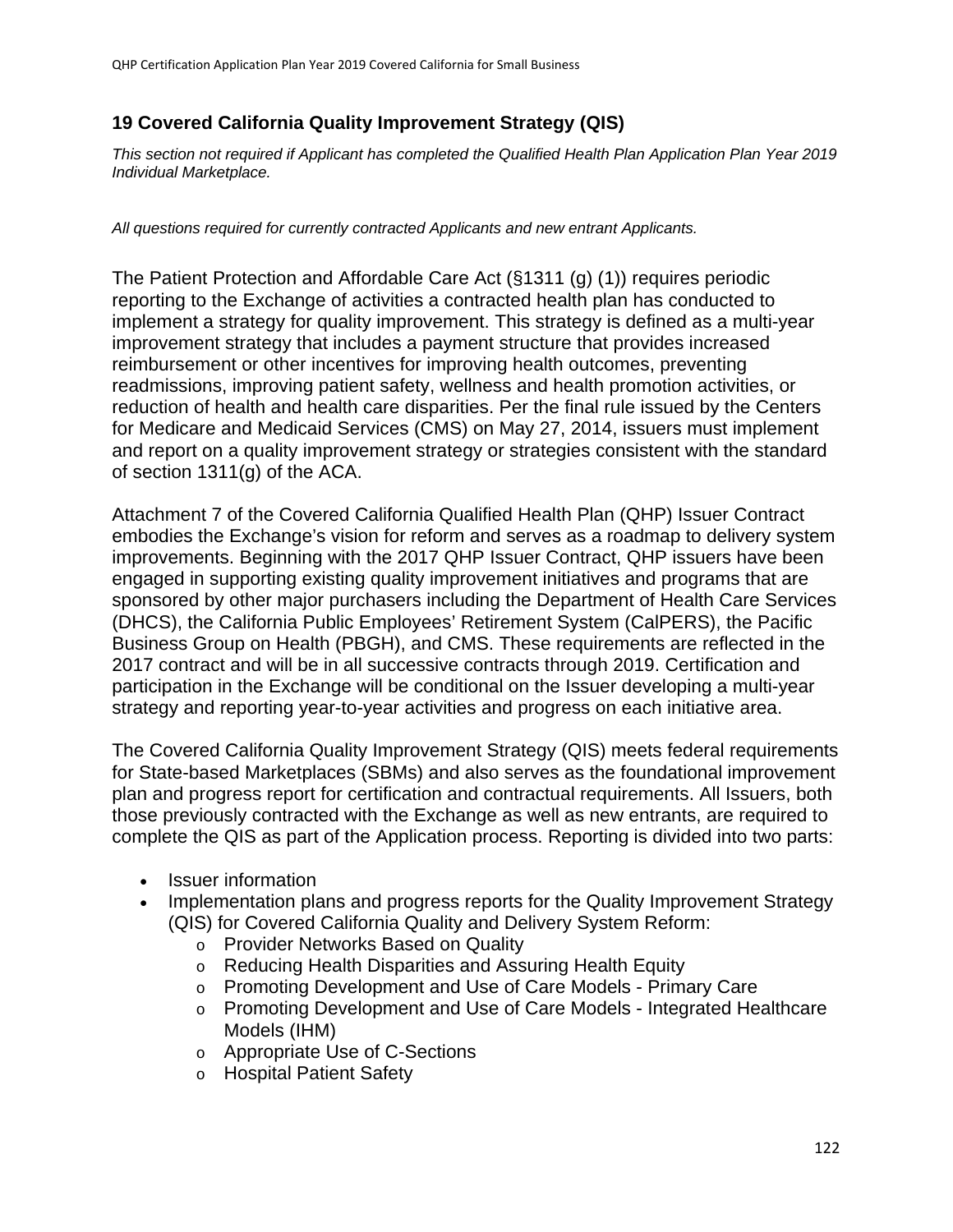## 19 Covered California Quality Improvement Strategy (QIS)

*This section not required if Applicant has completed the Qualified Health Plan Application Plan Year 2019 Individual Marketplace.*

*All questions required for currently contracted Applicants and new entrant Applicants.*

The Patient Protection and Affordable Care Act (§1311 (g) (1)) requires periodic reporting to the Exchange of activities a contracted health plan has conducted to implement a strategy for quality improvement. This strategy is defined as a multi-year improvement strategy that includes a payment structure that provides increased reimbursement or other incentives for improving health outcomes, preventing readmissions, improving patient safety, wellness and health promotion activities, or reduction of health and health care disparities. Per the final rule issued by the Centers for Medicare and Medicaid Services (CMS) on May 27, 2014, issuers must implement and report on a quality improvement strategy or strategies consistent with the standard of section 1311(g) of the ACA.

Attachment 7 of the Covered California Qualified Health Plan (QHP) Issuer Contract embodies the Exchange's vision for reform and serves as a roadmap to delivery system improvements. Beginning with the 2017 QHP Issuer Contract, QHP issuers have been engaged in supporting existing quality improvement initiatives and programs that are sponsored by other major purchasers including the Department of Health Care Services (DHCS), the California Public Employees' Retirement System (CalPERS), the Pacific Business Group on Health (PBGH), and CMS. These requirements are reflected in the 2017 contract and will be in all successive contracts through 2019. Certification and participation in the Exchange will be conditional on the Issuer developing a multi-year strategy and reporting year-to-year activities and progress on each initiative area.

The Covered California Quality Improvement Strategy (QIS) meets federal requirements for State-based Marketplaces (SBMs) and also serves as the foundational improvement plan and progress report for certification and contractual requirements. All Issuers, both those previously contracted with the Exchange as well as new entrants, are required to complete the QIS as part of the Application process. Reporting is divided into two parts:

- Issuer information
- Implementation plans and progress reports for the Quality Improvement Strategy (QIS) for Covered California Quality and Delivery System Reform:
  - Provider Networks Based on Quality
  - Reducing Health Disparities and Assuring Health Equity
  - Promoting Development and Use of Care Models - Primary Care
  - Promoting Development and Use of Care Models - Integrated Healthcare Models (IHM)
  - Appropriate Use of C-Sections
  - Hospital Patient Safety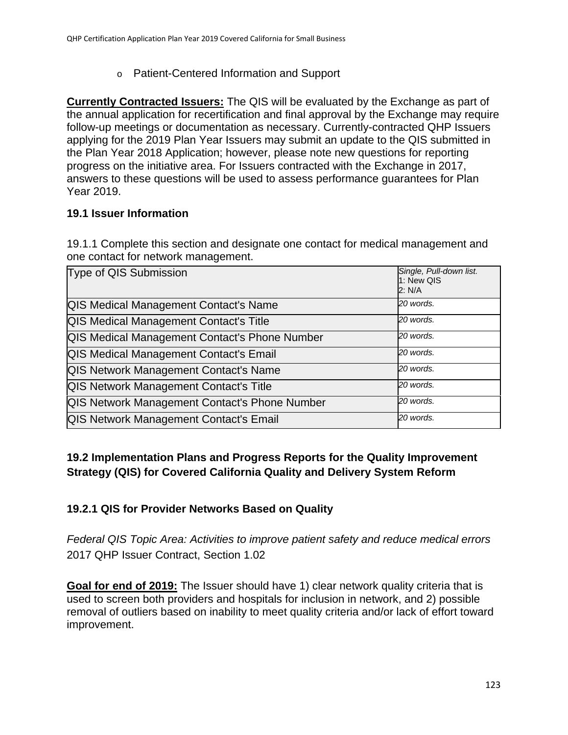- Patient-Centered Information and Support

**Currently Contracted Issuers:** The QIS will be evaluated by the Exchange as part of the annual application for recertification and final approval by the Exchange may require follow-up meetings or documentation as necessary. Currently-contracted QHP Issuers applying for the 2019 Plan Year Issuers may submit an update to the QIS submitted in the Plan Year 2018 Application; however, please note new questions for reporting progress on the initiative area. For Issuers contracted with the Exchange in 2017, answers to these questions will be used to assess performance guarantees for Plan Year 2019.

### 19.1 Issuer Information

19.1.1 Complete this section and designate one contact for medical management and one contact for network management.

| Type of QIS Submission | *Single, Pull-down list.* 1: New QIS 2: N/A |
|---|---|
| QIS Medical Management Contact's Name | *20 words.* |
| QIS Medical Management Contact's Title | *20 words.* |
| QIS Medical Management Contact's Phone Number | *20 words.* |
| QIS Medical Management Contact's Email | *20 words.* |
| QIS Network Management Contact's Name | *20 words.* |
| QIS Network Management Contact's Title | *20 words.* |
| QIS Network Management Contact's Phone Number | *20 words.* |
| QIS Network Management Contact's Email | *20 words.* |

### 19.2 Implementation Plans and Progress Reports for the Quality Improvement Strategy (QIS) for Covered California Quality and Delivery System Reform

#### 19.2.1 QIS for Provider Networks Based on Quality

*Federal QIS Topic Area: Activities to improve patient safety and reduce medical errors*
2017 QHP Issuer Contract, Section 1.02

**Goal for end of 2019:** The Issuer should have 1) clear network quality criteria that is used to screen both providers and hospitals for inclusion in network, and 2) possible removal of outliers based on inability to meet quality criteria and/or lack of effort toward improvement.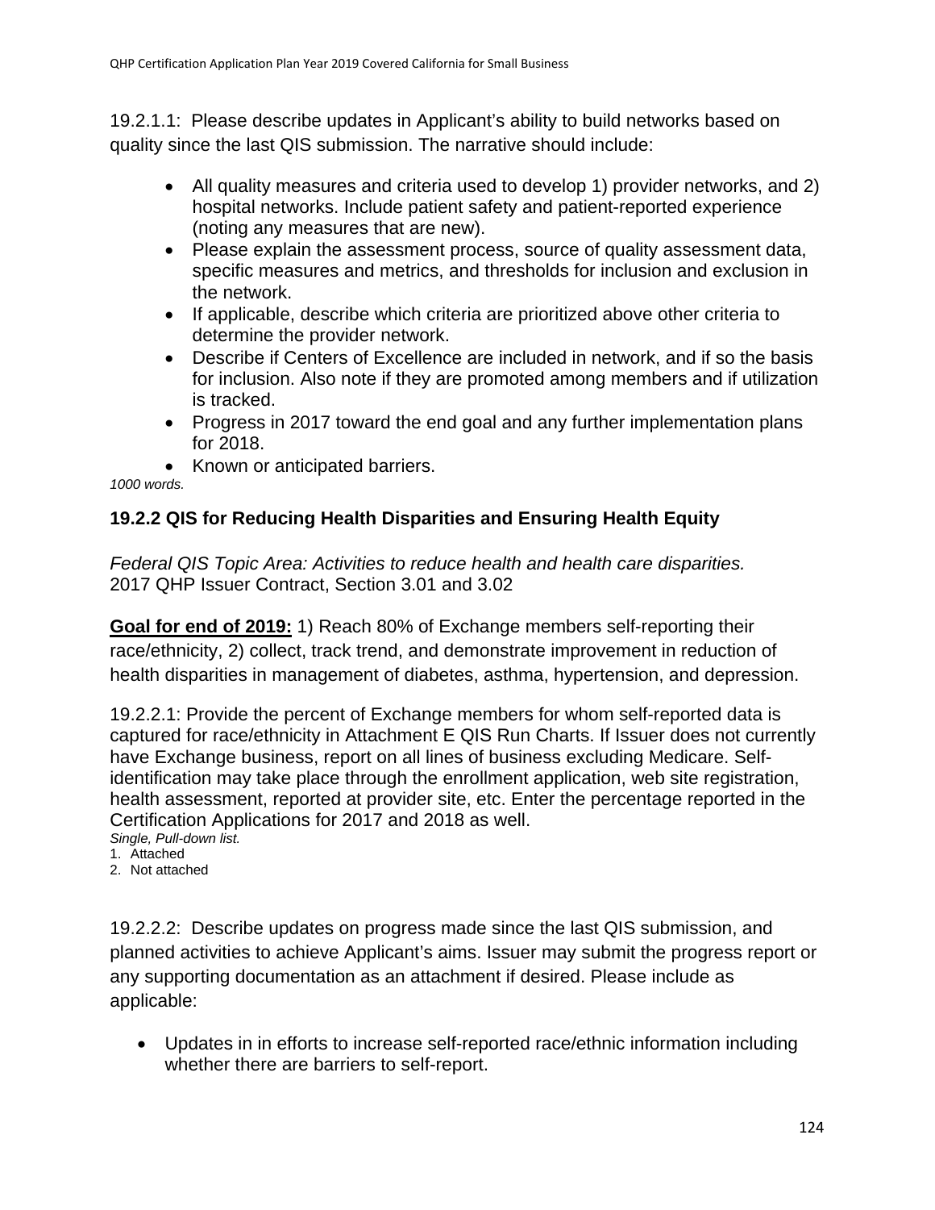19.2.1.1: Please describe updates in Applicant's ability to build networks based on quality since the last QIS submission. The narrative should include:

- All quality measures and criteria used to develop 1) provider networks, and 2) hospital networks. Include patient safety and patient-reported experience (noting any measures that are new).
- Please explain the assessment process, source of quality assessment data, specific measures and metrics, and thresholds for inclusion and exclusion in the network.
- If applicable, describe which criteria are prioritized above other criteria to determine the provider network.
- Describe if Centers of Excellence are included in network, and if so the basis for inclusion. Also note if they are promoted among members and if utilization is tracked.
- Progress in 2017 toward the end goal and any further implementation plans for 2018.
- Known or anticipated barriers.

*1000 words.*

### 19.2.2 QIS for Reducing Health Disparities and Ensuring Health Equity

*Federal QIS Topic Area: Activities to reduce health and health care disparities.*
2017 QHP Issuer Contract, Section 3.01 and 3.02

**Goal for end of 2019:** 1) Reach 80% of Exchange members self-reporting their race/ethnicity, 2) collect, track trend, and demonstrate improvement in reduction of health disparities in management of diabetes, asthma, hypertension, and depression.

19.2.2.1: Provide the percent of Exchange members for whom self-reported data is captured for race/ethnicity in Attachment E QIS Run Charts. If Issuer does not currently have Exchange business, report on all lines of business excluding Medicare. Self-identification may take place through the enrollment application, web site registration, health assessment, reported at provider site, etc. Enter the percentage reported in the Certification Applications for 2017 and 2018 as well.
*Single, Pull-down list.*

1. Attached
2. Not attached

19.2.2.2: Describe updates on progress made since the last QIS submission, and planned activities to achieve Applicant's aims. Issuer may submit the progress report or any supporting documentation as an attachment if desired. Please include as applicable:

- Updates in in efforts to increase self-reported race/ethnic information including whether there are barriers to self-report.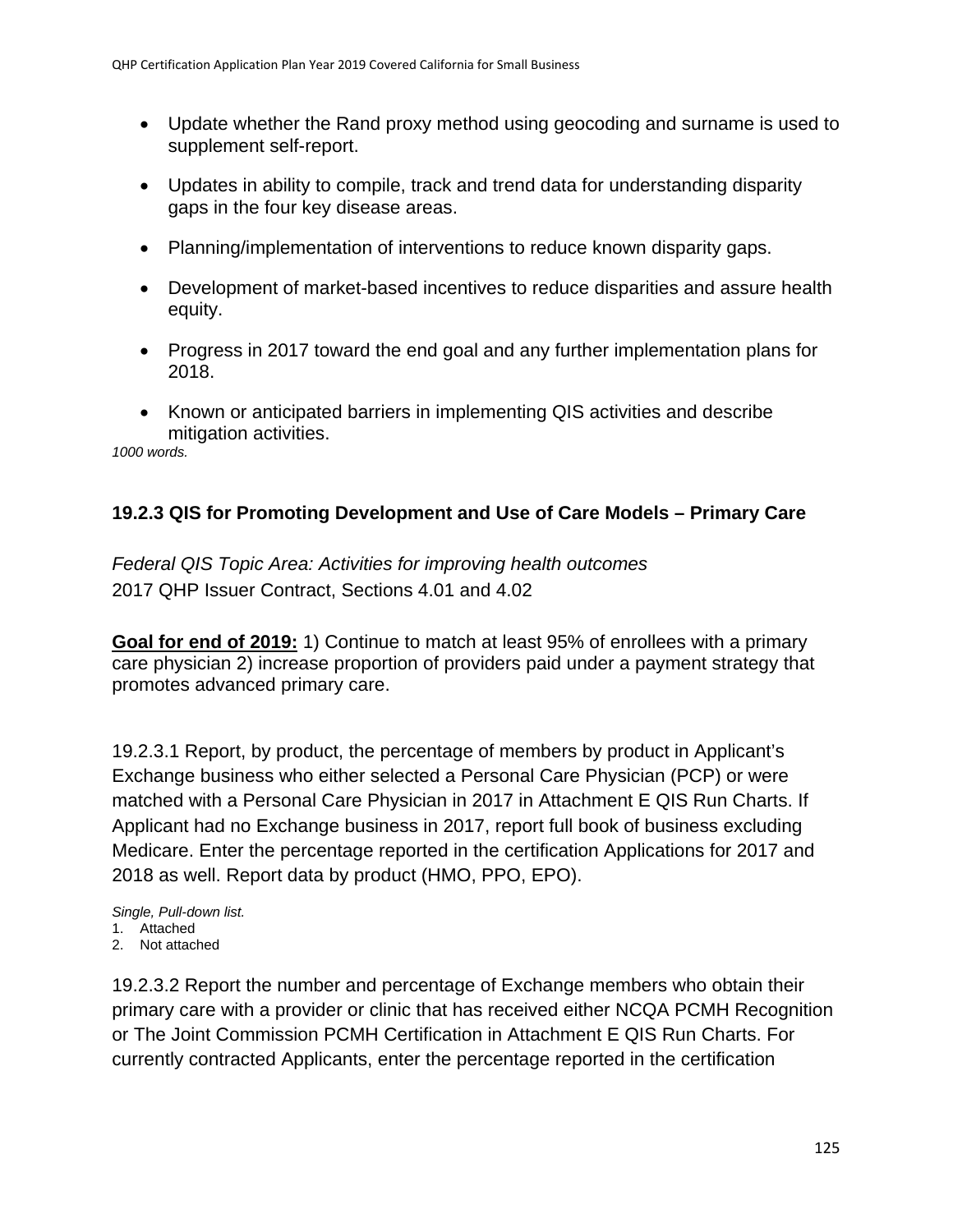- Update whether the Rand proxy method using geocoding and surname is used to supplement self-report.
- Updates in ability to compile, track and trend data for understanding disparity gaps in the four key disease areas.
- Planning/implementation of interventions to reduce known disparity gaps.
- Development of market-based incentives to reduce disparities and assure health equity.
- Progress in 2017 toward the end goal and any further implementation plans for 2018.
- Known or anticipated barriers in implementing QIS activities and describe mitigation activities.

*1000 words.*

### 19.2.3 QIS for Promoting Development and Use of Care Models – Primary Care

*Federal QIS Topic Area: Activities for improving health outcomes*
2017 QHP Issuer Contract, Sections 4.01 and 4.02

**Goal for end of 2019:** 1) Continue to match at least 95% of enrollees with a primary care physician 2) increase proportion of providers paid under a payment strategy that promotes advanced primary care.

19.2.3.1 Report, by product, the percentage of members by product in Applicant's Exchange business who either selected a Personal Care Physician (PCP) or were matched with a Personal Care Physician in 2017 in Attachment E QIS Run Charts. If Applicant had no Exchange business in 2017, report full book of business excluding Medicare. Enter the percentage reported in the certification Applications for 2017 and 2018 as well. Report data by product (HMO, PPO, EPO).

*Single, Pull-down list.*
1. Attached
2. Not attached

19.2.3.2 Report the number and percentage of Exchange members who obtain their primary care with a provider or clinic that has received either NCQA PCMH Recognition or The Joint Commission PCMH Certification in Attachment E QIS Run Charts. For currently contracted Applicants, enter the percentage reported in the certification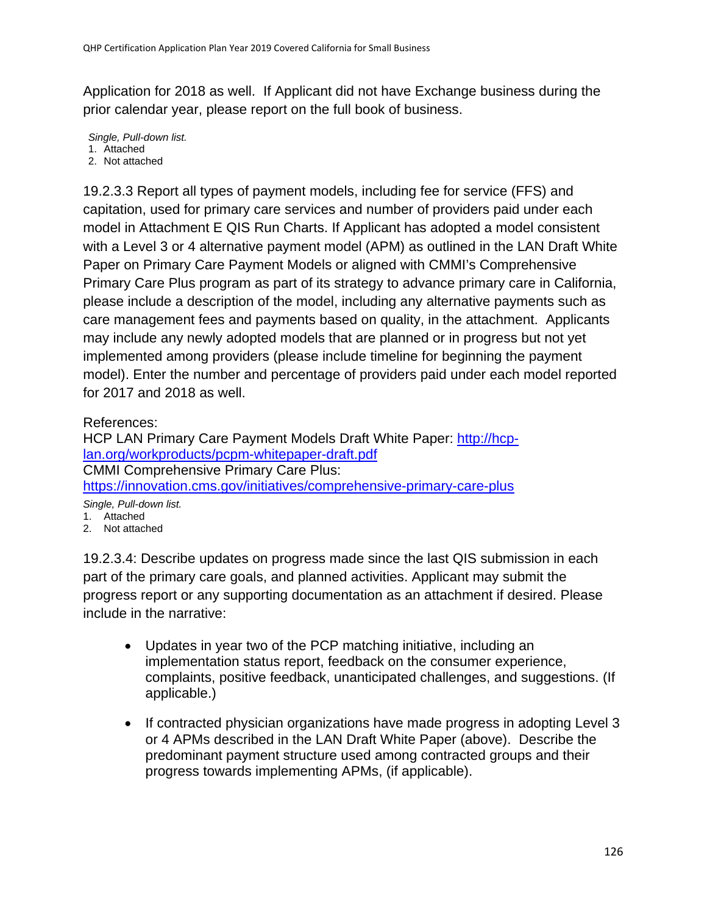Application for 2018 as well. If Applicant did not have Exchange business during the prior calendar year, please report on the full book of business.

*Single, Pull-down list.*
1. Attached
2. Not attached

19.2.3.3 Report all types of payment models, including fee for service (FFS) and capitation, used for primary care services and number of providers paid under each model in Attachment E QIS Run Charts. If Applicant has adopted a model consistent with a Level 3 or 4 alternative payment model (APM) as outlined in the LAN Draft White Paper on Primary Care Payment Models or aligned with CMMI's Comprehensive Primary Care Plus program as part of its strategy to advance primary care in California, please include a description of the model, including any alternative payments such as care management fees and payments based on quality, in the attachment. Applicants may include any newly adopted models that are planned or in progress but not yet implemented among providers (please include timeline for beginning the payment model). Enter the number and percentage of providers paid under each model reported for 2017 and 2018 as well.

References:
HCP LAN Primary Care Payment Models Draft White Paper: [http://hcp-lan.org/workproducts/pcpm-whitepaper-draft.pdf](http://hcp-lan.org/workproducts/pcpm-whitepaper-draft.pdf)
CMMI Comprehensive Primary Care Plus:
[https://innovation.cms.gov/initiatives/comprehensive-primary-care-plus](https://innovation.cms.gov/initiatives/comprehensive-primary-care-plus)

*Single, Pull-down list.*
1. Attached
2. Not attached

19.2.3.4: Describe updates on progress made since the last QIS submission in each part of the primary care goals, and planned activities. Applicant may submit the progress report or any supporting documentation as an attachment if desired. Please include in the narrative:

- Updates in year two of the PCP matching initiative, including an implementation status report, feedback on the consumer experience, complaints, positive feedback, unanticipated challenges, and suggestions. (If applicable.)
- If contracted physician organizations have made progress in adopting Level 3 or 4 APMs described in the LAN Draft White Paper (above). Describe the predominant payment structure used among contracted groups and their progress towards implementing APMs, (if applicable).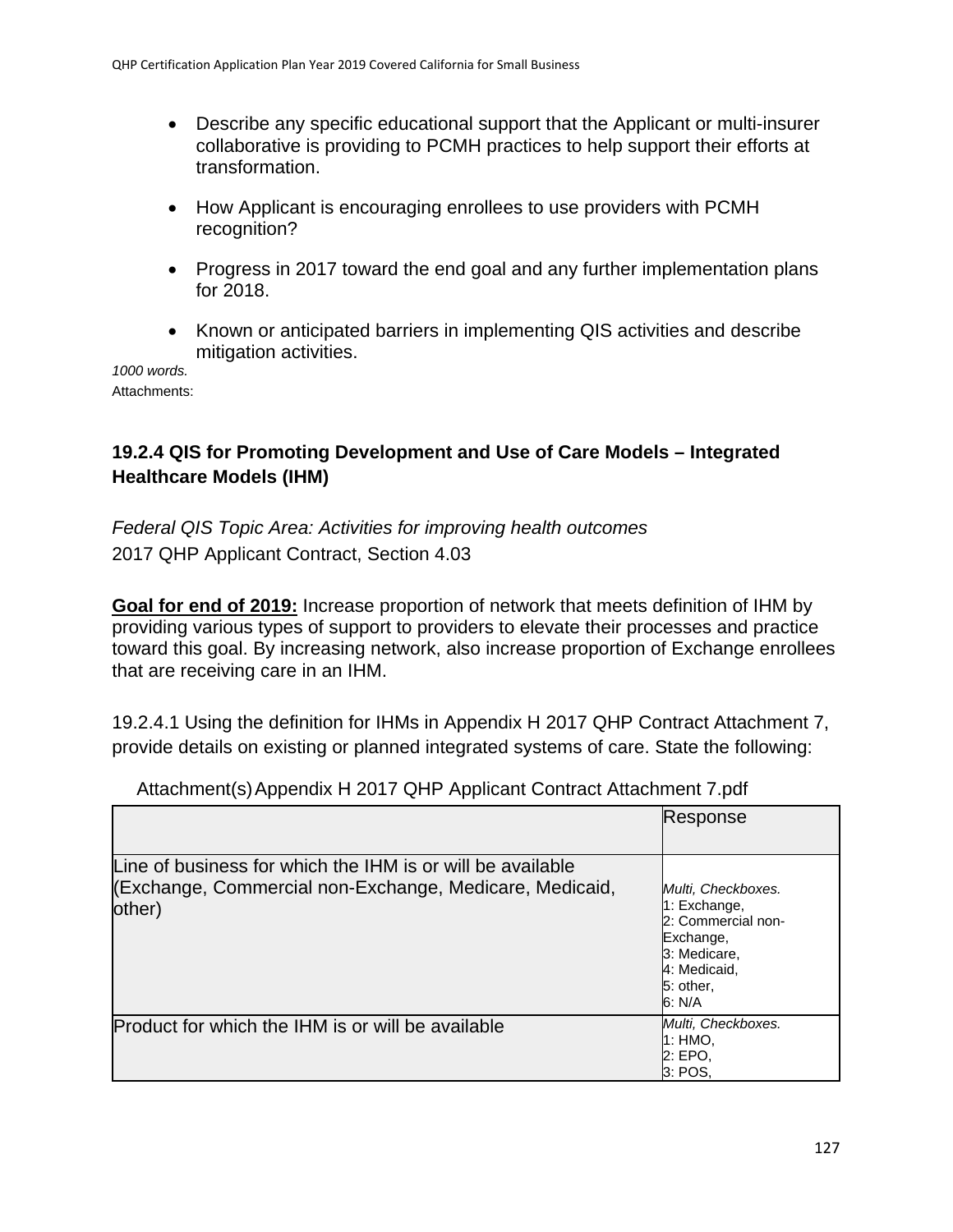- Describe any specific educational support that the Applicant or multi-insurer collaborative is providing to PCMH practices to help support their efforts at transformation.
- How Applicant is encouraging enrollees to use providers with PCMH recognition?
- Progress in 2017 toward the end goal and any further implementation plans for 2018.
- Known or anticipated barriers in implementing QIS activities and describe mitigation activities.

*1000 words.*

Attachments:

### 19.2.4 QIS for Promoting Development and Use of Care Models – Integrated Healthcare Models (IHM)

*Federal QIS Topic Area: Activities for improving health outcomes*

2017 QHP Applicant Contract, Section 4.03

**Goal for end of 2019:** Increase proportion of network that meets definition of IHM by providing various types of support to providers to elevate their processes and practice toward this goal. By increasing network, also increase proportion of Exchange enrollees that are receiving care in an IHM.

19.2.4.1 Using the definition for IHMs in Appendix H 2017 QHP Contract Attachment 7, provide details on existing or planned integrated systems of care. State the following:

Attachment(s) Appendix H 2017 QHP Applicant Contract Attachment 7.pdf

| | Response |
|---|---|
| Line of business for which the IHM is or will be available (Exchange, Commercial non-Exchange, Medicare, Medicaid, other) | *Multi, Checkboxes.* 1: Exchange, 2: Commercial non-Exchange, 3: Medicare, 4: Medicaid, 5: other, 6: N/A |
| Product for which the IHM is or will be available | *Multi, Checkboxes.* 1: HMO, 2: EPO, 3: POS, |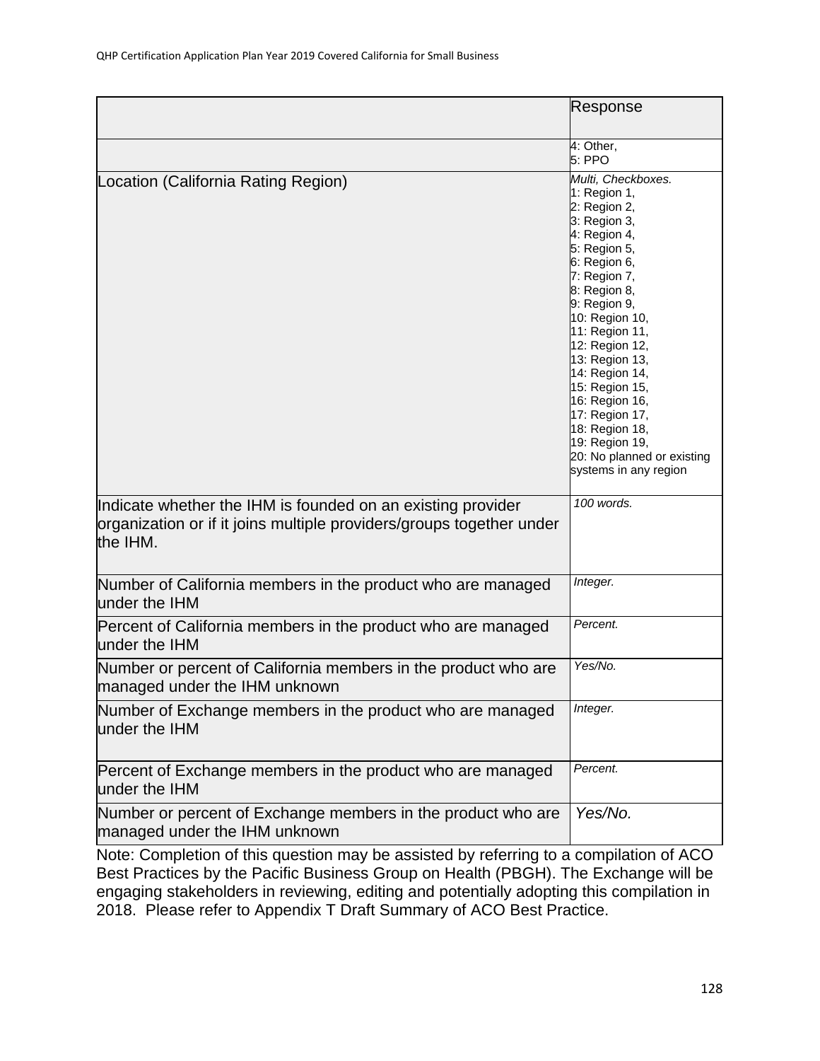| | Response |
|---|---|
| | 4: Other,<br>5: PPO |
| Location (California Rating Region) | *Multi, Checkboxes.*<br>1: Region 1,<br>2: Region 2,<br>3: Region 3,<br>4: Region 4,<br>5: Region 5,<br>6: Region 6,<br>7: Region 7,<br>8: Region 8,<br>9: Region 9,<br>10: Region 10,<br>11: Region 11,<br>12: Region 12,<br>13: Region 13,<br>14: Region 14,<br>15: Region 15,<br>16: Region 16,<br>17: Region 17,<br>18: Region 18,<br>19: Region 19,<br>20: No planned or existing systems in any region |
| Indicate whether the IHM is founded on an existing provider organization or if it joins multiple providers/groups together under the IHM. | *100 words.* |
| Number of California members in the product who are managed under the IHM | *Integer.* |
| Percent of California members in the product who are managed under the IHM | *Percent.* |
| Number or percent of California members in the product who are managed under the IHM unknown | *Yes/No.* |
| Number of Exchange members in the product who are managed under the IHM | *Integer.* |
| Percent of Exchange members in the product who are managed under the IHM | *Percent.* |
| Number or percent of Exchange members in the product who are managed under the IHM unknown | *Yes/No.* |

Note: Completion of this question may be assisted by referring to a compilation of ACO Best Practices by the Pacific Business Group on Health (PBGH). The Exchange will be engaging stakeholders in reviewing, editing and potentially adopting this compilation in 2018. Please refer to Appendix T Draft Summary of ACO Best Practice.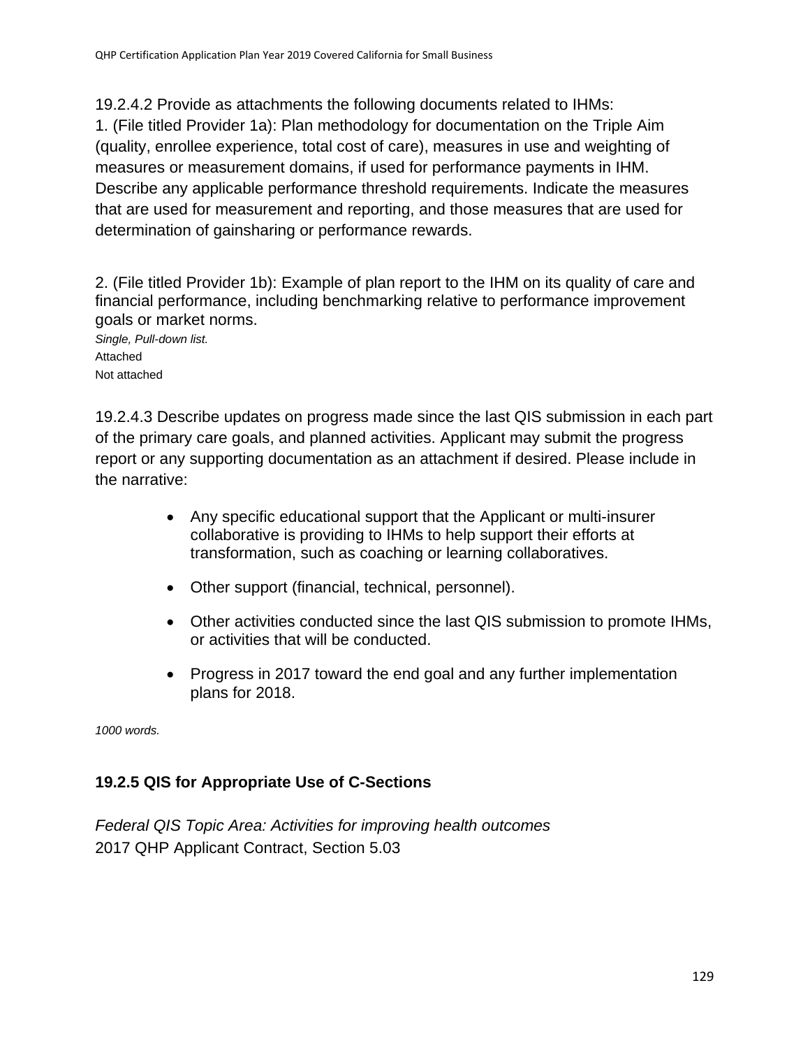19.2.4.2 Provide as attachments the following documents related to IHMs:

1. (File titled Provider 1a): Plan methodology for documentation on the Triple Aim (quality, enrollee experience, total cost of care), measures in use and weighting of measures or measurement domains, if used for performance payments in IHM. Describe any applicable performance threshold requirements. Indicate the measures that are used for measurement and reporting, and those measures that are used for determination of gainsharing or performance rewards.

2. (File titled Provider 1b): Example of plan report to the IHM on its quality of care and financial performance, including benchmarking relative to performance improvement goals or market norms.

*Single, Pull-down list.*

Attached

Not attached

19.2.4.3 Describe updates on progress made since the last QIS submission in each part of the primary care goals, and planned activities. Applicant may submit the progress report or any supporting documentation as an attachment if desired. Please include in the narrative:

- Any specific educational support that the Applicant or multi-insurer collaborative is providing to IHMs to help support their efforts at transformation, such as coaching or learning collaboratives.
- Other support (financial, technical, personnel).
- Other activities conducted since the last QIS submission to promote IHMs, or activities that will be conducted.
- Progress in 2017 toward the end goal and any further implementation plans for 2018.

*1000 words.*

### 19.2.5 QIS for Appropriate Use of C-Sections

*Federal QIS Topic Area: Activities for improving health outcomes*

2017 QHP Applicant Contract, Section 5.03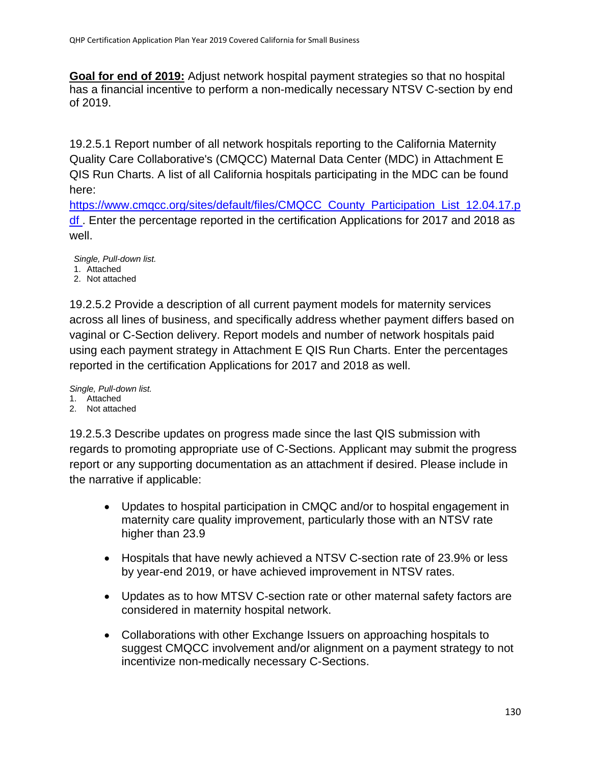**Goal for end of 2019:** Adjust network hospital payment strategies so that no hospital has a financial incentive to perform a non-medically necessary NTSV C-section by end of 2019.

19.2.5.1 Report number of all network hospitals reporting to the California Maternity Quality Care Collaborative's (CMQCC) Maternal Data Center (MDC) in Attachment E QIS Run Charts. A list of all California hospitals participating in the MDC can be found here: [https://www.cmqcc.org/sites/default/files/CMQCC_County_Participation_List_12.04.17.pdf](https://www.cmqcc.org/sites/default/files/CMQCC_County_Participation_List_12.04.17.pdf) . Enter the percentage reported in the certification Applications for 2017 and 2018 as well.

*Single, Pull-down list.*

1. Attached
2. Not attached

19.2.5.2 Provide a description of all current payment models for maternity services across all lines of business, and specifically address whether payment differs based on vaginal or C-Section delivery. Report models and number of network hospitals paid using each payment strategy in Attachment E QIS Run Charts. Enter the percentages reported in the certification Applications for 2017 and 2018 as well.

*Single, Pull-down list.*

1. Attached
2. Not attached

19.2.5.3 Describe updates on progress made since the last QIS submission with regards to promoting appropriate use of C-Sections. Applicant may submit the progress report or any supporting documentation as an attachment if desired. Please include in the narrative if applicable:

- Updates to hospital participation in CMQC and/or to hospital engagement in maternity care quality improvement, particularly those with an NTSV rate higher than 23.9
- Hospitals that have newly achieved a NTSV C-section rate of 23.9% or less by year-end 2019, or have achieved improvement in NTSV rates.
- Updates as to how MTSV C-section rate or other maternal safety factors are considered in maternity hospital network.
- Collaborations with other Exchange Issuers on approaching hospitals to suggest CMQCC involvement and/or alignment on a payment strategy to not incentivize non-medically necessary C-Sections.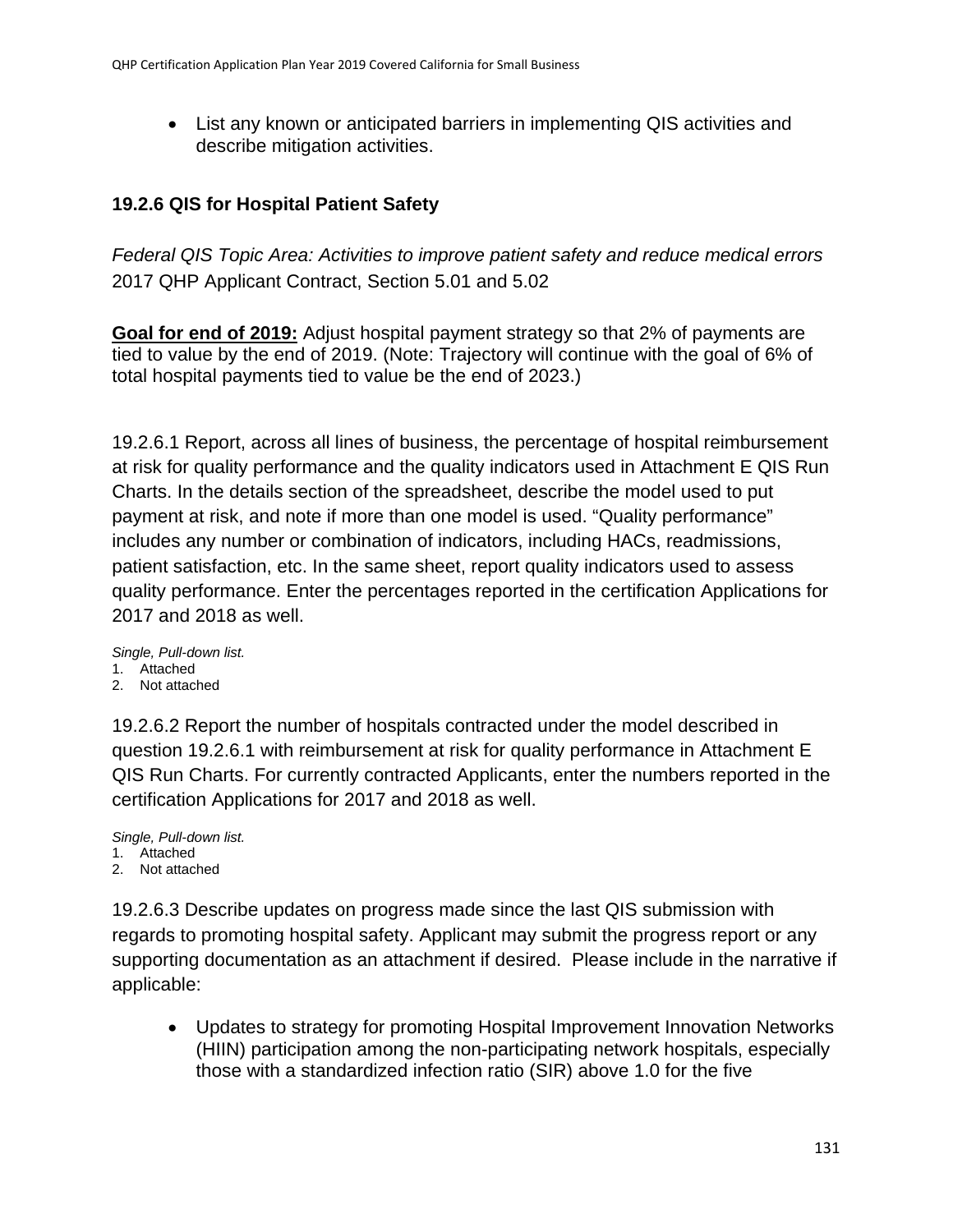- List any known or anticipated barriers in implementing QIS activities and describe mitigation activities.

### 19.2.6 QIS for Hospital Patient Safety

*Federal QIS Topic Area: Activities to improve patient safety and reduce medical errors*
2017 QHP Applicant Contract, Section 5.01 and 5.02

**Goal for end of 2019:** Adjust hospital payment strategy so that 2% of payments are tied to value by the end of 2019. (Note: Trajectory will continue with the goal of 6% of total hospital payments tied to value be the end of 2023.)

19.2.6.1 Report, across all lines of business, the percentage of hospital reimbursement at risk for quality performance and the quality indicators used in Attachment E QIS Run Charts. In the details section of the spreadsheet, describe the model used to put payment at risk, and note if more than one model is used. "Quality performance" includes any number or combination of indicators, including HACs, readmissions, patient satisfaction, etc. In the same sheet, report quality indicators used to assess quality performance. Enter the percentages reported in the certification Applications for 2017 and 2018 as well.

*Single, Pull-down list.*

1. Attached
2. Not attached

19.2.6.2 Report the number of hospitals contracted under the model described in question 19.2.6.1 with reimbursement at risk for quality performance in Attachment E QIS Run Charts. For currently contracted Applicants, enter the numbers reported in the certification Applications for 2017 and 2018 as well.

*Single, Pull-down list.*

1. Attached
2. Not attached

19.2.6.3 Describe updates on progress made since the last QIS submission with regards to promoting hospital safety. Applicant may submit the progress report or any supporting documentation as an attachment if desired. Please include in the narrative if applicable:

- Updates to strategy for promoting Hospital Improvement Innovation Networks (HIIN) participation among the non-participating network hospitals, especially those with a standardized infection ratio (SIR) above 1.0 for the five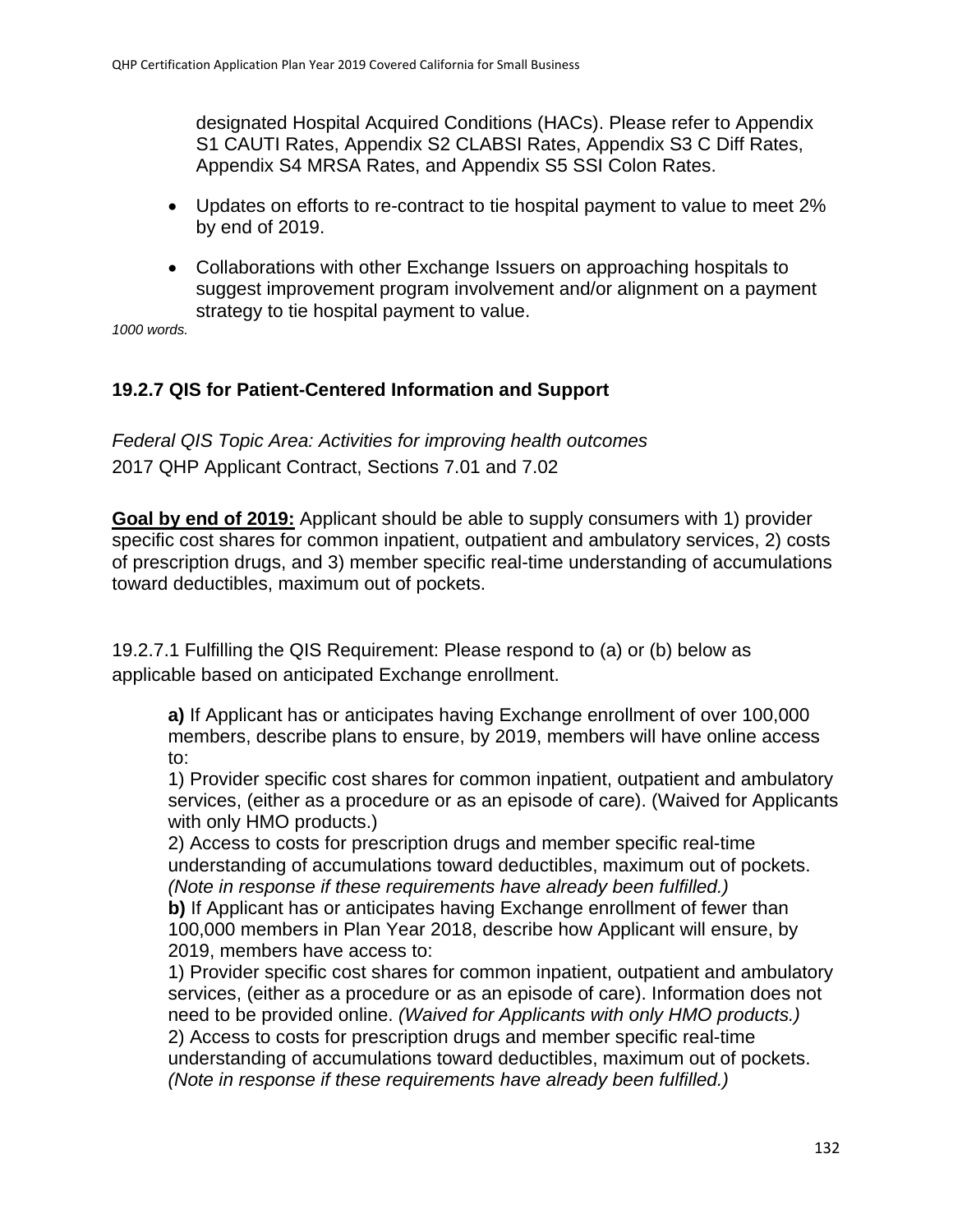designated Hospital Acquired Conditions (HACs). Please refer to Appendix S1 CAUTI Rates, Appendix S2 CLABSI Rates, Appendix S3 C Diff Rates, Appendix S4 MRSA Rates, and Appendix S5 SSI Colon Rates.

- Updates on efforts to re-contract to tie hospital payment to value to meet 2% by end of 2019.
- Collaborations with other Exchange Issuers on approaching hospitals to suggest improvement program involvement and/or alignment on a payment strategy to tie hospital payment to value.

*1000 words.*

### 19.2.7 QIS for Patient-Centered Information and Support

*Federal QIS Topic Area: Activities for improving health outcomes*
2017 QHP Applicant Contract, Sections 7.01 and 7.02

**Goal by end of 2019:** Applicant should be able to supply consumers with 1) provider specific cost shares for common inpatient, outpatient and ambulatory services, 2) costs of prescription drugs, and 3) member specific real-time understanding of accumulations toward deductibles, maximum out of pockets.

19.2.7.1 Fulfilling the QIS Requirement: Please respond to (a) or (b) below as applicable based on anticipated Exchange enrollment.

**a)** If Applicant has or anticipates having Exchange enrollment of over 100,000 members, describe plans to ensure, by 2019, members will have online access to:
1) Provider specific cost shares for common inpatient, outpatient and ambulatory services, (either as a procedure or as an episode of care). (Waived for Applicants with only HMO products.)
2) Access to costs for prescription drugs and member specific real-time understanding of accumulations toward deductibles, maximum out of pockets. *(Note in response if these requirements have already been fulfilled.)*
**b)** If Applicant has or anticipates having Exchange enrollment of fewer than 100,000 members in Plan Year 2018, describe how Applicant will ensure, by 2019, members have access to:
1) Provider specific cost shares for common inpatient, outpatient and ambulatory services, (either as a procedure or as an episode of care). Information does not need to be provided online. *(Waived for Applicants with only HMO products.)*
2) Access to costs for prescription drugs and member specific real-time understanding of accumulations toward deductibles, maximum out of pockets. *(Note in response if these requirements have already been fulfilled.)*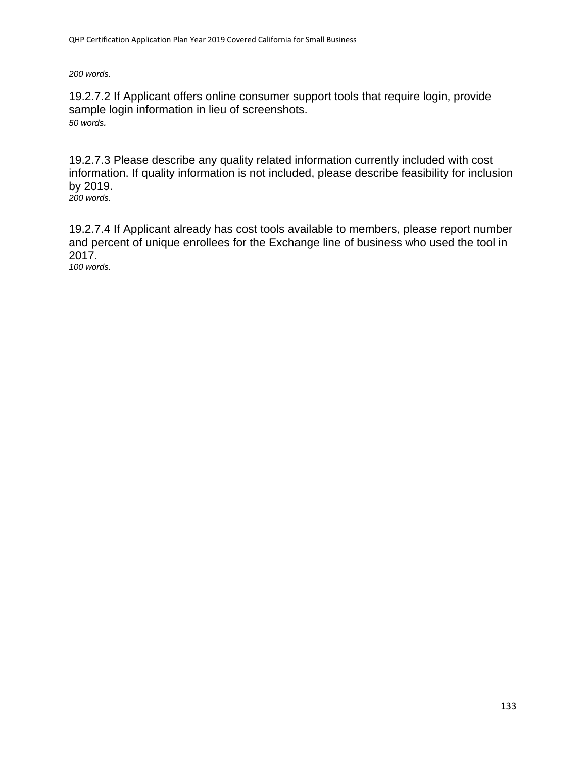*200 words.*

19.2.7.2 If Applicant offers online consumer support tools that require login, provide sample login information in lieu of screenshots.
*50 words.*

19.2.7.3 Please describe any quality related information currently included with cost information. If quality information is not included, please describe feasibility for inclusion by 2019.
*200 words.*

19.2.7.4 If Applicant already has cost tools available to members, please report number and percent of unique enrollees for the Exchange line of business who used the tool in 2017.
*100 words.*